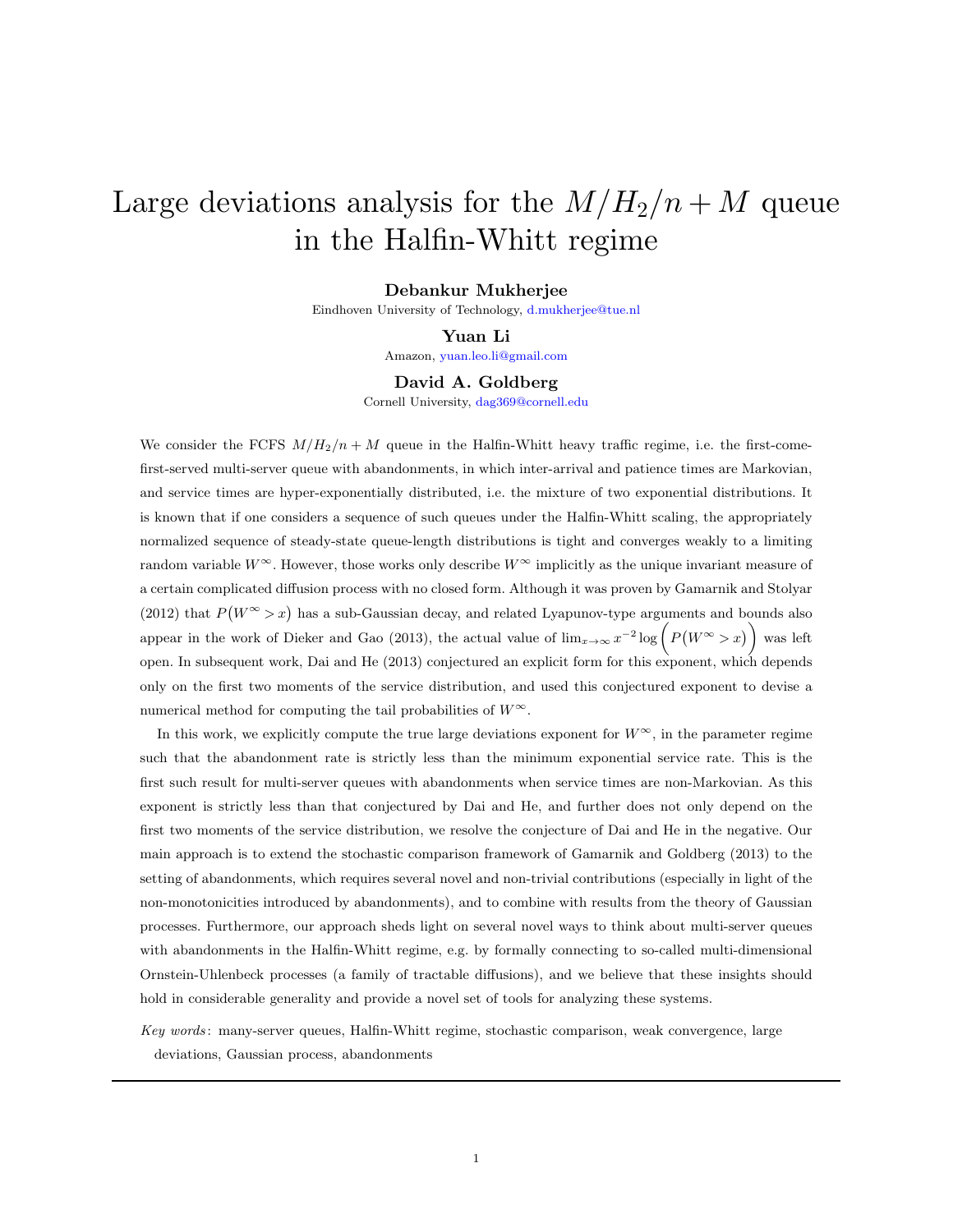# Large deviations analysis for the $M/H_2/n + M$ queue in the Halfin-Whitt regime

**Debankur Mukherjee**

Eindhoven University of Technology, d.mukherjee@tue.nl

**Yuan Li**

Amazon, yuan.leo.li@gmail.com

**David A. Goldberg**

Cornell University, dag369@cornell.edu

We consider the FCFS $M/H_2/n + M$ queue in the Halfin-Whitt heavy traffic regime, i.e. the first-come-first-served multi-server queue with abandonments, in which inter-arrival and patience times are Markovian, and service times are hyper-exponentially distributed, i.e. the mixture of two exponential distributions. It is known that if one considers a sequence of such queues under the Halfin-Whitt scaling, the appropriately normalized sequence of steady-state queue-length distributions is tight and converges weakly to a limiting random variable $W^\infty$. However, those works only describe $W^\infty$ implicitly as the unique invariant measure of a certain complicated diffusion process with no closed form. Although it was proven by Gamarnik and Stolyar (2012) that $P\big(W^\infty > x\big)$ has a sub-Gaussian decay, and related Lyapunov-type arguments and bounds also appear in the work of Dieker and Gao (2013), the actual value of $\lim_{x\to\infty} x^{-2} \log\Big(P\big(W^\infty > x\big)\Big)$ was left open. In subsequent work, Dai and He (2013) conjectured an explicit form for this exponent, which depends only on the first two moments of the service distribution, and used this conjectured exponent to devise a numerical method for computing the tail probabilities of $W^\infty$.

In this work, we explicitly compute the true large deviations exponent for $W^\infty$, in the parameter regime such that the abandonment rate is strictly less than the minimum exponential service rate. This is the first such result for multi-server queues with abandonments when service times are non-Markovian. As this exponent is strictly less than that conjectured by Dai and He, and further does not only depend on the first two moments of the service distribution, we resolve the conjecture of Dai and He in the negative. Our main approach is to extend the stochastic comparison framework of Gamarnik and Goldberg (2013) to the setting of abandonments, which requires several novel and non-trivial contributions (especially in light of the non-monotonicities introduced by abandonments), and to combine with results from the theory of Gaussian processes. Furthermore, our approach sheds light on several novel ways to think about multi-server queues with abandonments in the Halfin-Whitt regime, e.g. by formally connecting to so-called multi-dimensional Ornstein-Uhlenbeck processes (a family of tractable diffusions), and we believe that these insights should hold in considerable generality and provide a novel set of tools for analyzing these systems.

*Key words*: many-server queues, Halfin-Whitt regime, stochastic comparison, weak convergence, large deviations, Gaussian process, abandonments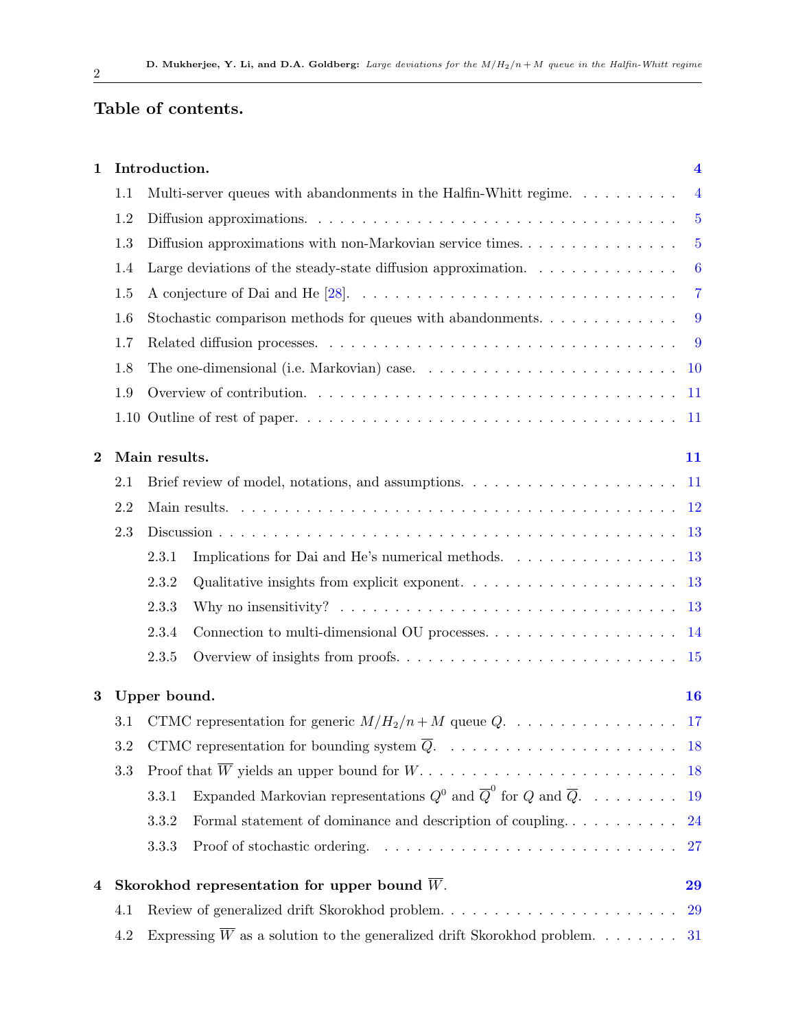## Table of contents.

**1 Introduction.** **4**

- 1.1 Multi-server queues with abandonments in the Halfin-Whitt regime. 4
- 1.2 Diffusion approximations. 5
- 1.3 Diffusion approximations with non-Markovian service times. 5
- 1.4 Large deviations of the steady-state diffusion approximation. 6
- 1.5 A conjecture of Dai and He [28]. 7
- 1.6 Stochastic comparison methods for queues with abandonments. 9
- 1.7 Related diffusion processes. 9
- 1.8 The one-dimensional (i.e. Markovian) case. 10
- 1.9 Overview of contribution. 11
- 1.10 Outline of rest of paper. 11

**2 Main results.** **11**

- 2.1 Brief review of model, notations, and assumptions. 11
- 2.2 Main results. 12
- 2.3 Discussion 13
  - 2.3.1 Implications for Dai and He's numerical methods. 13
  - 2.3.2 Qualitative insights from explicit exponent. 13
  - 2.3.3 Why no insensitivity? 13
  - 2.3.4 Connection to multi-dimensional OU processes. 14
  - 2.3.5 Overview of insights from proofs. 15

**3 Upper bound.** **16**

- 3.1 CTMC representation for generic $M/H_2/n+M$ queue $Q$. 17
- 3.2 CTMC representation for bounding system $\overline{Q}$. 18
- 3.3 Proof that $\overline{W}$ yields an upper bound for $W$. 18
  - 3.3.1 Expanded Markovian representations $Q^0$ and $\overline{Q}^0$ for $Q$ and $\overline{Q}$. 19
  - 3.3.2 Formal statement of dominance and description of coupling. 24
  - 3.3.3 Proof of stochastic ordering. 27

**4 Skorokhod representation for upper bound $\overline{W}$.** **29**

- 4.1 Review of generalized drift Skorokhod problem. 29
- 4.2 Expressing $\overline{W}$ as a solution to the generalized drift Skorokhod problem. 31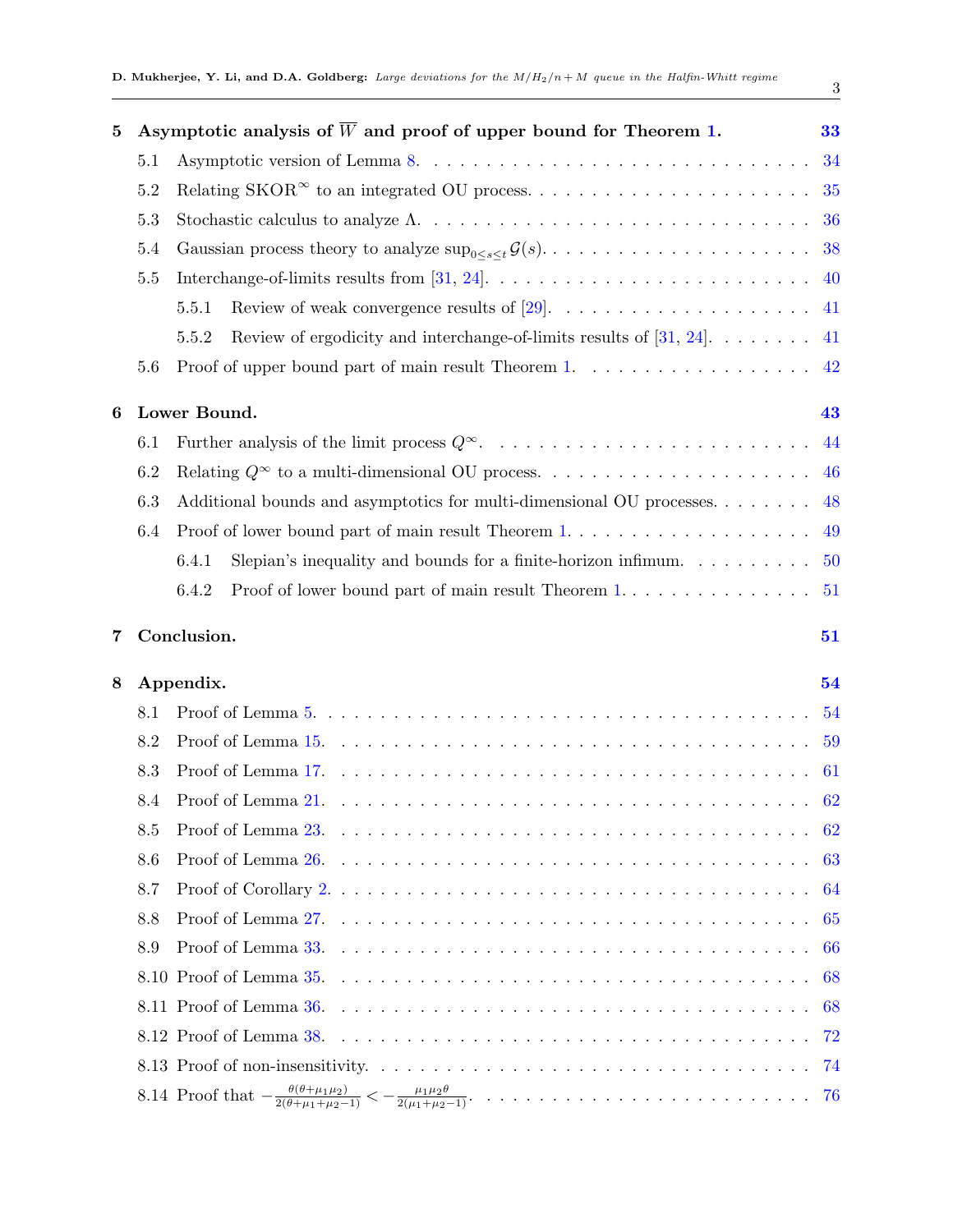**5 Asymptotic analysis of $\overline{W}$ and proof of upper bound for Theorem 1. — 33**

- 5.1 Asymptotic version of Lemma 8. — 34
- 5.2 Relating SKOR$^{\infty}$ to an integrated OU process. — 35
- 5.3 Stochastic calculus to analyze $\Lambda$. — 36
- 5.4 Gaussian process theory to analyze $\sup_{0 \leq s \leq t} \mathcal{G}(s)$. — 38
- 5.5 Interchange-of-limits results from [31, 24]. — 40
  - 5.5.1 Review of weak convergence results of [29]. — 41
  - 5.5.2 Review of ergodicity and interchange-of-limits results of [31, 24]. — 41
- 5.6 Proof of upper bound part of main result Theorem 1. — 42

**6 Lower Bound. — 43**

- 6.1 Further analysis of the limit process $Q^{\infty}$. — 44
- 6.2 Relating $Q^{\infty}$ to a multi-dimensional OU process. — 46
- 6.3 Additional bounds and asymptotics for multi-dimensional OU processes. — 48
- 6.4 Proof of lower bound part of main result Theorem 1. — 49
  - 6.4.1 Slepian's inequality and bounds for a finite-horizon infimum. — 50
  - 6.4.2 Proof of lower bound part of main result Theorem 1. — 51

**7 Conclusion. — 51**

**8 Appendix. — 54**

- 8.1 Proof of Lemma 5. — 54
- 8.2 Proof of Lemma 15. — 59
- 8.3 Proof of Lemma 17. — 61
- 8.4 Proof of Lemma 21. — 62
- 8.5 Proof of Lemma 23. — 62
- 8.6 Proof of Lemma 26. — 63
- 8.7 Proof of Corollary 2. — 64
- 8.8 Proof of Lemma 27. — 65
- 8.9 Proof of Lemma 33. — 66
- 8.10 Proof of Lemma 35. — 68
- 8.11 Proof of Lemma 36. — 68
- 8.12 Proof of Lemma 38. — 72
- 8.13 Proof of non-insensitivity. — 74
- 8.14 Proof that $-\frac{\theta(\theta+\mu_1\mu_2)}{2(\theta+\mu_1+\mu_2-1)} < -\frac{\mu_1\mu_2\theta}{2(\mu_1+\mu_2-1)}$. — 76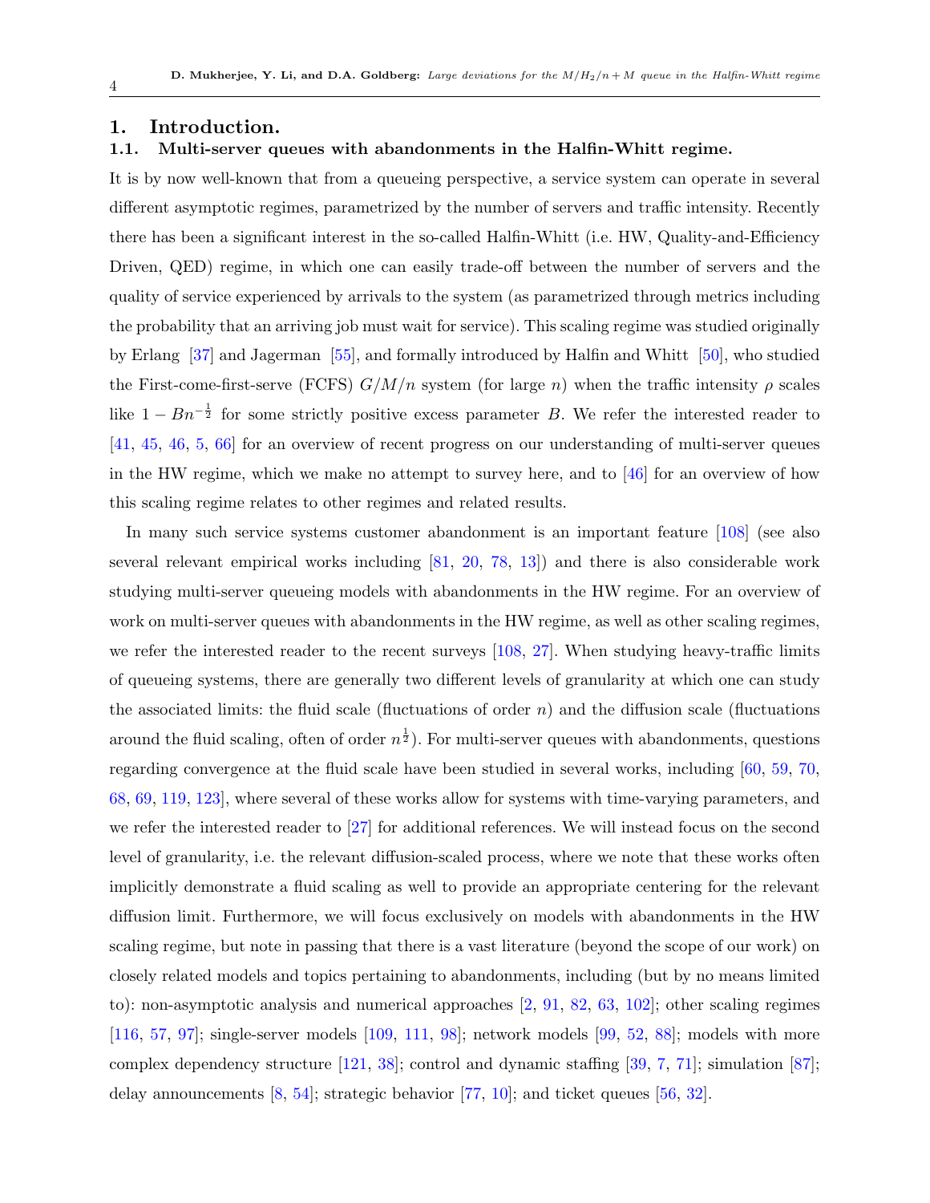# 1. Introduction.

## 1.1. Multi-server queues with abandonments in the Halfin-Whitt regime.

It is by now well-known that from a queueing perspective, a service system can operate in several different asymptotic regimes, parametrized by the number of servers and traffic intensity. Recently there has been a significant interest in the so-called Halfin-Whitt (i.e. HW, Quality-and-Efficiency Driven, QED) regime, in which one can easily trade-off between the number of servers and the quality of service experienced by arrivals to the system (as parametrized through metrics including the probability that an arriving job must wait for service). This scaling regime was studied originally by Erlang [37] and Jagerman [55], and formally introduced by Halfin and Whitt [50], who studied the First-come-first-serve (FCFS) $G/M/n$ system (for large $n$) when the traffic intensity $\rho$ scales like $1 - Bn^{-\frac{1}{2}}$ for some strictly positive excess parameter $B$. We refer the interested reader to [41, 45, 46, 5, 66] for an overview of recent progress on our understanding of multi-server queues in the HW regime, which we make no attempt to survey here, and to [46] for an overview of how this scaling regime relates to other regimes and related results.

In many such service systems customer abandonment is an important feature [108] (see also several relevant empirical works including [81, 20, 78, 13]) and there is also considerable work studying multi-server queueing models with abandonments in the HW regime. For an overview of work on multi-server queues with abandonments in the HW regime, as well as other scaling regimes, we refer the interested reader to the recent surveys [108, 27]. When studying heavy-traffic limits of queueing systems, there are generally two different levels of granularity at which one can study the associated limits: the fluid scale (fluctuations of order $n$) and the diffusion scale (fluctuations around the fluid scaling, often of order $n^{\frac{1}{2}}$). For multi-server queues with abandonments, questions regarding convergence at the fluid scale have been studied in several works, including [60, 59, 70, 68, 69, 119, 123], where several of these works allow for systems with time-varying parameters, and we refer the interested reader to [27] for additional references. We will instead focus on the second level of granularity, i.e. the relevant diffusion-scaled process, where we note that these works often implicitly demonstrate a fluid scaling as well to provide an appropriate centering for the relevant diffusion limit. Furthermore, we will focus exclusively on models with abandonments in the HW scaling regime, but note in passing that there is a vast literature (beyond the scope of our work) on closely related models and topics pertaining to abandonments, including (but by no means limited to): non-asymptotic analysis and numerical approaches [2, 91, 82, 63, 102]; other scaling regimes [116, 57, 97]; single-server models [109, 111, 98]; network models [99, 52, 88]; models with more complex dependency structure [121, 38]; control and dynamic staffing [39, 7, 71]; simulation [87]; delay announcements [8, 54]; strategic behavior [77, 10]; and ticket queues [56, 32].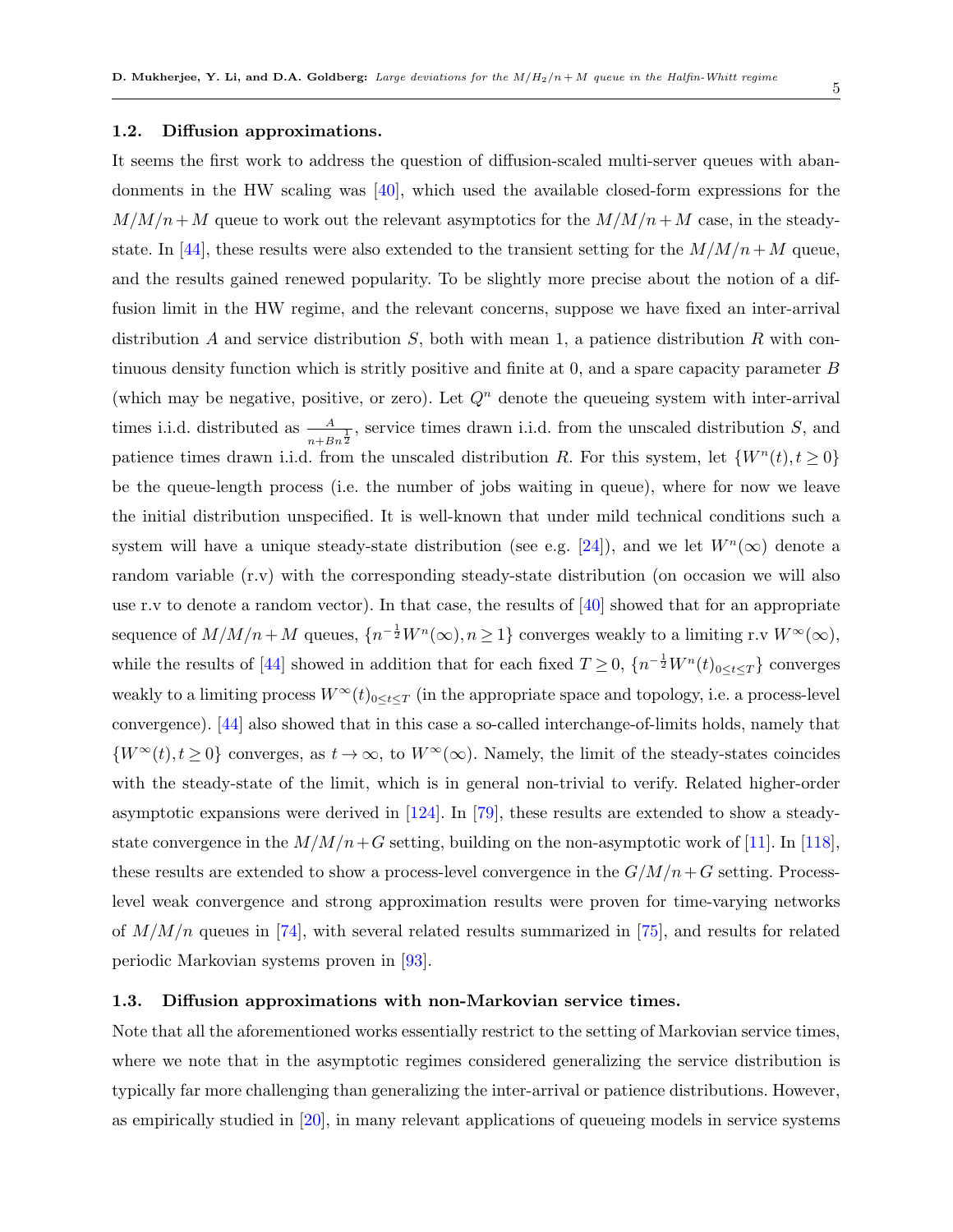### 1.2. Diffusion approximations.

It seems the first work to address the question of diffusion-scaled multi-server queues with abandonments in the HW scaling was [40], which used the available closed-form expressions for the $M/M/n+M$ queue to work out the relevant asymptotics for the $M/M/n+M$ case, in the steady-state. In [44], these results were also extended to the transient setting for the $M/M/n+M$ queue, and the results gained renewed popularity. To be slightly more precise about the notion of a diffusion limit in the HW regime, and the relevant concerns, suppose we have fixed an inter-arrival distribution $A$ and service distribution $S$, both with mean 1, a patience distribution $R$ with continuous density function which is stritly positive and finite at 0, and a spare capacity parameter $B$ (which may be negative, positive, or zero). Let $Q^n$ denote the queueing system with inter-arrival times i.i.d. distributed as $\frac{A}{n+Bn^{\frac{1}{2}}}$, service times drawn i.i.d. from the unscaled distribution $S$, and patience times drawn i.i.d. from the unscaled distribution $R$. For this system, let $\{W^n(t), t \geq 0\}$ be the queue-length process (i.e. the number of jobs waiting in queue), where for now we leave the initial distribution unspecified. It is well-known that under mild technical conditions such a system will have a unique steady-state distribution (see e.g. [24]), and we let $W^n(\infty)$ denote a random variable (r.v) with the corresponding steady-state distribution (on occasion we will also use r.v to denote a random vector). In that case, the results of [40] showed that for an appropriate sequence of $M/M/n+M$ queues, $\{n^{-\frac{1}{2}}W^n(\infty), n \geq 1\}$ converges weakly to a limiting r.v $W^\infty(\infty)$, while the results of [44] showed in addition that for each fixed $T \geq 0$, $\{n^{-\frac{1}{2}}W^n(t)_{0 \leq t \leq T}\}$ converges weakly to a limiting process $W^\infty(t)_{0 \leq t \leq T}$ (in the appropriate space and topology, i.e. a process-level convergence). [44] also showed that in this case a so-called interchange-of-limits holds, namely that $\{W^\infty(t), t \geq 0\}$ converges, as $t \to \infty$, to $W^\infty(\infty)$. Namely, the limit of the steady-states coincides with the steady-state of the limit, which is in general non-trivial to verify. Related higher-order asymptotic expansions were derived in [124]. In [79], these results are extended to show a steady-state convergence in the $M/M/n+G$ setting, building on the non-asymptotic work of [11]. In [118], these results are extended to show a process-level convergence in the $G/M/n+G$ setting. Process-level weak convergence and strong approximation results were proven for time-varying networks of $M/M/n$ queues in [74], with several related results summarized in [75], and results for related periodic Markovian systems proven in [93].

### 1.3. Diffusion approximations with non-Markovian service times.

Note that all the aforementioned works essentially restrict to the setting of Markovian service times, where we note that in the asymptotic regimes considered generalizing the service distribution is typically far more challenging than generalizing the inter-arrival or patience distributions. However, as empirically studied in [20], in many relevant applications of queueing models in service systems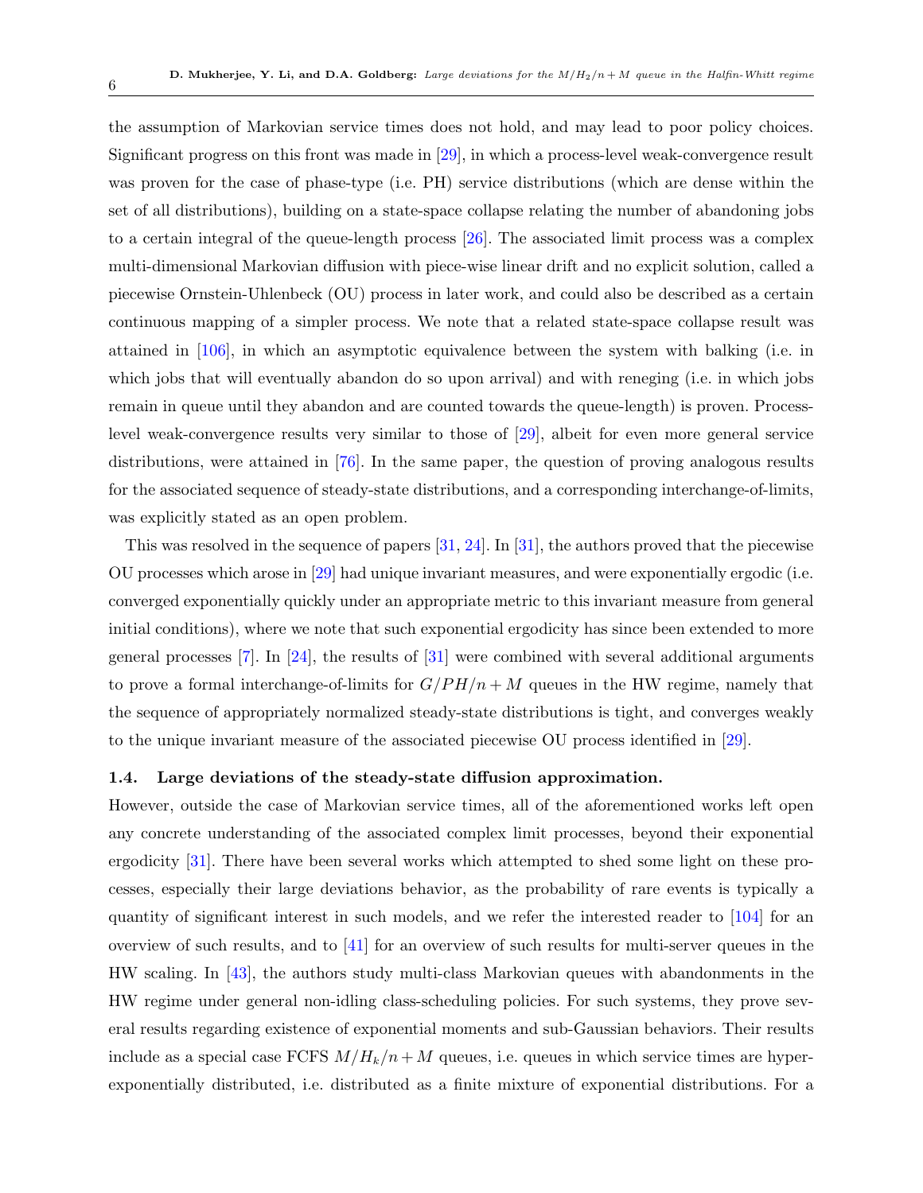the assumption of Markovian service times does not hold, and may lead to poor policy choices. Significant progress on this front was made in [29], in which a process-level weak-convergence result was proven for the case of phase-type (i.e. PH) service distributions (which are dense within the set of all distributions), building on a state-space collapse relating the number of abandoning jobs to a certain integral of the queue-length process [26]. The associated limit process was a complex multi-dimensional Markovian diffusion with piece-wise linear drift and no explicit solution, called a piecewise Ornstein-Uhlenbeck (OU) process in later work, and could also be described as a certain continuous mapping of a simpler process. We note that a related state-space collapse result was attained in [106], in which an asymptotic equivalence between the system with balking (i.e. in which jobs that will eventually abandon do so upon arrival) and with reneging (i.e. in which jobs remain in queue until they abandon and are counted towards the queue-length) is proven. Process-level weak-convergence results very similar to those of [29], albeit for even more general service distributions, were attained in [76]. In the same paper, the question of proving analogous results for the associated sequence of steady-state distributions, and a corresponding interchange-of-limits, was explicitly stated as an open problem.

This was resolved in the sequence of papers [31, 24]. In [31], the authors proved that the piecewise OU processes which arose in [29] had unique invariant measures, and were exponentially ergodic (i.e. converged exponentially quickly under an appropriate metric to this invariant measure from general initial conditions), where we note that such exponential ergodicity has since been extended to more general processes [7]. In [24], the results of [31] were combined with several additional arguments to prove a formal interchange-of-limits for $G/PH/n+M$ queues in the HW regime, namely that the sequence of appropriately normalized steady-state distributions is tight, and converges weakly to the unique invariant measure of the associated piecewise OU process identified in [29].

### 1.4. Large deviations of the steady-state diffusion approximation.

However, outside the case of Markovian service times, all of the aforementioned works left open any concrete understanding of the associated complex limit processes, beyond their exponential ergodicity [31]. There have been several works which attempted to shed some light on these processes, especially their large deviations behavior, as the probability of rare events is typically a quantity of significant interest in such models, and we refer the interested reader to [104] for an overview of such results, and to [41] for an overview of such results for multi-server queues in the HW scaling. In [43], the authors study multi-class Markovian queues with abandonments in the HW regime under general non-idling class-scheduling policies. For such systems, they prove several results regarding existence of exponential moments and sub-Gaussian behaviors. Their results include as a special case FCFS $M/H_k/n+M$ queues, i.e. queues in which service times are hyper-exponentially distributed, i.e. distributed as a finite mixture of exponential distributions. For a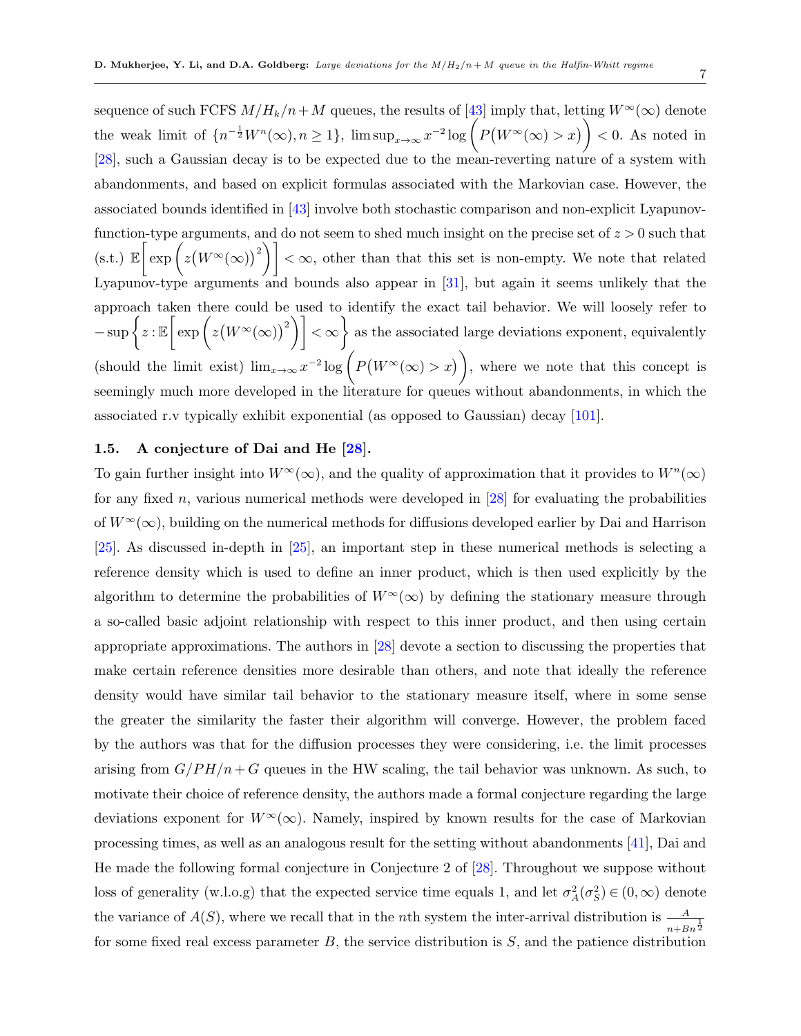sequence of such FCFS $M/H_k/n+M$ queues, the results of [43] imply that, letting $W^\infty(\infty)$ denote the weak limit of $\{n^{-\frac{1}{2}}W^n(\infty), n \geq 1\}$, $\limsup_{x\to\infty} x^{-2}\log\Big(P\big(W^\infty(\infty) > x\big)\Big) < 0$. As noted in [28], such a Gaussian decay is to be expected due to the mean-reverting nature of a system with abandonments, and based on explicit formulas associated with the Markovian case. However, the associated bounds identified in [43] involve both stochastic comparison and non-explicit Lyapunov-function-type arguments, and do not seem to shed much insight on the precise set of $z > 0$ such that (s.t.) $\mathbb{E}\Big[\exp\Big(z\big(W^\infty(\infty)\big)^2\Big)\Big] < \infty$, other than that this set is non-empty. We note that related Lyapunov-type arguments and bounds also appear in [31], but again it seems unlikely that the approach taken there could be used to identify the exact tail behavior. We will loosely refer to $-\sup\Big\{z : \mathbb{E}\Big[\exp\Big(z\big(W^\infty(\infty)\big)^2\Big)\Big] < \infty\Big\}$ as the associated large deviations exponent, equivalently (should the limit exist) $\lim_{x\to\infty} x^{-2}\log\Big(P\big(W^\infty(\infty) > x\big)\Big)$, where we note that this concept is seemingly much more developed in the literature for queues without abandonments, in which the associated r.v typically exhibit exponential (as opposed to Gaussian) decay [101].

### 1.5. A conjecture of Dai and He [28].

To gain further insight into $W^\infty(\infty)$, and the quality of approximation that it provides to $W^n(\infty)$ for any fixed $n$, various numerical methods were developed in [28] for evaluating the probabilities of $W^\infty(\infty)$, building on the numerical methods for diffusions developed earlier by Dai and Harrison [25]. As discussed in-depth in [25], an important step in these numerical methods is selecting a reference density which is used to define an inner product, which is then used explicitly by the algorithm to determine the probabilities of $W^\infty(\infty)$ by defining the stationary measure through a so-called basic adjoint relationship with respect to this inner product, and then using certain appropriate approximations. The authors in [28] devote a section to discussing the properties that make certain reference densities more desirable than others, and note that ideally the reference density would have similar tail behavior to the stationary measure itself, where in some sense the greater the similarity the faster their algorithm will converge. However, the problem faced by the authors was that for the diffusion processes they were considering, i.e. the limit processes arising from $G/PH/n+G$ queues in the HW scaling, the tail behavior was unknown. As such, to motivate their choice of reference density, the authors made a formal conjecture regarding the large deviations exponent for $W^\infty(\infty)$. Namely, inspired by known results for the case of Markovian processing times, as well as an analogous result for the setting without abandonments [41], Dai and He made the following formal conjecture in Conjecture 2 of [28]. Throughout we suppose without loss of generality (w.l.o.g) that the expected service time equals 1, and let $\sigma_A^2(\sigma_S^2) \in (0,\infty)$ denote the variance of $A(S)$, where we recall that in the $n$th system the inter-arrival distribution is $\frac{A}{n+Bn^{\frac{1}{2}}}$ for some fixed real excess parameter $B$, the service distribution is $S$, and the patience distribution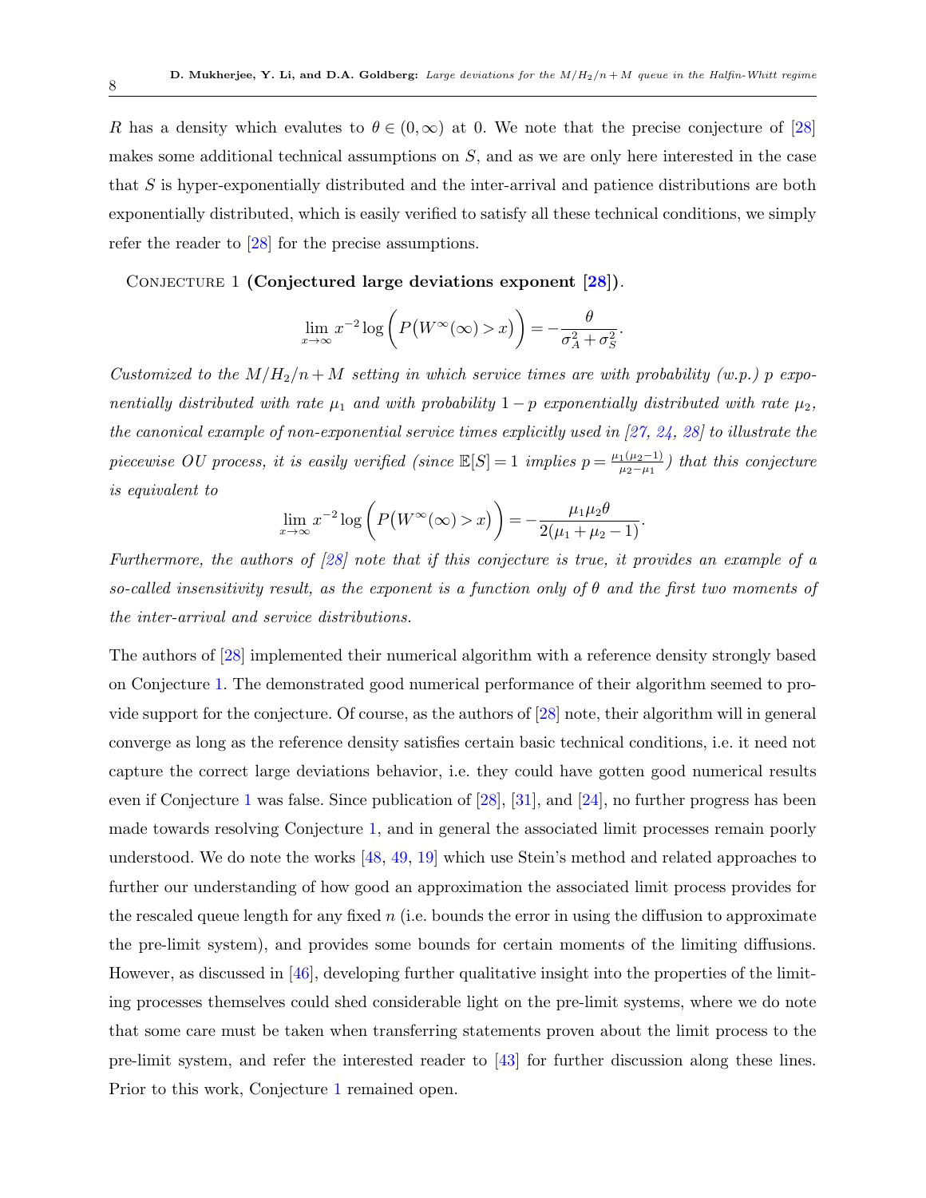$R$ has a density which evalutes to $\theta \in (0, \infty)$ at 0. We note that the precise conjecture of [28] makes some additional technical assumptions on $S$, and as we are only here interested in the case that $S$ is hyper-exponentially distributed and the inter-arrival and patience distributions are both exponentially distributed, which is easily verified to satisfy all these technical conditions, we simply refer the reader to [28] for the precise assumptions.

Conjecture 1 **(Conjectured large deviations exponent [28]).**

$$\lim_{x \to \infty} x^{-2} \log\left( P\big(W^{\infty}(\infty) > x\big) \right) = -\frac{\theta}{\sigma_A^2 + \sigma_S^2}.$$

*Customized to the $M/H_2/n+M$ setting in which service times are with probability (w.p.) $p$ exponentially distributed with rate $\mu_1$ and with probability $1-p$ exponentially distributed with rate $\mu_2$, the canonical example of non-exponential service times explicitly used in [27, 24, 28] to illustrate the piecewise OU process, it is easily verified (since $\mathbb{E}[S] = 1$ implies $p = \frac{\mu_1(\mu_2 - 1)}{\mu_2 - \mu_1}$) that this conjecture is equivalent to*

$$\lim_{x \to \infty} x^{-2} \log\left( P\big(W^{\infty}(\infty) > x\big) \right) = -\frac{\mu_1 \mu_2 \theta}{2(\mu_1 + \mu_2 - 1)}.$$

*Furthermore, the authors of [28] note that if this conjecture is true, it provides an example of a so-called insensitivity result, as the exponent is a function only of $\theta$ and the first two moments of the inter-arrival and service distributions.*

The authors of [28] implemented their numerical algorithm with a reference density strongly based on Conjecture 1. The demonstrated good numerical performance of their algorithm seemed to provide support for the conjecture. Of course, as the authors of [28] note, their algorithm will in general converge as long as the reference density satisfies certain basic technical conditions, i.e. it need not capture the correct large deviations behavior, i.e. they could have gotten good numerical results even if Conjecture 1 was false. Since publication of [28], [31], and [24], no further progress has been made towards resolving Conjecture 1, and in general the associated limit processes remain poorly understood. We do note the works [48, 49, 19] which use Stein's method and related approaches to further our understanding of how good an approximation the associated limit process provides for the rescaled queue length for any fixed $n$ (i.e. bounds the error in using the diffusion to approximate the pre-limit system), and provides some bounds for certain moments of the limiting diffusions. However, as discussed in [46], developing further qualitative insight into the properties of the limiting processes themselves could shed considerable light on the pre-limit systems, where we do note that some care must be taken when transferring statements proven about the limit process to the pre-limit system, and refer the interested reader to [43] for further discussion along these lines. Prior to this work, Conjecture 1 remained open.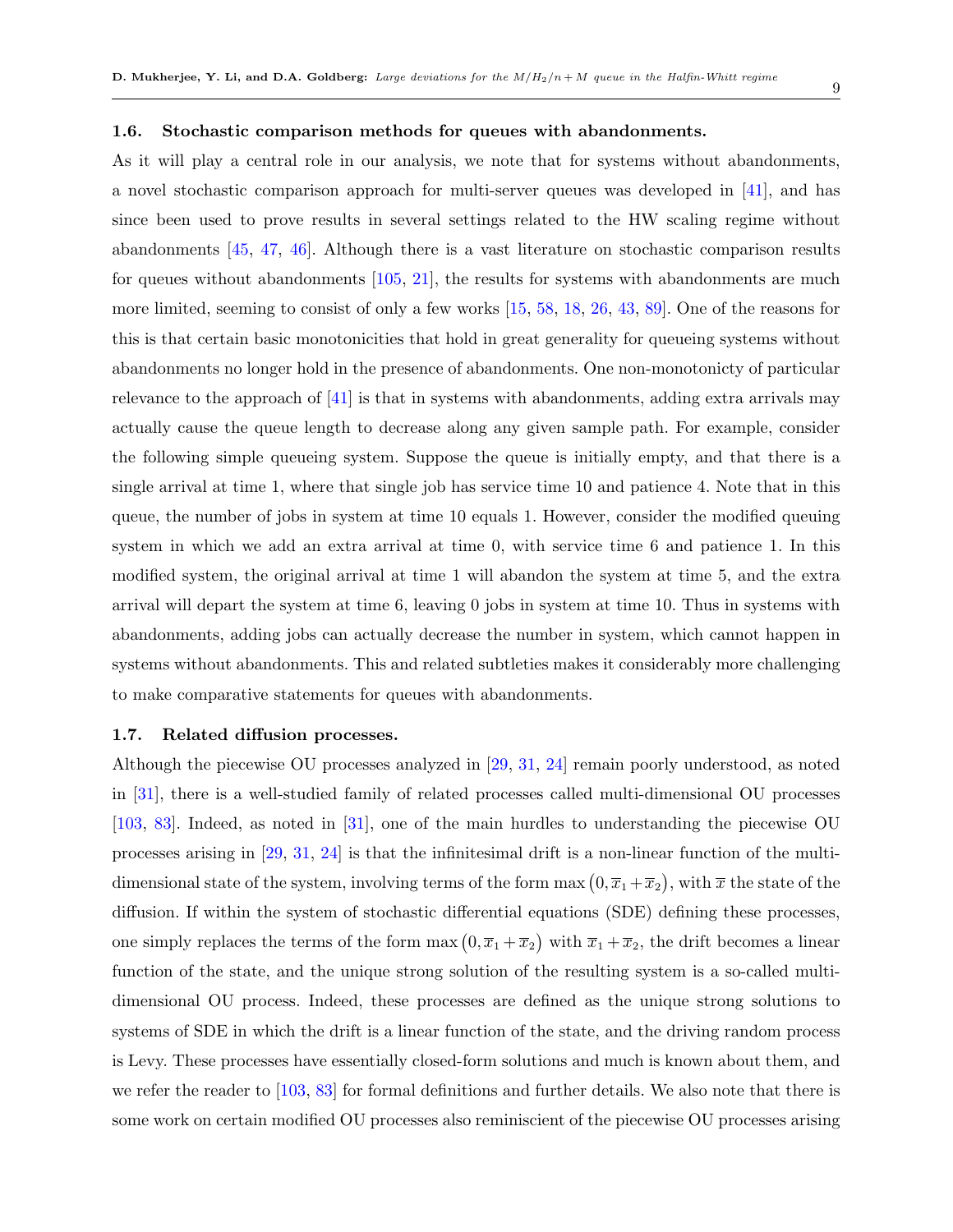### 1.6. Stochastic comparison methods for queues with abandonments.

As it will play a central role in our analysis, we note that for systems without abandonments, a novel stochastic comparison approach for multi-server queues was developed in [41], and has since been used to prove results in several settings related to the HW scaling regime without abandonments [45, 47, 46]. Although there is a vast literature on stochastic comparison results for queues without abandonments [105, 21], the results for systems with abandonments are much more limited, seeming to consist of only a few works [15, 58, 18, 26, 43, 89]. One of the reasons for this is that certain basic monotonicities that hold in great generality for queueing systems without abandonments no longer hold in the presence of abandonments. One non-monotonicty of particular relevance to the approach of [41] is that in systems with abandonments, adding extra arrivals may actually cause the queue length to decrease along any given sample path. For example, consider the following simple queueing system. Suppose the queue is initially empty, and that there is a single arrival at time 1, where that single job has service time 10 and patience 4. Note that in this queue, the number of jobs in system at time 10 equals 1. However, consider the modified queuing system in which we add an extra arrival at time 0, with service time 6 and patience 1. In this modified system, the original arrival at time 1 will abandon the system at time 5, and the extra arrival will depart the system at time 6, leaving 0 jobs in system at time 10. Thus in systems with abandonments, adding jobs can actually decrease the number in system, which cannot happen in systems without abandonments. This and related subtleties makes it considerably more challenging to make comparative statements for queues with abandonments.

### 1.7. Related diffusion processes.

Although the piecewise OU processes analyzed in [29, 31, 24] remain poorly understood, as noted in [31], there is a well-studied family of related processes called multi-dimensional OU processes [103, 83]. Indeed, as noted in [31], one of the main hurdles to understanding the piecewise OU processes arising in [29, 31, 24] is that the infinitesimal drift is a non-linear function of the multi-dimensional state of the system, involving terms of the form $\max\big(0, \overline{x}_1 + \overline{x}_2\big)$, with $\overline{x}$ the state of the diffusion. If within the system of stochastic differential equations (SDE) defining these processes, one simply replaces the terms of the form $\max\big(0, \overline{x}_1 + \overline{x}_2\big)$ with $\overline{x}_1 + \overline{x}_2$, the drift becomes a linear function of the state, and the unique strong solution of the resulting system is a so-called multi-dimensional OU process. Indeed, these processes are defined as the unique strong solutions to systems of SDE in which the drift is a linear function of the state, and the driving random process is Levy. These processes have essentially closed-form solutions and much is known about them, and we refer the reader to [103, 83] for formal definitions and further details. We also note that there is some work on certain modified OU processes also reminiscient of the piecewise OU processes arising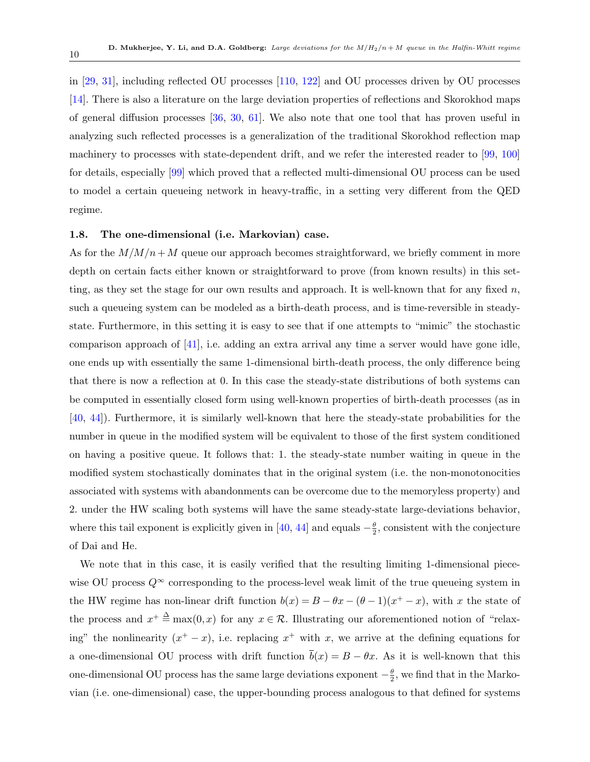in [29, 31], including reflected OU processes [110, 122] and OU processes driven by OU processes [14]. There is also a literature on the large deviation properties of reflections and Skorokhod maps of general diffusion processes [36, 30, 61]. We also note that one tool that has proven useful in analyzing such reflected processes is a generalization of the traditional Skorokhod reflection map machinery to processes with state-dependent drift, and we refer the interested reader to [99, 100] for details, especially [99] which proved that a reflected multi-dimensional OU process can be used to model a certain queueing network in heavy-traffic, in a setting very different from the QED regime.

### 1.8. The one-dimensional (i.e. Markovian) case.

As for the $M/M/n+M$ queue our approach becomes straightforward, we briefly comment in more depth on certain facts either known or straightforward to prove (from known results) in this setting, as they set the stage for our own results and approach. It is well-known that for any fixed $n$, such a queueing system can be modeled as a birth-death process, and is time-reversible in steady-state. Furthermore, in this setting it is easy to see that if one attempts to "mimic" the stochastic comparison approach of [41], i.e. adding an extra arrival any time a server would have gone idle, one ends up with essentially the same 1-dimensional birth-death process, the only difference being that there is now a reflection at 0. In this case the steady-state distributions of both systems can be computed in essentially closed form using well-known properties of birth-death processes (as in [40, 44]). Furthermore, it is similarly well-known that here the steady-state probabilities for the number in queue in the modified system will be equivalent to those of the first system conditioned on having a positive queue. It follows that: 1. the steady-state number waiting in queue in the modified system stochastically dominates that in the original system (i.e. the non-monotonocities associated with systems with abandonments can be overcome due to the memoryless property) and 2. under the HW scaling both systems will have the same steady-state large-deviations behavior, where this tail exponent is explicitly given in [40, 44] and equals $-\frac{\theta}{2}$, consistent with the conjecture of Dai and He.

We note that in this case, it is easily verified that the resulting limiting 1-dimensional piecewise OU process $Q^{\infty}$ corresponding to the process-level weak limit of the true queueing system in the HW regime has non-linear drift function $b(x) = B - \theta x - (\theta - 1)(x^{+} - x)$, with $x$ the state of the process and $x^{+} \triangleq \max(0, x)$ for any $x \in \mathcal{R}$. Illustrating our aforementioned notion of "relaxing" the nonlinearity $(x^{+} - x)$, i.e. replacing $x^{+}$ with $x$, we arrive at the defining equations for a one-dimensional OU process with drift function $\overline{b}(x) = B - \theta x$. As it is well-known that this one-dimensional OU process has the same large deviations exponent $-\frac{\theta}{2}$, we find that in the Markovian (i.e. one-dimensional) case, the upper-bounding process analogous to that defined for systems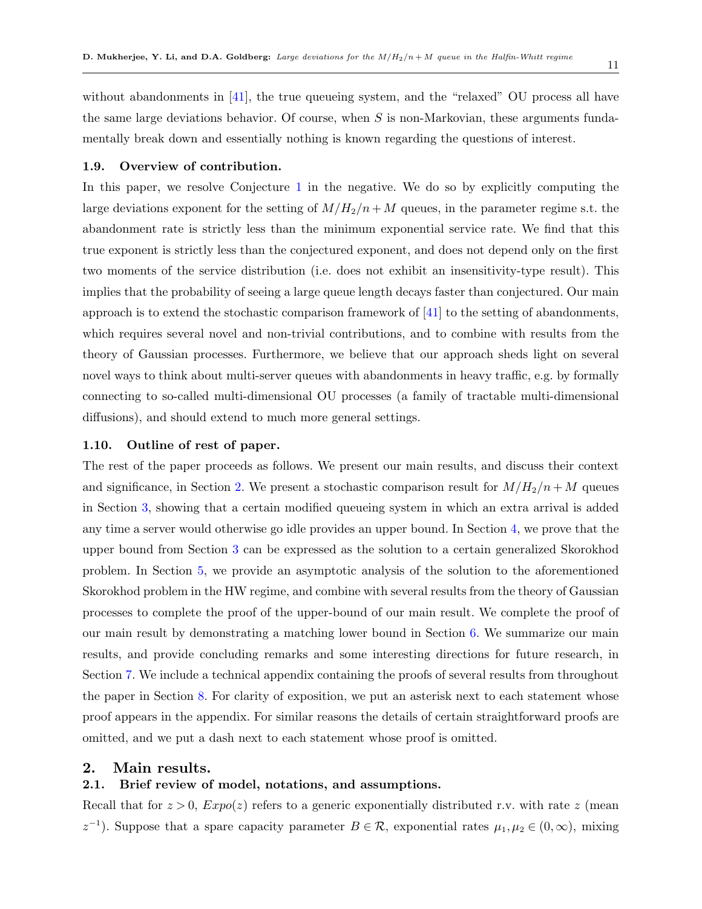without abandonments in [41], the true queueing system, and the "relaxed" OU process all have the same large deviations behavior. Of course, when $S$ is non-Markovian, these arguments fundamentally break down and essentially nothing is known regarding the questions of interest.

### 1.9. Overview of contribution.

In this paper, we resolve Conjecture 1 in the negative. We do so by explicitly computing the large deviations exponent for the setting of $M/H_2/n+M$ queues, in the parameter regime s.t. the abandonment rate is strictly less than the minimum exponential service rate. We find that this true exponent is strictly less than the conjectured exponent, and does not depend only on the first two moments of the service distribution (i.e. does not exhibit an insensitivity-type result). This implies that the probability of seeing a large queue length decays faster than conjectured. Our main approach is to extend the stochastic comparison framework of [41] to the setting of abandonments, which requires several novel and non-trivial contributions, and to combine with results from the theory of Gaussian processes. Furthermore, we believe that our approach sheds light on several novel ways to think about multi-server queues with abandonments in heavy traffic, e.g. by formally connecting to so-called multi-dimensional OU processes (a family of tractable multi-dimensional diffusions), and should extend to much more general settings.

### 1.10. Outline of rest of paper.

The rest of the paper proceeds as follows. We present our main results, and discuss their context and significance, in Section 2. We present a stochastic comparison result for $M/H_2/n+M$ queues in Section 3, showing that a certain modified queueing system in which an extra arrival is added any time a server would otherwise go idle provides an upper bound. In Section 4, we prove that the upper bound from Section 3 can be expressed as the solution to a certain generalized Skorokhod problem. In Section 5, we provide an asymptotic analysis of the solution to the aforementioned Skorokhod problem in the HW regime, and combine with several results from the theory of Gaussian processes to complete the proof of the upper-bound of our main result. We complete the proof of our main result by demonstrating a matching lower bound in Section 6. We summarize our main results, and provide concluding remarks and some interesting directions for future research, in Section 7. We include a technical appendix containing the proofs of several results from throughout the paper in Section 8. For clarity of exposition, we put an asterisk next to each statement whose proof appears in the appendix. For similar reasons the details of certain straightforward proofs are omitted, and we put a dash next to each statement whose proof is omitted.

## 2. Main results.

### 2.1. Brief review of model, notations, and assumptions.

Recall that for $z > 0$, $Expo(z)$ refers to a generic exponentially distributed r.v. with rate $z$ (mean $z^{-1}$). Suppose that a spare capacity parameter $B \in \mathcal{R}$, exponential rates $\mu_1, \mu_2 \in (0, \infty)$, mixing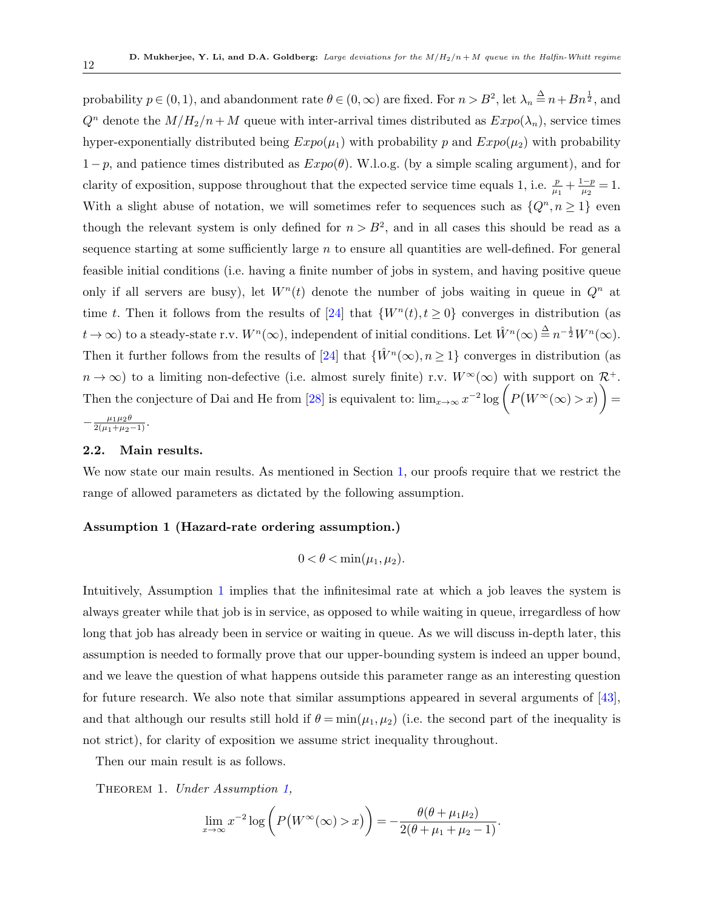probability $p \in (0,1)$, and abandonment rate $\theta \in (0,\infty)$ are fixed. For $n > B^2$, let $\lambda_n \overset{\Delta}{=} n + Bn^{\frac{1}{2}}$, and $Q^n$ denote the $M/H_2/n+M$ queue with inter-arrival times distributed as $Expo(\lambda_n)$, service times hyper-exponentially distributed being $Expo(\mu_1)$ with probability $p$ and $Expo(\mu_2)$ with probability $1-p$, and patience times distributed as $Expo(\theta)$. W.l.o.g. (by a simple scaling argument), and for clarity of exposition, suppose throughout that the expected service time equals 1, i.e. $\frac{p}{\mu_1} + \frac{1-p}{\mu_2} = 1$. With a slight abuse of notation, we will sometimes refer to sequences such as $\{Q^n, n \geq 1\}$ even though the relevant system is only defined for $n > B^2$, and in all cases this should be read as a sequence starting at some sufficiently large $n$ to ensure all quantities are well-defined. For general feasible initial conditions (i.e. having a finite number of jobs in system, and having positive queue only if all servers are busy), let $W^n(t)$ denote the number of jobs waiting in queue in $Q^n$ at time $t$. Then it follows from the results of [24] that $\{W^n(t), t \geq 0\}$ converges in distribution (as $t \to \infty$) to a steady-state r.v. $W^n(\infty)$, independent of initial conditions. Let $\hat{W}^n(\infty) \overset{\Delta}{=} n^{-\frac{1}{2}} W^n(\infty)$. Then it further follows from the results of [24] that $\{\hat{W}^n(\infty), n \geq 1\}$ converges in distribution (as $n \to \infty$) to a limiting non-defective (i.e. almost surely finite) r.v. $W^\infty(\infty)$ with support on $\mathcal{R}^+$. Then the conjecture of Dai and He from [28] is equivalent to: $\lim_{x\to\infty} x^{-2} \log\Bigg( P\big(W^\infty(\infty) > x\big)\Bigg) = -\frac{\mu_1\mu_2\theta}{2(\mu_1+\mu_2-1)}$.

### 2.2. Main results.

We now state our main results. As mentioned in Section 1, our proofs require that we restrict the range of allowed parameters as dictated by the following assumption.

**Assumption 1 (Hazard-rate ordering assumption.)**

$$0 < \theta < \min(\mu_1, \mu_2).$$

Intuitively, Assumption 1 implies that the infinitesimal rate at which a job leaves the system is always greater while that job is in service, as opposed to while waiting in queue, irregardless of how long that job has already been in service or waiting in queue. As we will discuss in-depth later, this assumption is needed to formally prove that our upper-bounding system is indeed an upper bound, and we leave the question of what happens outside this parameter range as an interesting question for future research. We also note that similar assumptions appeared in several arguments of [43], and that although our results still hold if $\theta = \min(\mu_1, \mu_2)$ (i.e. the second part of the inequality is not strict), for clarity of exposition we assume strict inequality throughout.

Then our main result is as follows.

Theorem 1. *Under Assumption 1,*

$$\lim_{x\to\infty} x^{-2} \log\Bigg( P\big(W^\infty(\infty) > x\big)\Bigg) = -\frac{\theta(\theta + \mu_1\mu_2)}{2(\theta + \mu_1 + \mu_2 - 1)}.$$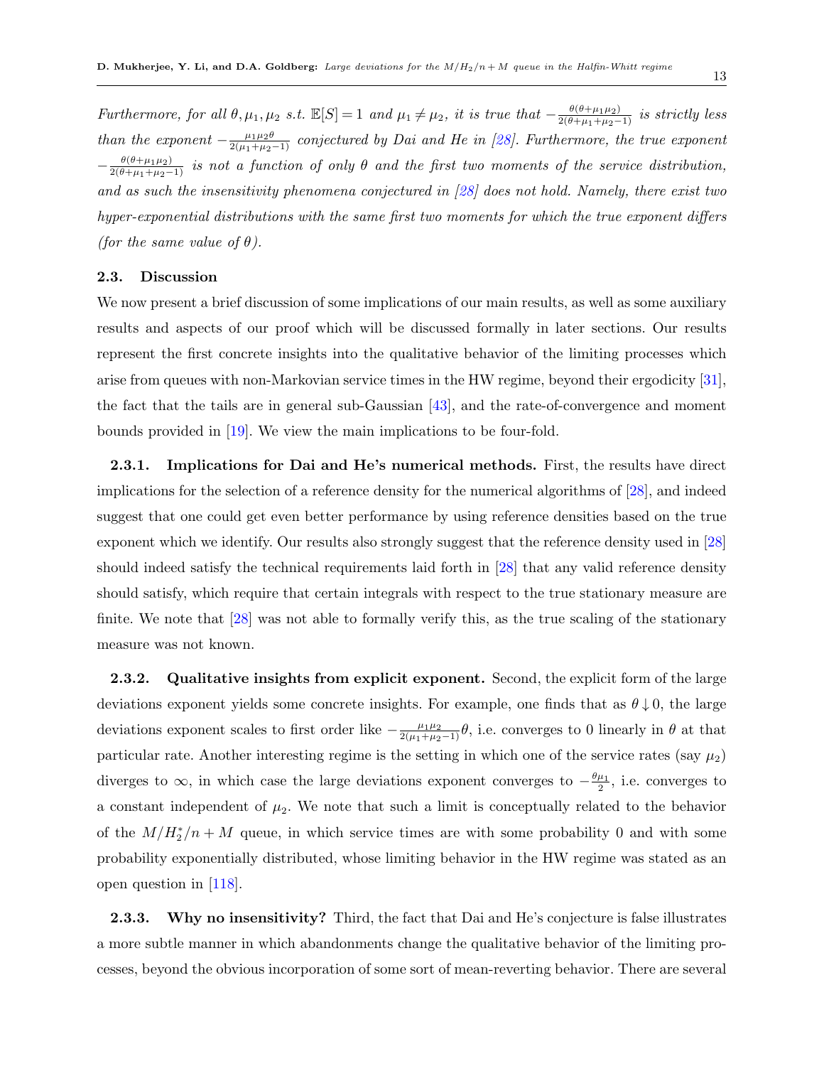*Furthermore, for all $\theta, \mu_1, \mu_2$ s.t. $\mathbb{E}[S] = 1$ and $\mu_1 \neq \mu_2$, it is true that $-\frac{\theta(\theta+\mu_1\mu_2)}{2(\theta+\mu_1+\mu_2-1)}$ is strictly less than the exponent $-\frac{\mu_1\mu_2\theta}{2(\mu_1+\mu_2-1)}$ conjectured by Dai and He in [28]. Furthermore, the true exponent $-\frac{\theta(\theta+\mu_1\mu_2)}{2(\theta+\mu_1+\mu_2-1)}$ is not a function of only $\theta$ and the first two moments of the service distribution, and as such the insensitivity phenomena conjectured in [28] does not hold. Namely, there exist two hyper-exponential distributions with the same first two moments for which the true exponent differs (for the same value of $\theta$).*

### 2.3. Discussion

We now present a brief discussion of some implications of our main results, as well as some auxiliary results and aspects of our proof which will be discussed formally in later sections. Our results represent the first concrete insights into the qualitative behavior of the limiting processes which arise from queues with non-Markovian service times in the HW regime, beyond their ergodicity [31], the fact that the tails are in general sub-Gaussian [43], and the rate-of-convergence and moment bounds provided in [19]. We view the main implications to be four-fold.

**2.3.1. Implications for Dai and He's numerical methods.** First, the results have direct implications for the selection of a reference density for the numerical algorithms of [28], and indeed suggest that one could get even better performance by using reference densities based on the true exponent which we identify. Our results also strongly suggest that the reference density used in [28] should indeed satisfy the technical requirements laid forth in [28] that any valid reference density should satisfy, which require that certain integrals with respect to the true stationary measure are finite. We note that [28] was not able to formally verify this, as the true scaling of the stationary measure was not known.

**2.3.2. Qualitative insights from explicit exponent.** Second, the explicit form of the large deviations exponent yields some concrete insights. For example, one finds that as $\theta \downarrow 0$, the large deviations exponent scales to first order like $-\frac{\mu_1\mu_2}{2(\mu_1+\mu_2-1)}\theta$, i.e. converges to 0 linearly in $\theta$ at that particular rate. Another interesting regime is the setting in which one of the service rates (say $\mu_2$) diverges to $\infty$, in which case the large deviations exponent converges to $-\frac{\theta\mu_1}{2}$, i.e. converges to a constant independent of $\mu_2$. We note that such a limit is conceptually related to the behavior of the $M/H_2^*/n+M$ queue, in which service times are with some probability 0 and with some probability exponentially distributed, whose limiting behavior in the HW regime was stated as an open question in [118].

**2.3.3. Why no insensitivity?** Third, the fact that Dai and He's conjecture is false illustrates a more subtle manner in which abandonments change the qualitative behavior of the limiting processes, beyond the obvious incorporation of some sort of mean-reverting behavior. There are several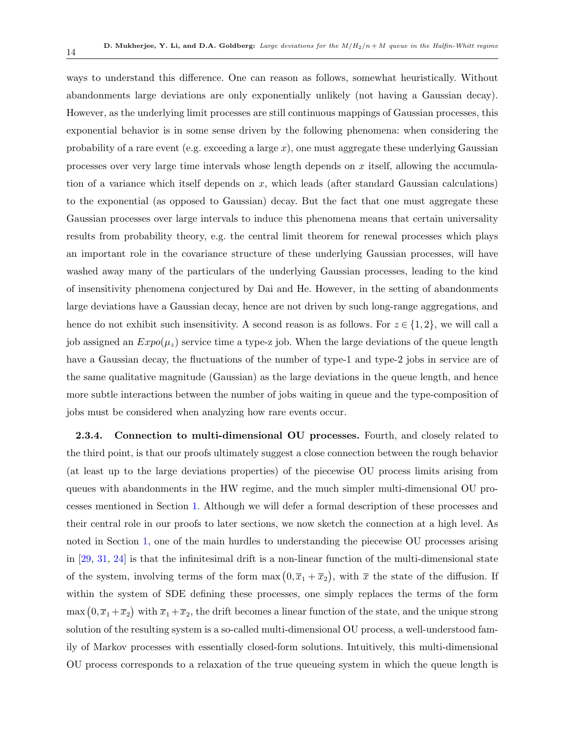ways to understand this difference. One can reason as follows, somewhat heuristically. Without abandonments large deviations are only exponentially unlikely (not having a Gaussian decay). However, as the underlying limit processes are still continuous mappings of Gaussian processes, this exponential behavior is in some sense driven by the following phenomena: when considering the probability of a rare event (e.g. exceeding a large $x$), one must aggregate these underlying Gaussian processes over very large time intervals whose length depends on $x$ itself, allowing the accumulation of a variance which itself depends on $x$, which leads (after standard Gaussian calculations) to the exponential (as opposed to Gaussian) decay. But the fact that one must aggregate these Gaussian processes over large intervals to induce this phenomena means that certain universality results from probability theory, e.g. the central limit theorem for renewal processes which plays an important role in the covariance structure of these underlying Gaussian processes, will have washed away many of the particulars of the underlying Gaussian processes, leading to the kind of insensitivity phenomena conjectured by Dai and He. However, in the setting of abandonments large deviations have a Gaussian decay, hence are not driven by such long-range aggregations, and hence do not exhibit such insensitivity. A second reason is as follows. For $z \in \{1, 2\}$, we will call a job assigned an $Expo(\mu_z)$ service time a type-z job. When the large deviations of the queue length have a Gaussian decay, the fluctuations of the number of type-1 and type-2 jobs in service are of the same qualitative magnitude (Gaussian) as the large deviations in the queue length, and hence more subtle interactions between the number of jobs waiting in queue and the type-composition of jobs must be considered when analyzing how rare events occur.

**2.3.4. Connection to multi-dimensional OU processes.** Fourth, and closely related to the third point, is that our proofs ultimately suggest a close connection between the rough behavior (at least up to the large deviations properties) of the piecewise OU process limits arising from queues with abandonments in the HW regime, and the much simpler multi-dimensional OU processes mentioned in Section 1. Although we will defer a formal description of these processes and their central role in our proofs to later sections, we now sketch the connection at a high level. As noted in Section 1, one of the main hurdles to understanding the piecewise OU processes arising in [29, 31, 24] is that the infinitesimal drift is a non-linear function of the multi-dimensional state of the system, involving terms of the form $\max\big(0, \overline{x}_1 + \overline{x}_2\big)$, with $\overline{x}$ the state of the diffusion. If within the system of SDE defining these processes, one simply replaces the terms of the form $\max\big(0, \overline{x}_1 + \overline{x}_2\big)$ with $\overline{x}_1 + \overline{x}_2$, the drift becomes a linear function of the state, and the unique strong solution of the resulting system is a so-called multi-dimensional OU process, a well-understood family of Markov processes with essentially closed-form solutions. Intuitively, this multi-dimensional OU process corresponds to a relaxation of the true queueing system in which the queue length is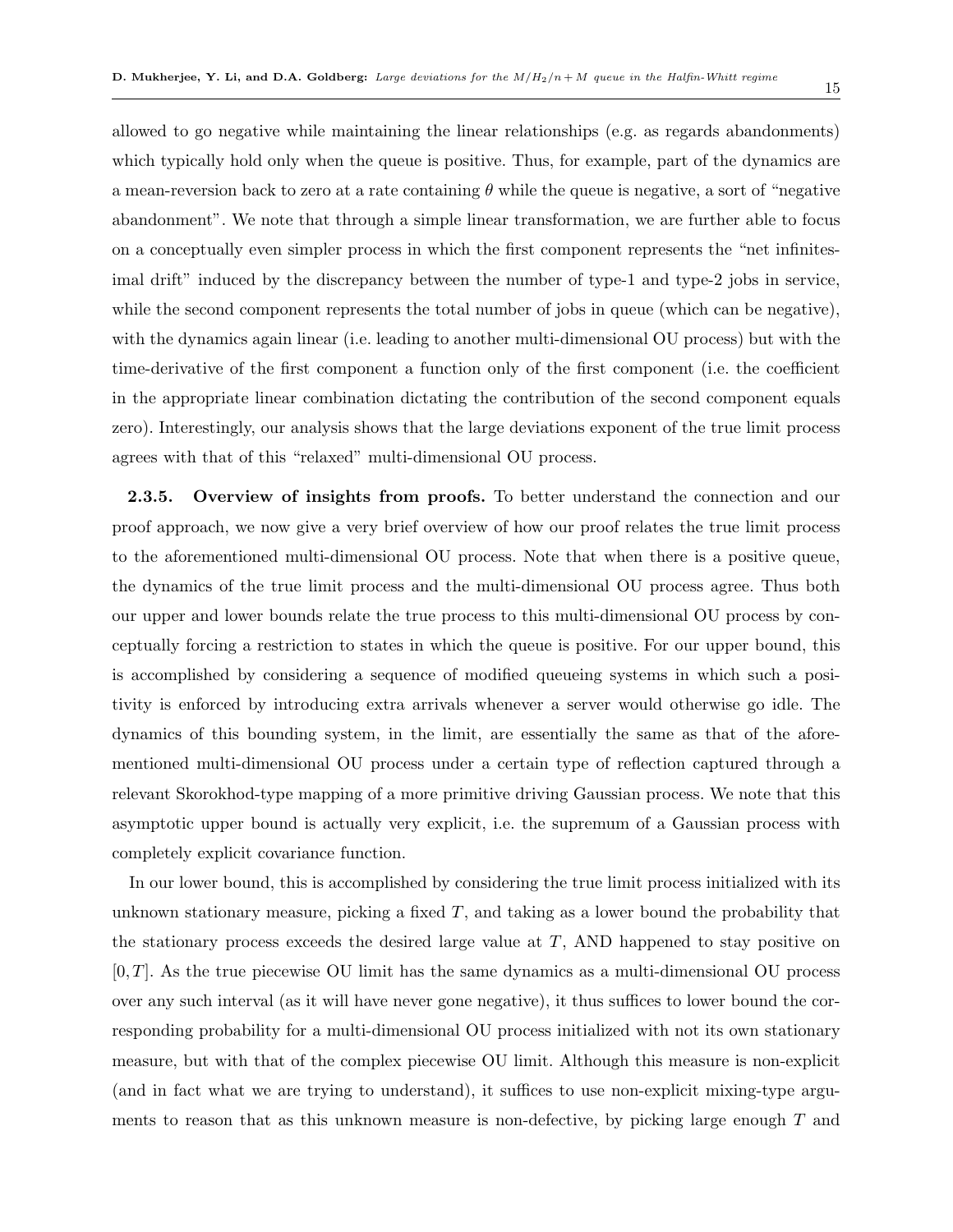allowed to go negative while maintaining the linear relationships (e.g. as regards abandonments) which typically hold only when the queue is positive. Thus, for example, part of the dynamics are a mean-reversion back to zero at a rate containing $\theta$ while the queue is negative, a sort of "negative abandonment". We note that through a simple linear transformation, we are further able to focus on a conceptually even simpler process in which the first component represents the "net infinitesimal drift" induced by the discrepancy between the number of type-1 and type-2 jobs in service, while the second component represents the total number of jobs in queue (which can be negative), with the dynamics again linear (i.e. leading to another multi-dimensional OU process) but with the time-derivative of the first component a function only of the first component (i.e. the coefficient in the appropriate linear combination dictating the contribution of the second component equals zero). Interestingly, our analysis shows that the large deviations exponent of the true limit process agrees with that of this "relaxed" multi-dimensional OU process.

**2.3.5. Overview of insights from proofs.** To better understand the connection and our proof approach, we now give a very brief overview of how our proof relates the true limit process to the aforementioned multi-dimensional OU process. Note that when there is a positive queue, the dynamics of the true limit process and the multi-dimensional OU process agree. Thus both our upper and lower bounds relate the true process to this multi-dimensional OU process by conceptually forcing a restriction to states in which the queue is positive. For our upper bound, this is accomplished by considering a sequence of modified queueing systems in which such a positivity is enforced by introducing extra arrivals whenever a server would otherwise go idle. The dynamics of this bounding system, in the limit, are essentially the same as that of the aforementioned multi-dimensional OU process under a certain type of reflection captured through a relevant Skorokhod-type mapping of a more primitive driving Gaussian process. We note that this asymptotic upper bound is actually very explicit, i.e. the supremum of a Gaussian process with completely explicit covariance function.

In our lower bound, this is accomplished by considering the true limit process initialized with its unknown stationary measure, picking a fixed $T$, and taking as a lower bound the probability that the stationary process exceeds the desired large value at $T$, AND happened to stay positive on $[0, T]$. As the true piecewise OU limit has the same dynamics as a multi-dimensional OU process over any such interval (as it will have never gone negative), it thus suffices to lower bound the corresponding probability for a multi-dimensional OU process initialized with not its own stationary measure, but with that of the complex piecewise OU limit. Although this measure is non-explicit (and in fact what we are trying to understand), it suffices to use non-explicit mixing-type arguments to reason that as this unknown measure is non-defective, by picking large enough $T$ and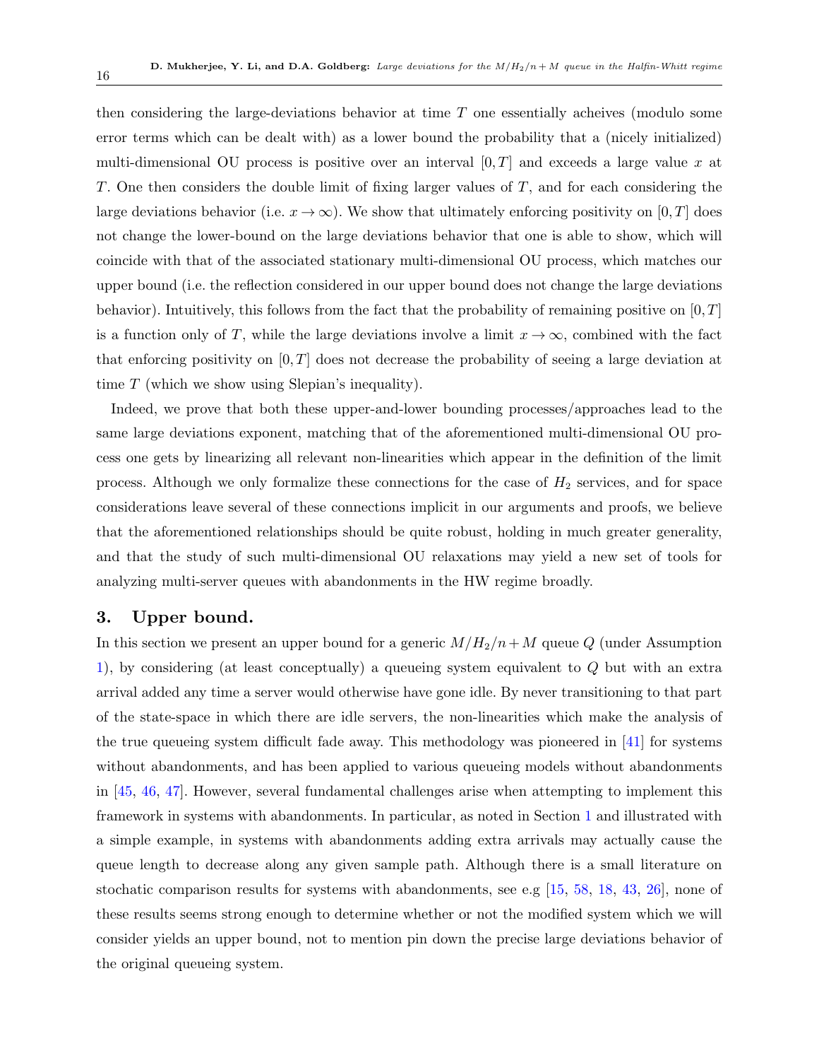then considering the large-deviations behavior at time $T$ one essentially acheives (modulo some error terms which can be dealt with) as a lower bound the probability that a (nicely initialized) multi-dimensional OU process is positive over an interval $[0, T]$ and exceeds a large value $x$ at $T$. One then considers the double limit of fixing larger values of $T$, and for each considering the large deviations behavior (i.e. $x \to \infty$). We show that ultimately enforcing positivity on $[0, T]$ does not change the lower-bound on the large deviations behavior that one is able to show, which will coincide with that of the associated stationary multi-dimensional OU process, which matches our upper bound (i.e. the reflection considered in our upper bound does not change the large deviations behavior). Intuitively, this follows from the fact that the probability of remaining positive on $[0, T]$ is a function only of $T$, while the large deviations involve a limit $x \to \infty$, combined with the fact that enforcing positivity on $[0, T]$ does not decrease the probability of seeing a large deviation at time $T$ (which we show using Slepian's inequality).

Indeed, we prove that both these upper-and-lower bounding processes/approaches lead to the same large deviations exponent, matching that of the aforementioned multi-dimensional OU process one gets by linearizing all relevant non-linearities which appear in the definition of the limit process. Although we only formalize these connections for the case of $H_2$ services, and for space considerations leave several of these connections implicit in our arguments and proofs, we believe that the aforementioned relationships should be quite robust, holding in much greater generality, and that the study of such multi-dimensional OU relaxations may yield a new set of tools for analyzing multi-server queues with abandonments in the HW regime broadly.

## 3. Upper bound.

In this section we present an upper bound for a generic $M/H_2/n+M$ queue $Q$ (under Assumption 1), by considering (at least conceptually) a queueing system equivalent to $Q$ but with an extra arrival added any time a server would otherwise have gone idle. By never transitioning to that part of the state-space in which there are idle servers, the non-linearities which make the analysis of the true queueing system difficult fade away. This methodology was pioneered in [41] for systems without abandonments, and has been applied to various queueing models without abandonments in [45, 46, 47]. However, several fundamental challenges arise when attempting to implement this framework in systems with abandonments. In particular, as noted in Section 1 and illustrated with a simple example, in systems with abandonments adding extra arrivals may actually cause the queue length to decrease along any given sample path. Although there is a small literature on stochatic comparison results for systems with abandonments, see e.g [15, 58, 18, 43, 26], none of these results seems strong enough to determine whether or not the modified system which we will consider yields an upper bound, not to mention pin down the precise large deviations behavior of the original queueing system.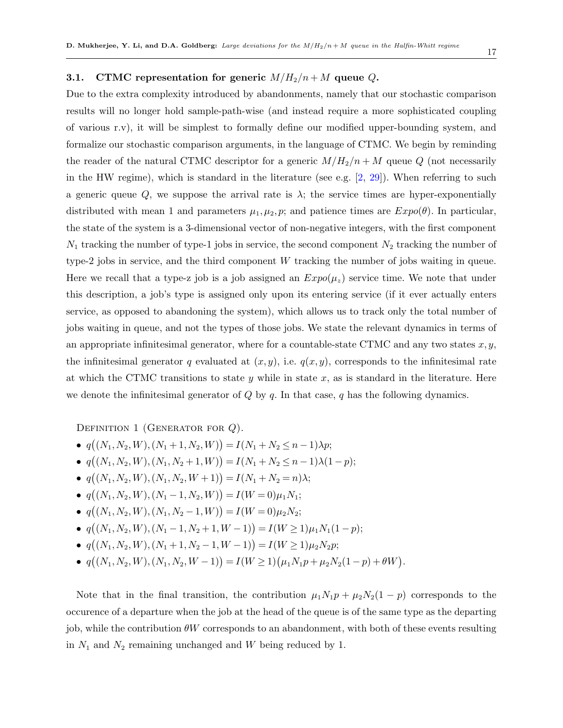### 3.1. CTMC representation for generic $M/H_2/n+M$ queue $Q$.

Due to the extra complexity introduced by abandonments, namely that our stochastic comparison results will no longer hold sample-path-wise (and instead require a more sophisticated coupling of various r.v), it will be simplest to formally define our modified upper-bounding system, and formalize our stochastic comparison arguments, in the language of CTMC. We begin by reminding the reader of the natural CTMC descriptor for a generic $M/H_2/n+M$ queue $Q$ (not necessarily in the HW regime), which is standard in the literature (see e.g. [2, 29]). When referring to such a generic queue $Q$, we suppose the arrival rate is $\lambda$; the service times are hyper-exponentially distributed with mean 1 and parameters $\mu_1, \mu_2, p$; and patience times are $Expo(\theta)$. In particular, the state of the system is a 3-dimensional vector of non-negative integers, with the first component $N_1$ tracking the number of type-1 jobs in service, the second component $N_2$ tracking the number of type-2 jobs in service, and the third component $W$ tracking the number of jobs waiting in queue. Here we recall that a type-z job is a job assigned an $Expo(\mu_z)$ service time. We note that under this description, a job's type is assigned only upon its entering service (if it ever actually enters service, as opposed to abandoning the system), which allows us to track only the total number of jobs waiting in queue, and not the types of those jobs. We state the relevant dynamics in terms of an appropriate infinitesimal generator, where for a countable-state CTMC and any two states $x, y$, the infinitesimal generator $q$ evaluated at $(x, y)$, i.e. $q(x, y)$, corresponds to the infinitesimal rate at which the CTMC transitions to state $y$ while in state $x$, as is standard in the literature. Here we denote the infinitesimal generator of $Q$ by $q$. In that case, $q$ has the following dynamics.

Definition 1 (Generator for $Q$).

- $q\big((N_1, N_2, W), (N_1+1, N_2, W)\big) = I(N_1 + N_2 \le n-1)\lambda p$;
- $q\big((N_1, N_2, W), (N_1, N_2+1, W)\big) = I(N_1 + N_2 \le n-1)\lambda(1-p)$;
- $q\big((N_1, N_2, W), (N_1, N_2, W+1)\big) = I(N_1 + N_2 = n)\lambda$;
- $q\big((N_1, N_2, W), (N_1-1, N_2, W)\big) = I(W = 0)\mu_1 N_1$;
- $q\big((N_1, N_2, W), (N_1, N_2-1, W)\big) = I(W = 0)\mu_2 N_2$;
- $q\big((N_1, N_2, W), (N_1-1, N_2+1, W-1)\big) = I(W \ge 1)\mu_1 N_1(1-p)$;
- $q\big((N_1, N_2, W), (N_1+1, N_2-1, W-1)\big) = I(W \ge 1)\mu_2 N_2 p$;
- $q\big((N_1, N_2, W), (N_1, N_2, W-1)\big) = I(W \ge 1)\big(\mu_1 N_1 p + \mu_2 N_2(1-p) + \theta W\big)$.

Note that in the final transition, the contribution $\mu_1 N_1 p + \mu_2 N_2(1-p)$ corresponds to the occurence of a departure when the job at the head of the queue is of the same type as the departing job, while the contribution $\theta W$ corresponds to an abandonment, with both of these events resulting in $N_1$ and $N_2$ remaining unchanged and $W$ being reduced by 1.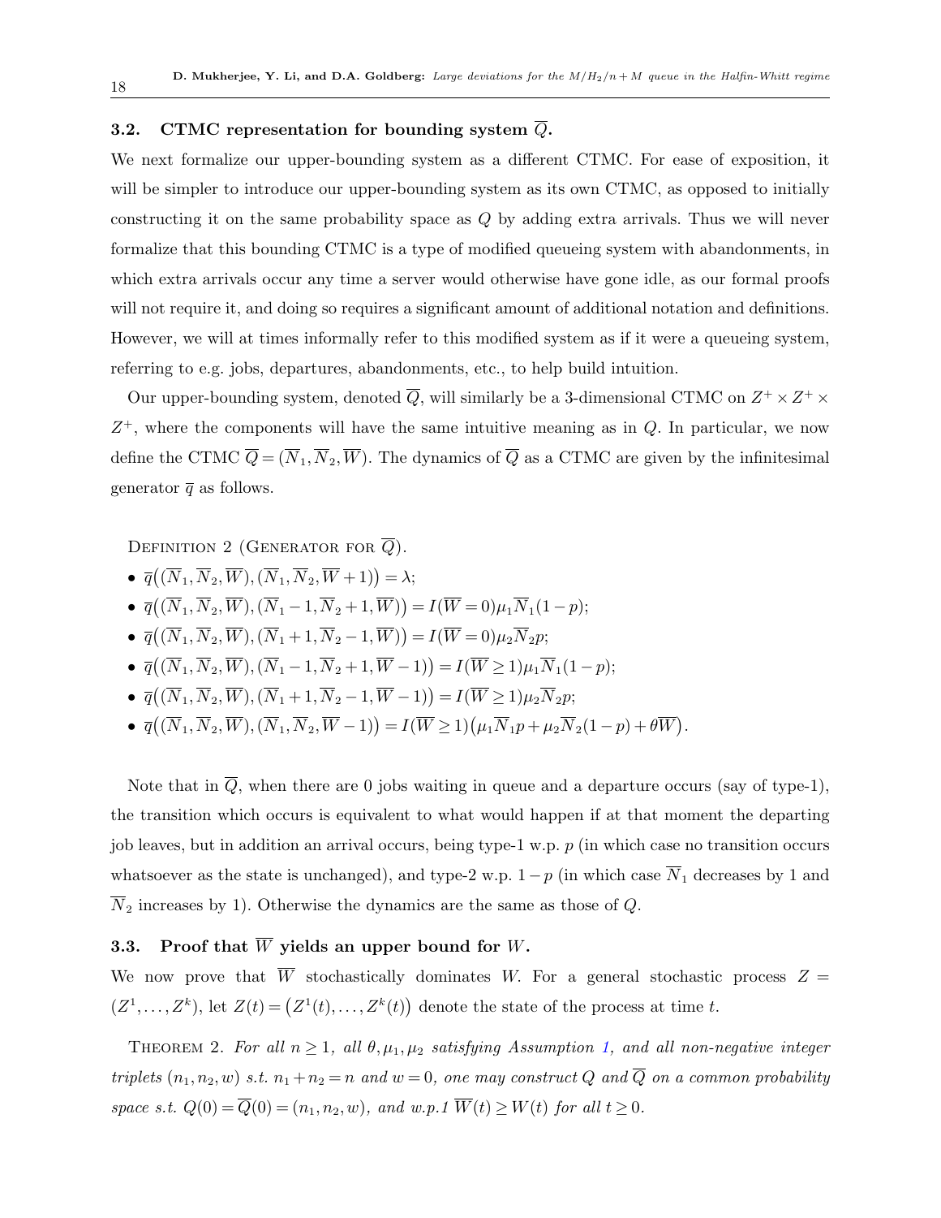### 3.2. CTMC representation for bounding system $\overline{Q}$.

We next formalize our upper-bounding system as a different CTMC. For ease of exposition, it will be simpler to introduce our upper-bounding system as its own CTMC, as opposed to initially constructing it on the same probability space as $Q$ by adding extra arrivals. Thus we will never formalize that this bounding CTMC is a type of modified queueing system with abandonments, in which extra arrivals occur any time a server would otherwise have gone idle, as our formal proofs will not require it, and doing so requires a significant amount of additional notation and definitions. However, we will at times informally refer to this modified system as if it were a queueing system, referring to e.g. jobs, departures, abandonments, etc., to help build intuition.

Our upper-bounding system, denoted $\overline{Q}$, will similarly be a 3-dimensional CTMC on $Z^+ \times Z^+ \times Z^+$, where the components will have the same intuitive meaning as in $Q$. In particular, we now define the CTMC $\overline{Q} = (\overline{N}_1, \overline{N}_2, \overline{W})$. The dynamics of $\overline{Q}$ as a CTMC are given by the infinitesimal generator $\overline{q}$ as follows.

Definition 2 (Generator for $\overline{Q}$).

- $\overline{q}\big((\overline{N}_1, \overline{N}_2, \overline{W}), (\overline{N}_1, \overline{N}_2, \overline{W}+1)\big) = \lambda$;
- $\overline{q}\big((\overline{N}_1, \overline{N}_2, \overline{W}), (\overline{N}_1 - 1, \overline{N}_2 + 1, \overline{W})\big) = I(\overline{W} = 0)\mu_1 \overline{N}_1 (1-p)$;
- $\overline{q}\big((\overline{N}_1, \overline{N}_2, \overline{W}), (\overline{N}_1 + 1, \overline{N}_2 - 1, \overline{W})\big) = I(\overline{W} = 0)\mu_2 \overline{N}_2 p$;
- $\overline{q}\big((\overline{N}_1, \overline{N}_2, \overline{W}), (\overline{N}_1 - 1, \overline{N}_2 + 1, \overline{W} - 1)\big) = I(\overline{W} \geq 1)\mu_1 \overline{N}_1 (1-p)$;
- $\overline{q}\big((\overline{N}_1, \overline{N}_2, \overline{W}), (\overline{N}_1 + 1, \overline{N}_2 - 1, \overline{W} - 1)\big) = I(\overline{W} \geq 1)\mu_2 \overline{N}_2 p$;
- $\overline{q}\big((\overline{N}_1, \overline{N}_2, \overline{W}), (\overline{N}_1, \overline{N}_2, \overline{W} - 1)\big) = I(\overline{W} \geq 1)\big(\mu_1 \overline{N}_1 p + \mu_2 \overline{N}_2 (1-p) + \theta \overline{W}\big)$.

Note that in $\overline{Q}$, when there are 0 jobs waiting in queue and a departure occurs (say of type-1), the transition which occurs is equivalent to what would happen if at that moment the departing job leaves, but in addition an arrival occurs, being type-1 w.p. $p$ (in which case no transition occurs whatsoever as the state is unchanged), and type-2 w.p. $1-p$ (in which case $\overline{N}_1$ decreases by 1 and $\overline{N}_2$ increases by 1). Otherwise the dynamics are the same as those of $Q$.

### 3.3. Proof that $\overline{W}$ yields an upper bound for $W$.

We now prove that $\overline{W}$ stochastically dominates $W$. For a general stochastic process $Z = (Z^1, \ldots, Z^k)$, let $Z(t) = \big(Z^1(t), \ldots, Z^k(t)\big)$ denote the state of the process at time $t$.

Theorem 2. *For all $n \geq 1$, all $\theta, \mu_1, \mu_2$ satisfying Assumption 1, and all non-negative integer triplets $(n_1, n_2, w)$ s.t. $n_1 + n_2 = n$ and $w = 0$, one may construct $Q$ and $\overline{Q}$ on a common probability space s.t. $Q(0) = \overline{Q}(0) = (n_1, n_2, w)$, and w.p.1 $\overline{W}(t) \geq W(t)$ for all $t \geq 0$.*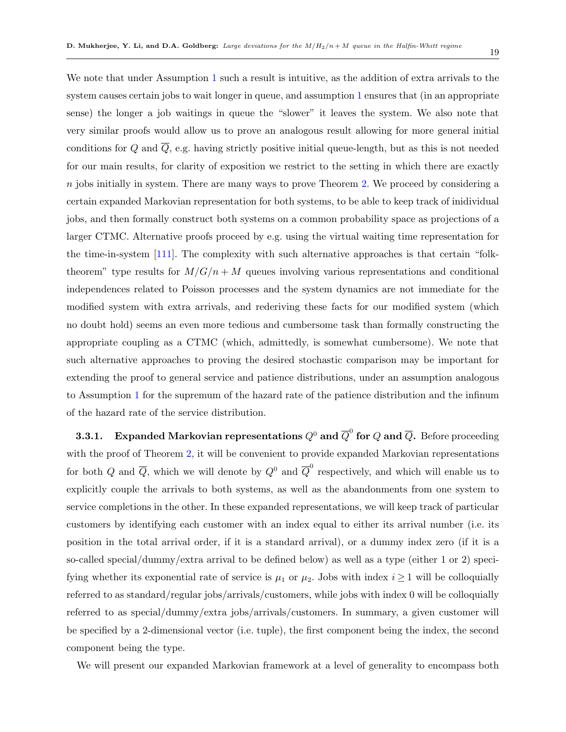We note that under Assumption 1 such a result is intuitive, as the addition of extra arrivals to the system causes certain jobs to wait longer in queue, and assumption 1 ensures that (in an appropriate sense) the longer a job waitings in queue the "slower" it leaves the system. We also note that very similar proofs would allow us to prove an analogous result allowing for more general initial conditions for $Q$ and $\overline{Q}$, e.g. having strictly positive initial queue-length, but as this is not needed for our main results, for clarity of exposition we restrict to the setting in which there are exactly $n$ jobs initially in system. There are many ways to prove Theorem 2. We proceed by considering a certain expanded Markovian representation for both systems, to be able to keep track of inidividual jobs, and then formally construct both systems on a common probability space as projections of a larger CTMC. Alternative proofs proceed by e.g. using the virtual waiting time representation for the time-in-system [111]. The complexity with such alternative approaches is that certain "folk-theorem" type results for $M/G/n+M$ queues involving various representations and conditional independences related to Poisson processes and the system dynamics are not immediate for the modified system with extra arrivals, and rederiving these facts for our modified system (which no doubt hold) seems an even more tedious and cumbersome task than formally constructing the appropriate coupling as a CTMC (which, admittedly, is somewhat cumbersome). We note that such alternative approaches to proving the desired stochastic comparison may be important for extending the proof to general service and patience distributions, under an assumption analogous to Assumption 1 for the supremum of the hazard rate of the patience distribution and the infinum of the hazard rate of the service distribution.

**3.3.1. Expanded Markovian representations $Q^0$ and $\overline{Q}^0$ for $Q$ and $\overline{Q}$.** Before proceeding with the proof of Theorem 2, it will be convenient to provide expanded Markovian representations for both $Q$ and $\overline{Q}$, which we will denote by $Q^0$ and $\overline{Q}^0$ respectively, and which will enable us to explicitly couple the arrivals to both systems, as well as the abandonments from one system to service completions in the other. In these expanded representations, we will keep track of particular customers by identifying each customer with an index equal to either its arrival number (i.e. its position in the total arrival order, if it is a standard arrival), or a dummy index zero (if it is a so-called special/dummy/extra arrival to be defined below) as well as a type (either 1 or 2) specifying whether its exponential rate of service is $\mu_1$ or $\mu_2$. Jobs with index $i \geq 1$ will be colloquially referred to as standard/regular jobs/arrivals/customers, while jobs with index 0 will be colloquially referred to as special/dummy/extra jobs/arrivals/customers. In summary, a given customer will be specified by a 2-dimensional vector (i.e. tuple), the first component being the index, the second component being the type.

We will present our expanded Markovian framework at a level of generality to encompass both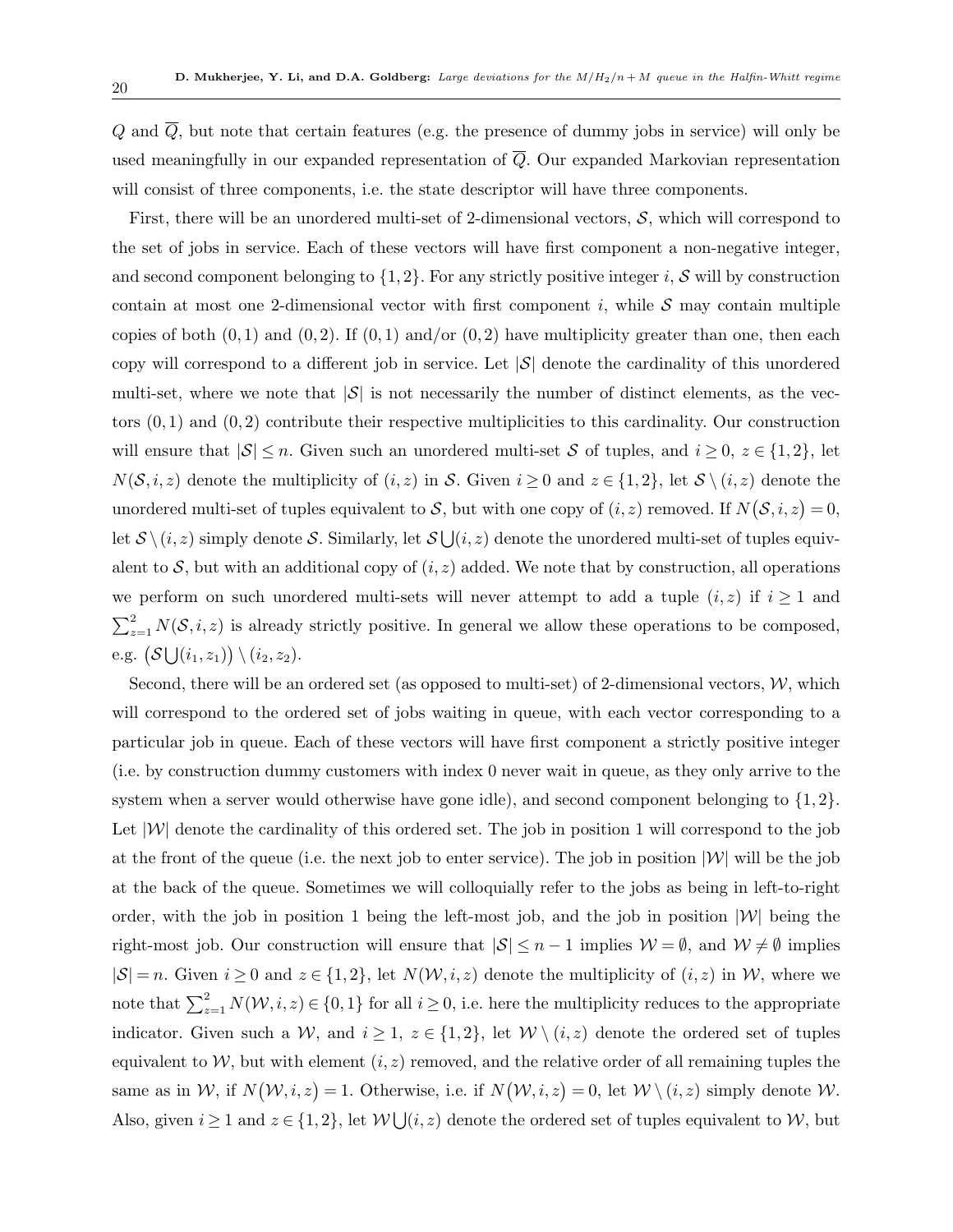$Q$ and $\overline{Q}$, but note that certain features (e.g. the presence of dummy jobs in service) will only be used meaningfully in our expanded representation of $\overline{Q}$. Our expanded Markovian representation will consist of three components, i.e. the state descriptor will have three components.

First, there will be an unordered multi-set of 2-dimensional vectors, $\mathcal{S}$, which will correspond to the set of jobs in service. Each of these vectors will have first component a non-negative integer, and second component belonging to $\{1,2\}$. For any strictly positive integer $i$, $\mathcal{S}$ will by construction contain at most one 2-dimensional vector with first component $i$, while $\mathcal{S}$ may contain multiple copies of both $(0,1)$ and $(0,2)$. If $(0,1)$ and/or $(0,2)$ have multiplicity greater than one, then each copy will correspond to a different job in service. Let $|\mathcal{S}|$ denote the cardinality of this unordered multi-set, where we note that $|\mathcal{S}|$ is not necessarily the number of distinct elements, as the vectors $(0,1)$ and $(0,2)$ contribute their respective multiplicities to this cardinality. Our construction will ensure that $|\mathcal{S}| \leq n$. Given such an unordered multi-set $\mathcal{S}$ of tuples, and $i \geq 0$, $z \in \{1,2\}$, let $N(\mathcal{S}, i, z)$ denote the multiplicity of $(i,z)$ in $\mathcal{S}$. Given $i \geq 0$ and $z \in \{1,2\}$, let $\mathcal{S} \setminus (i,z)$ denote the unordered multi-set of tuples equivalent to $\mathcal{S}$, but with one copy of $(i,z)$ removed. If $N\big(\mathcal{S}, i, z\big) = 0$, let $\mathcal{S} \setminus (i,z)$ simply denote $\mathcal{S}$. Similarly, let $\mathcal{S} \bigcup (i,z)$ denote the unordered multi-set of tuples equivalent to $\mathcal{S}$, but with an additional copy of $(i,z)$ added. We note that by construction, all operations we perform on such unordered multi-sets will never attempt to add a tuple $(i,z)$ if $i \geq 1$ and $\sum_{z=1}^{2} N(\mathcal{S}, i, z)$ is already strictly positive. In general we allow these operations to be composed, e.g. $\big(\mathcal{S} \bigcup (i_1, z_1)\big) \setminus (i_2, z_2)$.

Second, there will be an ordered set (as opposed to multi-set) of 2-dimensional vectors, $\mathcal{W}$, which will correspond to the ordered set of jobs waiting in queue, with each vector corresponding to a particular job in queue. Each of these vectors will have first component a strictly positive integer (i.e. by construction dummy customers with index 0 never wait in queue, as they only arrive to the system when a server would otherwise have gone idle), and second component belonging to $\{1,2\}$. Let $|\mathcal{W}|$ denote the cardinality of this ordered set. The job in position 1 will correspond to the job at the front of the queue (i.e. the next job to enter service). The job in position $|\mathcal{W}|$ will be the job at the back of the queue. Sometimes we will colloquially refer to the jobs as being in left-to-right order, with the job in position 1 being the left-most job, and the job in position $|\mathcal{W}|$ being the right-most job. Our construction will ensure that $|\mathcal{S}| \leq n-1$ implies $\mathcal{W} = \emptyset$, and $\mathcal{W} \neq \emptyset$ implies $|\mathcal{S}| = n$. Given $i \geq 0$ and $z \in \{1,2\}$, let $N(\mathcal{W}, i, z)$ denote the multiplicity of $(i,z)$ in $\mathcal{W}$, where we note that $\sum_{z=1}^{2} N(\mathcal{W}, i, z) \in \{0,1\}$ for all $i \geq 0$, i.e. here the multiplicity reduces to the appropriate indicator. Given such a $\mathcal{W}$, and $i \geq 1$, $z \in \{1,2\}$, let $\mathcal{W} \setminus (i,z)$ denote the ordered set of tuples equivalent to $\mathcal{W}$, but with element $(i,z)$ removed, and the relative order of all remaining tuples the same as in $\mathcal{W}$, if $N\big(\mathcal{W}, i, z\big) = 1$. Otherwise, i.e. if $N\big(\mathcal{W}, i, z\big) = 0$, let $\mathcal{W} \setminus (i,z)$ simply denote $\mathcal{W}$. Also, given $i \geq 1$ and $z \in \{1,2\}$, let $\mathcal{W} \bigcup (i,z)$ denote the ordered set of tuples equivalent to $\mathcal{W}$, but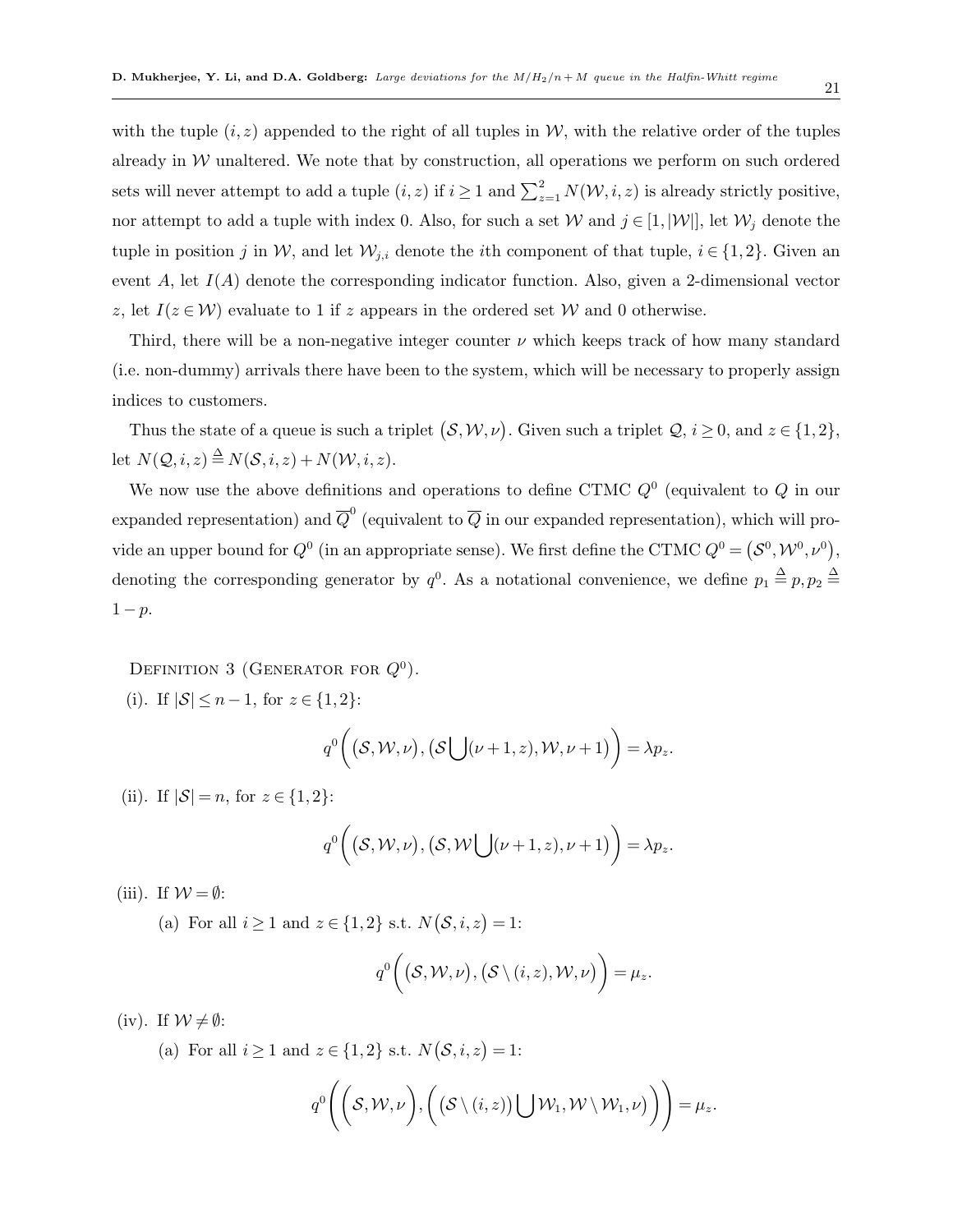with the tuple $(i,z)$ appended to the right of all tuples in $\mathcal{W}$, with the relative order of the tuples already in $\mathcal{W}$ unaltered. We note that by construction, all operations we perform on such ordered sets will never attempt to add a tuple $(i,z)$ if $i \geq 1$ and $\sum_{z=1}^{2} N(\mathcal{W},i,z)$ is already strictly positive, nor attempt to add a tuple with index 0. Also, for such a set $\mathcal{W}$ and $j \in [1,|\mathcal{W}|]$, let $\mathcal{W}_j$ denote the tuple in position $j$ in $\mathcal{W}$, and let $\mathcal{W}_{j,i}$ denote the $i$th component of that tuple, $i \in \{1,2\}$. Given an event $A$, let $I(A)$ denote the corresponding indicator function. Also, given a 2-dimensional vector $z$, let $I(z \in \mathcal{W})$ evaluate to 1 if $z$ appears in the ordered set $\mathcal{W}$ and 0 otherwise.

Third, there will be a non-negative integer counter $\nu$ which keeps track of how many standard (i.e. non-dummy) arrivals there have been to the system, which will be necessary to properly assign indices to customers.

Thus the state of a queue is such a triplet $(\mathcal{S},\mathcal{W},\nu)$. Given such a triplet $\mathcal{Q}$, $i \geq 0$, and $z \in \{1,2\}$, let $N(\mathcal{Q},i,z) \triangleq N(\mathcal{S},i,z) + N(\mathcal{W},i,z)$.

We now use the above definitions and operations to define CTMC $Q^0$ (equivalent to $Q$ in our expanded representation) and $\overline{Q}^0$ (equivalent to $\overline{Q}$ in our expanded representation), which will provide an upper bound for $Q^0$ (in an appropriate sense). We first define the CTMC $Q^0 = (\mathcal{S}^0, \mathcal{W}^0, \nu^0)$, denoting the corresponding generator by $q^0$. As a notational convenience, we define $p_1 \triangleq p, p_2 \triangleq 1-p$.

Definition 3 (Generator for $Q^0$).

(i). If $|\mathcal{S}| \leq n-1$, for $z \in \{1,2\}$:

$$q^0\Big((\mathcal{S},\mathcal{W},\nu),(\mathcal{S}\bigcup(\nu+1,z),\mathcal{W},\nu+1)\Big) = \lambda p_z.$$

(ii). If $|\mathcal{S}| = n$, for $z \in \{1,2\}$:

$$q^0\Big((\mathcal{S},\mathcal{W},\nu),(\mathcal{S},\mathcal{W}\bigcup(\nu+1,z),\nu+1)\Big) = \lambda p_z.$$

(iii). If $\mathcal{W} = \emptyset$:

(a) For all $i \geq 1$ and $z \in \{1,2\}$ s.t. $N(\mathcal{S},i,z) = 1$:

$$q^0\Big((\mathcal{S},\mathcal{W},\nu),(\mathcal{S}\setminus(i,z),\mathcal{W},\nu)\Big) = \mu_z.$$

(iv). If $\mathcal{W} \neq \emptyset$:

(a) For all $i \geq 1$ and $z \in \{1,2\}$ s.t. $N(\mathcal{S},i,z) = 1$:

$$q^0\bigg(\Big(\mathcal{S},\mathcal{W},\nu\Big),\Big((\mathcal{S}\setminus(i,z))\bigcup\mathcal{W}_1,\mathcal{W}\setminus\mathcal{W}_1,\nu\Big)\bigg) = \mu_z.$$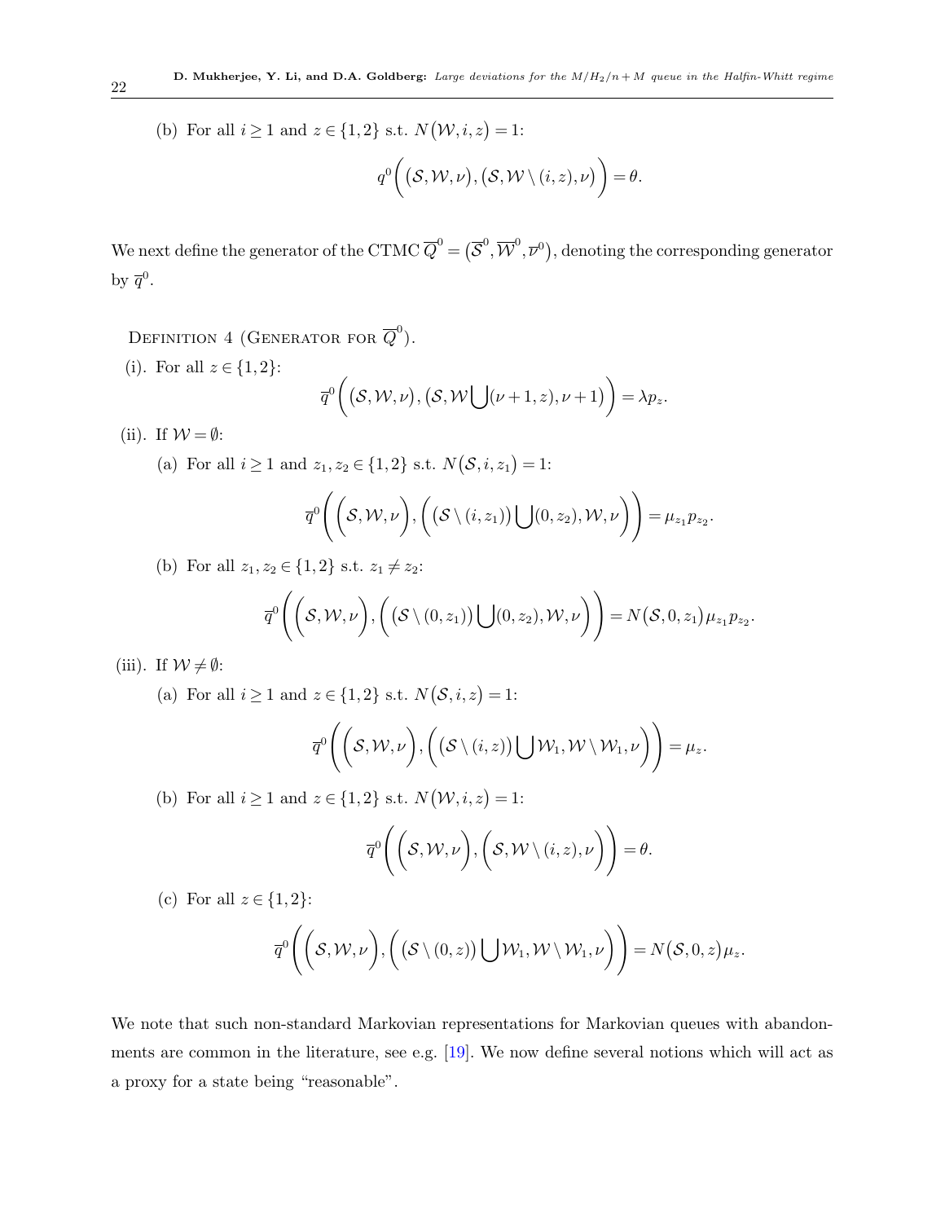(b) For all $i \geq 1$ and $z \in \{1,2\}$ s.t. $N\big(\mathcal{W}, i, z\big) = 1$:

$$q^0\bigg(\big(\mathcal{S}, \mathcal{W}, \nu\big), \big(\mathcal{S}, \mathcal{W} \setminus (i,z), \nu\big)\bigg) = \theta.$$

We next define the generator of the CTMC $\overline{Q}^0 = \big(\overline{\mathcal{S}}^0, \overline{\mathcal{W}}^0, \overline{\nu}^0\big)$, denoting the corresponding generator by $\overline{q}^0$.

Definition 4 (Generator for $\overline{Q}^0$).

(i). For all $z \in \{1,2\}$:

$$\overline{q}^0\bigg(\big(\mathcal{S}, \mathcal{W}, \nu\big), \big(\mathcal{S}, \mathcal{W} \bigcup (\nu+1, z), \nu+1\big)\bigg) = \lambda p_z.$$

(ii). If $\mathcal{W} = \emptyset$:

(a) For all $i \geq 1$ and $z_1, z_2 \in \{1,2\}$ s.t. $N\big(\mathcal{S}, i, z_1\big) = 1$:

$$\overline{q}^0\Bigg(\bigg(\mathcal{S}, \mathcal{W}, \nu\bigg), \bigg(\big(\mathcal{S} \setminus (i, z_1)\big) \bigcup (0, z_2), \mathcal{W}, \nu\bigg)\Bigg) = \mu_{z_1} p_{z_2}.$$

(b) For all $z_1, z_2 \in \{1,2\}$ s.t. $z_1 \neq z_2$:

$$\overline{q}^0\Bigg(\bigg(\mathcal{S}, \mathcal{W}, \nu\bigg), \bigg(\big(\mathcal{S} \setminus (0, z_1)\big) \bigcup (0, z_2), \mathcal{W}, \nu\bigg)\Bigg) = N\big(\mathcal{S}, 0, z_1\big) \mu_{z_1} p_{z_2}.$$

(iii). If $\mathcal{W} \neq \emptyset$:

(a) For all $i \geq 1$ and $z \in \{1,2\}$ s.t. $N\big(\mathcal{S}, i, z\big) = 1$:

$$\overline{q}^0\Bigg(\bigg(\mathcal{S}, \mathcal{W}, \nu\bigg), \bigg(\big(\mathcal{S} \setminus (i, z)\big) \bigcup \mathcal{W}_1, \mathcal{W} \setminus \mathcal{W}_1, \nu\bigg)\Bigg) = \mu_z.$$

(b) For all $i \geq 1$ and $z \in \{1,2\}$ s.t. $N\big(\mathcal{W}, i, z\big) = 1$:

$$\overline{q}^0\Bigg(\bigg(\mathcal{S}, \mathcal{W}, \nu\bigg), \bigg(\mathcal{S}, \mathcal{W} \setminus (i, z), \nu\bigg)\Bigg) = \theta.$$

(c) For all $z \in \{1,2\}$:

$$\overline{q}^0\Bigg(\bigg(\mathcal{S}, \mathcal{W}, \nu\bigg), \bigg(\big(\mathcal{S} \setminus (0, z)\big) \bigcup \mathcal{W}_1, \mathcal{W} \setminus \mathcal{W}_1, \nu\bigg)\Bigg) = N\big(\mathcal{S}, 0, z\big) \mu_z.$$

We note that such non-standard Markovian representations for Markovian queues with abandonments are common in the literature, see e.g. [19]. We now define several notions which will act as a proxy for a state being "reasonable".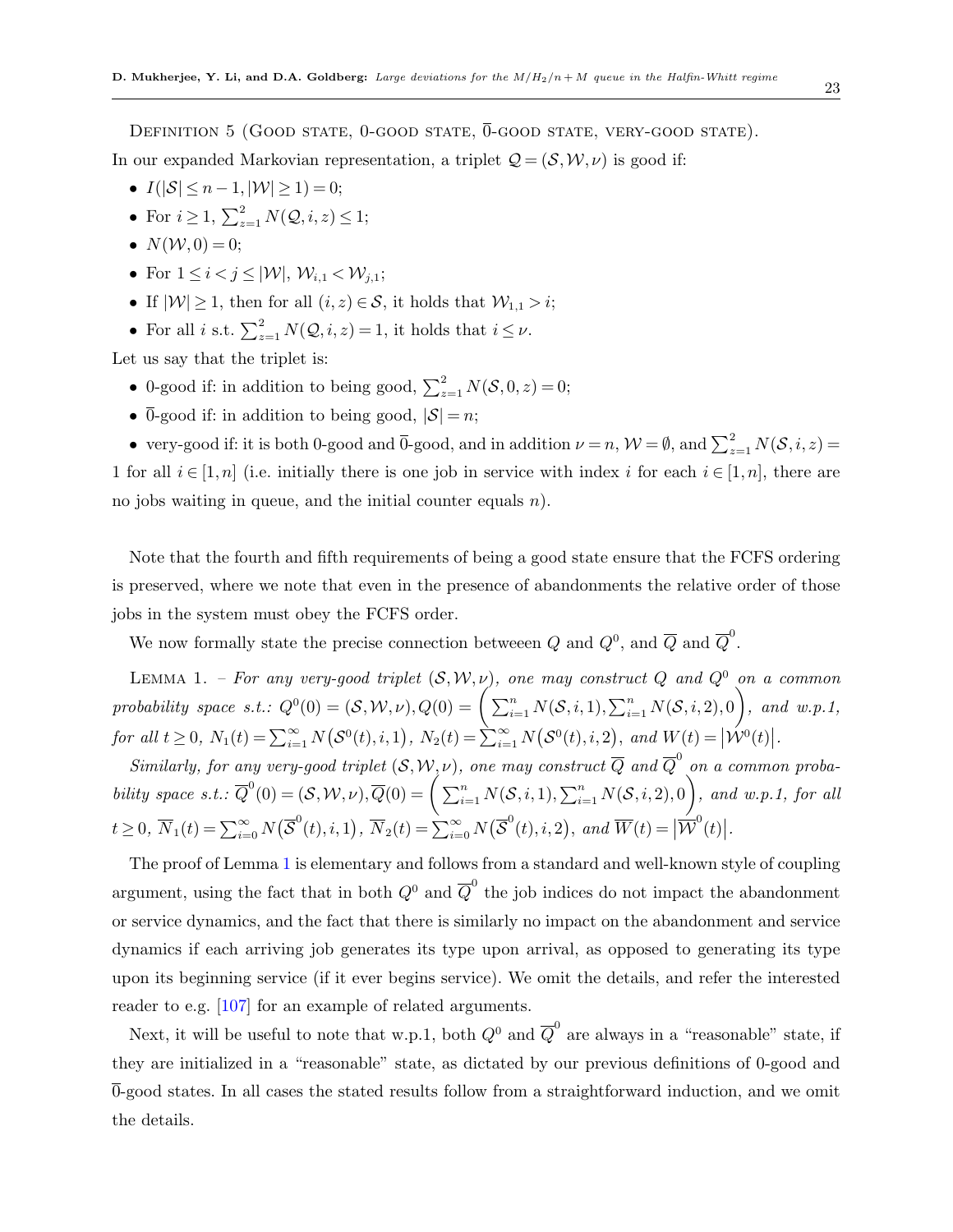Definition 5 (Good state, 0-good state, $\overline{0}$-good state, very-good state). In our expanded Markovian representation, a triplet $\mathcal{Q} = (\mathcal{S}, \mathcal{W}, \nu)$ is good if:

- $I(|\mathcal{S}| \leq n-1, |\mathcal{W}| \geq 1) = 0$;
- For $i \geq 1$, $\sum_{z=1}^{2} N(\mathcal{Q}, i, z) \leq 1$;
- $N(\mathcal{W}, 0) = 0$;
- For $1 \leq i < j \leq |\mathcal{W}|$, $\mathcal{W}_{i,1} < \mathcal{W}_{j,1}$;
- If $|\mathcal{W}| \geq 1$, then for all $(i,z) \in \mathcal{S}$, it holds that $\mathcal{W}_{1,1} > i$;
- For all $i$ s.t. $\sum_{z=1}^{2} N(\mathcal{Q}, i, z) = 1$, it holds that $i \leq \nu$.

Let us say that the triplet is:

- 0-good if: in addition to being good, $\sum_{z=1}^{2} N(\mathcal{S}, 0, z) = 0$;
- $\overline{0}$-good if: in addition to being good, $|\mathcal{S}| = n$;
- very-good if: it is both 0-good and $\overline{0}$-good, and in addition $\nu = n$, $\mathcal{W} = \emptyset$, and $\sum_{z=1}^{2} N(\mathcal{S}, i, z) = 1$ for all $i \in [1, n]$ (i.e. initially there is one job in service with index $i$ for each $i \in [1, n]$, there are no jobs waiting in queue, and the initial counter equals $n$).

Note that the fourth and fifth requirements of being a good state ensure that the FCFS ordering is preserved, where we note that even in the presence of abandonments the relative order of those jobs in the system must obey the FCFS order.

We now formally state the precise connection betweeen $Q$ and $Q^0$, and $\overline{Q}$ and $\overline{Q}^0$.

Lemma 1. – *For any very-good triplet $(\mathcal{S}, \mathcal{W}, \nu)$, one may construct $Q$ and $Q^0$ on a common probability space s.t.: $Q^0(0) = (\mathcal{S}, \mathcal{W}, \nu), Q(0) = \Big(\sum_{i=1}^{n} N(\mathcal{S}, i, 1), \sum_{i=1}^{n} N(\mathcal{S}, i, 2), 0\Big)$, and w.p.1, for all $t \geq 0$, $N_1(t) = \sum_{i=1}^{\infty} N\big(\mathcal{S}^0(t), i, 1\big)$, $N_2(t) = \sum_{i=1}^{\infty} N\big(\mathcal{S}^0(t), i, 2\big)$, and $W(t) = \big|\mathcal{W}^0(t)\big|$.*

*Similarly, for any very-good triplet $(\mathcal{S}, \mathcal{W}, \nu)$, one may construct $\overline{Q}$ and $\overline{Q}^0$ on a common probability space s.t.: $\overline{Q}^0(0) = (\mathcal{S}, \mathcal{W}, \nu), \overline{Q}(0) = \Big(\sum_{i=1}^{n} N(\mathcal{S}, i, 1), \sum_{i=1}^{n} N(\mathcal{S}, i, 2), 0\Big)$, and w.p.1, for all $t \geq 0$, $\overline{N}_1(t) = \sum_{i=0}^{\infty} N\big(\overline{\mathcal{S}}^0(t), i, 1\big)$, $\overline{N}_2(t) = \sum_{i=0}^{\infty} N\big(\overline{\mathcal{S}}^0(t), i, 2\big)$, and $\overline{W}(t) = \big|\overline{\mathcal{W}}^0(t)\big|$.*

The proof of Lemma 1 is elementary and follows from a standard and well-known style of coupling argument, using the fact that in both $Q^0$ and $\overline{Q}^0$ the job indices do not impact the abandonment or service dynamics, and the fact that there is similarly no impact on the abandonment and service dynamics if each arriving job generates its type upon arrival, as opposed to generating its type upon its beginning service (if it ever begins service). We omit the details, and refer the interested reader to e.g. [107] for an example of related arguments.

Next, it will be useful to note that w.p.1, both $Q^0$ and $\overline{Q}^0$ are always in a "reasonable" state, if they are initialized in a "reasonable" state, as dictated by our previous definitions of 0-good and $\overline{0}$-good states. In all cases the stated results follow from a straightforward induction, and we omit the details.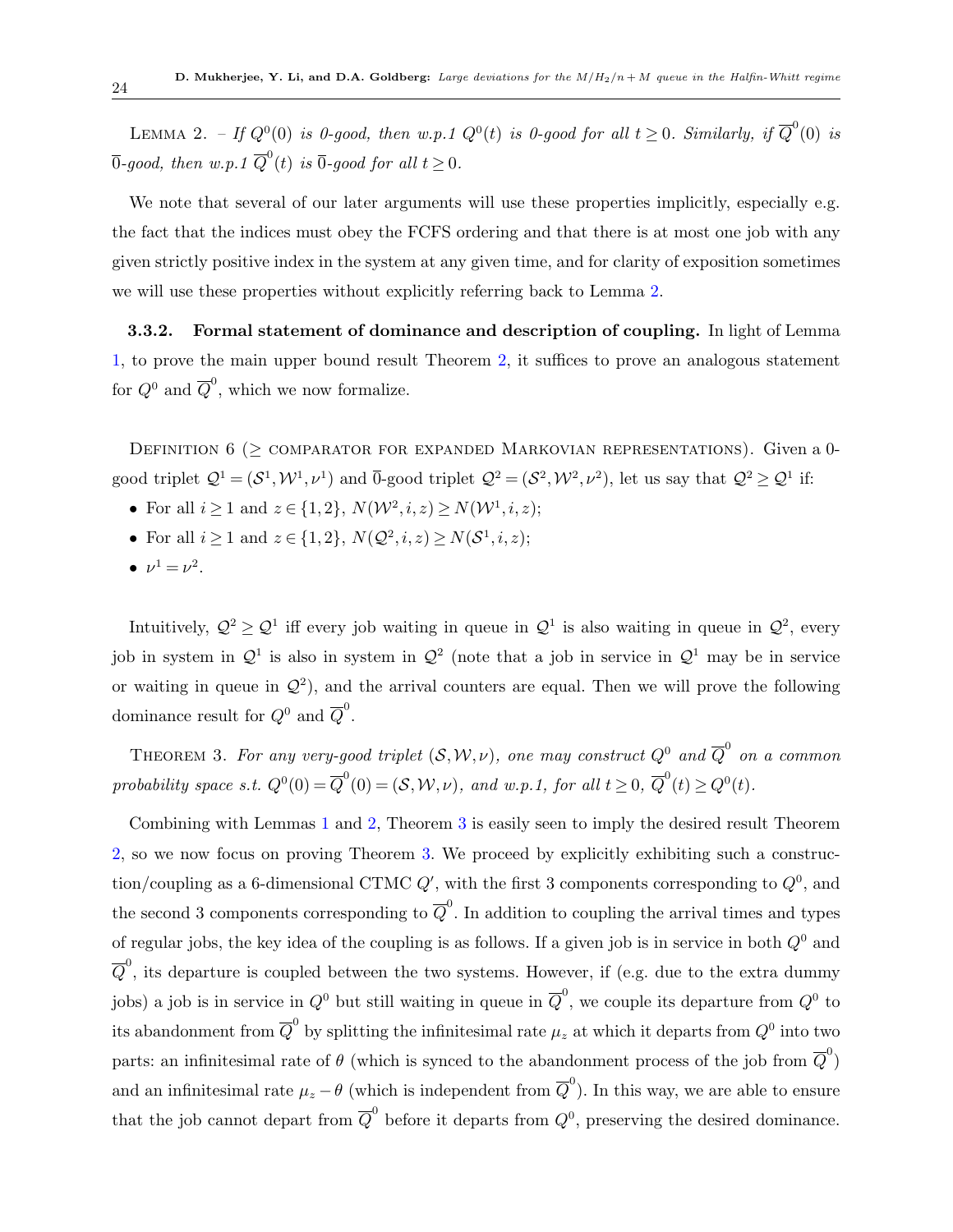Lemma 2. – *If $Q^0(0)$ is 0-good, then w.p.1 $Q^0(t)$ is 0-good for all $t \geq 0$. Similarly, if $\overline{Q}^0(0)$ is $\overline{0}$-good, then w.p.1 $\overline{Q}^0(t)$ is $\overline{0}$-good for all $t \geq 0$.*

We note that several of our later arguments will use these properties implicitly, especially e.g. the fact that the indices must obey the FCFS ordering and that there is at most one job with any given strictly positive index in the system at any given time, and for clarity of exposition sometimes we will use these properties without explicitly referring back to Lemma 2.

**3.3.2. Formal statement of dominance and description of coupling.** In light of Lemma 1, to prove the main upper bound result Theorem 2, it suffices to prove an analogous statement for $Q^0$ and $\overline{Q}^0$, which we now formalize.

Definition 6 ($\geq$ comparator for expanded Markovian representations). Given a 0-good triplet $\mathcal{Q}^1 = (\mathcal{S}^1, \mathcal{W}^1, \nu^1)$ and $\overline{0}$-good triplet $\mathcal{Q}^2 = (\mathcal{S}^2, \mathcal{W}^2, \nu^2)$, let us say that $\mathcal{Q}^2 \geq \mathcal{Q}^1$ if:

- For all $i \geq 1$ and $z \in \{1,2\}$, $N(\mathcal{W}^2, i, z) \geq N(\mathcal{W}^1, i, z)$;
- For all $i \geq 1$ and $z \in \{1,2\}$, $N(\mathcal{Q}^2, i, z) \geq N(\mathcal{S}^1, i, z)$;
- $\nu^1 = \nu^2$.

Intuitively, $\mathcal{Q}^2 \geq \mathcal{Q}^1$ iff every job waiting in queue in $\mathcal{Q}^1$ is also waiting in queue in $\mathcal{Q}^2$, every job in system in $\mathcal{Q}^1$ is also in system in $\mathcal{Q}^2$ (note that a job in service in $\mathcal{Q}^1$ may be in service or waiting in queue in $\mathcal{Q}^2$), and the arrival counters are equal. Then we will prove the following dominance result for $Q^0$ and $\overline{Q}^0$.

Theorem 3. *For any very-good triplet $(\mathcal{S}, \mathcal{W}, \nu)$, one may construct $Q^0$ and $\overline{Q}^0$ on a common probability space s.t. $Q^0(0) = \overline{Q}^0(0) = (\mathcal{S}, \mathcal{W}, \nu)$, and w.p.1, for all $t \geq 0$, $\overline{Q}^0(t) \geq Q^0(t)$.*

Combining with Lemmas 1 and 2, Theorem 3 is easily seen to imply the desired result Theorem 2, so we now focus on proving Theorem 3. We proceed by explicitly exhibiting such a construction/coupling as a 6-dimensional CTMC $Q'$, with the first 3 components corresponding to $Q^0$, and the second 3 components corresponding to $\overline{Q}^0$. In addition to coupling the arrival times and types of regular jobs, the key idea of the coupling is as follows. If a given job is in service in both $Q^0$ and $\overline{Q}^0$, its departure is coupled between the two systems. However, if (e.g. due to the extra dummy jobs) a job is in service in $Q^0$ but still waiting in queue in $\overline{Q}^0$, we couple its departure from $Q^0$ to its abandonment from $\overline{Q}^0$ by splitting the infinitesimal rate $\mu_z$ at which it departs from $Q^0$ into two parts: an infinitesimal rate of $\theta$ (which is synced to the abandonment process of the job from $\overline{Q}^0$) and an infinitesimal rate $\mu_z - \theta$ (which is independent from $\overline{Q}^0$). In this way, we are able to ensure that the job cannot depart from $\overline{Q}^0$ before it departs from $Q^0$, preserving the desired dominance.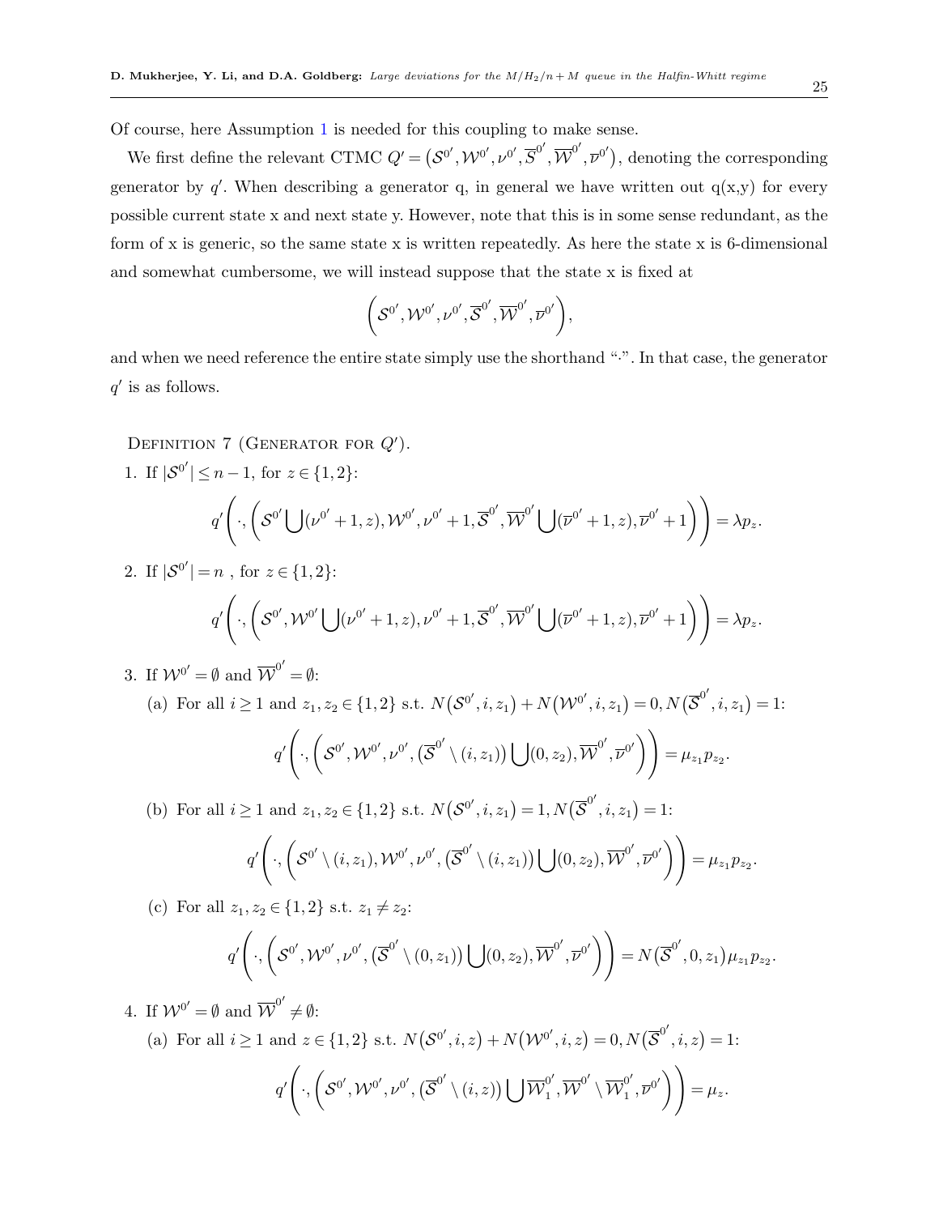Of course, here Assumption 1 is needed for this coupling to make sense.

We first define the relevant CTMC $Q' = \big(\mathcal{S}^{0'}, \mathcal{W}^{0'}, \nu^{0'}, \overline{\mathcal{S}}^{0'}, \overline{\mathcal{W}}^{0'}, \overline{\nu}^{0'}\big)$, denoting the corresponding generator by $q'$. When describing a generator q, in general we have written out q(x,y) for every possible current state x and next state y. However, note that this is in some sense redundant, as the form of x is generic, so the same state x is written repeatedly. As here the state x is 6-dimensional and somewhat cumbersome, we will instead suppose that the state x is fixed at

$$\left(\mathcal{S}^{0'}, \mathcal{W}^{0'}, \nu^{0'}, \overline{\mathcal{S}}^{0'}, \overline{\mathcal{W}}^{0'}, \overline{\nu}^{0'}\right),$$

and when we need reference the entire state simply use the shorthand "$\cdot$". In that case, the generator $q'$ is as follows.

Definition 7 (Generator for $Q'$).

1. If $|\mathcal{S}^{0'}| \leq n-1$, for $z \in \{1,2\}$:

$$q'\left(\cdot, \left(\mathcal{S}^{0'} \bigcup (\nu^{0'}+1, z), \mathcal{W}^{0'}, \nu^{0'}+1, \overline{\mathcal{S}}^{0'}, \overline{\mathcal{W}}^{0'} \bigcup (\overline{\nu}^{0'}+1, z), \overline{\nu}^{0'}+1\right)\right) = \lambda p_z.$$

2. If $|\mathcal{S}^{0'}| = n$ , for $z \in \{1,2\}$:

$$q'\left(\cdot, \left(\mathcal{S}^{0'}, \mathcal{W}^{0'} \bigcup (\nu^{0'}+1, z), \nu^{0'}+1, \overline{\mathcal{S}}^{0'}, \overline{\mathcal{W}}^{0'} \bigcup (\overline{\nu}^{0'}+1, z), \overline{\nu}^{0'}+1\right)\right) = \lambda p_z.$$

3. If $\mathcal{W}^{0'} = \emptyset$ and $\overline{\mathcal{W}}^{0'} = \emptyset$:

   (a) For all $i \geq 1$ and $z_1, z_2 \in \{1,2\}$ s.t. $N\big(\mathcal{S}^{0'}, i, z_1\big) + N\big(\mathcal{W}^{0'}, i, z_1\big) = 0, N\big(\overline{\mathcal{S}}^{0'}, i, z_1\big) = 1$:

$$q'\left(\cdot, \left(\mathcal{S}^{0'}, \mathcal{W}^{0'}, \nu^{0'}, \big(\overline{\mathcal{S}}^{0'} \setminus (i, z_1)\big) \bigcup (0, z_2), \overline{\mathcal{W}}^{0'}, \overline{\nu}^{0'}\right)\right) = \mu_{z_1} p_{z_2}.$$

   (b) For all $i \geq 1$ and $z_1, z_2 \in \{1,2\}$ s.t. $N\big(\mathcal{S}^{0'}, i, z_1\big) = 1, N\big(\overline{\mathcal{S}}^{0'}, i, z_1\big) = 1$:

$$q'\left(\cdot, \left(\mathcal{S}^{0'} \setminus (i, z_1), \mathcal{W}^{0'}, \nu^{0'}, \big(\overline{\mathcal{S}}^{0'} \setminus (i, z_1)\big) \bigcup (0, z_2), \overline{\mathcal{W}}^{0'}, \overline{\nu}^{0'}\right)\right) = \mu_{z_1} p_{z_2}.$$

   (c) For all $z_1, z_2 \in \{1,2\}$ s.t. $z_1 \neq z_2$:

$$q'\left(\cdot, \left(\mathcal{S}^{0'}, \mathcal{W}^{0'}, \nu^{0'}, \big(\overline{\mathcal{S}}^{0'} \setminus (0, z_1)\big) \bigcup (0, z_2), \overline{\mathcal{W}}^{0'}, \overline{\nu}^{0'}\right)\right) = N\big(\overline{\mathcal{S}}^{0'}, 0, z_1\big) \mu_{z_1} p_{z_2}.$$

4. If $\mathcal{W}^{0'} = \emptyset$ and $\overline{\mathcal{W}}^{0'} \neq \emptyset$:

   (a) For all $i \geq 1$ and $z \in \{1,2\}$ s.t. $N\big(\mathcal{S}^{0'}, i, z\big) + N\big(\mathcal{W}^{0'}, i, z\big) = 0, N\big(\overline{\mathcal{S}}^{0'}, i, z\big) = 1$:

$$q'\left(\cdot, \left(\mathcal{S}^{0'}, \mathcal{W}^{0'}, \nu^{0'}, \big(\overline{\mathcal{S}}^{0'} \setminus (i, z)\big) \bigcup \overline{\mathcal{W}}_1^{0'}, \overline{\mathcal{W}}^{0'} \setminus \overline{\mathcal{W}}_1^{0'}, \overline{\nu}^{0'}\right)\right) = \mu_z.$$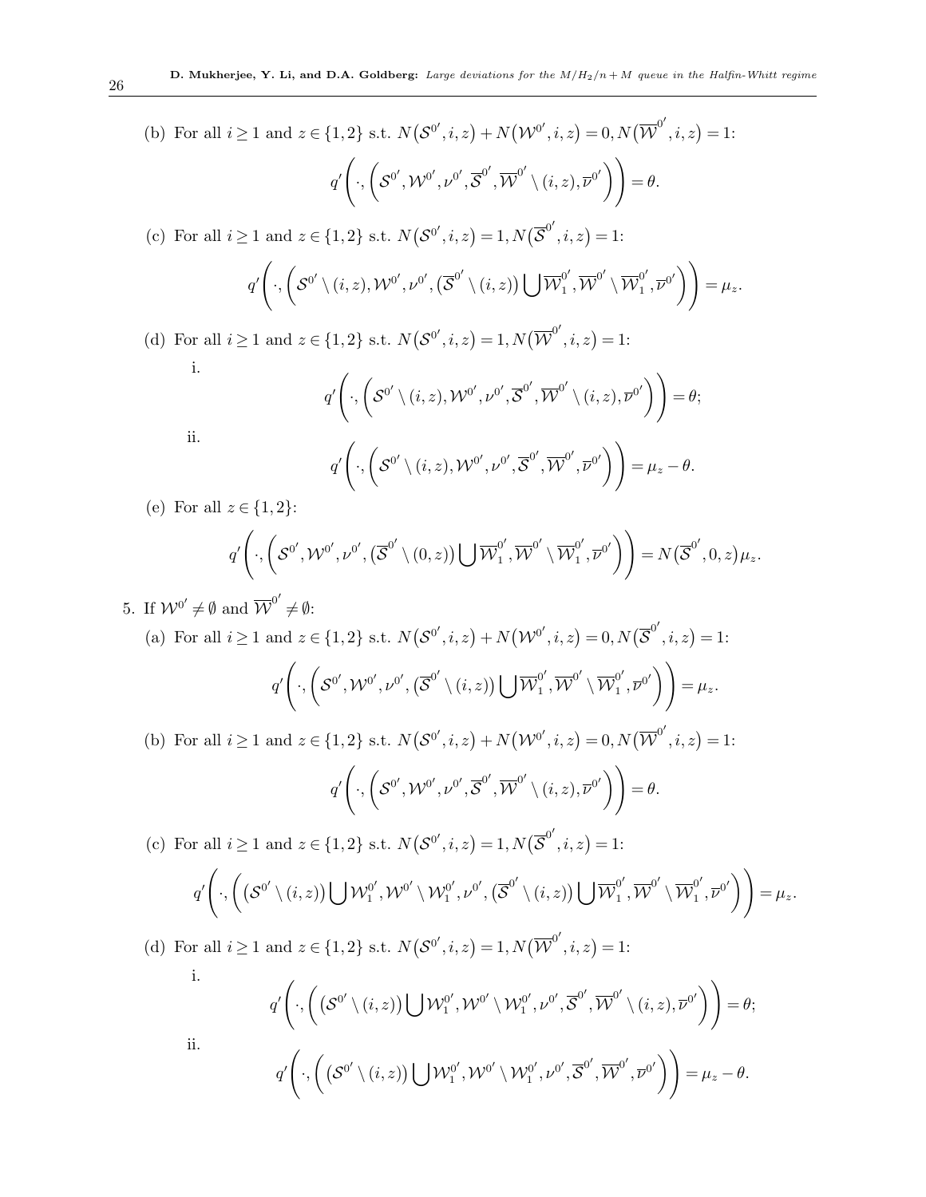(b) For all $i \geq 1$ and $z \in \{1,2\}$ s.t. $N(\mathcal{S}^{0'}, i, z) + N(\mathcal{W}^{0'}, i, z) = 0, N(\overline{\mathcal{W}}^{0'}, i, z) = 1$:

$$q'\left(\cdot, \left(\mathcal{S}^{0'}, \mathcal{W}^{0'}, \nu^{0'}, \overline{\mathcal{S}}^{0'}, \overline{\mathcal{W}}^{0'} \setminus (i,z), \overline{\nu}^{0'}\right)\right) = \theta.$$

(c) For all $i \geq 1$ and $z \in \{1,2\}$ s.t. $N(\mathcal{S}^{0'}, i, z) = 1, N(\overline{\mathcal{S}}^{0'}, i, z) = 1$:

$$q'\left(\cdot, \left(\mathcal{S}^{0'} \setminus (i,z), \mathcal{W}^{0'}, \nu^{0'}, (\overline{\mathcal{S}}^{0'} \setminus (i,z)) \bigcup \overline{\mathcal{W}}_1^{0'}, \overline{\mathcal{W}}^{0'} \setminus \overline{\mathcal{W}}_1^{0'}, \overline{\nu}^{0'}\right)\right) = \mu_z.$$

(d) For all $i \geq 1$ and $z \in \{1,2\}$ s.t. $N(\mathcal{S}^{0'}, i, z) = 1, N(\overline{\mathcal{W}}^{0'}, i, z) = 1$:

i.
$$q'\left(\cdot, \left(\mathcal{S}^{0'} \setminus (i,z), \mathcal{W}^{0'}, \nu^{0'}, \overline{\mathcal{S}}^{0'}, \overline{\mathcal{W}}^{0'} \setminus (i,z), \overline{\nu}^{0'}\right)\right) = \theta;$$

ii.
$$q'\left(\cdot, \left(\mathcal{S}^{0'} \setminus (i,z), \mathcal{W}^{0'}, \nu^{0'}, \overline{\mathcal{S}}^{0'}, \overline{\mathcal{W}}^{0'}, \overline{\nu}^{0'}\right)\right) = \mu_z - \theta.$$

(e) For all $z \in \{1,2\}$:

$$q'\left(\cdot, \left(\mathcal{S}^{0'}, \mathcal{W}^{0'}, \nu^{0'}, (\overline{\mathcal{S}}^{0'} \setminus (0,z)) \bigcup \overline{\mathcal{W}}_1^{0'}, \overline{\mathcal{W}}^{0'} \setminus \overline{\mathcal{W}}_1^{0'}, \overline{\nu}^{0'}\right)\right) = N(\overline{\mathcal{S}}^{0'}, 0, z)\mu_z.$$

5. If $\mathcal{W}^{0'} \neq \emptyset$ and $\overline{\mathcal{W}}^{0'} \neq \emptyset$:

(a) For all $i \geq 1$ and $z \in \{1,2\}$ s.t. $N(\mathcal{S}^{0'}, i, z) + N(\mathcal{W}^{0'}, i, z) = 0, N(\overline{\mathcal{S}}^{0'}, i, z) = 1$:

$$q'\left(\cdot, \left(\mathcal{S}^{0'}, \mathcal{W}^{0'}, \nu^{0'}, (\overline{\mathcal{S}}^{0'} \setminus (i,z)) \bigcup \overline{\mathcal{W}}_1^{0'}, \overline{\mathcal{W}}^{0'} \setminus \overline{\mathcal{W}}_1^{0'}, \overline{\nu}^{0'}\right)\right) = \mu_z.$$

(b) For all $i \geq 1$ and $z \in \{1,2\}$ s.t. $N(\mathcal{S}^{0'}, i, z) + N(\mathcal{W}^{0'}, i, z) = 0, N(\overline{\mathcal{W}}^{0'}, i, z) = 1$:

$$q'\left(\cdot, \left(\mathcal{S}^{0'}, \mathcal{W}^{0'}, \nu^{0'}, \overline{\mathcal{S}}^{0'}, \overline{\mathcal{W}}^{0'} \setminus (i,z), \overline{\nu}^{0'}\right)\right) = \theta.$$

(c) For all $i \geq 1$ and $z \in \{1,2\}$ s.t. $N(\mathcal{S}^{0'}, i, z) = 1, N(\overline{\mathcal{S}}^{0'}, i, z) = 1$:

$$q'\left(\cdot, \left((\mathcal{S}^{0'} \setminus (i,z)) \bigcup \mathcal{W}_1^{0'}, \mathcal{W}^{0'} \setminus \mathcal{W}_1^{0'}, \nu^{0'}, (\overline{\mathcal{S}}^{0'} \setminus (i,z)) \bigcup \overline{\mathcal{W}}_1^{0'}, \overline{\mathcal{W}}^{0'} \setminus \overline{\mathcal{W}}_1^{0'}, \overline{\nu}^{0'}\right)\right) = \mu_z.$$

(d) For all $i \geq 1$ and $z \in \{1,2\}$ s.t. $N(\mathcal{S}^{0'}, i, z) = 1, N(\overline{\mathcal{W}}^{0'}, i, z) = 1$:

i.
$$q'\left(\cdot, \left((\mathcal{S}^{0'} \setminus (i,z)) \bigcup \mathcal{W}_1^{0'}, \mathcal{W}^{0'} \setminus \mathcal{W}_1^{0'}, \nu^{0'}, \overline{\mathcal{S}}^{0'}, \overline{\mathcal{W}}^{0'} \setminus (i,z), \overline{\nu}^{0'}\right)\right) = \theta;$$

ii.
$$q'\left(\cdot, \left((\mathcal{S}^{0'} \setminus (i,z)) \bigcup \mathcal{W}_1^{0'}, \mathcal{W}^{0'} \setminus \mathcal{W}_1^{0'}, \nu^{0'}, \overline{\mathcal{S}}^{0'}, \overline{\mathcal{W}}^{0'}, \overline{\nu}^{0'}\right)\right) = \mu_z - \theta.$$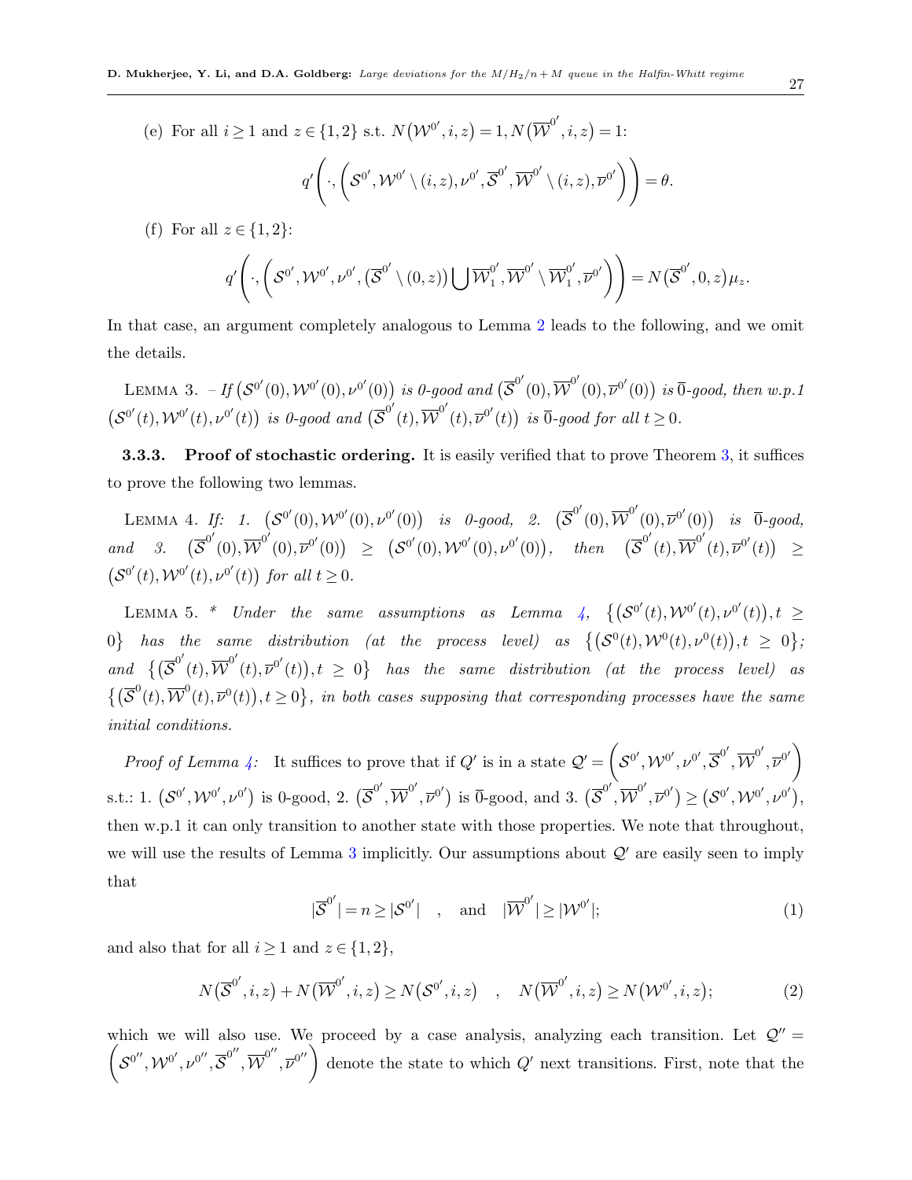(e) For all $i \geq 1$ and $z \in \{1,2\}$ s.t. $N(\mathcal{W}^{0'}, i, z) = 1, N(\overline{\mathcal{W}}^{0'}, i, z) = 1$:

$$q'\left(\cdot, \left(\mathcal{S}^{0'}, \mathcal{W}^{0'} \setminus (i,z), \nu^{0'}, \overline{\mathcal{S}}^{0'}, \overline{\mathcal{W}}^{0'} \setminus (i,z), \overline{\nu}^{0'}\right)\right) = \theta.$$

(f) For all $z \in \{1,2\}$:

$$q'\left(\cdot, \left(\mathcal{S}^{0'}, \mathcal{W}^{0'}, \nu^{0'}, (\overline{\mathcal{S}}^{0'} \setminus (0,z)) \bigcup \overline{\mathcal{W}}_1^{0'}, \overline{\mathcal{W}}^{0'} \setminus \overline{\mathcal{W}}_1^{0'}, \overline{\nu}^{0'}\right)\right) = N(\overline{\mathcal{S}}^{0'}, 0, z)\mu_z.$$

In that case, an argument completely analogous to Lemma 2 leads to the following, and we omit the details.

Lemma 3. *– If $(\mathcal{S}^{0'}(0), \mathcal{W}^{0'}(0), \nu^{0'}(0))$ is 0-good and $(\overline{\mathcal{S}}^{0'}(0), \overline{\mathcal{W}}^{0'}(0), \overline{\nu}^{0'}(0))$ is $\overline{0}$-good, then w.p.1 $(\mathcal{S}^{0'}(t), \mathcal{W}^{0'}(t), \nu^{0'}(t))$ is 0-good and $(\overline{\mathcal{S}}^{0'}(t), \overline{\mathcal{W}}^{0'}(t), \overline{\nu}^{0'}(t))$ is $\overline{0}$-good for all $t \geq 0$.*

### 3.3.3. Proof of stochastic ordering.

It is easily verified that to prove Theorem 3, it suffices to prove the following two lemmas.

Lemma 4. *If: 1. $(\mathcal{S}^{0'}(0), \mathcal{W}^{0'}(0), \nu^{0'}(0))$ is 0-good, 2. $(\overline{\mathcal{S}}^{0'}(0), \overline{\mathcal{W}}^{0'}(0), \overline{\nu}^{0'}(0))$ is $\overline{0}$-good, and 3. $(\overline{\mathcal{S}}^{0'}(0), \overline{\mathcal{W}}^{0'}(0), \overline{\nu}^{0'}(0)) \geq (\mathcal{S}^{0'}(0), \mathcal{W}^{0'}(0), \nu^{0'}(0))$, then $(\overline{\mathcal{S}}^{0'}(t), \overline{\mathcal{W}}^{0'}(t), \overline{\nu}^{0'}(t)) \geq (\mathcal{S}^{0'}(t), \mathcal{W}^{0'}(t), \nu^{0'}(t))$ for all $t \geq 0$.*

Lemma 5. *\* Under the same assumptions as Lemma 4, $\{(\mathcal{S}^{0'}(t), \mathcal{W}^{0'}(t), \nu^{0'}(t)), t \geq 0\}$ has the same distribution (at the process level) as $\{(\mathcal{S}^{0}(t), \mathcal{W}^{0}(t), \nu^{0}(t)), t \geq 0\}$; and $\{(\overline{\mathcal{S}}^{0'}(t), \overline{\mathcal{W}}^{0'}(t), \overline{\nu}^{0'}(t)), t \geq 0\}$ has the same distribution (at the process level) as $\{(\overline{\mathcal{S}}^{0}(t), \overline{\mathcal{W}}^{0}(t), \overline{\nu}^{0}(t)), t \geq 0\}$, in both cases supposing that corresponding processes have the same initial conditions.*

*Proof of Lemma 4:* It suffices to prove that if $Q'$ is in a state $\mathcal{Q}' = \left(\mathcal{S}^{0'}, \mathcal{W}^{0'}, \nu^{0'}, \overline{\mathcal{S}}^{0'}, \overline{\mathcal{W}}^{0'}, \overline{\nu}^{0'}\right)$ s.t.: 1. $(\mathcal{S}^{0'}, \mathcal{W}^{0'}, \nu^{0'})$ is 0-good, 2. $(\overline{\mathcal{S}}^{0'}, \overline{\mathcal{W}}^{0'}, \overline{\nu}^{0'})$ is $\overline{0}$-good, and 3. $(\overline{\mathcal{S}}^{0'}, \overline{\mathcal{W}}^{0'}, \overline{\nu}^{0'}) \geq (\mathcal{S}^{0'}, \mathcal{W}^{0'}, \nu^{0'})$, then w.p.1 it can only transition to another state with those properties. We note that throughout, we will use the results of Lemma 3 implicitly. Our assumptions about $\mathcal{Q}'$ are easily seen to imply that

$$|\overline{\mathcal{S}}^{0'}| = n \geq |\mathcal{S}^{0'}| \quad , \quad \text{and} \quad |\overline{\mathcal{W}}^{0'}| \geq |\mathcal{W}^{0'}|; \tag{1}$$

and also that for all $i \geq 1$ and $z \in \{1,2\}$,

$$N(\overline{\mathcal{S}}^{0'}, i, z) + N(\overline{\mathcal{W}}^{0'}, i, z) \geq N(\mathcal{S}^{0'}, i, z) \quad , \quad N(\overline{\mathcal{W}}^{0'}, i, z) \geq N(\mathcal{W}^{0'}, i, z); \tag{2}$$

which we will also use. We proceed by a case analysis, analyzing each transition. Let $\mathcal{Q}'' = \left(\mathcal{S}^{0''}, \mathcal{W}^{0'}, \nu^{0''}, \overline{\mathcal{S}}^{0''}, \overline{\mathcal{W}}^{0''}, \overline{\nu}^{0''}\right)$ denote the state to which $Q'$ next transitions. First, note that the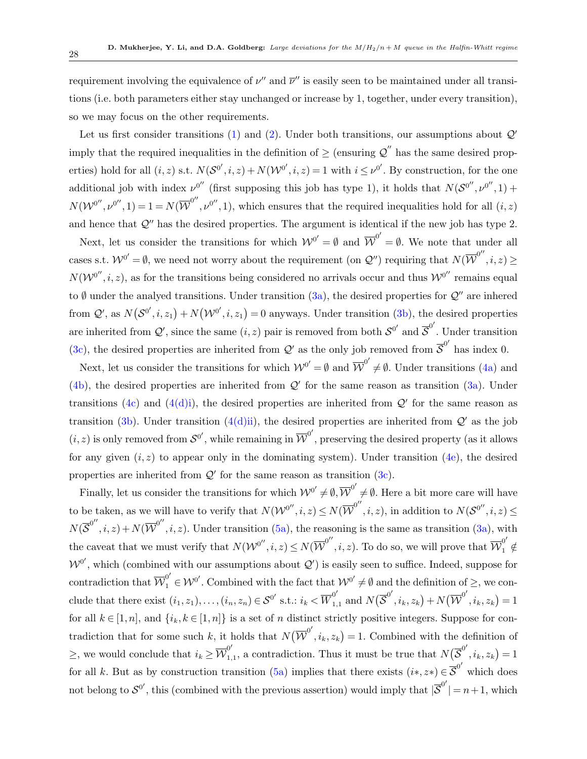requirement involving the equivalence of $\nu''$ and $\overline{\nu}''$ is easily seen to be maintained under all transitions (i.e. both parameters either stay unchanged or increase by 1, together, under every transition), so we may focus on the other requirements.

Let us first consider transitions (1) and (2). Under both transitions, our assumptions about $\mathcal{Q}'$ imply that the required inequalities in the definition of $\geq$ (ensuring $\mathcal{Q}^{''}$ has the same desired properties) hold for all $(i,z)$ s.t. $N(\mathcal{S}^{0'},i,z)+N(\mathcal{W}^{0'},i,z)=1$ with $i \leq \nu^{0'}$. By construction, for the one additional job with index $\nu^{0''}$ (first supposing this job has type 1), it holds that $N(\mathcal{S}^{0''},\nu^{0''},1)+N(\mathcal{W}^{0''},\nu^{0''},1)=1=N(\overline{\mathcal{W}}^{0''},\nu^{0''},1)$, which ensures that the required inequalities hold for all $(i,z)$ and hence that $\mathcal{Q}''$ has the desired properties. The argument is identical if the new job has type 2.

Next, let us consider the transitions for which $\mathcal{W}^{0'}=\emptyset$ and $\overline{\mathcal{W}}^{0'}=\emptyset$. We note that under all cases s.t. $\mathcal{W}^{0'}=\emptyset$, we need not worry about the requirement (on $\mathcal{Q}''$) requiring that $N(\overline{\mathcal{W}}^{0''},i,z)\geq N(\mathcal{W}^{0''},i,z)$, as for the transitions being considered no arrivals occur and thus $\mathcal{W}^{0''}$ remains equal to $\emptyset$ under the analyed transitions. Under transition (3a), the desired properties for $\mathcal{Q}''$ are inhered from $\mathcal{Q}'$, as $N\big(\mathcal{S}^{0'},i,z_1\big)+N\big(\mathcal{W}^{0'},i,z_1\big)=0$ anyways. Under transition (3b), the desired properties are inherited from $\mathcal{Q}'$, since the same $(i,z)$ pair is removed from both $\mathcal{S}^{0'}$ and $\overline{\mathcal{S}}^{0'}$. Under transition (3c), the desired properties are inherited from $\mathcal{Q}'$ as the only job removed from $\overline{\mathcal{S}}^{0'}$ has index 0.

Next, let us consider the transitions for which $\mathcal{W}^{0'}=\emptyset$ and $\overline{\mathcal{W}}^{0'}\neq\emptyset$. Under transitions (4a) and (4b), the desired properties are inherited from $\mathcal{Q}'$ for the same reason as transition (3a). Under transitions (4c) and (4(d)i), the desired properties are inherited from $\mathcal{Q}'$ for the same reason as transition (3b). Under transition (4(d)ii), the desired properties are inherited from $\mathcal{Q}'$ as the job $(i,z)$ is only removed from $\mathcal{S}^{0'}$, while remaining in $\overline{\mathcal{W}}^{0'}$, preserving the desired property (as it allows for any given $(i,z)$ to appear only in the dominating system). Under transition (4e), the desired properties are inherited from $\mathcal{Q}'$ for the same reason as transition (3c).

Finally, let us consider the transitions for which $\mathcal{W}^{0'}\neq\emptyset,\overline{\mathcal{W}}^{0'}\neq\emptyset$. Here a bit more care will have to be taken, as we will have to verify that $N(\mathcal{W}^{0''},i,z)\leq N(\overline{\mathcal{W}}^{0''},i,z)$, in addition to $N(\mathcal{S}^{0''},i,z)\leq N(\overline{\mathcal{S}}^{0''},i,z)+N(\overline{\mathcal{W}}^{0''},i,z)$. Under transition (5a), the reasoning is the same as transition (3a), with the caveat that we must verify that $N(\mathcal{W}^{0''},i,z)\leq N(\overline{\mathcal{W}}^{0''},i,z)$. To do so, we will prove that $\overline{\mathcal{W}}_1^{0'}\notin\mathcal{W}^{0'}$, which (combined with our assumptions about $\mathcal{Q}'$) is easily seen to suffice. Indeed, suppose for contradiction that $\overline{\mathcal{W}}_1^{0'}\in\mathcal{W}^{0'}$. Combined with the fact that $\mathcal{W}^{0'}\neq\emptyset$ and the definition of $\geq$, we conclude that there exist $(i_1,z_1),\ldots,(i_n,z_n)\in\mathcal{S}^{0'}$ s.t.: $i_k<\overline{\mathcal{W}}_{1,1}^{0'}$ and $N\big(\overline{\mathcal{S}}^{0'},i_k,z_k\big)+N\big(\overline{\mathcal{W}}^{0'},i_k,z_k\big)=1$ for all $k\in[1,n]$, and $\{i_k,k\in[1,n]\}$ is a set of $n$ distinct strictly positive integers. Suppose for contradiction that for some such $k$, it holds that $N\big(\overline{\mathcal{W}}^{0'},i_k,z_k\big)=1$. Combined with the definition of $\geq$, we would conclude that $i_k\geq\overline{\mathcal{W}}_{1,1}^{0'}$, a contradiction. Thus it must be true that $N\big(\overline{\mathcal{S}}^{0'},i_k,z_k\big)=1$ for all $k$. But as by construction transition (5a) implies that there exists $(i*,z*)\in\overline{\mathcal{S}}^{0'}$ which does not belong to $\mathcal{S}^{0'}$, this (combined with the previous assertion) would imply that $|\overline{\mathcal{S}}^{0'}|=n+1$, which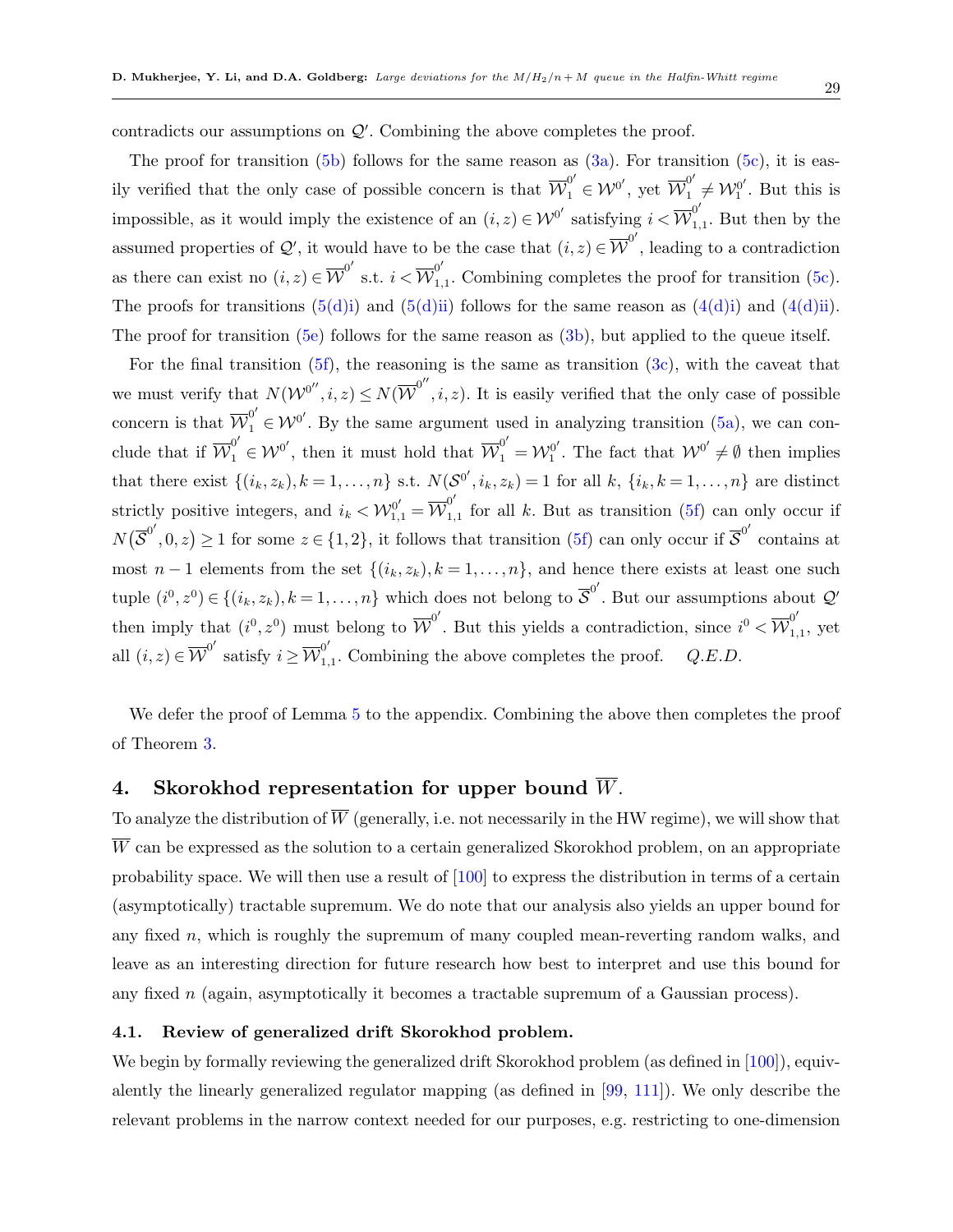contradicts our assumptions on $\mathcal{Q}'$. Combining the above completes the proof.

The proof for transition (5b) follows for the same reason as (3a). For transition (5c), it is easily verified that the only case of possible concern is that $\overline{\mathcal{W}}_1^{0'} \in \mathcal{W}^{0'}$, yet $\overline{\mathcal{W}}_1^{0'} \neq \mathcal{W}_1^{0'}$. But this is impossible, as it would imply the existence of an $(i,z) \in \mathcal{W}^{0'}$ satisfying $i < \overline{\mathcal{W}}_{1,1}^{0'}$. But then by the assumed properties of $\mathcal{Q}'$, it would have to be the case that $(i,z) \in \overline{\mathcal{W}}^{0'}$, leading to a contradiction as there can exist no $(i,z) \in \overline{\mathcal{W}}^{0'}$ s.t. $i < \overline{\mathcal{W}}_{1,1}^{0'}$. Combining completes the proof for transition (5c). The proofs for transitions (5(d)i) and (5(d)ii) follows for the same reason as (4(d)i) and (4(d)ii). The proof for transition (5e) follows for the same reason as (3b), but applied to the queue itself.

For the final transition (5f), the reasoning is the same as transition (3c), with the caveat that we must verify that $N(\mathcal{W}^{0''}, i, z) \leq N(\overline{\mathcal{W}}^{0''}, i, z)$. It is easily verified that the only case of possible concern is that $\overline{\mathcal{W}}_1^{0'} \in \mathcal{W}^{0'}$. By the same argument used in analyzing transition (5a), we can conclude that if $\overline{\mathcal{W}}_1^{0'} \in \mathcal{W}^{0'}$, then it must hold that $\overline{\mathcal{W}}_1^{0'} = \mathcal{W}_1^{0'}$. The fact that $\mathcal{W}^{0'} \neq \emptyset$ then implies that there exist $\{(i_k, z_k), k = 1, \ldots, n\}$ s.t. $N(\mathcal{S}^{0'}, i_k, z_k) = 1$ for all $k$, $\{i_k, k = 1, \ldots, n\}$ are distinct strictly positive integers, and $i_k < \mathcal{W}_{1,1}^{0'} = \overline{\mathcal{W}}_{1,1}^{0'}$ for all $k$. But as transition (5f) can only occur if $N(\overline{\mathcal{S}}^{0'}, 0, z) \geq 1$ for some $z \in \{1, 2\}$, it follows that transition (5f) can only occur if $\overline{\mathcal{S}}^{0'}$ contains at most $n-1$ elements from the set $\{(i_k, z_k), k = 1, \ldots, n\}$, and hence there exists at least one such tuple $(i^0, z^0) \in \{(i_k, z_k), k = 1, \ldots, n\}$ which does not belong to $\overline{\mathcal{S}}^{0'}$. But our assumptions about $\mathcal{Q}'$ then imply that $(i^0, z^0)$ must belong to $\overline{\mathcal{W}}^{0'}$. But this yields a contradiction, since $i^0 < \overline{\mathcal{W}}_{1,1}^{0'}$, yet all $(i,z) \in \overline{\mathcal{W}}^{0'}$ satisfy $i \geq \overline{\mathcal{W}}_{1,1}^{0'}$. Combining the above completes the proof. *Q.E.D.*

We defer the proof of Lemma 5 to the appendix. Combining the above then completes the proof of Theorem 3.

## 4. Skorokhod representation for upper bound $\overline{W}$.

To analyze the distribution of $\overline{W}$ (generally, i.e. not necessarily in the HW regime), we will show that $\overline{W}$ can be expressed as the solution to a certain generalized Skorokhod problem, on an appropriate probability space. We will then use a result of [100] to express the distribution in terms of a certain (asymptotically) tractable supremum. We do note that our analysis also yields an upper bound for any fixed $n$, which is roughly the supremum of many coupled mean-reverting random walks, and leave as an interesting direction for future research how best to interpret and use this bound for any fixed $n$ (again, asymptotically it becomes a tractable supremum of a Gaussian process).

### 4.1. Review of generalized drift Skorokhod problem.

We begin by formally reviewing the generalized drift Skorokhod problem (as defined in [100]), equivalently the linearly generalized regulator mapping (as defined in [99, 111]). We only describe the relevant problems in the narrow context needed for our purposes, e.g. restricting to one-dimension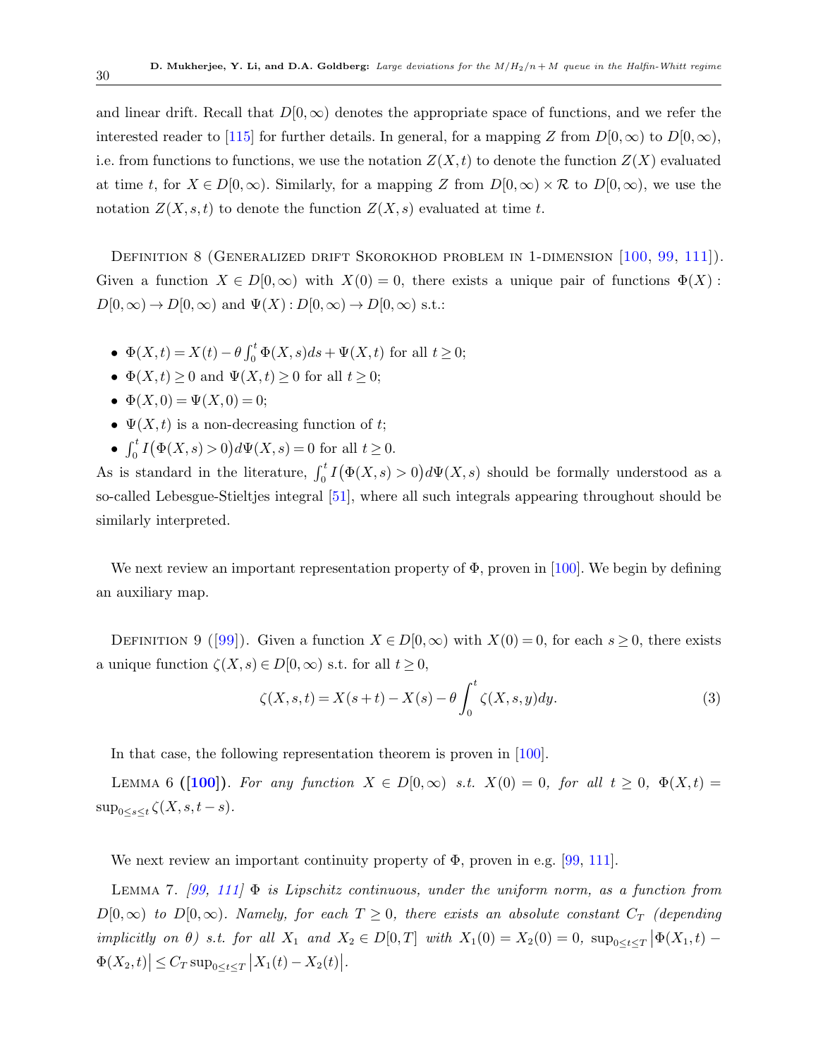and linear drift. Recall that $D[0,\infty)$ denotes the appropriate space of functions, and we refer the interested reader to [115] for further details. In general, for a mapping $Z$ from $D[0,\infty)$ to $D[0,\infty)$, i.e. from functions to functions, we use the notation $Z(X,t)$ to denote the function $Z(X)$ evaluated at time $t$, for $X \in D[0,\infty)$. Similarly, for a mapping $Z$ from $D[0,\infty) \times \mathcal{R}$ to $D[0,\infty)$, we use the notation $Z(X,s,t)$ to denote the function $Z(X,s)$ evaluated at time $t$.

Definition 8 (Generalized drift Skorokhod problem in 1-dimension [100, 99, 111]). Given a function $X \in D[0,\infty)$ with $X(0)=0$, there exists a unique pair of functions $\Phi(X) : D[0,\infty) \rightarrow D[0,\infty)$ and $\Psi(X) : D[0,\infty) \rightarrow D[0,\infty)$ s.t.:

- $\Phi(X,t) = X(t) - \theta \int_0^t \Phi(X,s)ds + \Psi(X,t)$ for all $t \geq 0$;
- $\Phi(X,t) \geq 0$ and $\Psi(X,t) \geq 0$ for all $t \geq 0$;
- $\Phi(X,0) = \Psi(X,0) = 0$;
- $\Psi(X,t)$ is a non-decreasing function of $t$;
- $\int_0^t I\big(\Phi(X,s) > 0\big) d\Psi(X,s) = 0$ for all $t \geq 0$.

As is standard in the literature, $\int_0^t I\big(\Phi(X,s) > 0\big) d\Psi(X,s)$ should be formally understood as a so-called Lebesgue-Stieltjes integral [51], where all such integrals appearing throughout should be similarly interpreted.

We next review an important representation property of $\Phi$, proven in [100]. We begin by defining an auxiliary map.

Definition 9 ([99]). Given a function $X \in D[0,\infty)$ with $X(0)=0$, for each $s \geq 0$, there exists a unique function $\zeta(X,s) \in D[0,\infty)$ s.t. for all $t \geq 0$,

$$\zeta(X,s,t) = X(s+t) - X(s) - \theta \int_0^t \zeta(X,s,y)dy. \tag{3}$$

In that case, the following representation theorem is proven in [100].

Lemma 6 ([100]). *For any function $X \in D[0,\infty)$ s.t. $X(0)=0$, for all $t \geq 0$, $\Phi(X,t) = \sup_{0 \leq s \leq t} \zeta(X,s,t-s)$.*

We next review an important continuity property of $\Phi$, proven in e.g. [99, 111].

Lemma 7. *[99, 111] $\Phi$ is Lipschitz continuous, under the uniform norm, as a function from $D[0,\infty)$ to $D[0,\infty)$. Namely, for each $T \geq 0$, there exists an absolute constant $C_T$ (depending implicitly on $\theta$) s.t. for all $X_1$ and $X_2 \in D[0,T]$ with $X_1(0) = X_2(0) = 0$, $\sup_{0 \leq t \leq T} \big|\Phi(X_1,t) - \Phi(X_2,t)\big| \leq C_T \sup_{0 \leq t \leq T} \big|X_1(t) - X_2(t)\big|$.*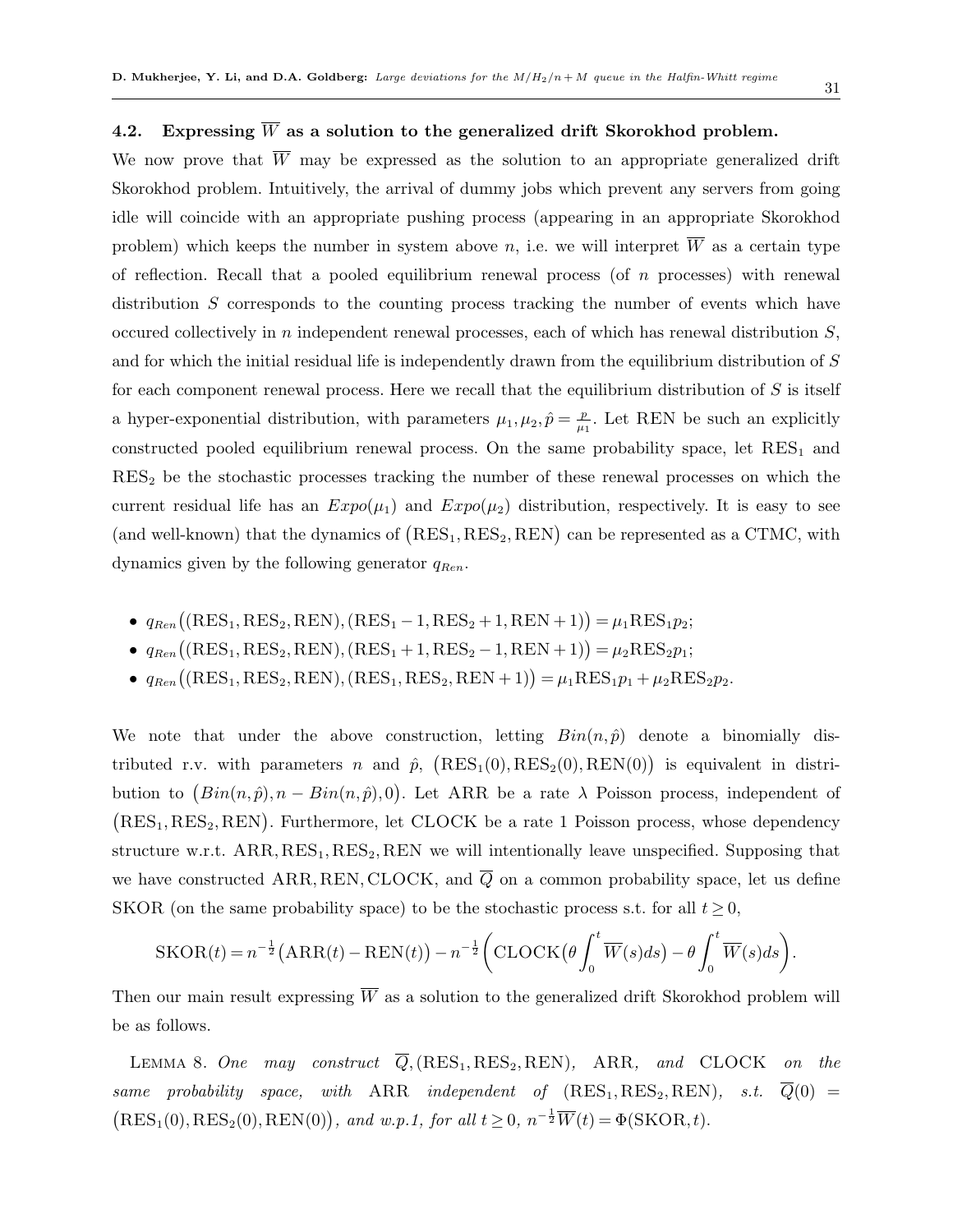### 4.2. Expressing $\overline{W}$ as a solution to the generalized drift Skorokhod problem.

We now prove that $\overline{W}$ may be expressed as the solution to an appropriate generalized drift Skorokhod problem. Intuitively, the arrival of dummy jobs which prevent any servers from going idle will coincide with an appropriate pushing process (appearing in an appropriate Skorokhod problem) which keeps the number in system above $n$, i.e. we will interpret $\overline{W}$ as a certain type of reflection. Recall that a pooled equilibrium renewal process (of $n$ processes) with renewal distribution $S$ corresponds to the counting process tracking the number of events which have occured collectively in $n$ independent renewal processes, each of which has renewal distribution $S$, and for which the initial residual life is independently drawn from the equilibrium distribution of $S$ for each component renewal process. Here we recall that the equilibrium distribution of $S$ is itself a hyper-exponential distribution, with parameters $\mu_1, \mu_2, \hat{p} = \frac{p}{\mu_1}$. Let REN be such an explicitly constructed pooled equilibrium renewal process. On the same probability space, let $\mathrm{RES}_1$ and $\mathrm{RES}_2$ be the stochastic processes tracking the number of these renewal processes on which the current residual life has an $Expo(\mu_1)$ and $Expo(\mu_2)$ distribution, respectively. It is easy to see (and well-known) that the dynamics of $\big(\mathrm{RES}_1, \mathrm{RES}_2, \mathrm{REN}\big)$ can be represented as a CTMC, with dynamics given by the following generator $q_{Ren}$.

- $q_{Ren}\big((\mathrm{RES}_1, \mathrm{RES}_2, \mathrm{REN}), (\mathrm{RES}_1 - 1, \mathrm{RES}_2 + 1, \mathrm{REN} + 1)\big) = \mu_1 \mathrm{RES}_1 p_2;$
- $q_{Ren}\big((\mathrm{RES}_1, \mathrm{RES}_2, \mathrm{REN}), (\mathrm{RES}_1 + 1, \mathrm{RES}_2 - 1, \mathrm{REN} + 1)\big) = \mu_2 \mathrm{RES}_2 p_1;$
- $q_{Ren}\big((\mathrm{RES}_1, \mathrm{RES}_2, \mathrm{REN}), (\mathrm{RES}_1, \mathrm{RES}_2, \mathrm{REN} + 1)\big) = \mu_1 \mathrm{RES}_1 p_1 + \mu_2 \mathrm{RES}_2 p_2.$

We note that under the above construction, letting $Bin(n, \hat{p})$ denote a binomially distributed r.v. with parameters $n$ and $\hat{p}$, $\big(\mathrm{RES}_1(0), \mathrm{RES}_2(0), \mathrm{REN}(0)\big)$ is equivalent in distribution to $\big(Bin(n, \hat{p}), n - Bin(n, \hat{p}), 0\big)$. Let ARR be a rate $\lambda$ Poisson process, independent of $\big(\mathrm{RES}_1, \mathrm{RES}_2, \mathrm{REN}\big)$. Furthermore, let CLOCK be a rate 1 Poisson process, whose dependency structure w.r.t. $\mathrm{ARR}, \mathrm{RES}_1, \mathrm{RES}_2, \mathrm{REN}$ we will intentionally leave unspecified. Supposing that we have constructed ARR, REN, CLOCK, and $\overline{Q}$ on a common probability space, let us define SKOR (on the same probability space) to be the stochastic process s.t. for all $t \geq 0$,

$$\mathrm{SKOR}(t) = n^{-\frac{1}{2}}\big(\mathrm{ARR}(t) - \mathrm{REN}(t)\big) - n^{-\frac{1}{2}}\bigg(\mathrm{CLOCK}\big(\theta \int_0^t \overline{W}(s)ds\big) - \theta \int_0^t \overline{W}(s)ds\bigg).$$

Then our main result expressing $\overline{W}$ as a solution to the generalized drift Skorokhod problem will be as follows.

Lemma 8. *One may construct $\overline{Q}, (\mathrm{RES}_1, \mathrm{RES}_2, \mathrm{REN})$, ARR, and CLOCK on the same probability space, with ARR independent of $(\mathrm{RES}_1, \mathrm{RES}_2, \mathrm{REN})$, s.t. $\overline{Q}(0) = \big(\mathrm{RES}_1(0), \mathrm{RES}_2(0), \mathrm{REN}(0)\big)$, and w.p.1, for all $t \geq 0$, $n^{-\frac{1}{2}}\overline{W}(t) = \Phi(\mathrm{SKOR}, t)$.*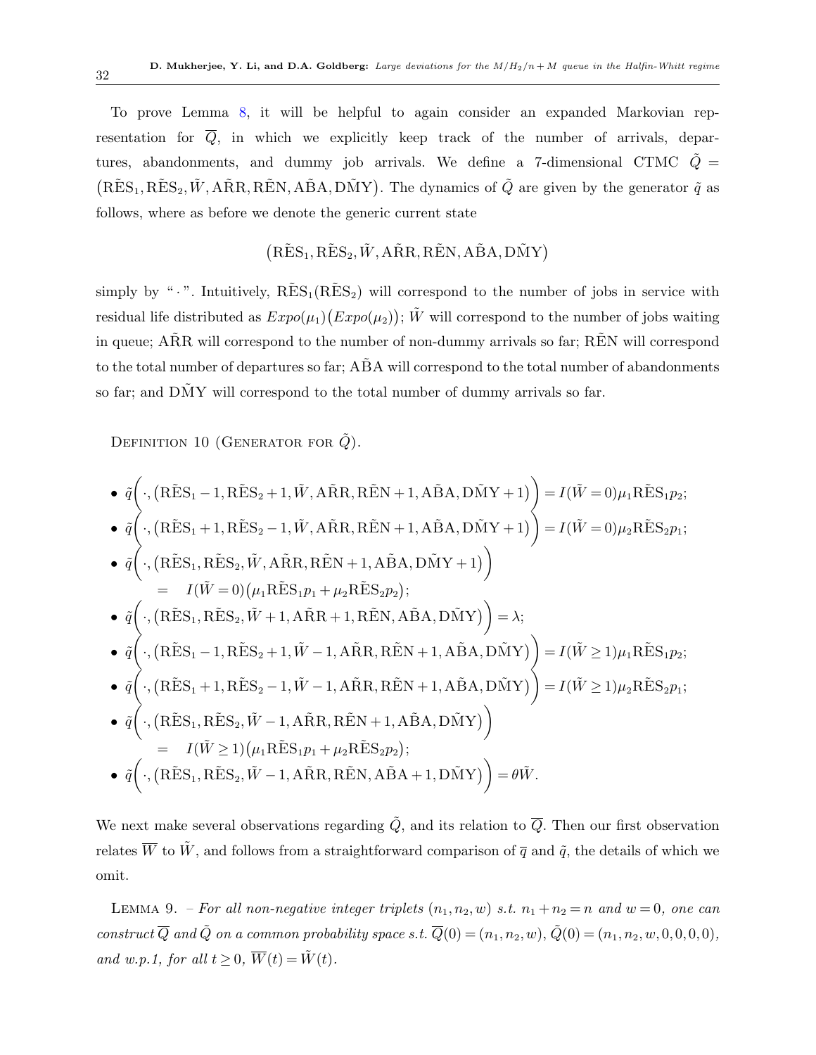To prove Lemma 8, it will be helpful to again consider an expanded Markovian representation for $\overline{Q}$, in which we explicitly keep track of the number of arrivals, departures, abandonments, and dummy job arrivals. We define a 7-dimensional CTMC $\tilde{Q} = \big(\tilde{\text{RES}}_1, \tilde{\text{RES}}_2, \tilde{W}, \tilde{\text{ARR}}, \tilde{\text{REN}}, \tilde{\text{ABA}}, \tilde{\text{DMY}}\big)$. The dynamics of $\tilde{Q}$ are given by the generator $\tilde{q}$ as follows, where as before we denote the generic current state

$$\big(\tilde{\text{RES}}_1, \tilde{\text{RES}}_2, \tilde{W}, \tilde{\text{ARR}}, \tilde{\text{REN}}, \tilde{\text{ABA}}, \tilde{\text{DMY}}\big)$$

simply by "$\cdot$". Intuitively, $\tilde{\text{RES}}_1(\tilde{\text{RES}}_2)$ will correspond to the number of jobs in service with residual life distributed as $Expo(\mu_1)\big(Expo(\mu_2)\big)$; $\tilde{W}$ will correspond to the number of jobs waiting in queue; $\tilde{\text{ARR}}$ will correspond to the number of non-dummy arrivals so far; $\tilde{\text{REN}}$ will correspond to the total number of departures so far; $\tilde{\text{ABA}}$ will correspond to the total number of abandonments so far; and $\tilde{\text{DMY}}$ will correspond to the total number of dummy arrivals so far.

Definition 10 (Generator for $\tilde{Q}$).

- $\tilde{q}\Big(\cdot, \big(\tilde{\text{RES}}_1 - 1, \tilde{\text{RES}}_2 + 1, \tilde{W}, \tilde{\text{ARR}}, \tilde{\text{REN}} + 1, \tilde{\text{ABA}}, \tilde{\text{DMY}} + 1\big)\Big) = I(\tilde{W} = 0)\mu_1 \tilde{\text{RES}}_1 p_2$;
- $\tilde{q}\Big(\cdot, \big(\tilde{\text{RES}}_1 + 1, \tilde{\text{RES}}_2 - 1, \tilde{W}, \tilde{\text{ARR}}, \tilde{\text{REN}} + 1, \tilde{\text{ABA}}, \tilde{\text{DMY}} + 1\big)\Big) = I(\tilde{W} = 0)\mu_2 \tilde{\text{RES}}_2 p_1$;
- $\tilde{q}\Big(\cdot, \big(\tilde{\text{RES}}_1, \tilde{\text{RES}}_2, \tilde{W}, \tilde{\text{ARR}}, \tilde{\text{REN}} + 1, \tilde{\text{ABA}}, \tilde{\text{DMY}} + 1\big)\Big)$
  $= \quad I(\tilde{W} = 0)\big(\mu_1 \tilde{\text{RES}}_1 p_1 + \mu_2 \tilde{\text{RES}}_2 p_2\big)$;
- $\tilde{q}\Big(\cdot, \big(\tilde{\text{RES}}_1, \tilde{\text{RES}}_2, \tilde{W} + 1, \tilde{\text{ARR}} + 1, \tilde{\text{REN}}, \tilde{\text{ABA}}, \tilde{\text{DMY}}\big)\Big) = \lambda$;
- $\tilde{q}\Big(\cdot, \big(\tilde{\text{RES}}_1 - 1, \tilde{\text{RES}}_2 + 1, \tilde{W} - 1, \tilde{\text{ARR}}, \tilde{\text{REN}} + 1, \tilde{\text{ABA}}, \tilde{\text{DMY}}\big)\Big) = I(\tilde{W} \geq 1)\mu_1 \tilde{\text{RES}}_1 p_2$;
- $\tilde{q}\Big(\cdot, \big(\tilde{\text{RES}}_1 + 1, \tilde{\text{RES}}_2 - 1, \tilde{W} - 1, \tilde{\text{ARR}}, \tilde{\text{REN}} + 1, \tilde{\text{ABA}}, \tilde{\text{DMY}}\big)\Big) = I(\tilde{W} \geq 1)\mu_2 \tilde{\text{RES}}_2 p_1$;
- $\tilde{q}\Big(\cdot, \big(\tilde{\text{RES}}_1, \tilde{\text{RES}}_2, \tilde{W} - 1, \tilde{\text{ARR}}, \tilde{\text{REN}} + 1, \tilde{\text{ABA}}, \tilde{\text{DMY}}\big)\Big)$
  $= \quad I(\tilde{W} \geq 1)\big(\mu_1 \tilde{\text{RES}}_1 p_1 + \mu_2 \tilde{\text{RES}}_2 p_2\big)$;
- $\tilde{q}\Big(\cdot, \big(\tilde{\text{RES}}_1, \tilde{\text{RES}}_2, \tilde{W} - 1, \tilde{\text{ARR}}, \tilde{\text{REN}}, \tilde{\text{ABA}} + 1, \tilde{\text{DMY}}\big)\Big) = \theta \tilde{W}$.

We next make several observations regarding $\tilde{Q}$, and its relation to $\overline{Q}$. Then our first observation relates $\overline{W}$ to $\tilde{W}$, and follows from a straightforward comparison of $\overline{q}$ and $\tilde{q}$, the details of which we omit.

Lemma 9. – *For all non-negative integer triplets $(n_1, n_2, w)$ s.t. $n_1 + n_2 = n$ and $w = 0$, one can construct $\overline{Q}$ and $\tilde{Q}$ on a common probability space s.t. $\overline{Q}(0) = (n_1, n_2, w)$, $\tilde{Q}(0) = (n_1, n_2, w, 0, 0, 0, 0)$, and w.p.1, for all $t \geq 0$, $\overline{W}(t) = \tilde{W}(t)$.*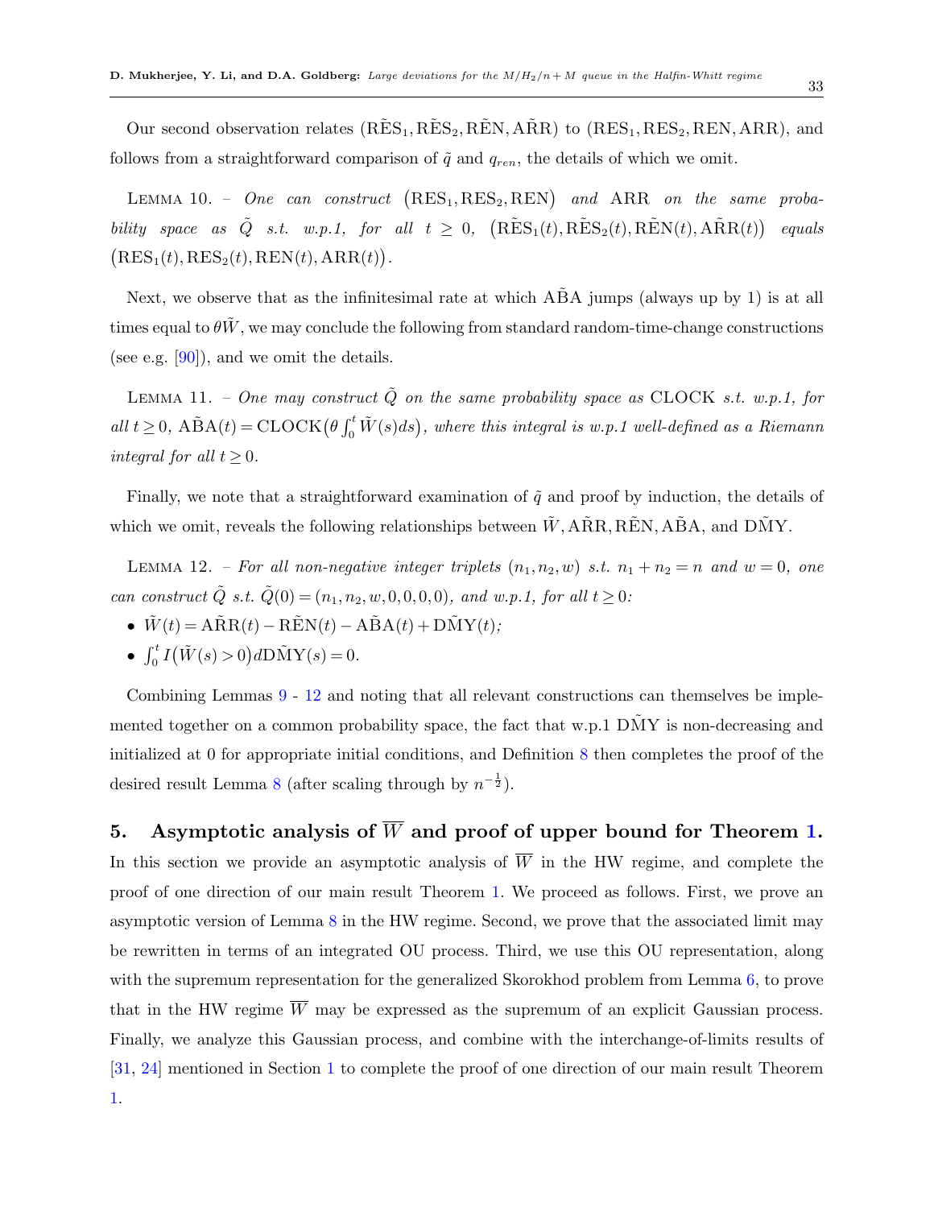Our second observation relates $(\tilde{\text{RES}}_1, \tilde{\text{RES}}_2, \tilde{\text{REN}}, \tilde{\text{ARR}})$ to $(\text{RES}_1, \text{RES}_2, \text{REN}, \text{ARR})$, and follows from a straightforward comparison of $\tilde{q}$ and $q_{ren}$, the details of which we omit.

Lemma 10. – *One can construct $(\text{RES}_1, \text{RES}_2, \text{REN})$ and ARR on the same probability space as $\tilde{Q}$ s.t. w.p.1, for all $t \geq 0$, $(\tilde{\text{RES}}_1(t), \tilde{\text{RES}}_2(t), \tilde{\text{REN}}(t), \tilde{\text{ARR}}(t))$ equals $(\text{RES}_1(t), \text{RES}_2(t), \text{REN}(t), \text{ARR}(t))$.*

Next, we observe that as the infinitesimal rate at which $\tilde{\text{ABA}}$ jumps (always up by 1) is at all times equal to $\theta\tilde{W}$, we may conclude the following from standard random-time-change constructions (see e.g. [90]), and we omit the details.

Lemma 11. – *One may construct $\tilde{Q}$ on the same probability space as CLOCK s.t. w.p.1, for all $t \geq 0$, $\tilde{\text{ABA}}(t) = \text{CLOCK}\big(\theta \int_0^t \tilde{W}(s)ds\big)$, where this integral is w.p.1 well-defined as a Riemann integral for all $t \geq 0$.*

Finally, we note that a straightforward examination of $\tilde{q}$ and proof by induction, the details of which we omit, reveals the following relationships between $\tilde{W}, \tilde{\text{ARR}}, \tilde{\text{REN}}, \tilde{\text{ABA}}$, and $\tilde{\text{DMY}}$.

Lemma 12. – *For all non-negative integer triplets $(n_1, n_2, w)$ s.t. $n_1 + n_2 = n$ and $w = 0$, one can construct $\tilde{Q}$ s.t. $\tilde{Q}(0) = (n_1, n_2, w, 0, 0, 0, 0)$, and w.p.1, for all $t \geq 0$:*

- $\tilde{W}(t) = \tilde{\text{ARR}}(t) - \tilde{\text{REN}}(t) - \tilde{\text{ABA}}(t) + \tilde{\text{DMY}}(t)$;
- $\int_0^t I\big(\tilde{W}(s) > 0\big) d\tilde{\text{DMY}}(s) = 0$.

Combining Lemmas 9 - 12 and noting that all relevant constructions can themselves be implemented together on a common probability space, the fact that w.p.1 $\tilde{\text{DMY}}$ is non-decreasing and initialized at 0 for appropriate initial conditions, and Definition 8 then completes the proof of the desired result Lemma 8 (after scaling through by $n^{-\frac{1}{2}}$).

## 5. Asymptotic analysis of $\overline{W}$ and proof of upper bound for Theorem 1.

In this section we provide an asymptotic analysis of $\overline{W}$ in the HW regime, and complete the proof of one direction of our main result Theorem 1. We proceed as follows. First, we prove an asymptotic version of Lemma 8 in the HW regime. Second, we prove that the associated limit may be rewritten in terms of an integrated OU process. Third, we use this OU representation, along with the supremum representation for the generalized Skorokhod problem from Lemma 6, to prove that in the HW regime $\overline{W}$ may be expressed as the supremum of an explicit Gaussian process. Finally, we analyze this Gaussian process, and combine with the interchange-of-limits results of [31, 24] mentioned in Section 1 to complete the proof of one direction of our main result Theorem 1.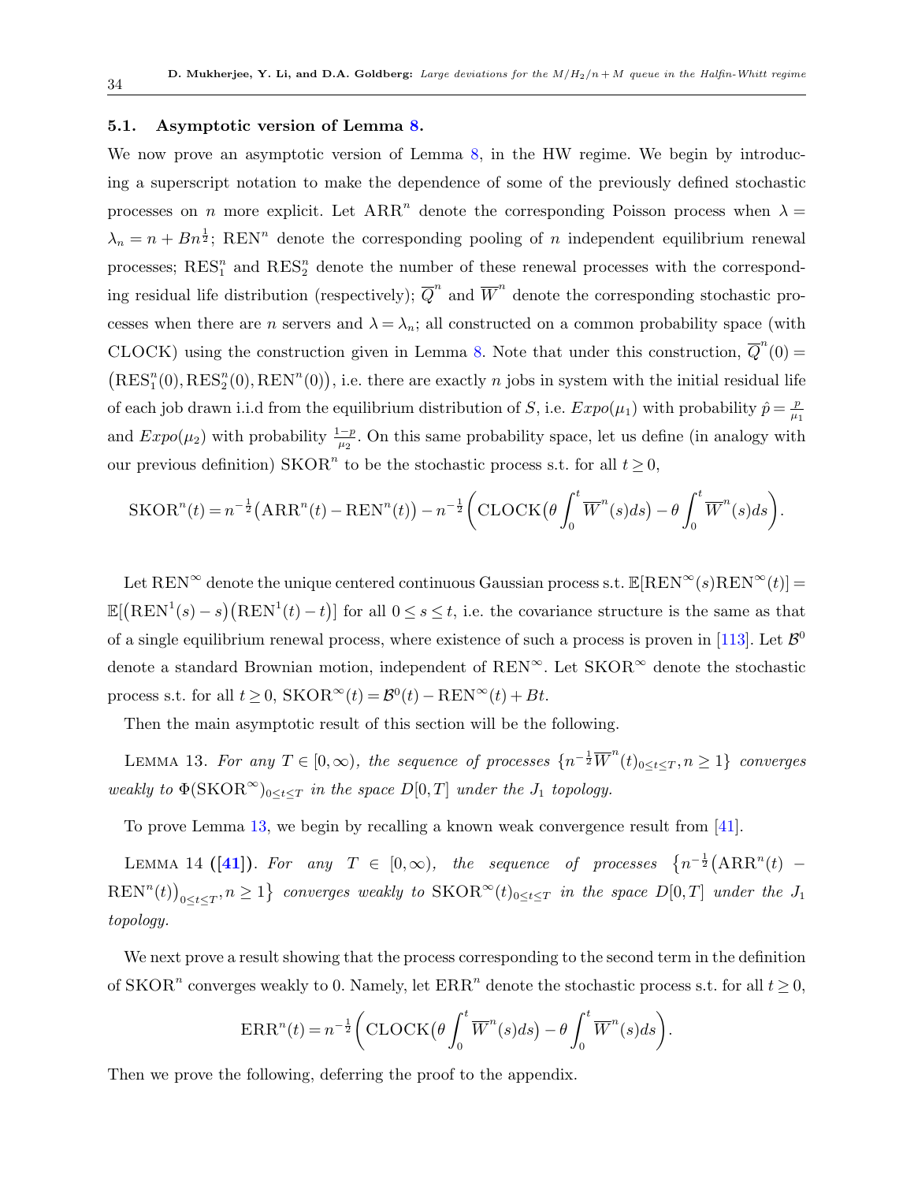### 5.1. Asymptotic version of Lemma 8.

We now prove an asymptotic version of Lemma 8, in the HW regime. We begin by introducing a superscript notation to make the dependence of some of the previously defined stochastic processes on $n$ more explicit. Let $\text{ARR}^n$ denote the corresponding Poisson process when $\lambda = \lambda_n = n + Bn^{\frac{1}{2}}$; $\text{REN}^n$ denote the corresponding pooling of $n$ independent equilibrium renewal processes; $\text{RES}^n_1$ and $\text{RES}^n_2$ denote the number of these renewal processes with the corresponding residual life distribution (respectively); $\overline{Q}^n$ and $\overline{W}^n$ denote the corresponding stochastic processes when there are $n$ servers and $\lambda = \lambda_n$; all constructed on a common probability space (with CLOCK) using the construction given in Lemma 8. Note that under this construction, $\overline{Q}^n(0) = \big(\text{RES}^n_1(0), \text{RES}^n_2(0), \text{REN}^n(0)\big)$, i.e. there are exactly $n$ jobs in system with the initial residual life of each job drawn i.i.d from the equilibrium distribution of $S$, i.e. $Expo(\mu_1)$ with probability $\hat{p} = \frac{p}{\mu_1}$ and $Expo(\mu_2)$ with probability $\frac{1-p}{\mu_2}$. On this same probability space, let us define (in analogy with our previous definition) $\text{SKOR}^n$ to be the stochastic process s.t. for all $t \geq 0$,

$$\text{SKOR}^n(t) = n^{-\frac{1}{2}}\big(\text{ARR}^n(t) - \text{REN}^n(t)\big) - n^{-\frac{1}{2}}\bigg(\text{CLOCK}\big(\theta \int_0^t \overline{W}^n(s)ds\big) - \theta \int_0^t \overline{W}^n(s)ds\bigg).$$

Let $\text{REN}^\infty$ denote the unique centered continuous Gaussian process s.t. $\mathbb{E}[\text{REN}^\infty(s)\text{REN}^\infty(t)] = \mathbb{E}[\big(\text{REN}^1(s) - s\big)\big(\text{REN}^1(t) - t\big)]$ for all $0 \leq s \leq t$, i.e. the covariance structure is the same as that of a single equilibrium renewal process, where existence of such a process is proven in [113]. Let $\mathcal{B}^0$ denote a standard Brownian motion, independent of $\text{REN}^\infty$. Let $\text{SKOR}^\infty$ denote the stochastic process s.t. for all $t \geq 0$, $\text{SKOR}^\infty(t) = \mathcal{B}^0(t) - \text{REN}^\infty(t) + Bt$.

Then the main asymptotic result of this section will be the following.

Lemma 13. *For any $T \in [0, \infty)$, the sequence of processes $\{n^{-\frac{1}{2}}\overline{W}^n(t)_{0 \leq t \leq T}, n \geq 1\}$ converges weakly to $\Phi(\text{SKOR}^\infty)_{0 \leq t \leq T}$ in the space $D[0,T]$ under the $J_1$ topology.*

To prove Lemma 13, we begin by recalling a known weak convergence result from [41].

Lemma 14 (**[41]**). *For any $T \in [0, \infty)$, the sequence of processes $\big\{n^{-\frac{1}{2}}\big(\text{ARR}^n(t) - \text{REN}^n(t)\big)_{0 \leq t \leq T}, n \geq 1\big\}$ converges weakly to $\text{SKOR}^\infty(t)_{0 \leq t \leq T}$ in the space $D[0,T]$ under the $J_1$ topology.*

We next prove a result showing that the process corresponding to the second term in the definition of $\text{SKOR}^n$ converges weakly to 0. Namely, let $\text{ERR}^n$ denote the stochastic process s.t. for all $t \geq 0$,

$$\text{ERR}^n(t) = n^{-\frac{1}{2}}\bigg(\text{CLOCK}\big(\theta \int_0^t \overline{W}^n(s)ds\big) - \theta \int_0^t \overline{W}^n(s)ds\bigg).$$

Then we prove the following, deferring the proof to the appendix.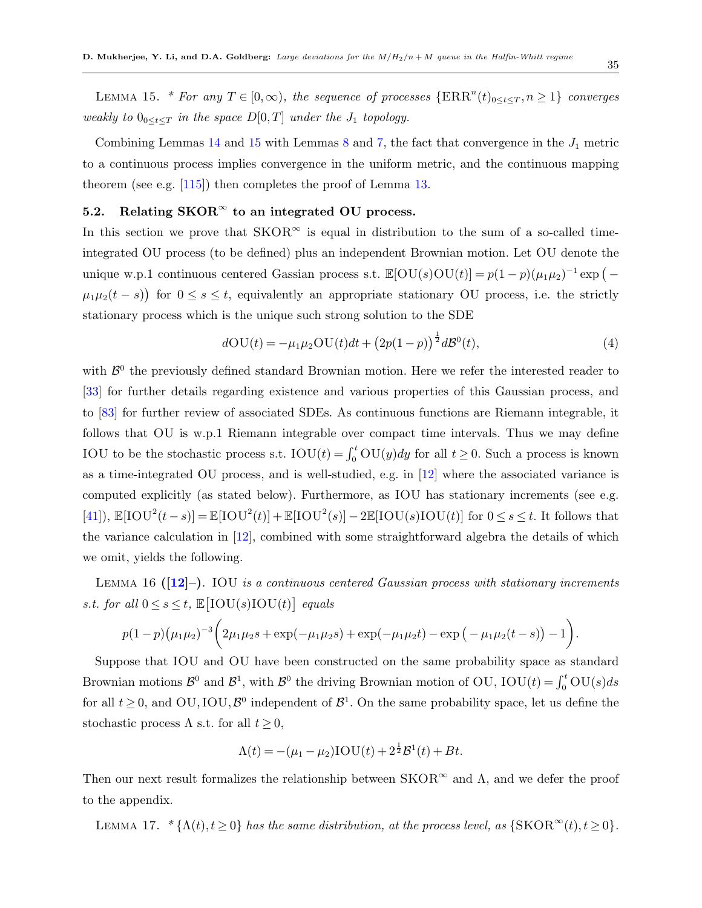LEMMA 15. * *For any $T \in [0,\infty)$, the sequence of processes $\{\text{ERR}^n(t)_{0\le t\le T}, n\ge 1\}$ converges weakly to $0_{0\le t\le T}$ in the space $D[0,T]$ under the $J_1$ topology.*

Combining Lemmas 14 and 15 with Lemmas 8 and 7, the fact that convergence in the $J_1$ metric to a continuous process implies convergence in the uniform metric, and the continuous mapping theorem (see e.g. [115]) then completes the proof of Lemma 13.

## 5.2. Relating $\text{SKOR}^\infty$ to an integrated OU process.

In this section we prove that $\text{SKOR}^\infty$ is equal in distribution to the sum of a so-called time-integrated OU process (to be defined) plus an independent Brownian motion. Let OU denote the unique w.p.1 continuous centered Gassian process s.t. $\mathbb{E}[\text{OU}(s)\text{OU}(t)] = p(1-p)(\mu_1\mu_2)^{-1}\exp\big(-\mu_1\mu_2(t-s)\big)$ for $0\le s\le t$, equivalently an appropriate stationary OU process, i.e. the strictly stationary process which is the unique such strong solution to the SDE

$$d\text{OU}(t) = -\mu_1\mu_2\text{OU}(t)dt + \big(2p(1-p)\big)^{\frac{1}{2}}d\mathcal{B}^0(t), \tag{4}$$

with $\mathcal{B}^0$ the previously defined standard Brownian motion. Here we refer the interested reader to [33] for further details regarding existence and various properties of this Gaussian process, and to [83] for further review of associated SDEs. As continuous functions are Riemann integrable, it follows that OU is w.p.1 Riemann integrable over compact time intervals. Thus we may define IOU to be the stochastic process s.t. $\text{IOU}(t) = \int_0^t \text{OU}(y)dy$ for all $t\ge 0$. Such a process is known as a time-integrated OU process, and is well-studied, e.g. in [12] where the associated variance is computed explicitly (as stated below). Furthermore, as IOU has stationary increments (see e.g. [41]), $\mathbb{E}[\text{IOU}^2(t-s)] = \mathbb{E}[\text{IOU}^2(t)] + \mathbb{E}[\text{IOU}^2(s)] - 2\mathbb{E}[\text{IOU}(s)\text{IOU}(t)]$ for $0\le s\le t$. It follows that the variance calculation in [12], combined with some straightforward algebra the details of which we omit, yields the following.

LEMMA 16 ([12]–). *IOU is a continuous centered Gaussian process with stationary increments s.t. for all $0\le s\le t$, $\mathbb{E}\big[\text{IOU}(s)\text{IOU}(t)\big]$ equals*

$$p(1-p)\big(\mu_1\mu_2\big)^{-3}\bigg(2\mu_1\mu_2 s + \exp(-\mu_1\mu_2 s) + \exp(-\mu_1\mu_2 t) - \exp\big(-\mu_1\mu_2(t-s)\big) - 1\bigg).$$

Suppose that IOU and OU have been constructed on the same probability space as standard Brownian motions $\mathcal{B}^0$ and $\mathcal{B}^1$, with $\mathcal{B}^0$ the driving Brownian motion of OU, $\text{IOU}(t) = \int_0^t \text{OU}(s)ds$ for all $t\ge 0$, and $\text{OU}, \text{IOU}, \mathcal{B}^0$ independent of $\mathcal{B}^1$. On the same probability space, let us define the stochastic process $\Lambda$ s.t. for all $t\ge 0$,

$$\Lambda(t) = -(\mu_1-\mu_2)\text{IOU}(t) + 2^{\frac{1}{2}}\mathcal{B}^1(t) + Bt.$$

Then our next result formalizes the relationship between $\text{SKOR}^\infty$ and $\Lambda$, and we defer the proof to the appendix.

LEMMA 17. * *$\{\Lambda(t), t\ge 0\}$ has the same distribution, at the process level, as $\{\text{SKOR}^\infty(t), t\ge 0\}$.*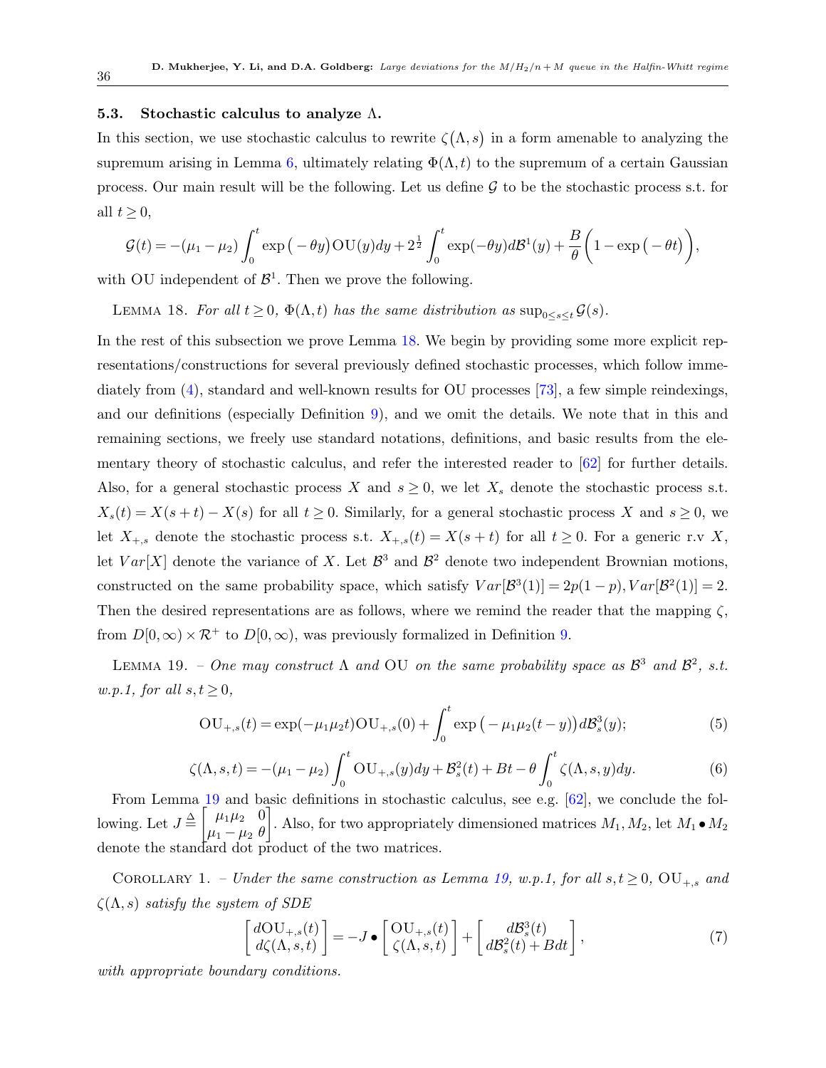### 5.3. Stochastic calculus to analyze $\Lambda$.

In this section, we use stochastic calculus to rewrite $\zeta(\Lambda, s)$ in a form amenable to analyzing the supremum arising in Lemma 6, ultimately relating $\Phi(\Lambda, t)$ to the supremum of a certain Gaussian process. Our main result will be the following. Let us define $\mathcal{G}$ to be the stochastic process s.t. for all $t \geq 0$,

$$\mathcal{G}(t) = -(\mu_1 - \mu_2)\int_0^t \exp\big(-\theta y\big)\mathrm{OU}(y)dy + 2^{\frac{1}{2}}\int_0^t \exp(-\theta y)d\mathcal{B}^1(y) + \frac{B}{\theta}\bigg(1 - \exp\big(-\theta t\big)\bigg),$$

with OU independent of $\mathcal{B}^1$. Then we prove the following.

LEMMA 18. *For all $t \geq 0$, $\Phi(\Lambda, t)$ has the same distribution as $\sup_{0 \leq s \leq t} \mathcal{G}(s)$.*

In the rest of this subsection we prove Lemma 18. We begin by providing some more explicit representations/constructions for several previously defined stochastic processes, which follow immediately from (4), standard and well-known results for OU processes [73], a few simple reindexings, and our definitions (especially Definition 9), and we omit the details. We note that in this and remaining sections, we freely use standard notations, definitions, and basic results from the elementary theory of stochastic calculus, and refer the interested reader to [62] for further details. Also, for a general stochastic process $X$ and $s \geq 0$, we let $X_s$ denote the stochastic process s.t. $X_s(t) = X(s+t) - X(s)$ for all $t \geq 0$. Similarly, for a general stochastic process $X$ and $s \geq 0$, we let $X_{+,s}$ denote the stochastic process s.t. $X_{+,s}(t) = X(s+t)$ for all $t \geq 0$. For a generic r.v $X$, let $Var[X]$ denote the variance of $X$. Let $\mathcal{B}^3$ and $\mathcal{B}^2$ denote two independent Brownian motions, constructed on the same probability space, which satisfy $Var[\mathcal{B}^3(1)] = 2p(1-p), Var[\mathcal{B}^2(1)] = 2$. Then the desired representations are as follows, where we remind the reader that the mapping $\zeta$, from $D[0,\infty) \times \mathcal{R}^+$ to $D[0,\infty)$, was previously formalized in Definition 9.

LEMMA 19. – *One may construct $\Lambda$ and OU on the same probability space as $\mathcal{B}^3$ and $\mathcal{B}^2$, s.t. w.p.1, for all $s, t \geq 0$,*

$$\mathrm{OU}_{+,s}(t) = \exp(-\mu_1\mu_2 t)\mathrm{OU}_{+,s}(0) + \int_0^t \exp\big(-\mu_1\mu_2(t-y)\big)d\mathcal{B}^3_s(y); \tag{5}$$

$$\zeta(\Lambda, s, t) = -(\mu_1 - \mu_2)\int_0^t \mathrm{OU}_{+,s}(y)dy + \mathcal{B}^2_s(t) + Bt - \theta\int_0^t \zeta(\Lambda, s, y)dy. \tag{6}$$

From Lemma 19 and basic definitions in stochastic calculus, see e.g. [62], we conclude the following. Let $J \triangleq \begin{bmatrix} \mu_1\mu_2 & 0 \\ \mu_1 - \mu_2 & \theta \end{bmatrix}$. Also, for two appropriately dimensioned matrices $M_1, M_2$, let $M_1 \bullet M_2$ denote the standard dot product of the two matrices.

COROLLARY 1. – *Under the same construction as Lemma 19, w.p.1, for all $s, t \geq 0$, $\mathrm{OU}_{+,s}$ and $\zeta(\Lambda, s)$ satisfy the system of SDE*

$$\begin{bmatrix} d\mathrm{OU}_{+,s}(t) \\ d\zeta(\Lambda, s, t) \end{bmatrix} = -J \bullet \begin{bmatrix} \mathrm{OU}_{+,s}(t) \\ \zeta(\Lambda, s, t) \end{bmatrix} + \begin{bmatrix} d\mathcal{B}^3_s(t) \\ d\mathcal{B}^2_s(t) + Bdt \end{bmatrix}, \tag{7}$$

*with appropriate boundary conditions.*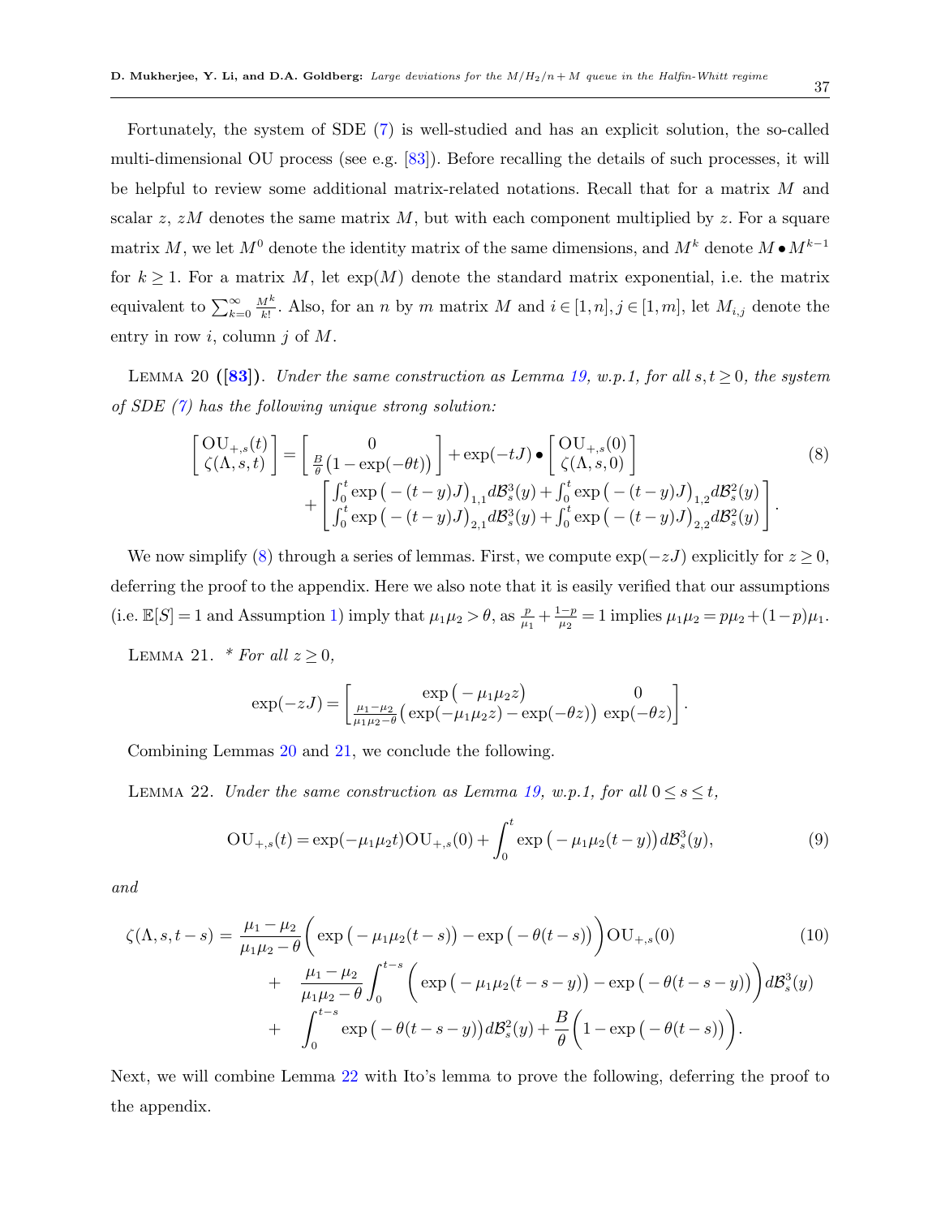Fortunately, the system of SDE (7) is well-studied and has an explicit solution, the so-called multi-dimensional OU process (see e.g. [83]). Before recalling the details of such processes, it will be helpful to review some additional matrix-related notations. Recall that for a matrix $M$ and scalar $z$, $zM$ denotes the same matrix $M$, but with each component multiplied by $z$. For a square matrix $M$, we let $M^0$ denote the identity matrix of the same dimensions, and $M^k$ denote $M \bullet M^{k-1}$ for $k \geq 1$. For a matrix $M$, let $\exp(M)$ denote the standard matrix exponential, i.e. the matrix equivalent to $\sum_{k=0}^{\infty} \frac{M^k}{k!}$. Also, for an $n$ by $m$ matrix $M$ and $i \in [1,n], j \in [1,m]$, let $M_{i,j}$ denote the entry in row $i$, column $j$ of $M$.

Lemma 20 ([83]). *Under the same construction as Lemma 19, w.p.1, for all $s,t \geq 0$, the system of SDE (7) has the following unique strong solution:*

$$\begin{bmatrix} \mathrm{OU}_{+,s}(t) \\ \zeta(\Lambda,s,t) \end{bmatrix} = \begin{bmatrix} 0 \\ \frac{B}{\theta}\big(1-\exp(-\theta t)\big) \end{bmatrix} + \exp(-tJ) \bullet \begin{bmatrix} \mathrm{OU}_{+,s}(0) \\ \zeta(\Lambda,s,0) \end{bmatrix} + \begin{bmatrix} \int_0^t \exp\big(-(t-y)J\big)_{1,1} d\mathcal{B}_s^3(y) + \int_0^t \exp\big(-(t-y)J\big)_{1,2} d\mathcal{B}_s^2(y) \\ \int_0^t \exp\big(-(t-y)J\big)_{2,1} d\mathcal{B}_s^3(y) + \int_0^t \exp\big(-(t-y)J\big)_{2,2} d\mathcal{B}_s^2(y) \end{bmatrix}. \tag{8}$$

We now simplify (8) through a series of lemmas. First, we compute $\exp(-zJ)$ explicitly for $z \geq 0$, deferring the proof to the appendix. Here we also note that it is easily verified that our assumptions (i.e. $\mathbb{E}[S]=1$ and Assumption 1) imply that $\mu_1\mu_2 > \theta$, as $\frac{p}{\mu_1} + \frac{1-p}{\mu_2} = 1$ implies $\mu_1\mu_2 = p\mu_2 + (1-p)\mu_1$.

Lemma 21. *\* For all $z \geq 0$,*

$$\exp(-zJ) = \begin{bmatrix} \exp\big(-\mu_1\mu_2 z\big) & 0 \\ \frac{\mu_1-\mu_2}{\mu_1\mu_2-\theta}\big(\exp(-\mu_1\mu_2 z) - \exp(-\theta z)\big) & \exp(-\theta z) \end{bmatrix}.$$

Combining Lemmas 20 and 21, we conclude the following.

Lemma 22. *Under the same construction as Lemma 19, w.p.1, for all $0 \leq s \leq t$,*

$$\mathrm{OU}_{+,s}(t) = \exp(-\mu_1\mu_2 t)\mathrm{OU}_{+,s}(0) + \int_0^t \exp\big(-\mu_1\mu_2(t-y)\big) d\mathcal{B}_s^3(y), \tag{9}$$

*and*

$$\begin{aligned} \zeta(\Lambda,s,t-s) = {} & \frac{\mu_1-\mu_2}{\mu_1\mu_2-\theta}\bigg(\exp\big(-\mu_1\mu_2(t-s)\big) - \exp\big(-\theta(t-s)\big)\bigg)\mathrm{OU}_{+,s}(0) \\ & + \frac{\mu_1-\mu_2}{\mu_1\mu_2-\theta}\int_0^{t-s}\bigg(\exp\big(-\mu_1\mu_2(t-s-y)\big) - \exp\big(-\theta(t-s-y)\big)\bigg) d\mathcal{B}_s^3(y) \\ & + \int_0^{t-s}\exp\big(-\theta(t-s-y)\big) d\mathcal{B}_s^2(y) + \frac{B}{\theta}\bigg(1-\exp\big(-\theta(t-s)\big)\bigg). \end{aligned} \tag{10}$$

Next, we will combine Lemma 22 with Ito's lemma to prove the following, deferring the proof to the appendix.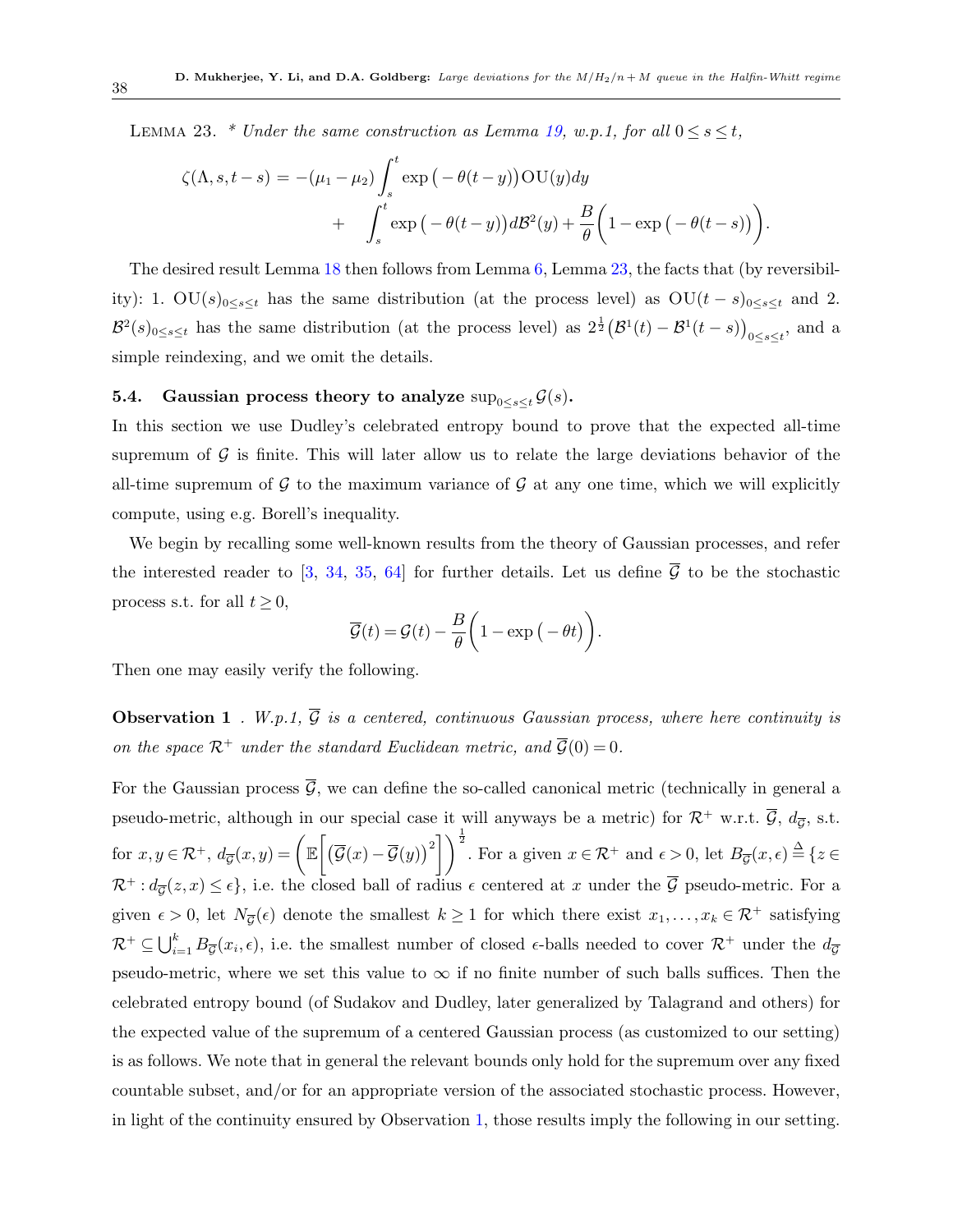LEMMA 23. * *Under the same construction as Lemma 19, w.p.1, for all* $0 \leq s \leq t$,

$$\zeta(\Lambda, s, t-s) = -(\mu_1 - \mu_2)\int_s^t \exp\big(-\theta(t-y)\big)\mathrm{OU}(y)dy + \int_s^t \exp\big(-\theta(t-y)\big)d\mathcal{B}^2(y) + \frac{B}{\theta}\bigg(1 - \exp\big(-\theta(t-s)\big)\bigg).$$

The desired result Lemma 18 then follows from Lemma 6, Lemma 23, the facts that (by reversibility): 1. $\mathrm{OU}(s)_{0\leq s\leq t}$ has the same distribution (at the process level) as $\mathrm{OU}(t-s)_{0\leq s\leq t}$ and 2. $\mathcal{B}^2(s)_{0\leq s\leq t}$ has the same distribution (at the process level) as $2^{\frac{1}{2}}\big(\mathcal{B}^1(t) - \mathcal{B}^1(t-s)\big)_{0\leq s\leq t}$, and a simple reindexing, and we omit the details.

### 5.4. Gaussian process theory to analyze $\sup_{0\leq s\leq t}\mathcal{G}(s)$.

In this section we use Dudley's celebrated entropy bound to prove that the expected all-time supremum of $\mathcal{G}$ is finite. This will later allow us to relate the large deviations behavior of the all-time supremum of $\mathcal{G}$ to the maximum variance of $\mathcal{G}$ at any one time, which we will explicitly compute, using e.g. Borell's inequality.

We begin by recalling some well-known results from the theory of Gaussian processes, and refer the interested reader to [3, 34, 35, 64] for further details. Let us define $\overline{\mathcal{G}}$ to be the stochastic process s.t. for all $t \geq 0$,

$$\overline{\mathcal{G}}(t) = \mathcal{G}(t) - \frac{B}{\theta}\bigg(1 - \exp\big(-\theta t\big)\bigg).$$

Then one may easily verify the following.

**Observation 1** . *W.p.1,* $\overline{\mathcal{G}}$ *is a centered, continuous Gaussian process, where here continuity is on the space* $\mathcal{R}^+$ *under the standard Euclidean metric, and* $\overline{\mathcal{G}}(0) = 0$.

For the Gaussian process $\overline{\mathcal{G}}$, we can define the so-called canonical metric (technically in general a pseudo-metric, although in our special case it will anyways be a metric) for $\mathcal{R}^+$ w.r.t. $\overline{\mathcal{G}}$, $d_{\overline{\mathcal{G}}}$, s.t. for $x, y \in \mathcal{R}^+$, $d_{\overline{\mathcal{G}}}(x,y) = \Bigg(\mathbb{E}\bigg[\big(\overline{\mathcal{G}}(x) - \overline{\mathcal{G}}(y)\big)^2\bigg]\Bigg)^{\frac{1}{2}}$. For a given $x \in \mathcal{R}^+$ and $\epsilon > 0$, let $B_{\overline{\mathcal{G}}}(x,\epsilon) \stackrel{\Delta}{=} \{z \in \mathcal{R}^+ : d_{\overline{\mathcal{G}}}(z,x) \leq \epsilon\}$, i.e. the closed ball of radius $\epsilon$ centered at $x$ under the $\overline{\mathcal{G}}$ pseudo-metric. For a given $\epsilon > 0$, let $N_{\overline{\mathcal{G}}}(\epsilon)$ denote the smallest $k \geq 1$ for which there exist $x_1, \ldots, x_k \in \mathcal{R}^+$ satisfying $\mathcal{R}^+ \subseteq \bigcup_{i=1}^k B_{\overline{\mathcal{G}}}(x_i, \epsilon)$, i.e. the smallest number of closed $\epsilon$-balls needed to cover $\mathcal{R}^+$ under the $d_{\overline{\mathcal{G}}}$ pseudo-metric, where we set this value to $\infty$ if no finite number of such balls suffices. Then the celebrated entropy bound (of Sudakov and Dudley, later generalized by Talagrand and others) for the expected value of the supremum of a centered Gaussian process (as customized to our setting) is as follows. We note that in general the relevant bounds only hold for the supremum over any fixed countable subset, and/or for an appropriate version of the associated stochastic process. However, in light of the continuity ensured by Observation 1, those results imply the following in our setting.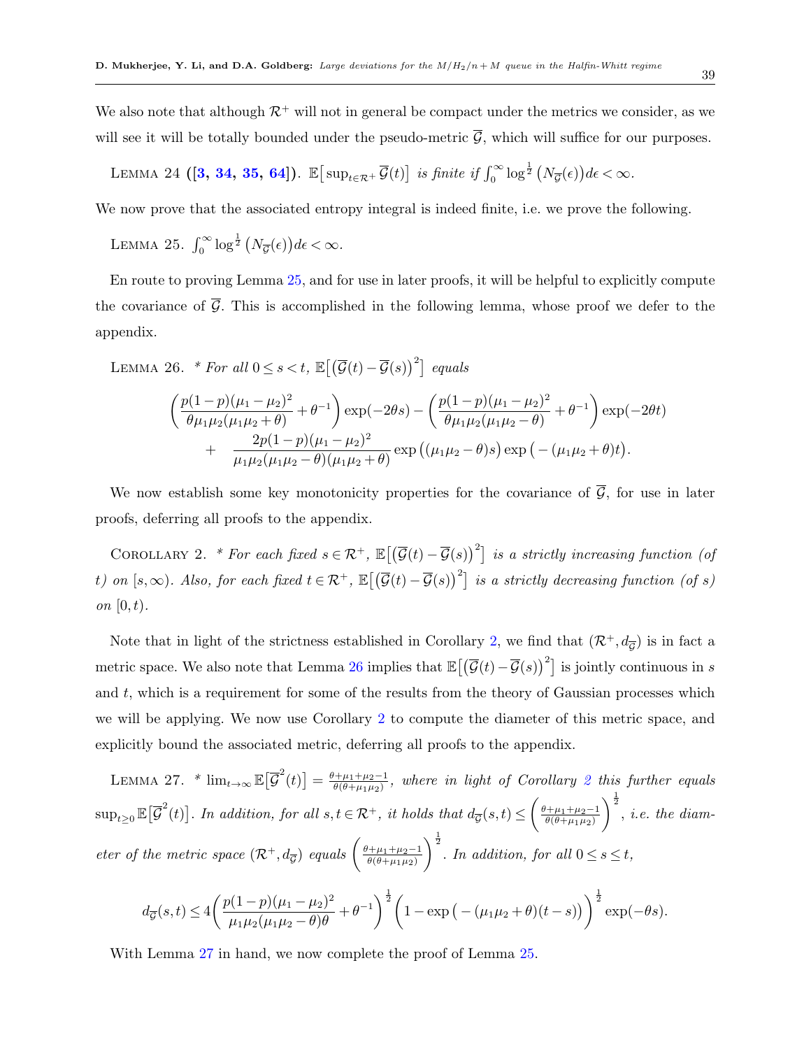We also note that although $\mathcal{R}^+$ will not in general be compact under the metrics we consider, as we will see it will be totally bounded under the pseudo-metric $\overline{\mathcal{G}}$, which will suffice for our purposes.

Lemma 24 ([3, 34, 35, 64]). *$\mathbb{E}\big[\sup_{t\in\mathcal{R}^+}\overline{\mathcal{G}}(t)\big]$ is finite if $\int_0^\infty \log^{\frac{1}{2}}\big(N_{\overline{\mathcal{G}}}(\epsilon)\big)d\epsilon<\infty$.*

We now prove that the associated entropy integral is indeed finite, i.e. we prove the following.

Lemma 25. *$\int_0^\infty \log^{\frac{1}{2}}\big(N_{\overline{\mathcal{G}}}(\epsilon)\big)d\epsilon<\infty$.*

En route to proving Lemma 25, and for use in later proofs, it will be helpful to explicitly compute the covariance of $\overline{\mathcal{G}}$. This is accomplished in the following lemma, whose proof we defer to the appendix.

Lemma 26. *\* For all $0\le s<t$, $\mathbb{E}\big[\big(\overline{\mathcal{G}}(t)-\overline{\mathcal{G}}(s)\big)^2\big]$ equals*

$$\left(\frac{p(1-p)(\mu_1-\mu_2)^2}{\theta\mu_1\mu_2(\mu_1\mu_2+\theta)}+\theta^{-1}\right)\exp(-2\theta s)-\left(\frac{p(1-p)(\mu_1-\mu_2)^2}{\theta\mu_1\mu_2(\mu_1\mu_2-\theta)}+\theta^{-1}\right)\exp(-2\theta t)$$
$$+\quad\frac{2p(1-p)(\mu_1-\mu_2)^2}{\mu_1\mu_2(\mu_1\mu_2-\theta)(\mu_1\mu_2+\theta)}\exp\big((\mu_1\mu_2-\theta)s\big)\exp\big(-(\mu_1\mu_2+\theta)t\big).$$

We now establish some key monotonicity properties for the covariance of $\overline{\mathcal{G}}$, for use in later proofs, deferring all proofs to the appendix.

Corollary 2. *\* For each fixed $s\in\mathcal{R}^+$, $\mathbb{E}\big[\big(\overline{\mathcal{G}}(t)-\overline{\mathcal{G}}(s)\big)^2\big]$ is a strictly increasing function (of $t$) on $[s,\infty)$. Also, for each fixed $t\in\mathcal{R}^+$, $\mathbb{E}\big[\big(\overline{\mathcal{G}}(t)-\overline{\mathcal{G}}(s)\big)^2\big]$ is a strictly decreasing function (of $s$) on $[0,t)$.*

Note that in light of the strictness established in Corollary 2, we find that $(\mathcal{R}^+,d_{\overline{\mathcal{G}}})$ is in fact a metric space. We also note that Lemma 26 implies that $\mathbb{E}\big[\big(\overline{\mathcal{G}}(t)-\overline{\mathcal{G}}(s)\big)^2\big]$ is jointly continuous in $s$ and $t$, which is a requirement for some of the results from the theory of Gaussian processes which we will be applying. We now use Corollary 2 to compute the diameter of this metric space, and explicitly bound the associated metric, deferring all proofs to the appendix.

Lemma 27. *\* $\lim_{t\to\infty}\mathbb{E}\big[\overline{\mathcal{G}}^2(t)\big]=\frac{\theta+\mu_1+\mu_2-1}{\theta(\theta+\mu_1\mu_2)}$, where in light of Corollary 2 this further equals $\sup_{t\ge0}\mathbb{E}\big[\overline{\mathcal{G}}^2(t)\big]$. In addition, for all $s,t\in\mathcal{R}^+$, it holds that $d_{\overline{\mathcal{G}}}(s,t)\le\left(\frac{\theta+\mu_1+\mu_2-1}{\theta(\theta+\mu_1\mu_2)}\right)^{\frac{1}{2}}$, i.e. the diameter of the metric space $(\mathcal{R}^+,d_{\overline{\mathcal{G}}})$ equals $\left(\frac{\theta+\mu_1+\mu_2-1}{\theta(\theta+\mu_1\mu_2)}\right)^{\frac{1}{2}}$. In addition, for all $0\le s\le t$,*

$$d_{\overline{\mathcal{G}}}(s,t)\le 4\left(\frac{p(1-p)(\mu_1-\mu_2)^2}{\mu_1\mu_2(\mu_1\mu_2-\theta)\theta}+\theta^{-1}\right)^{\frac{1}{2}}\left(1-\exp\big(-(\mu_1\mu_2+\theta)(t-s)\big)\right)^{\frac{1}{2}}\exp(-\theta s).$$

With Lemma 27 in hand, we now complete the proof of Lemma 25.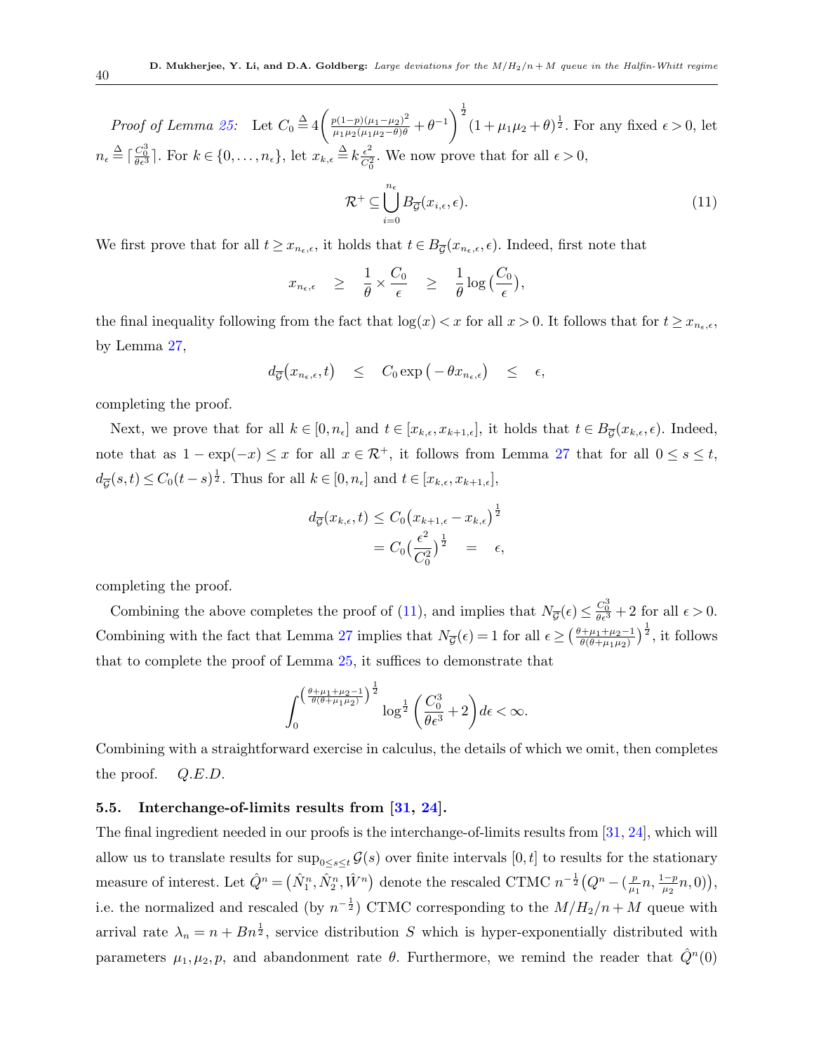*Proof of Lemma 25:* Let $C_0 \triangleq 4\left(\frac{p(1-p)(\mu_1-\mu_2)^2}{\mu_1\mu_2(\mu_1\mu_2-\theta)\theta}+\theta^{-1}\right)^{\frac{1}{2}}(1+\mu_1\mu_2+\theta)^{\frac{1}{2}}$. For any fixed $\epsilon>0$, let $n_\epsilon \triangleq \lceil \frac{C_0^3}{\theta\epsilon^3}\rceil$. For $k\in\{0,\ldots,n_\epsilon\}$, let $x_{k,\epsilon}\triangleq k\frac{\epsilon^2}{C_0^2}$. We now prove that for all $\epsilon>0$,

$$\mathcal{R}^+ \subseteq \bigcup_{i=0}^{n_\epsilon} B_{\overline{\mathcal{G}}}(x_{i,\epsilon},\epsilon). \tag{11}$$

We first prove that for all $t\geq x_{n_\epsilon,\epsilon}$, it holds that $t\in B_{\overline{\mathcal{G}}}(x_{n_\epsilon,\epsilon},\epsilon)$. Indeed, first note that

$$x_{n_\epsilon,\epsilon} \quad\geq\quad \frac{1}{\theta}\times\frac{C_0}{\epsilon} \quad\geq\quad \frac{1}{\theta}\log\big(\frac{C_0}{\epsilon}\big),$$

the final inequality following from the fact that $\log(x)<x$ for all $x>0$. It follows that for $t\geq x_{n_\epsilon,\epsilon}$, by Lemma 27,

$$d_{\overline{\mathcal{G}}}(x_{n_\epsilon,\epsilon},t) \quad\leq\quad C_0\exp\big(-\theta x_{n_\epsilon,\epsilon}\big) \quad\leq\quad \epsilon,$$

completing the proof.

Next, we prove that for all $k\in[0,n_\epsilon]$ and $t\in[x_{k,\epsilon},x_{k+1,\epsilon}]$, it holds that $t\in B_{\overline{\mathcal{G}}}(x_{k,\epsilon},\epsilon)$. Indeed, note that as $1-\exp(-x)\leq x$ for all $x\in\mathcal{R}^+$, it follows from Lemma 27 that for all $0\leq s\leq t$, $d_{\overline{\mathcal{G}}}(s,t)\leq C_0(t-s)^{\frac{1}{2}}$. Thus for all $k\in[0,n_\epsilon]$ and $t\in[x_{k,\epsilon},x_{k+1,\epsilon}]$,

$$\begin{aligned} d_{\overline{\mathcal{G}}}(x_{k,\epsilon},t) &\leq C_0\big(x_{k+1,\epsilon}-x_{k,\epsilon}\big)^{\frac{1}{2}} \\ &= C_0\big(\frac{\epsilon^2}{C_0^2}\big)^{\frac{1}{2}} \quad=\quad \epsilon, \end{aligned}$$

completing the proof.

Combining the above completes the proof of (11), and implies that $N_{\overline{\mathcal{G}}}(\epsilon)\leq\frac{C_0^3}{\theta\epsilon^3}+2$ for all $\epsilon>0$. Combining with the fact that Lemma 27 implies that $N_{\overline{\mathcal{G}}}(\epsilon)=1$ for all $\epsilon\geq\big(\frac{\theta+\mu_1+\mu_2-1}{\theta(\theta+\mu_1\mu_2)}\big)^{\frac{1}{2}}$, it follows that to complete the proof of Lemma 25, it suffices to demonstrate that

$$\int_0^{\left(\frac{\theta+\mu_1+\mu_2-1}{\theta(\theta+\mu_1\mu_2)}\right)^{\frac{1}{2}}}\log^{\frac{1}{2}}\left(\frac{C_0^3}{\theta\epsilon^3}+2\right)d\epsilon<\infty.$$

Combining with a straightforward exercise in calculus, the details of which we omit, then completes the proof. *Q.E.D.*

### 5.5. Interchange-of-limits results from [31, 24].

The final ingredient needed in our proofs is the interchange-of-limits results from [31, 24], which will allow us to translate results for $\sup_{0\leq s\leq t}\mathcal{G}(s)$ over finite intervals $[0,t]$ to results for the stationary measure of interest. Let $\hat{Q}^n=\big(\hat{N}_1^n,\hat{N}_2^n,\hat{W}^n\big)$ denote the rescaled CTMC $n^{-\frac{1}{2}}\big(Q^n-(\frac{p}{\mu_1}n,\frac{1-p}{\mu_2}n,0)\big)$, i.e. the normalized and rescaled (by $n^{-\frac{1}{2}}$) CTMC corresponding to the $M/H_2/n+M$ queue with arrival rate $\lambda_n=n+Bn^{\frac{1}{2}}$, service distribution $S$ which is hyper-exponentially distributed with parameters $\mu_1,\mu_2,p$, and abandonment rate $\theta$. Furthermore, we remind the reader that $\hat{Q}^n(0)$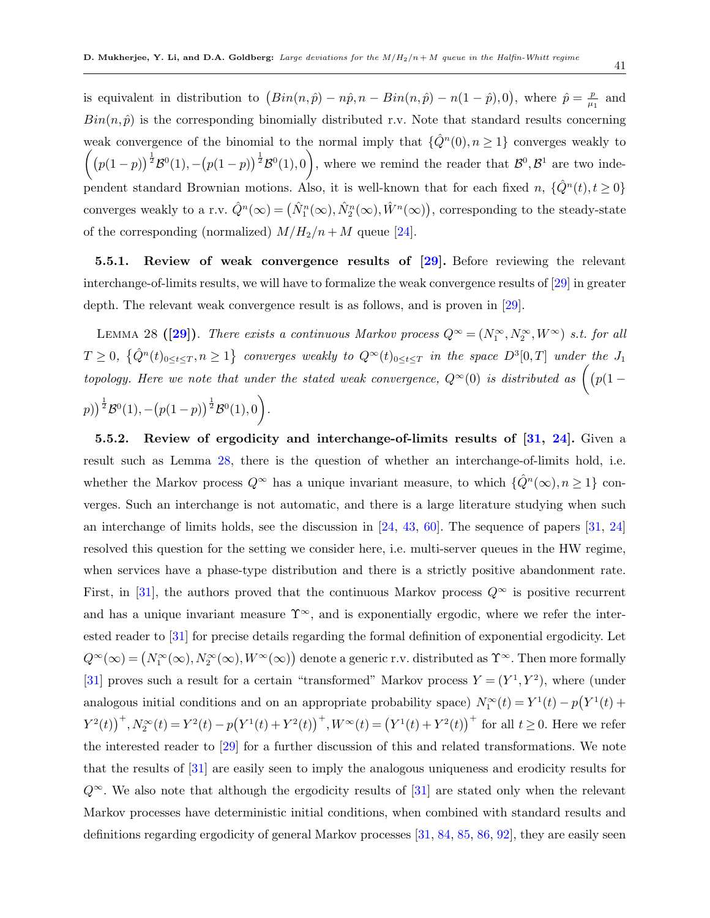is equivalent in distribution to $\big(Bin(n,\hat{p}) - n\hat{p}, n - Bin(n,\hat{p}) - n(1-\hat{p}), 0\big)$, where $\hat{p} = \frac{p}{\mu_1}$ and $Bin(n,\hat{p})$ is the corresponding binomially distributed r.v. Note that standard results concerning weak convergence of the binomial to the normal imply that $\{\hat{Q}^n(0), n \geq 1\}$ converges weakly to $\Big(\big(p(1-p)\big)^{\frac{1}{2}}\mathcal{B}^0(1), -\big(p(1-p)\big)^{\frac{1}{2}}\mathcal{B}^0(1), 0\Big)$, where we remind the reader that $\mathcal{B}^0, \mathcal{B}^1$ are two independent standard Brownian motions. Also, it is well-known that for each fixed $n$, $\{\hat{Q}^n(t), t \geq 0\}$ converges weakly to a r.v. $\hat{Q}^n(\infty) = \big(\hat{N}_1^n(\infty), \hat{N}_2^n(\infty), \hat{W}^n(\infty)\big)$, corresponding to the steady-state of the corresponding (normalized) $M/H_2/n+M$ queue [24].

**5.5.1. Review of weak convergence results of [29].** Before reviewing the relevant interchange-of-limits results, we will have to formalize the weak convergence results of [29] in greater depth. The relevant weak convergence result is as follows, and is proven in [29].

Lemma 28 ([29]). *There exists a continuous Markov process $Q^{\infty} = (N_1^{\infty}, N_2^{\infty}, W^{\infty})$ s.t. for all $T \geq 0$, $\{\hat{Q}^n(t)_{0 \leq t \leq T}, n \geq 1\}$ converges weakly to $Q^{\infty}(t)_{0 \leq t \leq T}$ in the space $D^3[0,T]$ under the $J_1$ topology. Here we note that under the stated weak convergence, $Q^{\infty}(0)$ is distributed as $\Big(\big(p(1-p)\big)^{\frac{1}{2}}\mathcal{B}^0(1), -\big(p(1-p)\big)^{\frac{1}{2}}\mathcal{B}^0(1), 0\Big)$.*

**5.5.2. Review of ergodicity and interchange-of-limits results of [31, 24].** Given a result such as Lemma 28, there is the question of whether an interchange-of-limits hold, i.e. whether the Markov process $Q^{\infty}$ has a unique invariant measure, to which $\{\hat{Q}^n(\infty), n \geq 1\}$ converges. Such an interchange is not automatic, and there is a large literature studying when such an interchange of limits holds, see the discussion in [24, 43, 60]. The sequence of papers [31, 24] resolved this question for the setting we consider here, i.e. multi-server queues in the HW regime, when services have a phase-type distribution and there is a strictly positive abandonment rate. First, in [31], the authors proved that the continuous Markov process $Q^{\infty}$ is positive recurrent and has a unique invariant measure $\Upsilon^{\infty}$, and is exponentially ergodic, where we refer the interested reader to [31] for precise details regarding the formal definition of exponential ergodicity. Let $Q^{\infty}(\infty) = \big(N_1^{\infty}(\infty), N_2^{\infty}(\infty), W^{\infty}(\infty)\big)$ denote a generic r.v. distributed as $\Upsilon^{\infty}$. Then more formally [31] proves such a result for a certain "transformed" Markov process $Y = (Y^1, Y^2)$, where (under analogous initial conditions and on an appropriate probability space) $N_1^{\infty}(t) = Y^1(t) - p\big(Y^1(t) + Y^2(t)\big)^+$, $N_2^{\infty}(t) = Y^2(t) - p\big(Y^1(t) + Y^2(t)\big)^+$, $W^{\infty}(t) = \big(Y^1(t) + Y^2(t)\big)^+$ for all $t \geq 0$. Here we refer the interested reader to [29] for a further discussion of this and related transformations. We note that the results of [31] are easily seen to imply the analogous uniqueness and erodicity results for $Q^{\infty}$. We also note that although the ergodicity results of [31] are stated only when the relevant Markov processes have deterministic initial conditions, when combined with standard results and definitions regarding ergodicity of general Markov processes [31, 84, 85, 86, 92], they are easily seen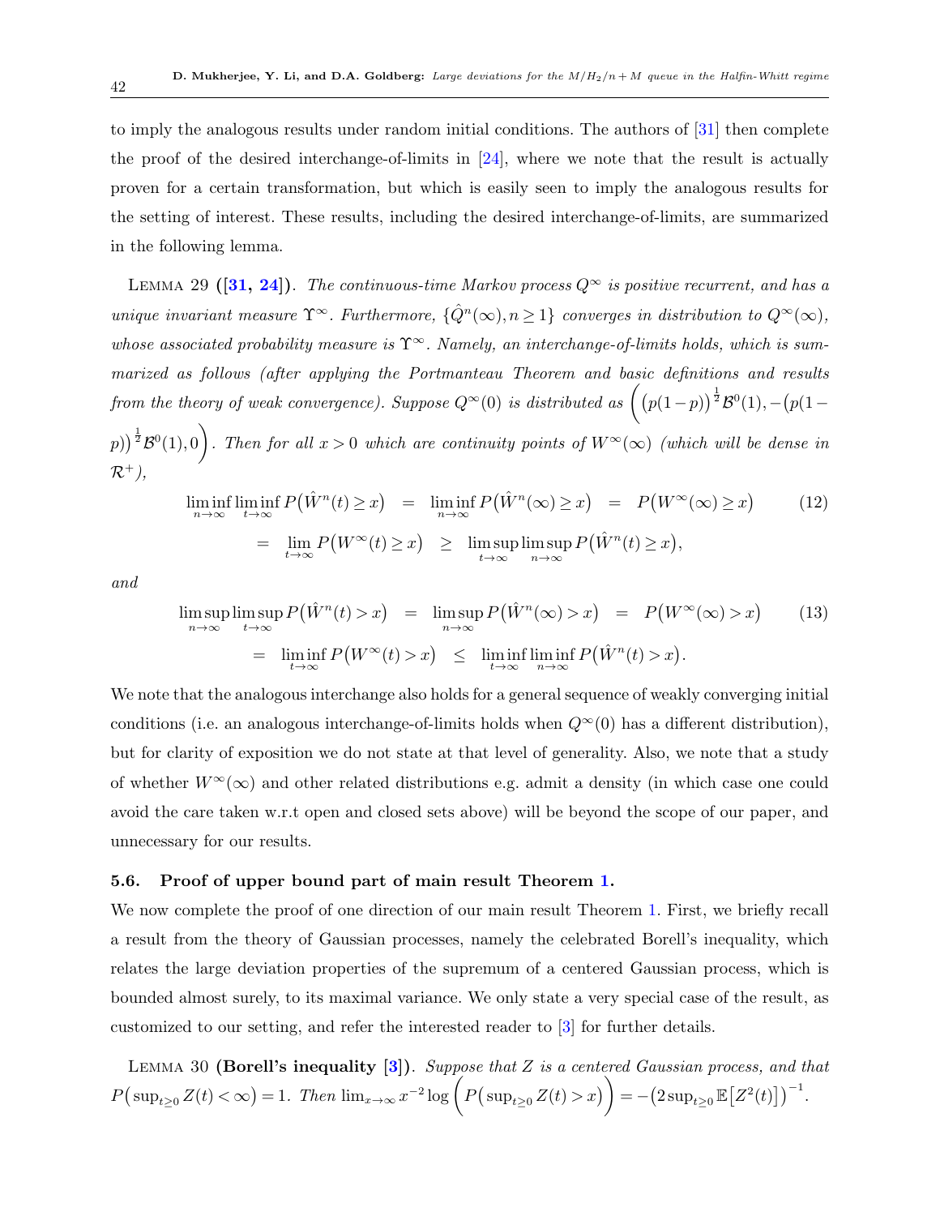to imply the analogous results under random initial conditions. The authors of [31] then complete the proof of the desired interchange-of-limits in [24], where we note that the result is actually proven for a certain transformation, but which is easily seen to imply the analogous results for the setting of interest. These results, including the desired interchange-of-limits, are summarized in the following lemma.

Lemma 29 **([31, 24])**. *The continuous-time Markov process $Q^\infty$ is positive recurrent, and has a unique invariant measure $\Upsilon^\infty$. Furthermore, $\{\hat{Q}^n(\infty), n \geq 1\}$ converges in distribution to $Q^\infty(\infty)$, whose associated probability measure is $\Upsilon^\infty$. Namely, an interchange-of-limits holds, which is summarized as follows (after applying the Portmanteau Theorem and basic definitions and results from the theory of weak convergence). Suppose $Q^\infty(0)$ is distributed as $\Big( \big(p(1-p)\big)^{\frac{1}{2}} \mathcal{B}^0(1), -\big(p(1-p)\big)^{\frac{1}{2}} \mathcal{B}^0(1), 0 \Big)$. Then for all $x > 0$ which are continuity points of $W^\infty(\infty)$ (which will be dense in $\mathcal{R}^+$),*

$$
\begin{aligned}
\liminf_{n\to\infty} \liminf_{t\to\infty} P\big(\hat{W}^n(t) \geq x\big) &= \liminf_{n\to\infty} P\big(\hat{W}^n(\infty) \geq x\big) = P\big(W^\infty(\infty) \geq x\big) \qquad (12)\\
&= \lim_{t\to\infty} P\big(W^\infty(t) \geq x\big) \geq \limsup_{t\to\infty} \limsup_{n\to\infty} P\big(\hat{W}^n(t) \geq x\big),
\end{aligned}
$$

*and*

$$
\begin{aligned}
\limsup_{n\to\infty} \limsup_{t\to\infty} P\big(\hat{W}^n(t) > x\big) &= \limsup_{n\to\infty} P\big(\hat{W}^n(\infty) > x\big) = P\big(W^\infty(\infty) > x\big) \qquad (13)\\
&= \liminf_{t\to\infty} P\big(W^\infty(t) > x\big) \leq \liminf_{t\to\infty} \liminf_{n\to\infty} P\big(\hat{W}^n(t) > x\big).
\end{aligned}
$$

We note that the analogous interchange also holds for a general sequence of weakly converging initial conditions (i.e. an analogous interchange-of-limits holds when $Q^\infty(0)$ has a different distribution), but for clarity of exposition we do not state at that level of generality. Also, we note that a study of whether $W^\infty(\infty)$ and other related distributions e.g. admit a density (in which case one could avoid the care taken w.r.t open and closed sets above) will be beyond the scope of our paper, and unnecessary for our results.

### 5.6. Proof of upper bound part of main result Theorem 1.

We now complete the proof of one direction of our main result Theorem 1. First, we briefly recall a result from the theory of Gaussian processes, namely the celebrated Borell's inequality, which relates the large deviation properties of the supremum of a centered Gaussian process, which is bounded almost surely, to its maximal variance. We only state a very special case of the result, as customized to our setting, and refer the interested reader to [3] for further details.

Lemma 30 **(Borell's inequality [3])**. *Suppose that $Z$ is a centered Gaussian process, and that $P\big(\sup_{t\geq 0} Z(t) < \infty\big) = 1$. Then $\lim_{x\to\infty} x^{-2} \log\Big(P\big(\sup_{t\geq 0} Z(t) > x\big)\Big) = -\big(2 \sup_{t\geq 0} \mathbb{E}\big[Z^2(t)\big]\big)^{-1}$.*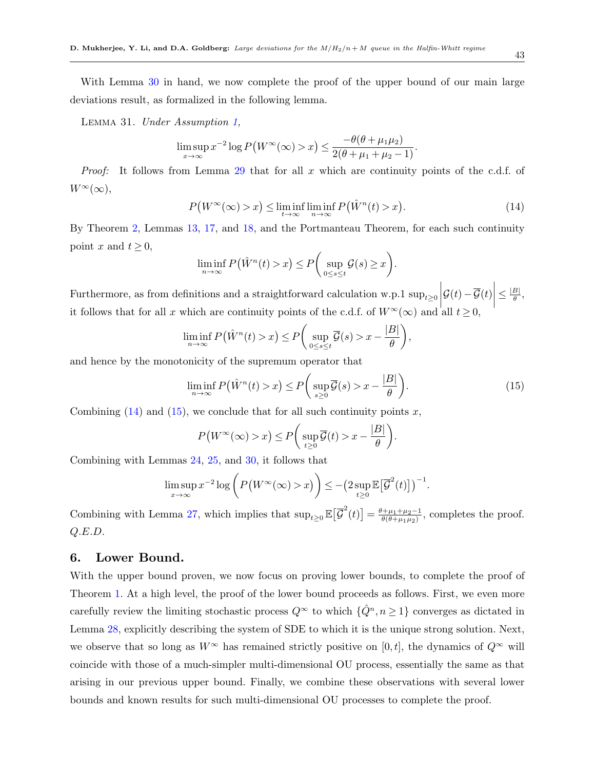With Lemma 30 in hand, we now complete the proof of the upper bound of our main large deviations result, as formalized in the following lemma.

LEMMA 31. *Under Assumption 1,*

$$\limsup_{x\to\infty} x^{-2}\log P\big(W^{\infty}(\infty) > x\big) \le \frac{-\theta(\theta+\mu_1\mu_2)}{2(\theta+\mu_1+\mu_2-1)}.$$

*Proof:* It follows from Lemma 29 that for all $x$ which are continuity points of the c.d.f. of $W^{\infty}(\infty)$,

$$P\big(W^{\infty}(\infty) > x\big) \le \liminf_{t\to\infty}\liminf_{n\to\infty} P\big(\hat{W}^n(t) > x\big). \tag{14}$$

By Theorem 2, Lemmas 13, 17, and 18, and the Portmanteau Theorem, for each such continuity point $x$ and $t \ge 0$,

$$\liminf_{n\to\infty} P\big(\hat{W}^n(t) > x\big) \le P\bigg(\sup_{0\le s\le t}\mathcal{G}(s) \ge x\bigg).$$

Furthermore, as from definitions and a straightforward calculation w.p.1 $\sup_{t\ge 0}\Big|\mathcal{G}(t) - \overline{\mathcal{G}}(t)\Big| \le \frac{|B|}{\theta}$, it follows that for all $x$ which are continuity points of the c.d.f. of $W^{\infty}(\infty)$ and all $t \ge 0$,

$$\liminf_{n\to\infty} P\big(\hat{W}^n(t) > x\big) \le P\bigg(\sup_{0\le s\le t}\overline{\mathcal{G}}(s) > x - \frac{|B|}{\theta}\bigg),$$

and hence by the monotonicity of the supremum operator that

$$\liminf_{n\to\infty} P\big(\hat{W}^n(t) > x\big) \le P\bigg(\sup_{s\ge 0}\overline{\mathcal{G}}(s) > x - \frac{|B|}{\theta}\bigg). \tag{15}$$

Combining (14) and (15), we conclude that for all such continuity points $x$,

$$P\big(W^{\infty}(\infty) > x\big) \le P\bigg(\sup_{t\ge 0}\overline{\mathcal{G}}(t) > x - \frac{|B|}{\theta}\bigg).$$

Combining with Lemmas 24, 25, and 30, it follows that

$$\limsup_{x\to\infty} x^{-2}\log\bigg(P\big(W^{\infty}(\infty) > x\big)\bigg) \le -\big(2\sup_{t\ge 0}\mathbb{E}\big[\overline{\mathcal{G}}^2(t)\big]\big)^{-1}.$$

Combining with Lemma 27, which implies that $\sup_{t\ge 0}\mathbb{E}\big[\overline{\mathcal{G}}^2(t)\big] = \frac{\theta+\mu_1+\mu_2-1}{\theta(\theta+\mu_1\mu_2)}$, completes the proof. *Q.E.D.*

## 6. Lower Bound.

With the upper bound proven, we now focus on proving lower bounds, to complete the proof of Theorem 1. At a high level, the proof of the lower bound proceeds as follows. First, we even more carefully review the limiting stochastic process $Q^{\infty}$ to which $\{\hat{Q}^n, n \ge 1\}$ converges as dictated in Lemma 28, explicitly describing the system of SDE to which it is the unique strong solution. Next, we observe that so long as $W^{\infty}$ has remained strictly positive on $[0,t]$, the dynamics of $Q^{\infty}$ will coincide with those of a much-simpler multi-dimensional OU process, essentially the same as that arising in our previous upper bound. Finally, we combine these observations with several lower bounds and known results for such multi-dimensional OU processes to complete the proof.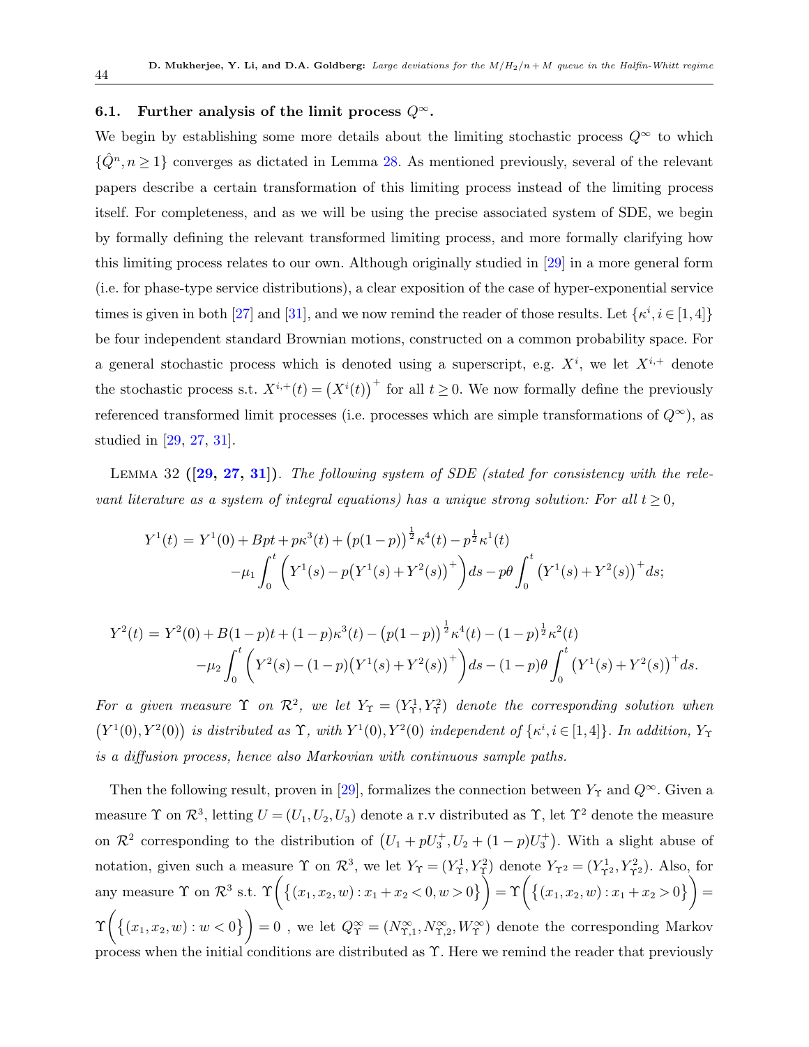### 6.1. Further analysis of the limit process $Q^\infty$.

We begin by establishing some more details about the limiting stochastic process $Q^\infty$ to which $\{\hat{Q}^n, n \geq 1\}$ converges as dictated in Lemma 28. As mentioned previously, several of the relevant papers describe a certain transformation of this limiting process instead of the limiting process itself. For completeness, and as we will be using the precise associated system of SDE, we begin by formally defining the relevant transformed limiting process, and more formally clarifying how this limiting process relates to our own. Although originally studied in [29] in a more general form (i.e. for phase-type service distributions), a clear exposition of the case of hyper-exponential service times is given in both [27] and [31], and we now remind the reader of those results. Let $\{\kappa^i, i \in [1,4]\}$ be four independent standard Brownian motions, constructed on a common probability space. For a general stochastic process which is denoted using a superscript, e.g. $X^i$, we let $X^{i,+}$ denote the stochastic process s.t. $X^{i,+}(t) = \big(X^i(t)\big)^+$ for all $t \geq 0$. We now formally define the previously referenced transformed limit processes (i.e. processes which are simple transformations of $Q^\infty$), as studied in [29, 27, 31].

LEMMA 32 (**[29, 27, 31]**). *The following system of SDE (stated for consistency with the relevant literature as a system of integral equations) has a unique strong solution: For all $t \geq 0$,*

$$
\begin{aligned}
Y^1(t) = {} & Y^1(0) + Bpt + p\kappa^3(t) + \big(p(1-p)\big)^{\frac{1}{2}}\kappa^4(t) - p^{\frac{1}{2}}\kappa^1(t) \\
& -\mu_1 \int_0^t \Big(Y^1(s) - p\big(Y^1(s) + Y^2(s)\big)^+\Big) ds - p\theta \int_0^t \big(Y^1(s) + Y^2(s)\big)^+ ds;
\end{aligned}
$$

$$
\begin{aligned}
Y^2(t) = {} & Y^2(0) + B(1-p)t + (1-p)\kappa^3(t) - \big(p(1-p)\big)^{\frac{1}{2}}\kappa^4(t) - (1-p)^{\frac{1}{2}}\kappa^2(t) \\
& -\mu_2 \int_0^t \Big(Y^2(s) - (1-p)\big(Y^1(s) + Y^2(s)\big)^+\Big) ds - (1-p)\theta \int_0^t \big(Y^1(s) + Y^2(s)\big)^+ ds.
\end{aligned}
$$

*For a given measure $\Upsilon$ on $\mathcal{R}^2$, we let $Y_\Upsilon = (Y^1_\Upsilon, Y^2_\Upsilon)$ denote the corresponding solution when $\big(Y^1(0), Y^2(0)\big)$ is distributed as $\Upsilon$, with $Y^1(0), Y^2(0)$ independent of $\{\kappa^i, i \in [1,4]\}$. In addition, $Y_\Upsilon$ is a diffusion process, hence also Markovian with continuous sample paths.*

Then the following result, proven in [29], formalizes the connection between $Y_\Upsilon$ and $Q^\infty$. Given a measure $\Upsilon$ on $\mathcal{R}^3$, letting $U = (U_1, U_2, U_3)$ denote a r.v distributed as $\Upsilon$, let $\Upsilon^2$ denote the measure on $\mathcal{R}^2$ corresponding to the distribution of $\big(U_1 + pU_3^+, U_2 + (1-p)U_3^+\big)$. With a slight abuse of notation, given such a measure $\Upsilon$ on $\mathcal{R}^3$, we let $Y_\Upsilon = (Y^1_\Upsilon, Y^2_\Upsilon)$ denote $Y_{\Upsilon^2} = (Y^1_{\Upsilon^2}, Y^2_{\Upsilon^2})$. Also, for any measure $\Upsilon$ on $\mathcal{R}^3$ s.t. $\Upsilon\Big(\big\{(x_1, x_2, w) : x_1 + x_2 < 0, w > 0\big\}\Big) = \Upsilon\Big(\big\{(x_1, x_2, w) : x_1 + x_2 > 0\big\}\Big) = \Upsilon\Big(\big\{(x_1, x_2, w) : w < 0\big\}\Big) = 0$ , we let $Q^\infty_\Upsilon = (N^\infty_{\Upsilon,1}, N^\infty_{\Upsilon,2}, W^\infty_\Upsilon)$ denote the corresponding Markov process when the initial conditions are distributed as $\Upsilon$. Here we remind the reader that previously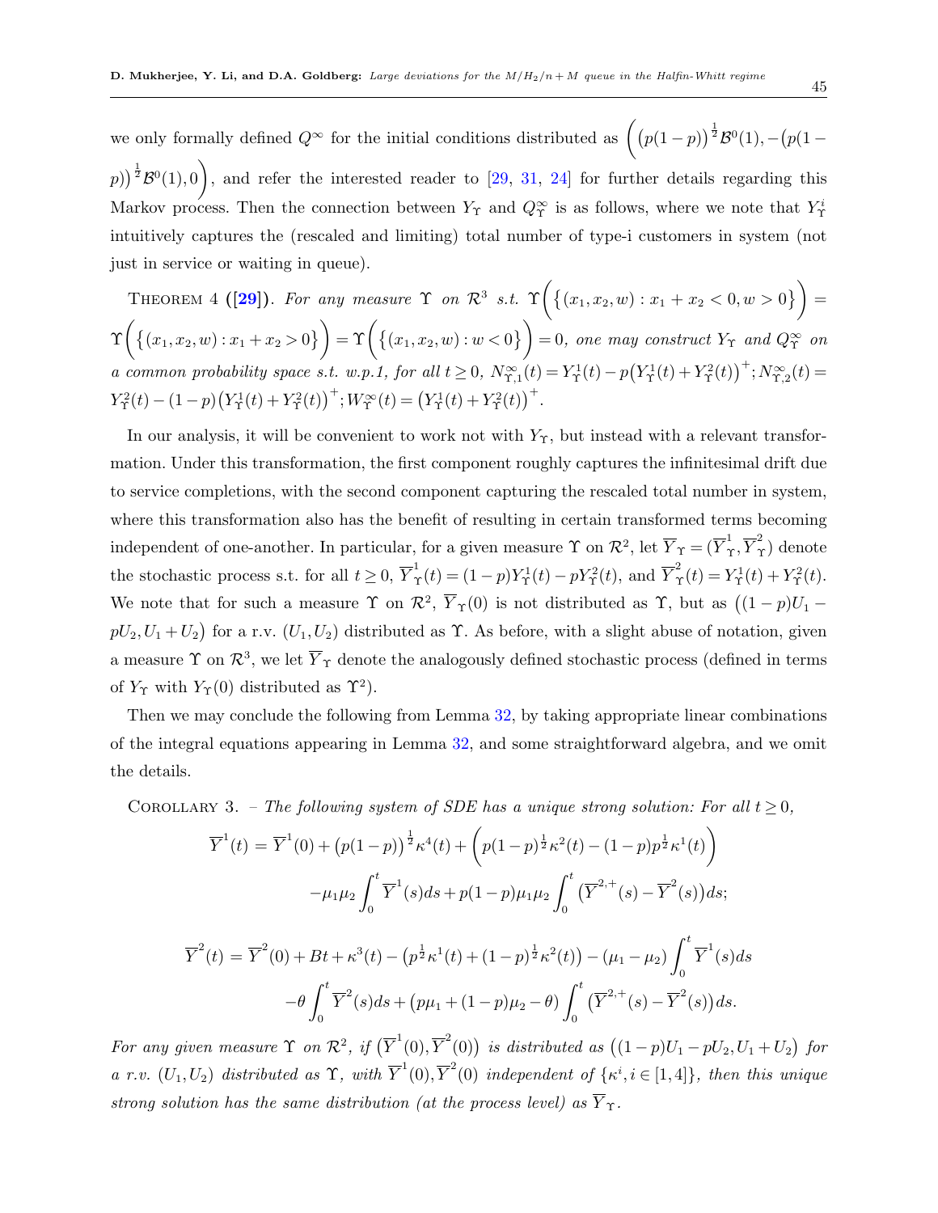we only formally defined $Q^\infty$ for the initial conditions distributed as $\Big(\big(p(1-p)\big)^{\frac{1}{2}}\mathcal{B}^0(1), -\big(p(1-p)\big)^{\frac{1}{2}}\mathcal{B}^0(1), 0\Big)$, and refer the interested reader to [29, 31, 24] for further details regarding this Markov process. Then the connection between $Y_\Upsilon$ and $Q^\infty_\Upsilon$ is as follows, where we note that $Y^i_\Upsilon$ intuitively captures the (rescaled and limiting) total number of type-i customers in system (not just in service or waiting in queue).

Theorem 4 ([29]). *For any measure $\Upsilon$ on $\mathcal{R}^3$ s.t. $\Upsilon\Big(\big\{(x_1,x_2,w) : x_1+x_2<0, w>0\big\}\Big) = \Upsilon\Big(\big\{(x_1,x_2,w) : x_1+x_2>0\big\}\Big) = \Upsilon\Big(\big\{(x_1,x_2,w) : w<0\big\}\Big) = 0$, one may construct $Y_\Upsilon$ and $Q^\infty_\Upsilon$ on a common probability space s.t. w.p.1, for all $t \geq 0$, $N^\infty_{\Upsilon,1}(t) = Y^1_\Upsilon(t) - p\big(Y^1_\Upsilon(t)+Y^2_\Upsilon(t)\big)^+; N^\infty_{\Upsilon,2}(t) = Y^2_\Upsilon(t) - (1-p)\big(Y^1_\Upsilon(t)+Y^2_\Upsilon(t)\big)^+; W^\infty_\Upsilon(t) = \big(Y^1_\Upsilon(t)+Y^2_\Upsilon(t)\big)^+$.*

In our analysis, it will be convenient to work not with $Y_\Upsilon$, but instead with a relevant transformation. Under this transformation, the first component roughly captures the infinitesimal drift due to service completions, with the second component capturing the rescaled total number in system, where this transformation also has the benefit of resulting in certain transformed terms becoming independent of one-another. In particular, for a given measure $\Upsilon$ on $\mathcal{R}^2$, let $\overline{Y}_\Upsilon = (\overline{Y}^1_\Upsilon, \overline{Y}^2_\Upsilon)$ denote the stochastic process s.t. for all $t \geq 0$, $\overline{Y}^1_\Upsilon(t) = (1-p)Y^1_\Upsilon(t) - pY^2_\Upsilon(t)$, and $\overline{Y}^2_\Upsilon(t) = Y^1_\Upsilon(t) + Y^2_\Upsilon(t)$. We note that for such a measure $\Upsilon$ on $\mathcal{R}^2$, $\overline{Y}_\Upsilon(0)$ is not distributed as $\Upsilon$, but as $\big((1-p)U_1 - pU_2, U_1+U_2\big)$ for a r.v. $(U_1,U_2)$ distributed as $\Upsilon$. As before, with a slight abuse of notation, given a measure $\Upsilon$ on $\mathcal{R}^3$, we let $\overline{Y}_\Upsilon$ denote the analogously defined stochastic process (defined in terms of $Y_\Upsilon$ with $Y_\Upsilon(0)$ distributed as $\Upsilon^2$).

Then we may conclude the following from Lemma 32, by taking appropriate linear combinations of the integral equations appearing in Lemma 32, and some straightforward algebra, and we omit the details.

Corollary 3. – *The following system of SDE has a unique strong solution: For all $t \geq 0$,*

$$\overline{Y}^1(t) = \overline{Y}^1(0) + \big(p(1-p)\big)^{\frac{1}{2}}\kappa^4(t) + \Big(p(1-p)^{\frac{1}{2}}\kappa^2(t) - (1-p)p^{\frac{1}{2}}\kappa^1(t)\Big)$$
$$-\mu_1\mu_2\int_0^t \overline{Y}^1(s)ds + p(1-p)\mu_1\mu_2\int_0^t \big(\overline{Y}^{2,+}(s) - \overline{Y}^2(s)\big)ds;$$

$$\overline{Y}^2(t) = \overline{Y}^2(0) + Bt + \kappa^3(t) - \big(p^{\frac{1}{2}}\kappa^1(t) + (1-p)^{\frac{1}{2}}\kappa^2(t)\big) - (\mu_1-\mu_2)\int_0^t \overline{Y}^1(s)ds$$
$$-\theta\int_0^t \overline{Y}^2(s)ds + \big(p\mu_1 + (1-p)\mu_2 - \theta\big)\int_0^t \big(\overline{Y}^{2,+}(s) - \overline{Y}^2(s)\big)ds.$$

*For any given measure $\Upsilon$ on $\mathcal{R}^2$, if $\big(\overline{Y}^1(0), \overline{Y}^2(0)\big)$ is distributed as $\big((1-p)U_1 - pU_2, U_1+U_2\big)$ for a r.v. $(U_1,U_2)$ distributed as $\Upsilon$, with $\overline{Y}^1(0), \overline{Y}^2(0)$ independent of $\{\kappa^i, i \in [1,4]\}$, then this unique strong solution has the same distribution (at the process level) as $\overline{Y}_\Upsilon$.*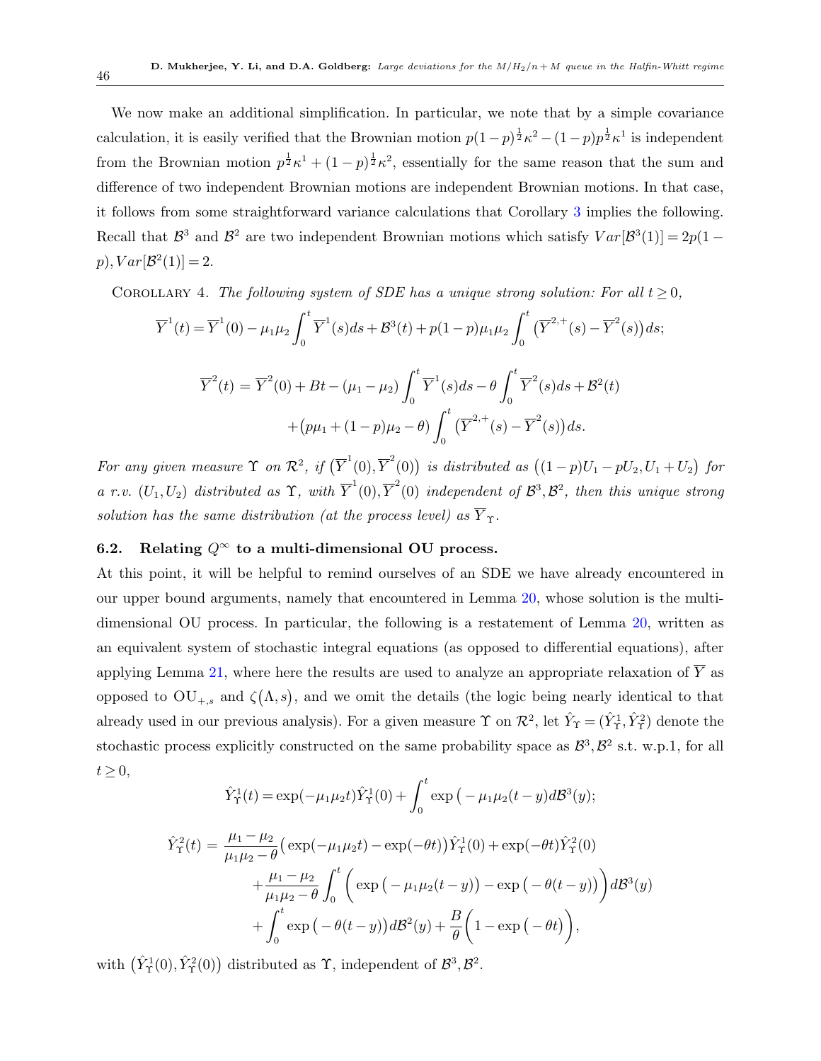We now make an additional simplification. In particular, we note that by a simple covariance calculation, it is easily verified that the Brownian motion $p(1-p)^{\frac{1}{2}}\kappa^2 - (1-p)p^{\frac{1}{2}}\kappa^1$ is independent from the Brownian motion $p^{\frac{1}{2}}\kappa^1 + (1-p)^{\frac{1}{2}}\kappa^2$, essentially for the same reason that the sum and difference of two independent Brownian motions are independent Brownian motions. In that case, it follows from some straightforward variance calculations that Corollary 3 implies the following. Recall that $\mathcal{B}^3$ and $\mathcal{B}^2$ are two independent Brownian motions which satisfy $Var[\mathcal{B}^3(1)] = 2p(1-p), Var[\mathcal{B}^2(1)] = 2$.

Corollary 4. *The following system of SDE has a unique strong solution: For all $t \geq 0$,*

$$\overline{Y}^1(t) = \overline{Y}^1(0) - \mu_1\mu_2 \int_0^t \overline{Y}^1(s)ds + \mathcal{B}^3(t) + p(1-p)\mu_1\mu_2 \int_0^t \big(\overline{Y}^{2,+}(s) - \overline{Y}^2(s)\big)ds;$$

$$\overline{Y}^2(t) = \overline{Y}^2(0) + Bt - (\mu_1 - \mu_2)\int_0^t \overline{Y}^1(s)ds - \theta\int_0^t \overline{Y}^2(s)ds + \mathcal{B}^2(t)$$
$$+ \big(p\mu_1 + (1-p)\mu_2 - \theta\big)\int_0^t \big(\overline{Y}^{2,+}(s) - \overline{Y}^2(s)\big)ds.$$

*For any given measure $\Upsilon$ on $\mathcal{R}^2$, if $\big(\overline{Y}^1(0), \overline{Y}^2(0)\big)$ is distributed as $\big((1-p)U_1 - pU_2, U_1 + U_2\big)$ for a r.v. $(U_1, U_2)$ distributed as $\Upsilon$, with $\overline{Y}^1(0), \overline{Y}^2(0)$ independent of $\mathcal{B}^3, \mathcal{B}^2$, then this unique strong solution has the same distribution (at the process level) as $\overline{Y}_\Upsilon$.*

### 6.2. Relating $Q^\infty$ to a multi-dimensional OU process.

At this point, it will be helpful to remind ourselves of an SDE we have already encountered in our upper bound arguments, namely that encountered in Lemma 20, whose solution is the multi-dimensional OU process. In particular, the following is a restatement of Lemma 20, written as an equivalent system of stochastic integral equations (as opposed to differential equations), after applying Lemma 21, where here the results are used to analyze an appropriate relaxation of $\overline{Y}$ as opposed to $\mathrm{OU}_{+,s}$ and $\zeta(\Lambda, s)$, and we omit the details (the logic being nearly identical to that already used in our previous analysis). For a given measure $\Upsilon$ on $\mathcal{R}^2$, let $\hat{Y}_\Upsilon = (\hat{Y}^1_\Upsilon, \hat{Y}^2_\Upsilon)$ denote the stochastic process explicitly constructed on the same probability space as $\mathcal{B}^3, \mathcal{B}^2$ s.t. w.p.1, for all $t \geq 0$,

$$\hat{Y}^1_\Upsilon(t) = \exp(-\mu_1\mu_2 t)\hat{Y}^1_\Upsilon(0) + \int_0^t \exp\big(-\mu_1\mu_2(t-y)d\mathcal{B}^3(y);$$

$$\hat{Y}^2_\Upsilon(t) = \frac{\mu_1 - \mu_2}{\mu_1\mu_2 - \theta}\big(\exp(-\mu_1\mu_2 t) - \exp(-\theta t)\big)\hat{Y}^1_\Upsilon(0) + \exp(-\theta t)\hat{Y}^2_\Upsilon(0)$$
$$+ \frac{\mu_1 - \mu_2}{\mu_1\mu_2 - \theta}\int_0^t \bigg(\exp\big(-\mu_1\mu_2(t-y)\big) - \exp\big(-\theta(t-y)\big)\bigg)d\mathcal{B}^3(y)$$
$$+ \int_0^t \exp\big(-\theta(t-y)\big)d\mathcal{B}^2(y) + \frac{B}{\theta}\bigg(1 - \exp\big(-\theta t\big)\bigg),$$

with $\big(\hat{Y}^1_\Upsilon(0), \hat{Y}^2_\Upsilon(0)\big)$ distributed as $\Upsilon$, independent of $\mathcal{B}^3, \mathcal{B}^2$.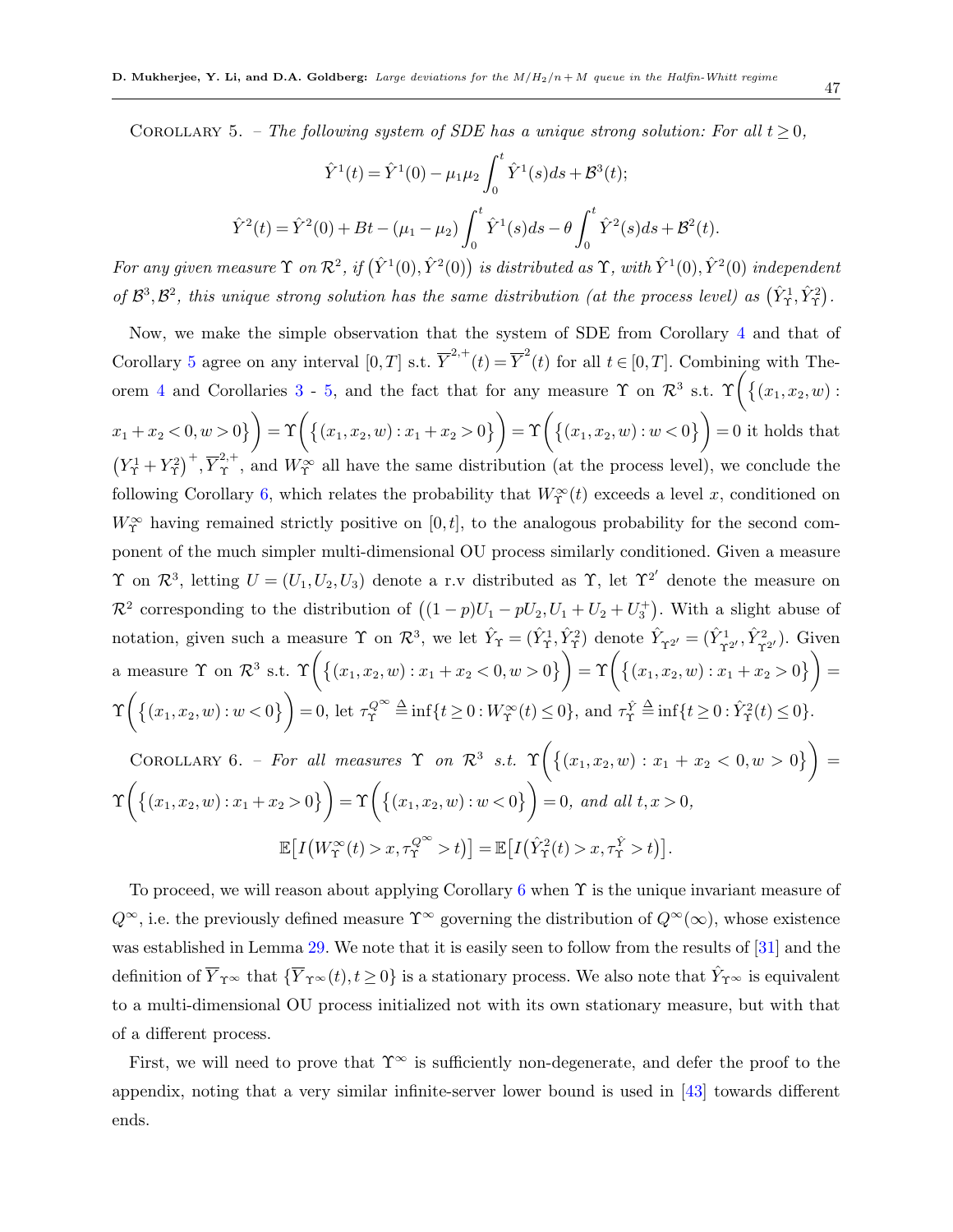Corollary 5. – *The following system of SDE has a unique strong solution: For all $t \geq 0$,*

$$\hat{Y}^1(t) = \hat{Y}^1(0) - \mu_1\mu_2 \int_0^t \hat{Y}^1(s)ds + \mathcal{B}^3(t);$$

$$\hat{Y}^2(t) = \hat{Y}^2(0) + Bt - (\mu_1 - \mu_2)\int_0^t \hat{Y}^1(s)ds - \theta \int_0^t \hat{Y}^2(s)ds + \mathcal{B}^2(t).$$

*For any given measure $\Upsilon$ on $\mathcal{R}^2$, if $\big(\hat{Y}^1(0), \hat{Y}^2(0)\big)$ is distributed as $\Upsilon$, with $\hat{Y}^1(0), \hat{Y}^2(0)$ independent of $\mathcal{B}^3, \mathcal{B}^2$, this unique strong solution has the same distribution (at the process level) as $\big(\hat{Y}^1_\Upsilon, \hat{Y}^2_\Upsilon\big)$.*

Now, we make the simple observation that the system of SDE from Corollary 4 and that of Corollary 5 agree on any interval $[0,T]$ s.t. $\overline{Y}^{2,+}(t) = \overline{Y}^2(t)$ for all $t \in [0,T]$. Combining with Theorem 4 and Corollaries 3 - 5, and the fact that for any measure $\Upsilon$ on $\mathcal{R}^3$ s.t. $\Upsilon\Big(\big\{(x_1,x_2,w) : x_1 + x_2 < 0, w > 0\big\}\Big) = \Upsilon\Big(\big\{(x_1,x_2,w) : x_1 + x_2 > 0\big\}\Big) = \Upsilon\Big(\big\{(x_1,x_2,w) : w < 0\big\}\Big) = 0$ it holds that $\big(Y^1_\Upsilon + Y^2_\Upsilon\big)^+, \overline{Y}^{2,+}_\Upsilon$, and $W^\infty_\Upsilon$ all have the same distribution (at the process level), we conclude the following Corollary 6, which relates the probability that $W^\infty_\Upsilon(t)$ exceeds a level $x$, conditioned on $W^\infty_\Upsilon$ having remained strictly positive on $[0,t]$, to the analogous probability for the second component of the much simpler multi-dimensional OU process similarly conditioned. Given a measure $\Upsilon$ on $\mathcal{R}^3$, letting $U = (U_1, U_2, U_3)$ denote a r.v distributed as $\Upsilon$, let $\Upsilon^{2'}$ denote the measure on $\mathcal{R}^2$ corresponding to the distribution of $\big((1-p)U_1 - pU_2, U_1 + U_2 + U_3^+\big)$. With a slight abuse of notation, given such a measure $\Upsilon$ on $\mathcal{R}^3$, we let $\hat{Y}_\Upsilon = (\hat{Y}^1_\Upsilon, \hat{Y}^2_\Upsilon)$ denote $\hat{Y}_{\Upsilon^{2'}} = (\hat{Y}^1_{\Upsilon^{2'}}, \hat{Y}^2_{\Upsilon^{2'}})$. Given a measure $\Upsilon$ on $\mathcal{R}^3$ s.t. $\Upsilon\Big(\big\{(x_1,x_2,w) : x_1 + x_2 < 0, w > 0\big\}\Big) = \Upsilon\Big(\big\{(x_1,x_2,w) : x_1 + x_2 > 0\big\}\Big) = \Upsilon\Big(\big\{(x_1,x_2,w) : w < 0\big\}\Big) = 0$, let $\tau^{Q^\infty}_\Upsilon \triangleq \inf\{t \geq 0 : W^\infty_\Upsilon(t) \leq 0\}$, and $\tau^{\hat{Y}}_\Upsilon \triangleq \inf\{t \geq 0 : \hat{Y}^2_\Upsilon(t) \leq 0\}$.

Corollary 6. – *For all measures $\Upsilon$ on $\mathcal{R}^3$ s.t. $\Upsilon\Big(\big\{(x_1,x_2,w) : x_1 + x_2 < 0, w > 0\big\}\Big) = \Upsilon\Big(\big\{(x_1,x_2,w) : x_1 + x_2 > 0\big\}\Big) = \Upsilon\Big(\big\{(x_1,x_2,w) : w < 0\big\}\Big) = 0$, and all $t, x > 0$,*

$$\mathbb{E}\big[I\big(W^\infty_\Upsilon(t) > x, \tau^{Q^\infty}_\Upsilon > t\big)\big] = \mathbb{E}\big[I\big(\hat{Y}^2_\Upsilon(t) > x, \tau^{\hat{Y}}_\Upsilon > t\big)\big].$$

To proceed, we will reason about applying Corollary 6 when $\Upsilon$ is the unique invariant measure of $Q^\infty$, i.e. the previously defined measure $\Upsilon^\infty$ governing the distribution of $Q^\infty(\infty)$, whose existence was established in Lemma 29. We note that it is easily seen to follow from the results of [31] and the definition of $\overline{Y}_{\Upsilon^\infty}$ that $\{\overline{Y}_{\Upsilon^\infty}(t), t \geq 0\}$ is a stationary process. We also note that $\hat{Y}_{\Upsilon^\infty}$ is equivalent to a multi-dimensional OU process initialized not with its own stationary measure, but with that of a different process.

First, we will need to prove that $\Upsilon^\infty$ is sufficiently non-degenerate, and defer the proof to the appendix, noting that a very similar infinite-server lower bound is used in [43] towards different ends.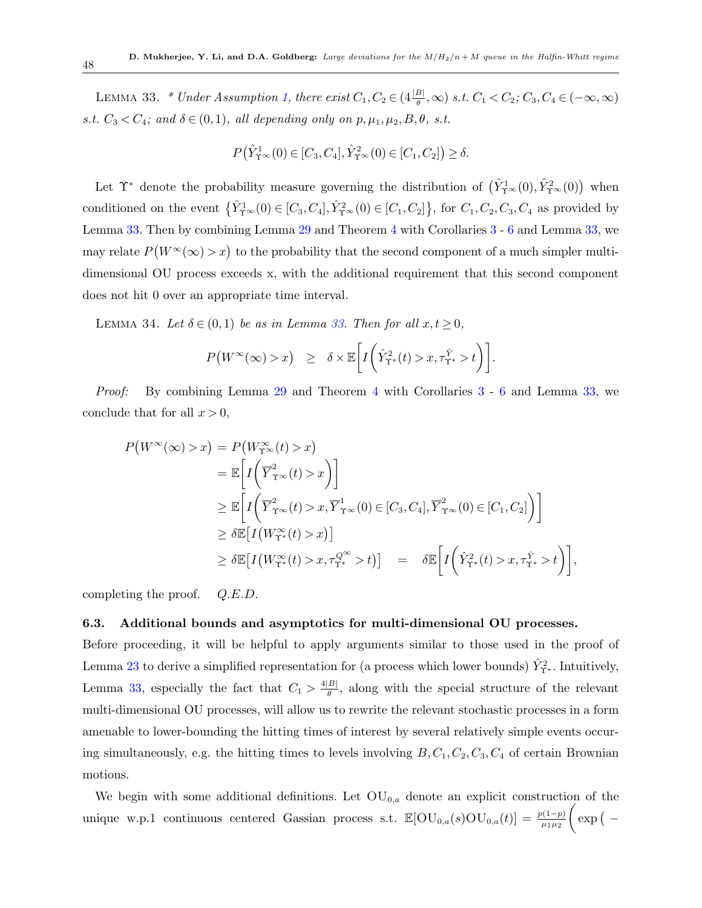LEMMA 33. *\* Under Assumption 1, there exist $C_1, C_2 \in (4\frac{|B|}{\theta}, \infty)$ s.t. $C_1 < C_2$; $C_3, C_4 \in (-\infty, \infty)$ s.t. $C_3 < C_4$; and $\delta \in (0,1)$, all depending only on $p, \mu_1, \mu_2, B, \theta$, s.t.*

$$P\big(\hat{Y}^1_{\Upsilon^\infty}(0) \in [C_3, C_4], \hat{Y}^2_{\Upsilon^\infty}(0) \in [C_1, C_2]\big) \geq \delta.$$

Let $\Upsilon^*$ denote the probability measure governing the distribution of $\big(\hat{Y}^1_{\Upsilon^\infty}(0), \hat{Y}^2_{\Upsilon^\infty}(0)\big)$ when conditioned on the event $\big\{\hat{Y}^1_{\Upsilon^\infty}(0) \in [C_3, C_4], \hat{Y}^2_{\Upsilon^\infty}(0) \in [C_1, C_2]\big\}$, for $C_1, C_2, C_3, C_4$ as provided by Lemma 33. Then by combining Lemma 29 and Theorem 4 with Corollaries 3 - 6 and Lemma 33, we may relate $P\big(W^\infty(\infty) > x\big)$ to the probability that the second component of a much simpler multi-dimensional OU process exceeds x, with the additional requirement that this second component does not hit 0 over an appropriate time interval.

LEMMA 34. *Let $\delta \in (0,1)$ be as in Lemma 33. Then for all $x, t \geq 0$,*

$$P\big(W^\infty(\infty) > x\big) \quad \geq \quad \delta \times \mathbb{E}\bigg[I\bigg(\hat{Y}^2_{\Upsilon^*}(t) > x, \tau^{\hat{Y}}_{\Upsilon^*} > t\bigg)\bigg].$$

*Proof:* By combining Lemma 29 and Theorem 4 with Corollaries 3 - 6 and Lemma 33, we conclude that for all $x > 0$,

$$\begin{aligned}
P\big(W^\infty(\infty) > x\big) &= P\big(W^\infty_{\Upsilon^\infty}(t) > x\big) \\
&= \mathbb{E}\bigg[I\bigg(\overline{Y}^2_{\Upsilon^\infty}(t) > x\bigg)\bigg] \\
&\geq \mathbb{E}\bigg[I\bigg(\overline{Y}^2_{\Upsilon^\infty}(t) > x, \overline{Y}^1_{\Upsilon^\infty}(0) \in [C_3, C_4], \overline{Y}^2_{\Upsilon^\infty}(0) \in [C_1, C_2]\bigg)\bigg] \\
&\geq \delta \mathbb{E}\big[I\big(W^\infty_{\Upsilon^*}(t) > x\big)\big] \\
&\geq \delta \mathbb{E}\big[I\big(W^\infty_{\Upsilon^*}(t) > x, \tau^{Q^\infty}_{\Upsilon^*} > t\big)\big] \quad = \quad \delta \mathbb{E}\bigg[I\bigg(\hat{Y}^2_{\Upsilon^*}(t) > x, \tau^{\hat{Y}}_{\Upsilon^*} > t\bigg)\bigg],
\end{aligned}$$

completing the proof. *Q.E.D.*

### 6.3. Additional bounds and asymptotics for multi-dimensional OU processes.

Before proceeding, it will be helpful to apply arguments similar to those used in the proof of Lemma 23 to derive a simplified representation for (a process which lower bounds) $\hat{Y}^2_{\Upsilon^*}$. Intuitively, Lemma 33, especially the fact that $C_1 > \frac{4|B|}{\theta}$, along with the special structure of the relevant multi-dimensional OU processes, will allow us to rewrite the relevant stochastic processes in a form amenable to lower-bounding the hitting times of interest by several relatively simple events occuring simultaneously, e.g. the hitting times to levels involving $B, C_1, C_2, C_3, C_4$ of certain Brownian motions.

We begin with some additional definitions. Let $\text{OU}_{0,a}$ denote an explicit construction of the unique w.p.1 continuous centered Gassian process s.t. $\mathbb{E}[\text{OU}_{0,a}(s)\text{OU}_{0,a}(t)] = \frac{p(1-p)}{\mu_1\mu_2}\bigg(\exp\big(-$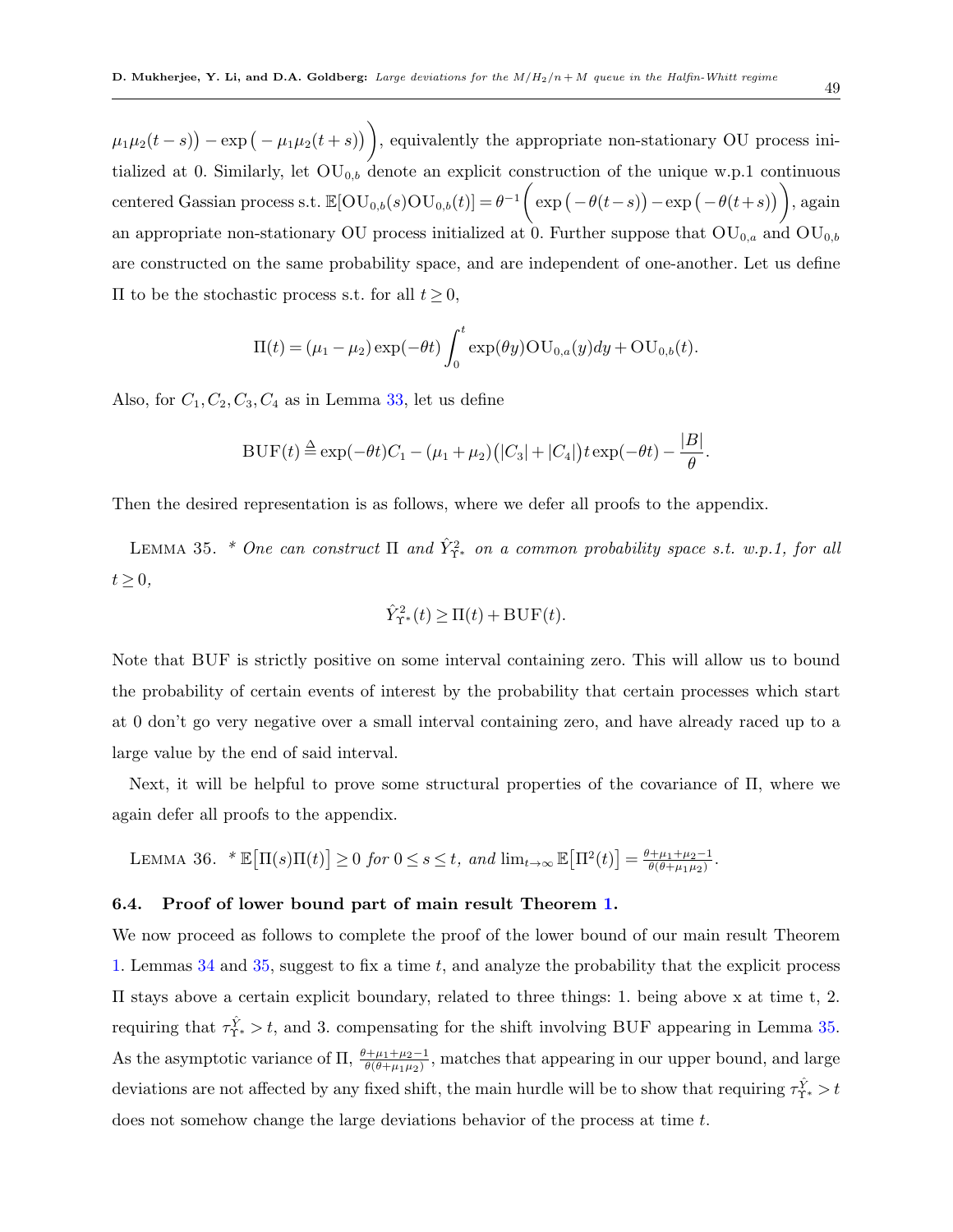$\mu_1\mu_2(t-s)\big) - \exp\big(-\mu_1\mu_2(t+s)\big)\bigg)$, equivalently the appropriate non-stationary OU process initialized at 0. Similarly, let $\mathrm{OU}_{0,b}$ denote an explicit construction of the unique w.p.1 continuous centered Gassian process s.t. $\mathbb{E}[\mathrm{OU}_{0,b}(s)\mathrm{OU}_{0,b}(t)] = \theta^{-1}\bigg(\exp\big(-\theta(t-s)\big) - \exp\big(-\theta(t+s)\big)\bigg)$, again an appropriate non-stationary OU process initialized at 0. Further suppose that $\mathrm{OU}_{0,a}$ and $\mathrm{OU}_{0,b}$ are constructed on the same probability space, and are independent of one-another. Let us define $\Pi$ to be the stochastic process s.t. for all $t \geq 0$,

$$\Pi(t) = (\mu_1 - \mu_2)\exp(-\theta t)\int_0^t \exp(\theta y)\mathrm{OU}_{0,a}(y)dy + \mathrm{OU}_{0,b}(t).$$

Also, for $C_1, C_2, C_3, C_4$ as in Lemma 33, let us define

$$\mathrm{BUF}(t) \triangleq \exp(-\theta t)C_1 - (\mu_1 + \mu_2)\big(|C_3| + |C_4|\big)t\exp(-\theta t) - \frac{|B|}{\theta}.$$

Then the desired representation is as follows, where we defer all proofs to the appendix.

LEMMA 35. *\* One can construct $\Pi$ and $\hat{Y}^2_{\Upsilon^*}$ on a common probability space s.t. w.p.1, for all $t \geq 0$,*

$$\hat{Y}^2_{\Upsilon^*}(t) \geq \Pi(t) + \mathrm{BUF}(t).$$

Note that BUF is strictly positive on some interval containing zero. This will allow us to bound the probability of certain events of interest by the probability that certain processes which start at 0 don't go very negative over a small interval containing zero, and have already raced up to a large value by the end of said interval.

Next, it will be helpful to prove some structural properties of the covariance of $\Pi$, where we again defer all proofs to the appendix.

LEMMA 36. *\* $\mathbb{E}\big[\Pi(s)\Pi(t)\big] \geq 0$ for $0 \leq s \leq t$, and $\lim_{t\to\infty}\mathbb{E}\big[\Pi^2(t)\big] = \frac{\theta+\mu_1+\mu_2-1}{\theta(\theta+\mu_1\mu_2)}$.*

### 6.4. Proof of lower bound part of main result Theorem 1.

We now proceed as follows to complete the proof of the lower bound of our main result Theorem 1. Lemmas 34 and 35, suggest to fix a time $t$, and analyze the probability that the explicit process $\Pi$ stays above a certain explicit boundary, related to three things: 1. being above x at time t, 2. requiring that $\tau^{\hat{Y}}_{\Upsilon^*} > t$, and 3. compensating for the shift involving BUF appearing in Lemma 35. As the asymptotic variance of $\Pi$, $\frac{\theta+\mu_1+\mu_2-1}{\theta(\theta+\mu_1\mu_2)}$, matches that appearing in our upper bound, and large deviations are not affected by any fixed shift, the main hurdle will be to show that requiring $\tau^{\hat{Y}}_{\Upsilon^*} > t$ does not somehow change the large deviations behavior of the process at time $t$.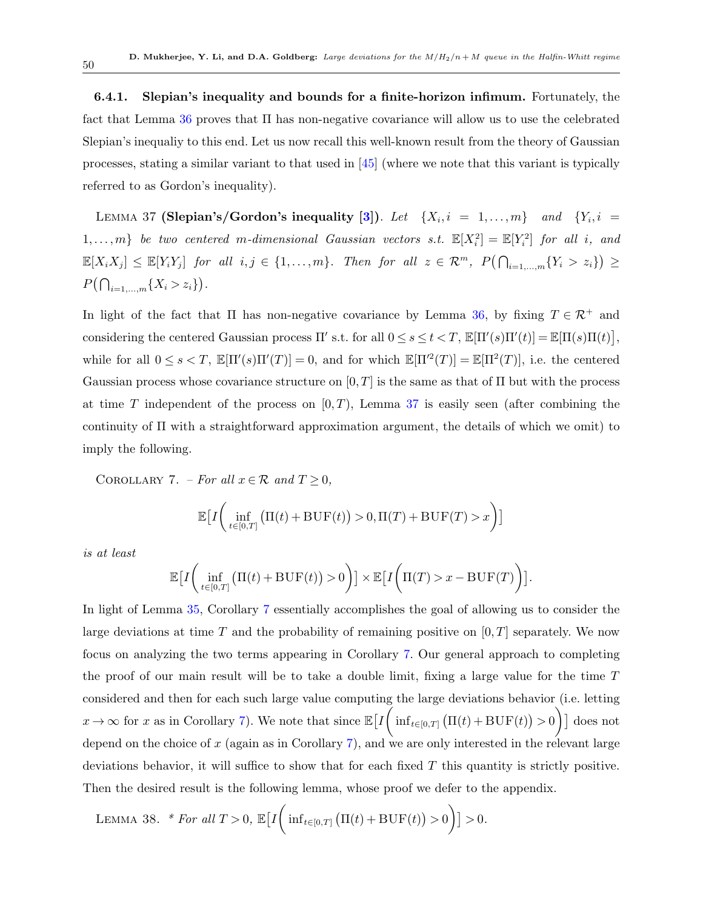#### 6.4.1. Slepian's inequality and bounds for a finite-horizon infimum.

Fortunately, the fact that Lemma 36 proves that $\Pi$ has non-negative covariance will allow us to use the celebrated Slepian's inequaliy to this end. Let us now recall this well-known result from the theory of Gaussian processes, stating a similar variant to that used in [45] (where we note that this variant is typically referred to as Gordon's inequality).

LEMMA 37 **(Slepian's/Gordon's inequality [3])**. *Let $\{X_i, i = 1,\dots,m\}$ and $\{Y_i, i = 1,\dots,m\}$ be two centered $m$-dimensional Gaussian vectors s.t. $\mathbb{E}[X_i^2] = \mathbb{E}[Y_i^2]$ for all $i$, and $\mathbb{E}[X_iX_j] \le \mathbb{E}[Y_iY_j]$ for all $i,j \in \{1,\dots,m\}$. Then for all $z \in \mathcal{R}^m$, $P\big(\bigcap_{i=1,\dots,m}\{Y_i > z_i\}\big) \ge P\big(\bigcap_{i=1,\dots,m}\{X_i > z_i\}\big)$.*

In light of the fact that $\Pi$ has non-negative covariance by Lemma 36, by fixing $T \in \mathcal{R}^+$ and considering the centered Gaussian process $\Pi'$ s.t. for all $0 \le s \le t < T$, $\mathbb{E}[\Pi'(s)\Pi'(t)] = \mathbb{E}[\Pi(s)\Pi(t)]$, while for all $0 \le s < T$, $\mathbb{E}[\Pi'(s)\Pi'(T)] = 0$, and for which $\mathbb{E}[\Pi'^2(T)] = \mathbb{E}[\Pi^2(T)]$, i.e. the centered Gaussian process whose covariance structure on $[0,T]$ is the same as that of $\Pi$ but with the process at time $T$ independent of the process on $[0,T)$, Lemma 37 is easily seen (after combining the continuity of $\Pi$ with a straightforward approximation argument, the details of which we omit) to imply the following.

COROLLARY 7. *– For all $x \in \mathcal{R}$ and $T \ge 0$,*

$$\mathbb{E}\Big[I\Big(\inf_{t\in[0,T]}\big(\Pi(t)+\mathrm{BUF}(t)\big) > 0, \Pi(T)+\mathrm{BUF}(T) > x\Big)\Big]$$

*is at least*

$$\mathbb{E}\Big[I\Big(\inf_{t\in[0,T]}\big(\Pi(t)+\mathrm{BUF}(t)\big) > 0\Big)\Big] \times \mathbb{E}\Big[I\Big(\Pi(T) > x - \mathrm{BUF}(T)\Big)\Big].$$

In light of Lemma 35, Corollary 7 essentially accomplishes the goal of allowing us to consider the large deviations at time $T$ and the probability of remaining positive on $[0,T]$ separately. We now focus on analyzing the two terms appearing in Corollary 7. Our general approach to completing the proof of our main result will be to take a double limit, fixing a large value for the time $T$ considered and then for each such large value computing the large deviations behavior (i.e. letting $x \to \infty$ for $x$ as in Corollary 7). We note that since $\mathbb{E}\Big[I\Big(\inf_{t\in[0,T]}\big(\Pi(t)+\mathrm{BUF}(t)\big) > 0\Big)\Big]$ does not depend on the choice of $x$ (again as in Corollary 7), and we are only interested in the relevant large deviations behavior, it will suffice to show that for each fixed $T$ this quantity is strictly positive. Then the desired result is the following lemma, whose proof we defer to the appendix.

LEMMA 38. *\* For all $T > 0$, $\mathbb{E}\Big[I\Big(\inf_{t\in[0,T]}\big(\Pi(t)+\mathrm{BUF}(t)\big) > 0\Big)\Big] > 0$.*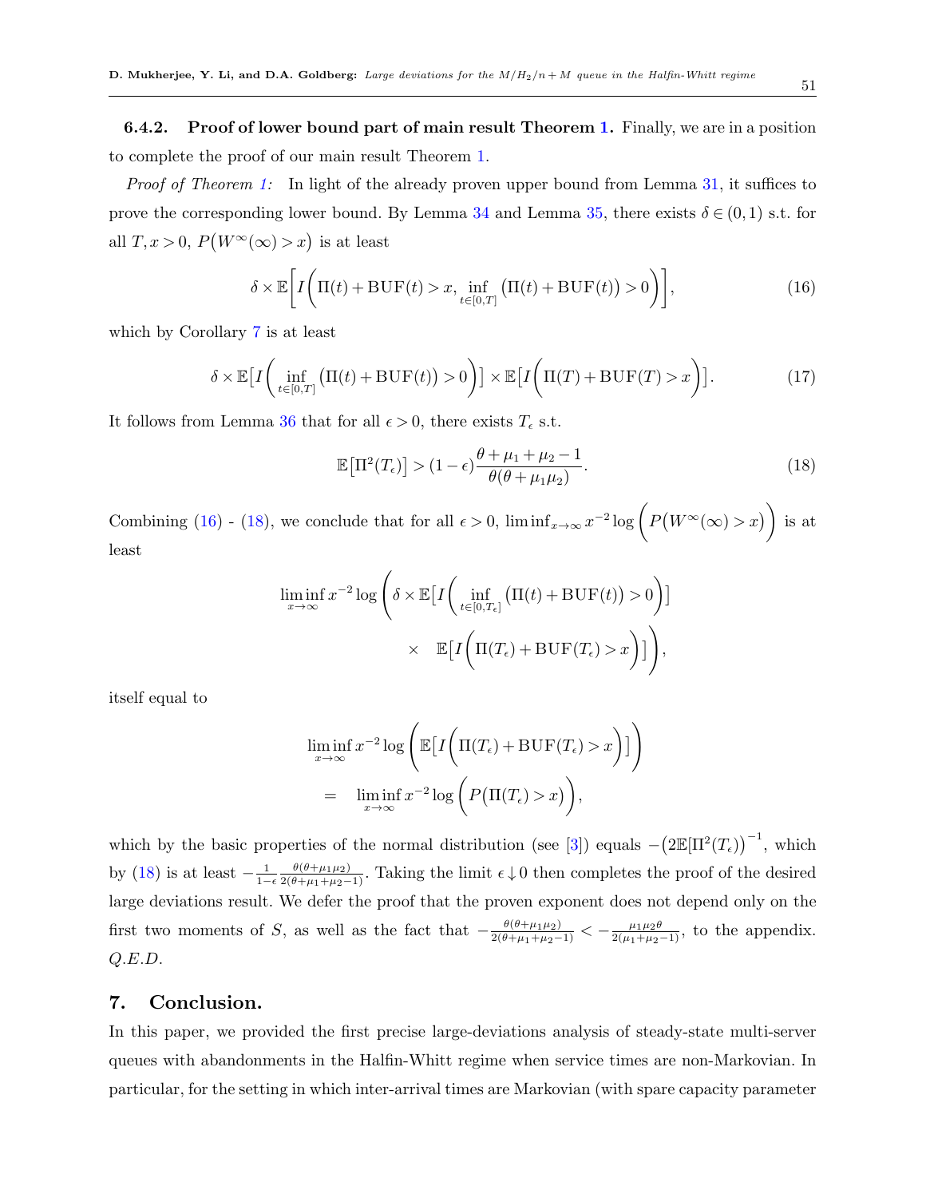#### 6.4.2. Proof of lower bound part of main result Theorem 1.

Finally, we are in a position to complete the proof of our main result Theorem 1.

*Proof of Theorem 1:* In light of the already proven upper bound from Lemma 31, it suffices to prove the corresponding lower bound. By Lemma 34 and Lemma 35, there exists $\delta \in (0,1)$ s.t. for all $T, x > 0$, $P\big(W^{\infty}(\infty) > x\big)$ is at least

$$\delta \times \mathbb{E}\Bigg[I\Bigg(\Pi(t) + \mathrm{BUF}(t) > x,\ \inf_{t \in [0,T]} \big(\Pi(t) + \mathrm{BUF}(t)\big) > 0\Bigg)\Bigg], \tag{16}$$

which by Corollary 7 is at least

$$\delta \times \mathbb{E}\big[I\Bigg(\inf_{t \in [0,T]} \big(\Pi(t) + \mathrm{BUF}(t)\big) > 0\Bigg)\big] \times \mathbb{E}\big[I\Bigg(\Pi(T) + \mathrm{BUF}(T) > x\Bigg)\big]. \tag{17}$$

It follows from Lemma 36 that for all $\epsilon > 0$, there exists $T_\epsilon$ s.t.

$$\mathbb{E}\big[\Pi^2(T_\epsilon)\big] > (1-\epsilon)\frac{\theta + \mu_1 + \mu_2 - 1}{\theta(\theta + \mu_1\mu_2)}. \tag{18}$$

Combining (16) - (18), we conclude that for all $\epsilon > 0$, $\liminf_{x \to \infty} x^{-2} \log\Bigg(P\big(W^{\infty}(\infty) > x\big)\Bigg)$ is at least

$$\liminf_{x \to \infty} x^{-2} \log\Bigg(\delta \times \mathbb{E}\big[I\Bigg(\inf_{t \in [0,T_\epsilon]} \big(\Pi(t) + \mathrm{BUF}(t)\big) > 0\Bigg)\big] \times \mathbb{E}\big[I\Bigg(\Pi(T_\epsilon) + \mathrm{BUF}(T_\epsilon) > x\Bigg)\big]\Bigg),$$

itself equal to

$$\begin{aligned}
&\liminf_{x \to \infty} x^{-2} \log\Bigg(\mathbb{E}\big[I\Bigg(\Pi(T_\epsilon) + \mathrm{BUF}(T_\epsilon) > x\Bigg)\big]\Bigg) \\
&= \liminf_{x \to \infty} x^{-2} \log\Bigg(P\big(\Pi(T_\epsilon) > x\big)\Bigg),
\end{aligned}$$

which by the basic properties of the normal distribution (see [3]) equals $-\big(2\mathbb{E}[\Pi^2(T_\epsilon)\big)^{-1}$, which by (18) is at least $-\frac{1}{1-\epsilon}\frac{\theta(\theta+\mu_1\mu_2)}{2(\theta+\mu_1+\mu_2-1)}$. Taking the limit $\epsilon \downarrow 0$ then completes the proof of the desired large deviations result. We defer the proof that the proven exponent does not depend only on the first two moments of $S$, as well as the fact that $-\frac{\theta(\theta+\mu_1\mu_2)}{2(\theta+\mu_1+\mu_2-1)} < -\frac{\mu_1\mu_2\theta}{2(\mu_1+\mu_2-1)}$, to the appendix. *Q.E.D.*

## 7. Conclusion.

In this paper, we provided the first precise large-deviations analysis of steady-state multi-server queues with abandonments in the Halfin-Whitt regime when service times are non-Markovian. In particular, for the setting in which inter-arrival times are Markovian (with spare capacity parameter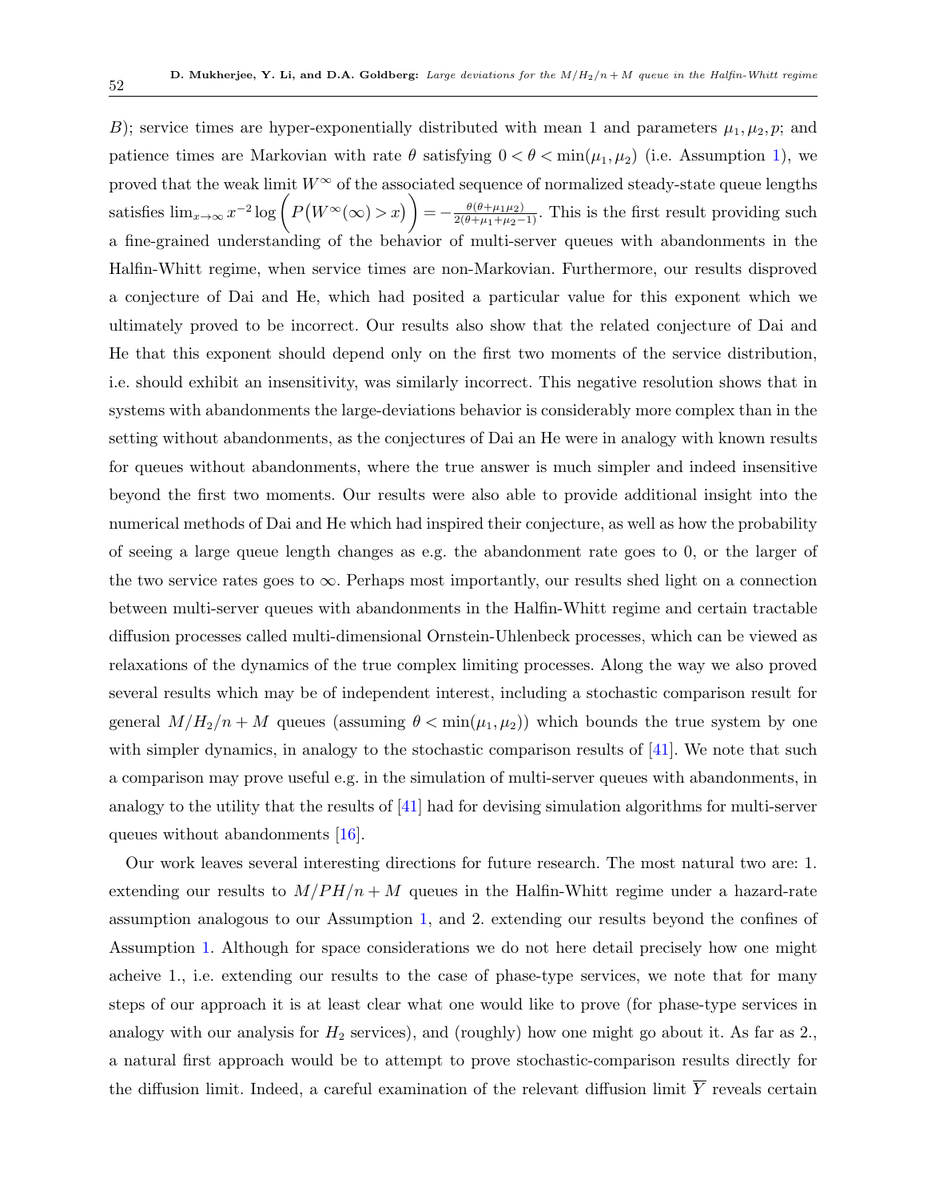B); service times are hyper-exponentially distributed with mean 1 and parameters $\mu_1, \mu_2, p$; and patience times are Markovian with rate $\theta$ satisfying $0 < \theta < \min(\mu_1, \mu_2)$ (i.e. Assumption 1), we proved that the weak limit $W^\infty$ of the associated sequence of normalized steady-state queue lengths satisfies $\lim_{x \to \infty} x^{-2} \log\bigg(P\big(W^\infty(\infty) > x\big)\bigg) = -\frac{\theta(\theta + \mu_1 \mu_2)}{2(\theta + \mu_1 + \mu_2 - 1)}$. This is the first result providing such a fine-grained understanding of the behavior of multi-server queues with abandonments in the Halfin-Whitt regime, when service times are non-Markovian. Furthermore, our results disproved a conjecture of Dai and He, which had posited a particular value for this exponent which we ultimately proved to be incorrect. Our results also show that the related conjecture of Dai and He that this exponent should depend only on the first two moments of the service distribution, i.e. should exhibit an insensitivity, was similarly incorrect. This negative resolution shows that in systems with abandonments the large-deviations behavior is considerably more complex than in the setting without abandonments, as the conjectures of Dai an He were in analogy with known results for queues without abandonments, where the true answer is much simpler and indeed insensitive beyond the first two moments. Our results were also able to provide additional insight into the numerical methods of Dai and He which had inspired their conjecture, as well as how the probability of seeing a large queue length changes as e.g. the abandonment rate goes to 0, or the larger of the two service rates goes to $\infty$. Perhaps most importantly, our results shed light on a connection between multi-server queues with abandonments in the Halfin-Whitt regime and certain tractable diffusion processes called multi-dimensional Ornstein-Uhlenbeck processes, which can be viewed as relaxations of the dynamics of the true complex limiting processes. Along the way we also proved several results which may be of independent interest, including a stochastic comparison result for general $M/H_2/n + M$ queues (assuming $\theta < \min(\mu_1, \mu_2)$) which bounds the true system by one with simpler dynamics, in analogy to the stochastic comparison results of [41]. We note that such a comparison may prove useful e.g. in the simulation of multi-server queues with abandonments, in analogy to the utility that the results of [41] had for devising simulation algorithms for multi-server queues without abandonments [16].

Our work leaves several interesting directions for future research. The most natural two are: 1. extending our results to $M/PH/n + M$ queues in the Halfin-Whitt regime under a hazard-rate assumption analogous to our Assumption 1, and 2. extending our results beyond the confines of Assumption 1. Although for space considerations we do not here detail precisely how one might acheive 1., i.e. extending our results to the case of phase-type services, we note that for many steps of our approach it is at least clear what one would like to prove (for phase-type services in analogy with our analysis for $H_2$ services), and (roughly) how one might go about it. As far as 2., a natural first approach would be to attempt to prove stochastic-comparison results directly for the diffusion limit. Indeed, a careful examination of the relevant diffusion limit $\overline{Y}$ reveals certain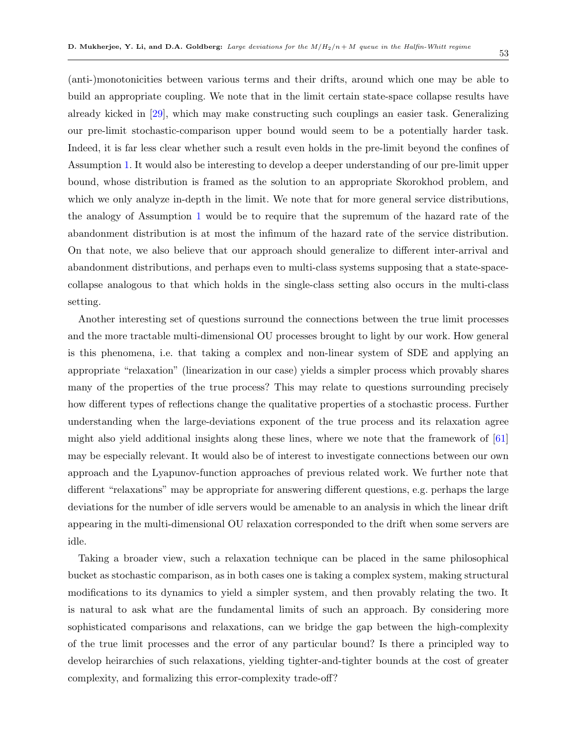(anti-)monotonicities between various terms and their drifts, around which one may be able to build an appropriate coupling. We note that in the limit certain state-space collapse results have already kicked in [29], which may make constructing such couplings an easier task. Generalizing our pre-limit stochastic-comparison upper bound would seem to be a potentially harder task. Indeed, it is far less clear whether such a result even holds in the pre-limit beyond the confines of Assumption 1. It would also be interesting to develop a deeper understanding of our pre-limit upper bound, whose distribution is framed as the solution to an appropriate Skorokhod problem, and which we only analyze in-depth in the limit. We note that for more general service distributions, the analogy of Assumption 1 would be to require that the supremum of the hazard rate of the abandonment distribution is at most the infimum of the hazard rate of the service distribution. On that note, we also believe that our approach should generalize to different inter-arrival and abandonment distributions, and perhaps even to multi-class systems supposing that a state-space-collapse analogous to that which holds in the single-class setting also occurs in the multi-class setting.

Another interesting set of questions surround the connections between the true limit processes and the more tractable multi-dimensional OU processes brought to light by our work. How general is this phenomena, i.e. that taking a complex and non-linear system of SDE and applying an appropriate "relaxation" (linearization in our case) yields a simpler process which provably shares many of the properties of the true process? This may relate to questions surrounding precisely how different types of reflections change the qualitative properties of a stochastic process. Further understanding when the large-deviations exponent of the true process and its relaxation agree might also yield additional insights along these lines, where we note that the framework of [61] may be especially relevant. It would also be of interest to investigate connections between our own approach and the Lyapunov-function approaches of previous related work. We further note that different "relaxations" may be appropriate for answering different questions, e.g. perhaps the large deviations for the number of idle servers would be amenable to an analysis in which the linear drift appearing in the multi-dimensional OU relaxation corresponded to the drift when some servers are idle.

Taking a broader view, such a relaxation technique can be placed in the same philosophical bucket as stochastic comparison, as in both cases one is taking a complex system, making structural modifications to its dynamics to yield a simpler system, and then provably relating the two. It is natural to ask what are the fundamental limits of such an approach. By considering more sophisticated comparisons and relaxations, can we bridge the gap between the high-complexity of the true limit processes and the error of any particular bound? Is there a principled way to develop heirarchies of such relaxations, yielding tighter-and-tighter bounds at the cost of greater complexity, and formalizing this error-complexity trade-off?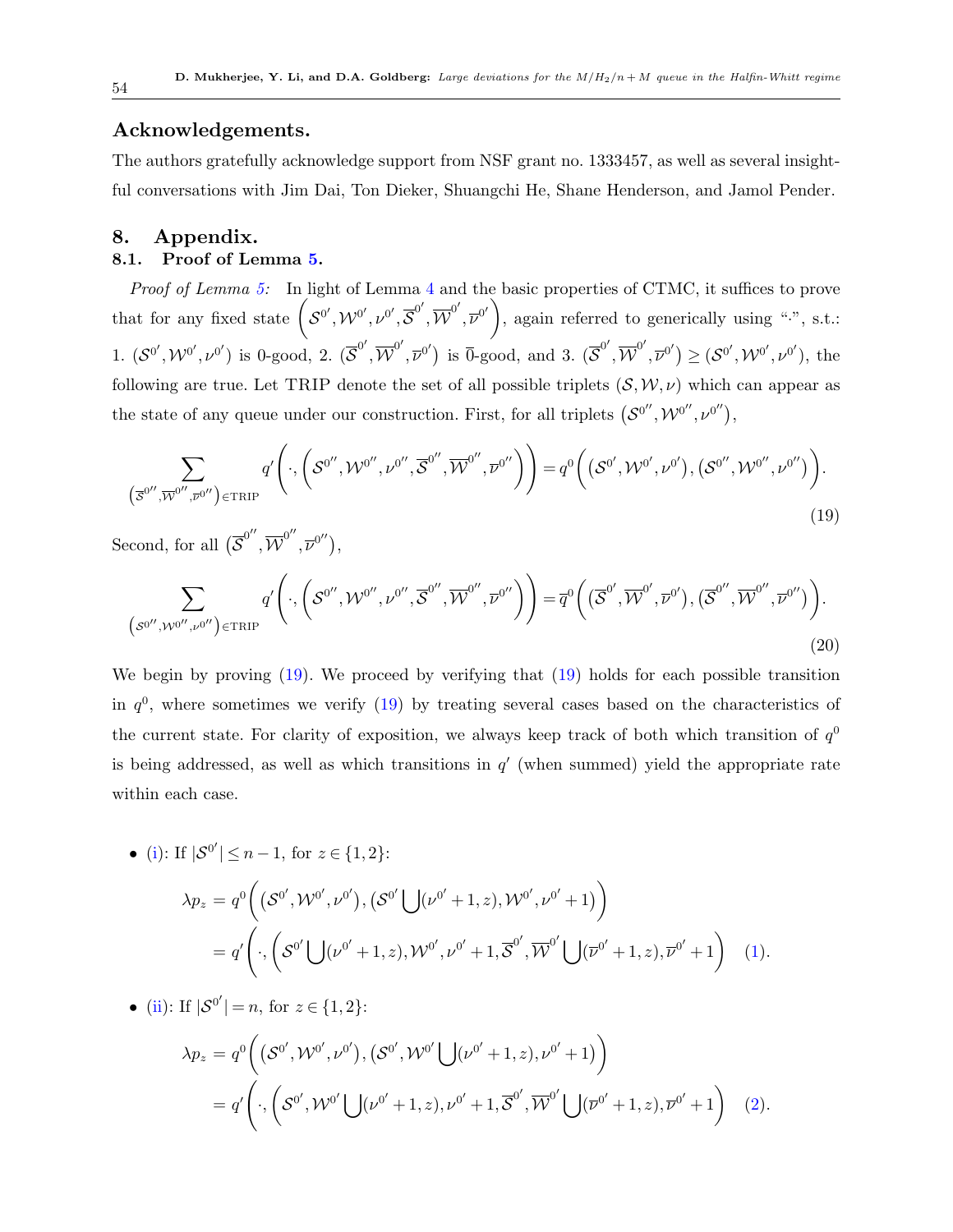## Acknowledgements.

The authors gratefully acknowledge support from NSF grant no. 1333457, as well as several insightful conversations with Jim Dai, Ton Dieker, Shuangchi He, Shane Henderson, and Jamol Pender.

## 8. Appendix.

### 8.1. Proof of Lemma 5.

*Proof of Lemma 5:* In light of Lemma 4 and the basic properties of CTMC, it suffices to prove that for any fixed state $\left(\mathcal{S}^{0'}, \mathcal{W}^{0'}, \nu^{0'}, \overline{\mathcal{S}}^{0'}, \overline{\mathcal{W}}^{0'}, \overline{\nu}^{0'}\right)$, again referred to generically using "$\cdot$", s.t.: 1. $(\mathcal{S}^{0'}, \mathcal{W}^{0'}, \nu^{0'})$ is 0-good, 2. $(\overline{\mathcal{S}}^{0'}, \overline{\mathcal{W}}^{0'}, \overline{\nu}^{0'})$ is $\overline{0}$-good, and 3. $(\overline{\mathcal{S}}^{0'}, \overline{\mathcal{W}}^{0'}, \overline{\nu}^{0'}) \geq (\mathcal{S}^{0'}, \mathcal{W}^{0'}, \nu^{0'})$, the following are true. Let TRIP denote the set of all possible triplets $(\mathcal{S}, \mathcal{W}, \nu)$ which can appear as the state of any queue under our construction. First, for all triplets $\left(\mathcal{S}^{0''}, \mathcal{W}^{0''}, \nu^{0''}\right)$,

$$\sum_{\left(\overline{\mathcal{S}}^{0''}, \overline{\mathcal{W}}^{0''}, \overline{\nu}^{0''}\right) \in \text{TRIP}} q'\left(\cdot, \left(\mathcal{S}^{0''}, \mathcal{W}^{0''}, \nu^{0''}, \overline{\mathcal{S}}^{0''}, \overline{\mathcal{W}}^{0''}, \overline{\nu}^{0''}\right)\right) = q^0\left(\left(\mathcal{S}^{0'}, \mathcal{W}^{0'}, \nu^{0'}\right), \left(\mathcal{S}^{0''}, \mathcal{W}^{0''}, \nu^{0''}\right)\right). \tag{19}$$

Second, for all $(\overline{\mathcal{S}}^{0''}, \overline{\mathcal{W}}^{0''}, \overline{\nu}^{0''})$,

$$\sum_{\left(\mathcal{S}^{0''}, \mathcal{W}^{0''}, \nu^{0''}\right) \in \text{TRIP}} q'\left(\cdot, \left(\mathcal{S}^{0''}, \mathcal{W}^{0''}, \nu^{0''}, \overline{\mathcal{S}}^{0''}, \overline{\mathcal{W}}^{0''}, \overline{\nu}^{0''}\right)\right) = \overline{q}^0\left(\left(\overline{\mathcal{S}}^{0'}, \overline{\mathcal{W}}^{0'}, \overline{\nu}^{0'}\right), \left(\overline{\mathcal{S}}^{0''}, \overline{\mathcal{W}}^{0''}, \overline{\nu}^{0''}\right)\right). \tag{20}$$

We begin by proving (19). We proceed by verifying that (19) holds for each possible transition in $q^0$, where sometimes we verify (19) by treating several cases based on the characteristics of the current state. For clarity of exposition, we always keep track of both which transition of $q^0$ is being addressed, as well as which transitions in $q'$ (when summed) yield the appropriate rate within each case.

- (i): If $|\mathcal{S}^{0'}| \leq n-1$, for $z \in \{1,2\}$:

$$\begin{aligned}\lambda p_z &= q^0\left(\left(\mathcal{S}^{0'}, \mathcal{W}^{0'}, \nu^{0'}\right), \left(\mathcal{S}^{0'} \bigcup (\nu^{0'}+1, z), \mathcal{W}^{0'}, \nu^{0'}+1\right)\right) \\ &= q'\left(\cdot, \left(\mathcal{S}^{0'} \bigcup (\nu^{0'}+1, z), \mathcal{W}^{0'}, \nu^{0'}+1, \overline{\mathcal{S}}^{0'}, \overline{\mathcal{W}}^{0'} \bigcup (\overline{\nu}^{0'}+1, z), \overline{\nu}^{0'}+1\right)\right. \quad (1).\end{aligned}$$

- (ii): If $|\mathcal{S}^{0'}| = n$, for $z \in \{1,2\}$:

$$\begin{aligned}\lambda p_z &= q^0\left(\left(\mathcal{S}^{0'}, \mathcal{W}^{0'}, \nu^{0'}\right), \left(\mathcal{S}^{0'}, \mathcal{W}^{0'} \bigcup (\nu^{0'}+1, z), \nu^{0'}+1\right)\right) \\ &= q'\left(\cdot, \left(\mathcal{S}^{0'}, \mathcal{W}^{0'} \bigcup (\nu^{0'}+1, z), \nu^{0'}+1, \overline{\mathcal{S}}^{0'}, \overline{\mathcal{W}}^{0'} \bigcup (\overline{\nu}^{0'}+1, z), \overline{\nu}^{0'}+1\right)\right. \quad (2).\end{aligned}$$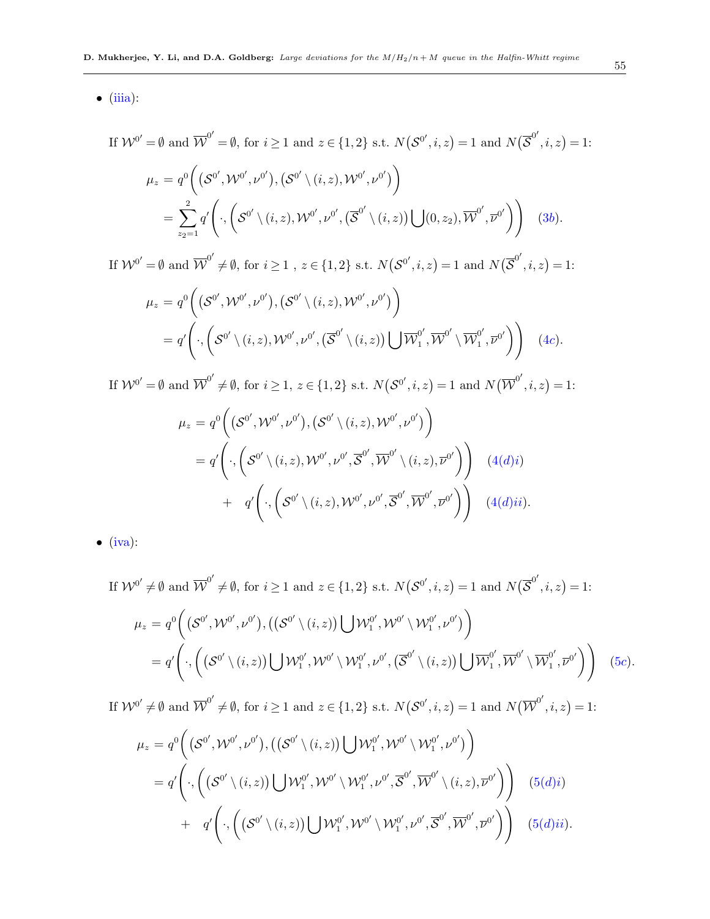- (iiia):

If $\mathcal{W}^{0'} = \emptyset$ and $\overline{\mathcal{W}}^{0'} = \emptyset$, for $i \geq 1$ and $z \in \{1,2\}$ s.t. $N\big(\mathcal{S}^{0'}, i, z\big) = 1$ and $N\big(\overline{\mathcal{S}}^{0'}, i, z\big) = 1$:

$$
\begin{aligned}
\mu_z &= q^0\Big(\big(\mathcal{S}^{0'}, \mathcal{W}^{0'}, \nu^{0'}\big), \big(\mathcal{S}^{0'} \setminus (i,z), \mathcal{W}^{0'}, \nu^{0'}\big)\Big) \\
&= \sum_{z_2=1}^{2} q'\Bigg(\cdot, \Big(\mathcal{S}^{0'} \setminus (i,z), \mathcal{W}^{0'}, \nu^{0'}, \big(\overline{\mathcal{S}}^{0'} \setminus (i,z)\big) \bigcup (0, z_2), \overline{\mathcal{W}}^{0'}, \overline{\nu}^{0'}\Big)\Bigg) \quad (3b).
\end{aligned}
$$

If $\mathcal{W}^{0'} = \emptyset$ and $\overline{\mathcal{W}}^{0'} \neq \emptyset$, for $i \geq 1$ , $z \in \{1,2\}$ s.t. $N\big(\mathcal{S}^{0'}, i, z\big) = 1$ and $N\big(\overline{\mathcal{S}}^{0'}, i, z\big) = 1$:

$$
\begin{aligned}
\mu_z &= q^0\Big(\big(\mathcal{S}^{0'}, \mathcal{W}^{0'}, \nu^{0'}\big), \big(\mathcal{S}^{0'} \setminus (i,z), \mathcal{W}^{0'}, \nu^{0'}\big)\Big) \\
&= q'\Bigg(\cdot, \Big(\mathcal{S}^{0'} \setminus (i,z), \mathcal{W}^{0'}, \nu^{0'}, \big(\overline{\mathcal{S}}^{0'} \setminus (i,z)\big) \bigcup \overline{\mathcal{W}}_1^{0'}, \overline{\mathcal{W}}^{0'} \setminus \overline{\mathcal{W}}_1^{0'}, \overline{\nu}^{0'}\Big)\Bigg) \quad (4c).
\end{aligned}
$$

If $\mathcal{W}^{0'} = \emptyset$ and $\overline{\mathcal{W}}^{0'} \neq \emptyset$, for $i \geq 1$, $z \in \{1,2\}$ s.t. $N\big(\mathcal{S}^{0'}, i, z\big) = 1$ and $N\big(\overline{\mathcal{W}}^{0'}, i, z\big) = 1$:

$$
\begin{aligned}
\mu_z &= q^0\Big(\big(\mathcal{S}^{0'}, \mathcal{W}^{0'}, \nu^{0'}\big), \big(\mathcal{S}^{0'} \setminus (i,z), \mathcal{W}^{0'}, \nu^{0'}\big)\Big) \\
&= q'\Bigg(\cdot, \Big(\mathcal{S}^{0'} \setminus (i,z), \mathcal{W}^{0'}, \nu^{0'}, \overline{\mathcal{S}}^{0'}, \overline{\mathcal{W}}^{0'} \setminus (i,z), \overline{\nu}^{0'}\Big)\Bigg) \quad (4(d)i) \\
&\quad + \quad q'\Bigg(\cdot, \Big(\mathcal{S}^{0'} \setminus (i,z), \mathcal{W}^{0'}, \nu^{0'}, \overline{\mathcal{S}}^{0'}, \overline{\mathcal{W}}^{0'}, \overline{\nu}^{0'}\Big)\Bigg) \quad (4(d)ii).
\end{aligned}
$$

- (iva):

If $\mathcal{W}^{0'} \neq \emptyset$ and $\overline{\mathcal{W}}^{0'} \neq \emptyset$, for $i \geq 1$ and $z \in \{1,2\}$ s.t. $N\big(\mathcal{S}^{0'}, i, z\big) = 1$ and $N\big(\overline{\mathcal{S}}^{0'}, i, z\big) = 1$:

$$
\begin{aligned}
\mu_z &= q^0\Big(\big(\mathcal{S}^{0'}, \mathcal{W}^{0'}, \nu^{0'}\big), \big((\mathcal{S}^{0'} \setminus (i,z)) \bigcup \mathcal{W}_1^{0'}, \mathcal{W}^{0'} \setminus \mathcal{W}_1^{0'}, \nu^{0'}\big)\Big) \\
&= q'\Bigg(\cdot, \Big(\big(\mathcal{S}^{0'} \setminus (i,z)\big) \bigcup \mathcal{W}_1^{0'}, \mathcal{W}^{0'} \setminus \mathcal{W}_1^{0'}, \nu^{0'}, \big(\overline{\mathcal{S}}^{0'} \setminus (i,z)\big) \bigcup \overline{\mathcal{W}}_1^{0'}, \overline{\mathcal{W}}^{0'} \setminus \overline{\mathcal{W}}_1^{0'}, \overline{\nu}^{0'}\Big)\Bigg) \quad (5c).
\end{aligned}
$$

If $\mathcal{W}^{0'} \neq \emptyset$ and $\overline{\mathcal{W}}^{0'} \neq \emptyset$, for $i \geq 1$ and $z \in \{1,2\}$ s.t. $N\big(\mathcal{S}^{0'}, i, z\big) = 1$ and $N\big(\overline{\mathcal{W}}^{0'}, i, z\big) = 1$:

$$
\begin{aligned}
\mu_z &= q^0\Big(\big(\mathcal{S}^{0'}, \mathcal{W}^{0'}, \nu^{0'}\big), \big((\mathcal{S}^{0'} \setminus (i,z)) \bigcup \mathcal{W}_1^{0'}, \mathcal{W}^{0'} \setminus \mathcal{W}_1^{0'}, \nu^{0'}\big)\Big) \\
&= q'\Bigg(\cdot, \Big(\big(\mathcal{S}^{0'} \setminus (i,z)\big) \bigcup \mathcal{W}_1^{0'}, \mathcal{W}^{0'} \setminus \mathcal{W}_1^{0'}, \nu^{0'}, \overline{\mathcal{S}}^{0'}, \overline{\mathcal{W}}^{0'} \setminus (i,z), \overline{\nu}^{0'}\Big)\Bigg) \quad (5(d)i) \\
&\quad + \quad q'\Bigg(\cdot, \Big(\big(\mathcal{S}^{0'} \setminus (i,z)\big) \bigcup \mathcal{W}_1^{0'}, \mathcal{W}^{0'} \setminus \mathcal{W}_1^{0'}, \nu^{0'}, \overline{\mathcal{S}}^{0'}, \overline{\mathcal{W}}^{0'}, \overline{\nu}^{0'}\Big)\Bigg) \quad (5(d)ii).
\end{aligned}
$$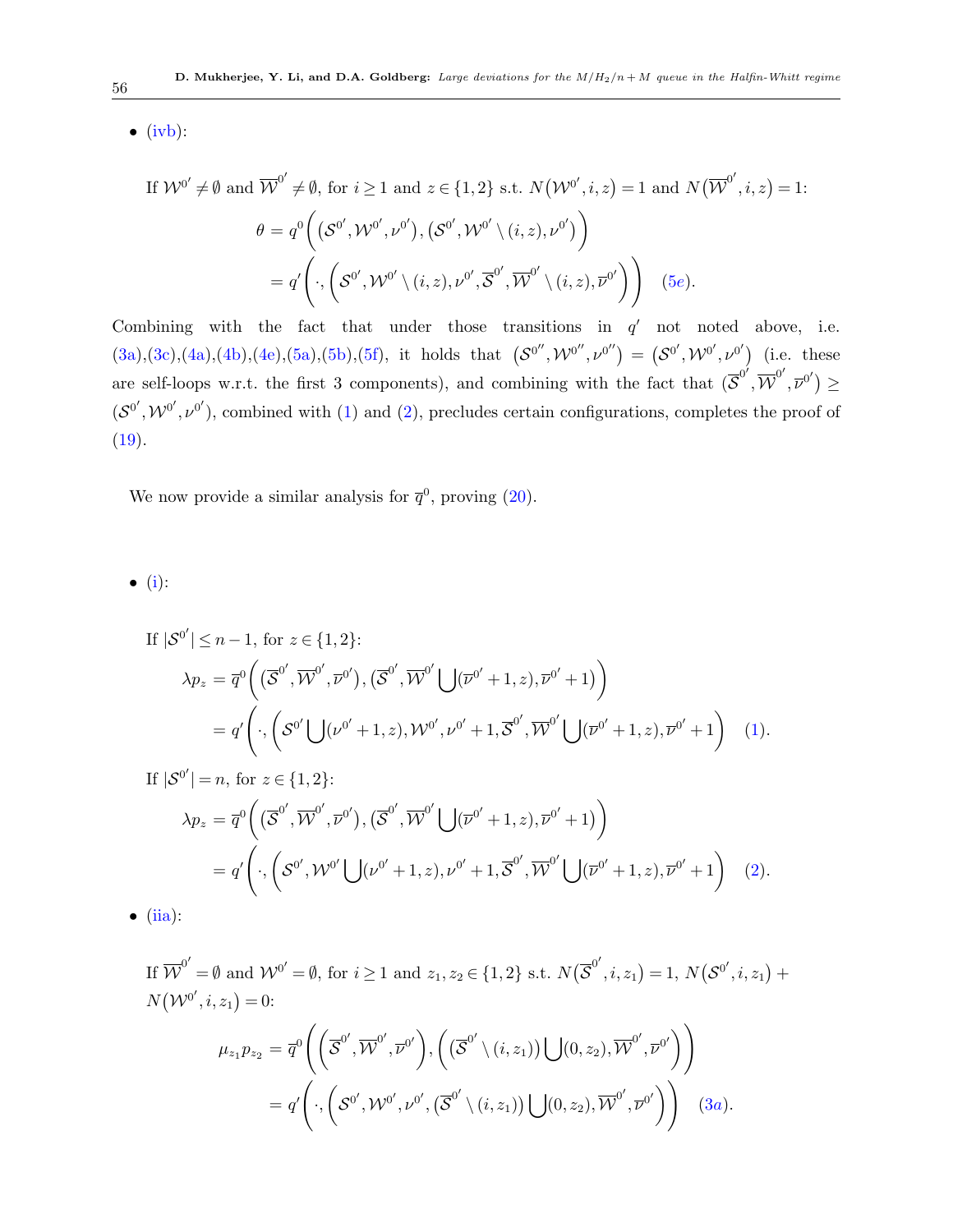- (ivb):

  If $\mathcal{W}^{0'} \neq \emptyset$ and $\overline{\mathcal{W}}^{0'} \neq \emptyset$, for $i \geq 1$ and $z \in \{1,2\}$ s.t. $N\big(\mathcal{W}^{0'}, i, z\big) = 1$ and $N\big(\overline{\mathcal{W}}^{0'}, i, z\big) = 1$:

$$
\begin{aligned}
\theta &= q^0\bigg(\big(\mathcal{S}^{0'}, \mathcal{W}^{0'}, \nu^{0'}\big), \big(\mathcal{S}^{0'}, \mathcal{W}^{0'} \setminus (i,z), \nu^{0'}\big)\bigg) \\
&= q'\Bigg(\cdot, \bigg(\mathcal{S}^{0'}, \mathcal{W}^{0'} \setminus (i,z), \nu^{0'}, \overline{\mathcal{S}}^{0'}, \overline{\mathcal{W}}^{0'} \setminus (i,z), \overline{\nu}^{0'}\bigg)\Bigg) \quad (5e).
\end{aligned}
$$

Combining with the fact that under those transitions in $q'$ not noted above, i.e. (3a),(3c),(4a),(4b),(4e),(5a),(5b),(5f), it holds that $\big(\mathcal{S}^{0''}, \mathcal{W}^{0''}, \nu^{0''}\big) = \big(\mathcal{S}^{0'}, \mathcal{W}^{0'}, \nu^{0'}\big)$ (i.e. these are self-loops w.r.t. the first 3 components), and combining with the fact that $(\overline{\mathcal{S}}^{0'}, \overline{\mathcal{W}}^{0'}, \overline{\nu}^{0'}) \geq (\mathcal{S}^{0'}, \mathcal{W}^{0'}, \nu^{0'})$, combined with (1) and (2), precludes certain configurations, completes the proof of (19).

We now provide a similar analysis for $\overline{q}^0$, proving (20).

- (i):

  If $|\mathcal{S}^{0'}| \leq n-1$, for $z \in \{1,2\}$:

$$
\begin{aligned}
\lambda p_z &= \overline{q}^0\bigg(\big(\overline{\mathcal{S}}^{0'}, \overline{\mathcal{W}}^{0'}, \overline{\nu}^{0'}\big), \big(\overline{\mathcal{S}}^{0'}, \overline{\mathcal{W}}^{0'} \bigcup (\overline{\nu}^{0'}+1, z), \overline{\nu}^{0'}+1\big)\bigg) \\
&= q'\Bigg(\cdot, \bigg(\mathcal{S}^{0'} \bigcup (\nu^{0'}+1, z), \mathcal{W}^{0'}, \nu^{0'}+1, \overline{\mathcal{S}}^{0'}, \overline{\mathcal{W}}^{0'} \bigcup (\overline{\nu}^{0'}+1, z), \overline{\nu}^{0'}+1\bigg) \quad (1).
\end{aligned}
$$

  If $|\mathcal{S}^{0'}| = n$, for $z \in \{1,2\}$:

$$
\begin{aligned}
\lambda p_z &= \overline{q}^0\bigg(\big(\overline{\mathcal{S}}^{0'}, \overline{\mathcal{W}}^{0'}, \overline{\nu}^{0'}\big), \big(\overline{\mathcal{S}}^{0'}, \overline{\mathcal{W}}^{0'} \bigcup (\overline{\nu}^{0'}+1, z), \overline{\nu}^{0'}+1\big)\bigg) \\
&= q'\Bigg(\cdot, \bigg(\mathcal{S}^{0'}, \mathcal{W}^{0'} \bigcup (\nu^{0'}+1, z), \nu^{0'}+1, \overline{\mathcal{S}}^{0'}, \overline{\mathcal{W}}^{0'} \bigcup (\overline{\nu}^{0'}+1, z), \overline{\nu}^{0'}+1\bigg) \quad (2).
\end{aligned}
$$

- (iia):

  If $\overline{\mathcal{W}}^{0'} = \emptyset$ and $\mathcal{W}^{0'} = \emptyset$, for $i \geq 1$ and $z_1, z_2 \in \{1,2\}$ s.t. $N\big(\overline{\mathcal{S}}^{0'}, i, z_1\big) = 1$, $N\big(\mathcal{S}^{0'}, i, z_1\big) + N\big(\mathcal{W}^{0'}, i, z_1\big) = 0$:

$$
\begin{aligned}
\mu_{z_1} p_{z_2} &= \overline{q}^0\Bigg(\bigg(\overline{\mathcal{S}}^{0'}, \overline{\mathcal{W}}^{0'}, \overline{\nu}^{0'}\bigg), \bigg(\big(\overline{\mathcal{S}}^{0'} \setminus (i, z_1)\big) \bigcup (0, z_2), \overline{\mathcal{W}}^{0'}, \overline{\nu}^{0'}\bigg)\Bigg) \\
&= q'\Bigg(\cdot, \bigg(\mathcal{S}^{0'}, \mathcal{W}^{0'}, \nu^{0'}, \big(\overline{\mathcal{S}}^{0'} \setminus (i, z_1)\big) \bigcup (0, z_2), \overline{\mathcal{W}}^{0'}, \overline{\nu}^{0'}\bigg)\Bigg) \quad (3a).
\end{aligned}
$$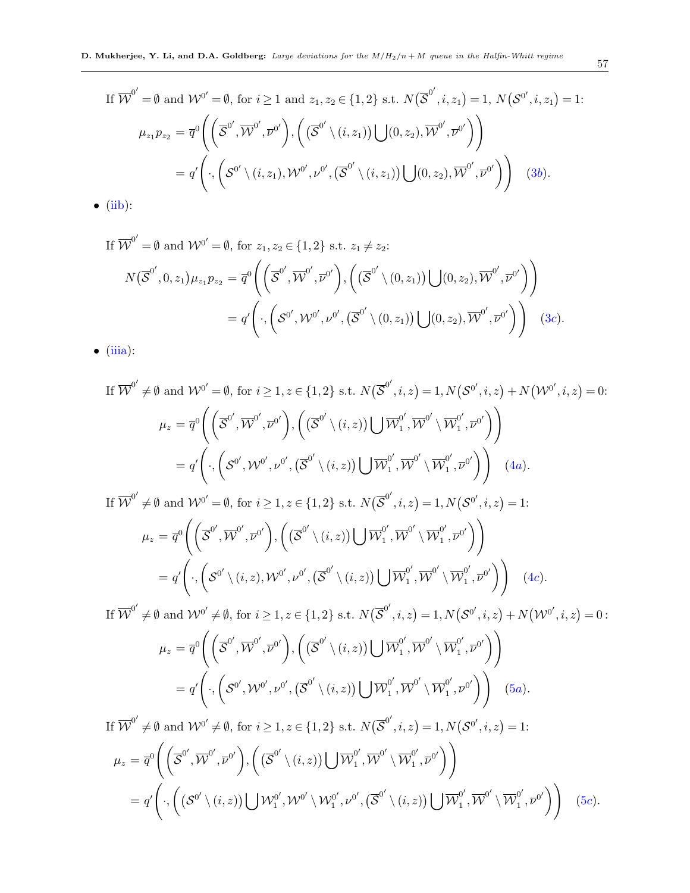If $\overline{\mathcal{W}}^{0'} = \emptyset$ and $\mathcal{W}^{0'} = \emptyset$, for $i \geq 1$ and $z_1, z_2 \in \{1,2\}$ s.t. $N(\overline{\mathcal{S}}^{0'}, i, z_1) = 1$, $N(\mathcal{S}^{0'}, i, z_1) = 1$:

$$\mu_{z_1} p_{z_2} = \overline{q}^0\bigg(\Big(\overline{\mathcal{S}}^{0'}, \overline{\mathcal{W}}^{0'}, \overline{\nu}^{0'}\Big), \Big(\big(\overline{\mathcal{S}}^{0'} \setminus (i, z_1)\big) \bigcup (0, z_2), \overline{\mathcal{W}}^{0'}, \overline{\nu}^{0'}\Big)\bigg)$$
$$= q'\bigg(\cdot, \Big(\mathcal{S}^{0'} \setminus (i, z_1), \mathcal{W}^{0'}, \nu^{0'}, \big(\overline{\mathcal{S}}^{0'} \setminus (i, z_1)\big) \bigcup (0, z_2), \overline{\mathcal{W}}^{0'}, \overline{\nu}^{0'}\Big)\bigg) \quad (3b).$$

- (iib):

If $\overline{\mathcal{W}}^{0'} = \emptyset$ and $\mathcal{W}^{0'} = \emptyset$, for $z_1, z_2 \in \{1,2\}$ s.t. $z_1 \neq z_2$:

$$N\big(\overline{\mathcal{S}}^{0'}, 0, z_1\big) \mu_{z_1} p_{z_2} = \overline{q}^0\bigg(\Big(\overline{\mathcal{S}}^{0'}, \overline{\mathcal{W}}^{0'}, \overline{\nu}^{0'}\Big), \Big(\big(\overline{\mathcal{S}}^{0'} \setminus (0, z_1)\big) \bigcup (0, z_2), \overline{\mathcal{W}}^{0'}, \overline{\nu}^{0'}\Big)\bigg)$$
$$= q'\bigg(\cdot, \Big(\mathcal{S}^{0'}, \mathcal{W}^{0'}, \nu^{0'}, \big(\overline{\mathcal{S}}^{0'} \setminus (0, z_1)\big) \bigcup (0, z_2), \overline{\mathcal{W}}^{0'}, \overline{\nu}^{0'}\Big)\bigg) \quad (3c).$$

- (iiia):

If $\overline{\mathcal{W}}^{0'} \neq \emptyset$ and $\mathcal{W}^{0'} = \emptyset$, for $i \geq 1, z \in \{1,2\}$ s.t. $N\big(\overline{\mathcal{S}}^{0'}, i, z\big) = 1, N\big(\mathcal{S}^{0'}, i, z\big) + N\big(\mathcal{W}^{0'}, i, z\big) = 0$:

$$\mu_z = \overline{q}^0\bigg(\Big(\overline{\mathcal{S}}^{0'}, \overline{\mathcal{W}}^{0'}, \overline{\nu}^{0'}\Big), \Big(\big(\overline{\mathcal{S}}^{0'} \setminus (i, z)\big) \bigcup \overline{\mathcal{W}}_1^{0'}, \overline{\mathcal{W}}^{0'} \setminus \overline{\mathcal{W}}_1^{0'}, \overline{\nu}^{0'}\Big)\bigg)$$
$$= q'\bigg(\cdot, \Big(\mathcal{S}^{0'}, \mathcal{W}^{0'}, \nu^{0'}, \big(\overline{\mathcal{S}}^{0'} \setminus (i, z)\big) \bigcup \overline{\mathcal{W}}_1^{0'}, \overline{\mathcal{W}}^{0'} \setminus \overline{\mathcal{W}}_1^{0'}, \overline{\nu}^{0'}\Big)\bigg) \quad (4a).$$

If $\overline{\mathcal{W}}^{0'} \neq \emptyset$ and $\mathcal{W}^{0'} = \emptyset$, for $i \geq 1, z \in \{1,2\}$ s.t. $N\big(\overline{\mathcal{S}}^{0'}, i, z\big) = 1, N\big(\mathcal{S}^{0'}, i, z\big) = 1$:

$$\mu_z = \overline{q}^0\bigg(\Big(\overline{\mathcal{S}}^{0'}, \overline{\mathcal{W}}^{0'}, \overline{\nu}^{0'}\Big), \Big(\big(\overline{\mathcal{S}}^{0'} \setminus (i, z)\big) \bigcup \overline{\mathcal{W}}_1^{0'}, \overline{\mathcal{W}}^{0'} \setminus \overline{\mathcal{W}}_1^{0'}, \overline{\nu}^{0'}\Big)\bigg)$$
$$= q'\bigg(\cdot, \Big(\mathcal{S}^{0'} \setminus (i, z), \mathcal{W}^{0'}, \nu^{0'}, \big(\overline{\mathcal{S}}^{0'} \setminus (i, z)\big) \bigcup \overline{\mathcal{W}}_1^{0'}, \overline{\mathcal{W}}^{0'} \setminus \overline{\mathcal{W}}_1^{0'}, \overline{\nu}^{0'}\Big)\bigg) \quad (4c).$$

If $\overline{\mathcal{W}}^{0'} \neq \emptyset$ and $\mathcal{W}^{0'} \neq \emptyset$, for $i \geq 1, z \in \{1,2\}$ s.t. $N\big(\overline{\mathcal{S}}^{0'}, i, z\big) = 1, N\big(\mathcal{S}^{0'}, i, z\big) + N\big(\mathcal{W}^{0'}, i, z\big) = 0$:

$$\mu_z = \overline{q}^0\bigg(\Big(\overline{\mathcal{S}}^{0'}, \overline{\mathcal{W}}^{0'}, \overline{\nu}^{0'}\Big), \Big(\big(\overline{\mathcal{S}}^{0'} \setminus (i, z)\big) \bigcup \overline{\mathcal{W}}_1^{0'}, \overline{\mathcal{W}}^{0'} \setminus \overline{\mathcal{W}}_1^{0'}, \overline{\nu}^{0'}\Big)\bigg)$$
$$= q'\bigg(\cdot, \Big(\mathcal{S}^{0'}, \mathcal{W}^{0'}, \nu^{0'}, \big(\overline{\mathcal{S}}^{0'} \setminus (i, z)\big) \bigcup \overline{\mathcal{W}}_1^{0'}, \overline{\mathcal{W}}^{0'} \setminus \overline{\mathcal{W}}_1^{0'}, \overline{\nu}^{0'}\Big)\bigg) \quad (5a).$$

If $\overline{\mathcal{W}}^{0'} \neq \emptyset$ and $\mathcal{W}^{0'} \neq \emptyset$, for $i \geq 1, z \in \{1,2\}$ s.t. $N\big(\overline{\mathcal{S}}^{0'}, i, z\big) = 1, N\big(\mathcal{S}^{0'}, i, z\big) = 1$:

$$\mu_z = \overline{q}^0\bigg(\Big(\overline{\mathcal{S}}^{0'}, \overline{\mathcal{W}}^{0'}, \overline{\nu}^{0'}\Big), \Big(\big(\overline{\mathcal{S}}^{0'} \setminus (i, z)\big) \bigcup \overline{\mathcal{W}}_1^{0'}, \overline{\mathcal{W}}^{0'} \setminus \overline{\mathcal{W}}_1^{0'}, \overline{\nu}^{0'}\Big)\bigg)$$
$$= q'\bigg(\cdot, \Big(\big(\mathcal{S}^{0'} \setminus (i, z)\big) \bigcup \mathcal{W}_1^{0'}, \mathcal{W}^{0'} \setminus \mathcal{W}_1^{0'}, \nu^{0'}, \big(\overline{\mathcal{S}}^{0'} \setminus (i, z)\big) \bigcup \overline{\mathcal{W}}_1^{0'}, \overline{\mathcal{W}}^{0'} \setminus \overline{\mathcal{W}}_1^{0'}, \overline{\nu}^{0'}\Big)\bigg) \quad (5c).$$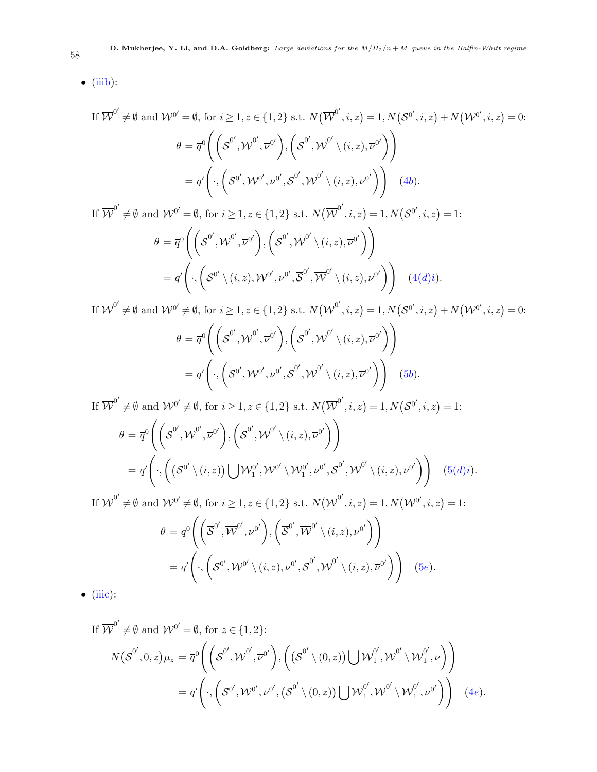- (iiib):

If $\overline{\mathcal{W}}^{0'} \neq \emptyset$ and $\mathcal{W}^{0'} = \emptyset$, for $i \geq 1, z \in \{1,2\}$ s.t. $N\big(\overline{\mathcal{W}}^{0'}, i, z\big) = 1, N\big(\mathcal{S}^{0'}, i, z\big) + N\big(\mathcal{W}^{0'}, i, z\big) = 0$:

$$\begin{aligned}
\theta &= \overline{q}^0\bigg(\Big(\overline{\mathcal{S}}^{0'}, \overline{\mathcal{W}}^{0'}, \overline{\nu}^{0'}\Big), \Big(\overline{\mathcal{S}}^{0'}, \overline{\mathcal{W}}^{0'} \setminus (i,z), \overline{\nu}^{0'}\Big)\bigg) \\
&= q'\bigg(\cdot, \Big(\mathcal{S}^{0'}, \mathcal{W}^{0'}, \nu^{0'}, \overline{\mathcal{S}}^{0'}, \overline{\mathcal{W}}^{0'} \setminus (i,z), \overline{\nu}^{0'}\Big)\bigg) \quad (4b).
\end{aligned}$$

If $\overline{\mathcal{W}}^{0'} \neq \emptyset$ and $\mathcal{W}^{0'} = \emptyset$, for $i \geq 1, z \in \{1,2\}$ s.t. $N\big(\overline{\mathcal{W}}^{0'}, i, z\big) = 1, N\big(\mathcal{S}^{0'}, i, z\big) = 1$:

$$\begin{aligned}
\theta &= \overline{q}^0\bigg(\Big(\overline{\mathcal{S}}^{0'}, \overline{\mathcal{W}}^{0'}, \overline{\nu}^{0'}\Big), \Big(\overline{\mathcal{S}}^{0'}, \overline{\mathcal{W}}^{0'} \setminus (i,z), \overline{\nu}^{0'}\Big)\bigg) \\
&= q'\bigg(\cdot, \Big(\mathcal{S}^{0'} \setminus (i,z), \mathcal{W}^{0'}, \nu^{0'}, \overline{\mathcal{S}}^{0'}, \overline{\mathcal{W}}^{0'} \setminus (i,z), \overline{\nu}^{0'}\Big)\bigg) \quad (4(d)i).
\end{aligned}$$

If $\overline{\mathcal{W}}^{0'} \neq \emptyset$ and $\mathcal{W}^{0'} \neq \emptyset$, for $i \geq 1, z \in \{1,2\}$ s.t. $N\big(\overline{\mathcal{W}}^{0'}, i, z\big) = 1, N\big(\mathcal{S}^{0'}, i, z\big) + N\big(\mathcal{W}^{0'}, i, z\big) = 0$:

$$\begin{aligned}
\theta &= \overline{q}^0\bigg(\Big(\overline{\mathcal{S}}^{0'}, \overline{\mathcal{W}}^{0'}, \overline{\nu}^{0'}\Big), \Big(\overline{\mathcal{S}}^{0'}, \overline{\mathcal{W}}^{0'} \setminus (i,z), \overline{\nu}^{0'}\Big)\bigg) \\
&= q'\bigg(\cdot, \Big(\mathcal{S}^{0'}, \mathcal{W}^{0'}, \nu^{0'}, \overline{\mathcal{S}}^{0'}, \overline{\mathcal{W}}^{0'} \setminus (i,z), \overline{\nu}^{0'}\Big)\bigg) \quad (5b).
\end{aligned}$$

If $\overline{\mathcal{W}}^{0'} \neq \emptyset$ and $\mathcal{W}^{0'} \neq \emptyset$, for $i \geq 1, z \in \{1,2\}$ s.t. $N\big(\overline{\mathcal{W}}^{0'}, i, z\big) = 1, N\big(\mathcal{S}^{0'}, i, z\big) = 1$:

$$\begin{aligned}
\theta &= \overline{q}^0\bigg(\Big(\overline{\mathcal{S}}^{0'}, \overline{\mathcal{W}}^{0'}, \overline{\nu}^{0'}\Big), \Big(\overline{\mathcal{S}}^{0'}, \overline{\mathcal{W}}^{0'} \setminus (i,z), \overline{\nu}^{0'}\Big)\bigg) \\
&= q'\bigg(\cdot, \Big(\big(\mathcal{S}^{0'} \setminus (i,z)\big) \bigcup \mathcal{W}_1^{0'}, \mathcal{W}^{0'} \setminus \mathcal{W}_1^{0'}, \nu^{0'}, \overline{\mathcal{S}}^{0'}, \overline{\mathcal{W}}^{0'} \setminus (i,z), \overline{\nu}^{0'}\Big)\bigg) \quad (5(d)i).
\end{aligned}$$

If $\overline{\mathcal{W}}^{0'} \neq \emptyset$ and $\mathcal{W}^{0'} \neq \emptyset$, for $i \geq 1, z \in \{1,2\}$ s.t. $N\big(\overline{\mathcal{W}}^{0'}, i, z\big) = 1, N\big(\mathcal{W}^{0'}, i, z\big) = 1$:

$$\begin{aligned}
\theta &= \overline{q}^0\bigg(\Big(\overline{\mathcal{S}}^{0'}, \overline{\mathcal{W}}^{0'}, \overline{\nu}^{0'}\Big), \Big(\overline{\mathcal{S}}^{0'}, \overline{\mathcal{W}}^{0'} \setminus (i,z), \overline{\nu}^{0'}\Big)\bigg) \\
&= q'\bigg(\cdot, \Big(\mathcal{S}^{0'}, \mathcal{W}^{0'} \setminus (i,z), \nu^{0'}, \overline{\mathcal{S}}^{0'}, \overline{\mathcal{W}}^{0'} \setminus (i,z), \overline{\nu}^{0'}\Big)\bigg) \quad (5e).
\end{aligned}$$

- (iiic):

If $\overline{\mathcal{W}}^{0'} \neq \emptyset$ and $\mathcal{W}^{0'} = \emptyset$, for $z \in \{1,2\}$:

$$\begin{aligned}
N\big(\overline{\mathcal{S}}^{0'}, 0, z\big)\mu_z &= \overline{q}^0\bigg(\Big(\overline{\mathcal{S}}^{0'}, \overline{\mathcal{W}}^{0'}, \overline{\nu}^{0'}\Big), \Big(\big(\overline{\mathcal{S}}^{0'} \setminus (0,z)\big) \bigcup \overline{\mathcal{W}}_1^{0'}, \overline{\mathcal{W}}^{0'} \setminus \overline{\mathcal{W}}_1^{0'}, \nu\Big)\bigg) \\
&= q'\bigg(\cdot, \Big(\mathcal{S}^{0'}, \mathcal{W}^{0'}, \nu^{0'}, \big(\overline{\mathcal{S}}^{0'} \setminus (0,z)\big) \bigcup \overline{\mathcal{W}}_1^{0'}, \overline{\mathcal{W}}^{0'} \setminus \overline{\mathcal{W}}_1^{0'}, \overline{\nu}^{0'}\Big)\bigg) \quad (4e).
\end{aligned}$$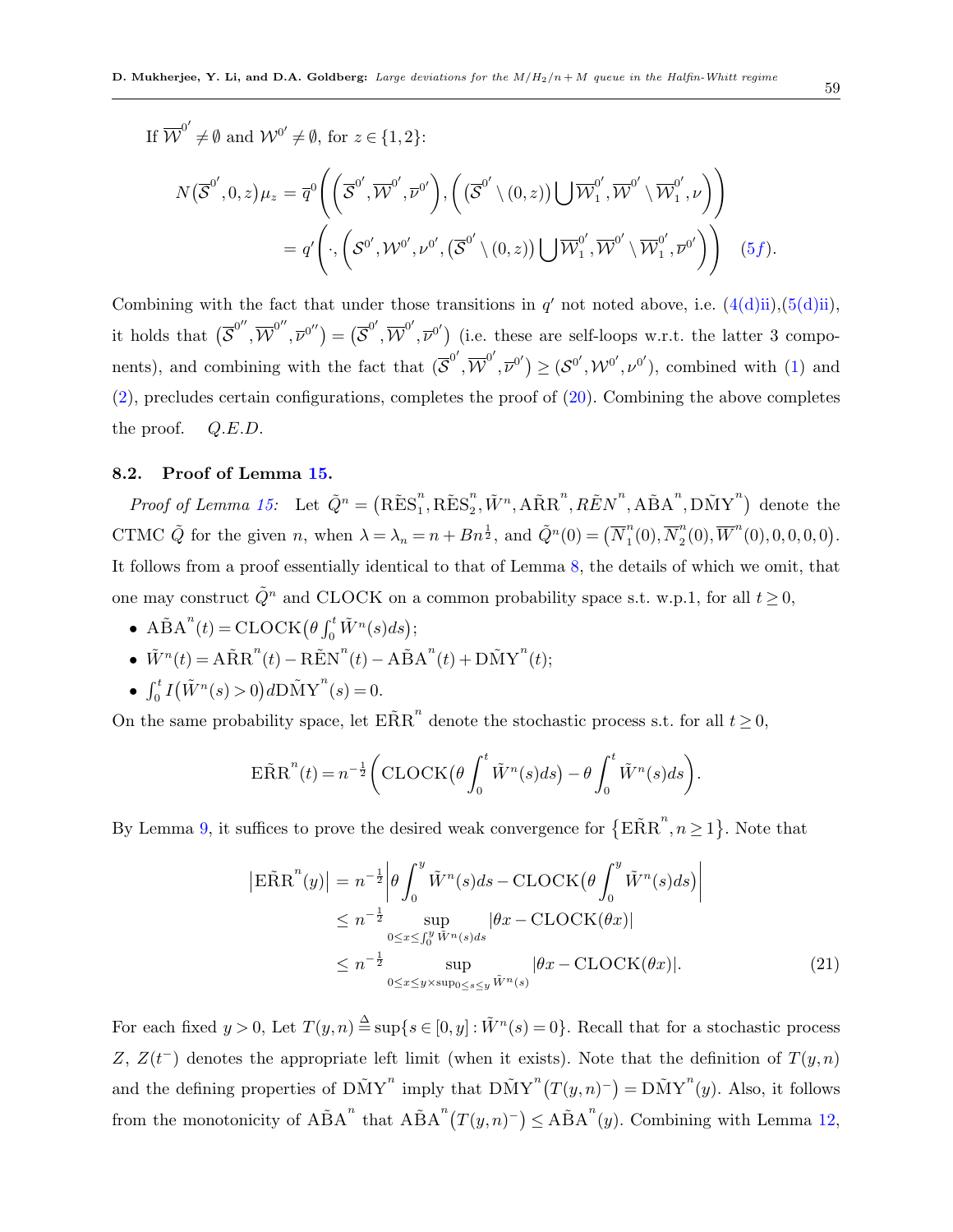If $\overline{\mathcal{W}}^{0'} \neq \emptyset$ and $\mathcal{W}^{0'} \neq \emptyset$, for $z \in \{1,2\}$:

$$
\begin{aligned}
N(\overline{\mathcal{S}}^{0'},0,z)\mu_z &= \overline{q}^0\Bigg(\Big(\overline{\mathcal{S}}^{0'},\overline{\mathcal{W}}^{0'},\overline{\nu}^{0'}\Big),\Big(\big(\overline{\mathcal{S}}^{0'}\setminus(0,z)\big)\bigcup\overline{\mathcal{W}}_1^{0'},\overline{\mathcal{W}}^{0'}\setminus\overline{\mathcal{W}}_1^{0'},\nu\Big)\Bigg) \\
&= q'\Bigg(\cdot,\Big(\mathcal{S}^{0'},\mathcal{W}^{0'},\nu^{0'},\big(\overline{\mathcal{S}}^{0'}\setminus(0,z)\big)\bigcup\overline{\mathcal{W}}_1^{0'},\overline{\mathcal{W}}^{0'}\setminus\overline{\mathcal{W}}_1^{0'},\overline{\nu}^{0'}\Big)\Bigg) \quad (5f).
\end{aligned}
$$

Combining with the fact that under those transitions in $q'$ not noted above, i.e. (4(d)ii),(5(d)ii), it holds that $\big(\overline{\mathcal{S}}^{0''},\overline{\mathcal{W}}^{0''},\overline{\nu}^{0''}\big) = \big(\overline{\mathcal{S}}^{0'},\overline{\mathcal{W}}^{0'},\overline{\nu}^{0'}\big)$ (i.e. these are self-loops w.r.t. the latter 3 components), and combining with the fact that $(\overline{\mathcal{S}}^{0'},\overline{\mathcal{W}}^{0'},\overline{\nu}^{0'}) \geq (\mathcal{S}^{0'},\mathcal{W}^{0'},\nu^{0'})$, combined with (1) and (2), precludes certain configurations, completes the proof of (20). Combining the above completes the proof. *Q.E.D.*

### 8.2. Proof of Lemma 15.

*Proof of Lemma 15:* Let $\tilde{Q}^n = \big(\tilde{\mathrm{RES}}_1^n, \tilde{\mathrm{RES}}_2^n, \tilde{W}^n, \tilde{\mathrm{ARR}}^n, \tilde{REN}^n, \tilde{\mathrm{ABA}}^n, \tilde{\mathrm{DMY}}^n\big)$ denote the CTMC $\tilde{Q}$ for the given $n$, when $\lambda = \lambda_n = n + Bn^{\frac{1}{2}}$, and $\tilde{Q}^n(0) = \big(\overline{N}_1^n(0), \overline{N}_2^n(0), \overline{W}^n(0), 0, 0, 0, 0\big)$. It follows from a proof essentially identical to that of Lemma 8, the details of which we omit, that one may construct $\tilde{Q}^n$ and CLOCK on a common probability space s.t. w.p.1, for all $t \geq 0$,

- $\tilde{\mathrm{ABA}}^n(t) = \mathrm{CLOCK}\big(\theta \int_0^t \tilde{W}^n(s)ds\big)$;
- $\tilde{W}^n(t) = \tilde{\mathrm{ARR}}^n(t) - \tilde{\mathrm{REN}}^n(t) - \tilde{\mathrm{ABA}}^n(t) + \tilde{\mathrm{DMY}}^n(t)$;
- $\int_0^t I\big(\tilde{W}^n(s) > 0\big) d\tilde{\mathrm{DMY}}^n(s) = 0$.

On the same probability space, let $\tilde{\mathrm{ERR}}^n$ denote the stochastic process s.t. for all $t \geq 0$,

$$
\tilde{\mathrm{ERR}}^n(t) = n^{-\frac{1}{2}}\bigg(\mathrm{CLOCK}\big(\theta \int_0^t \tilde{W}^n(s)ds\big) - \theta \int_0^t \tilde{W}^n(s)ds\bigg).
$$

By Lemma 9, it suffices to prove the desired weak convergence for $\{\tilde{\mathrm{ERR}}^n, n \geq 1\}$. Note that

$$
\begin{aligned}
\big|\tilde{\mathrm{ERR}}^n(y)\big| &= n^{-\frac{1}{2}}\bigg|\theta \int_0^y \tilde{W}^n(s)ds - \mathrm{CLOCK}\big(\theta \int_0^y \tilde{W}^n(s)ds\big)\bigg| \\
&\leq n^{-\frac{1}{2}} \sup_{0 \leq x \leq \int_0^y \tilde{W}^n(s)ds} |\theta x - \mathrm{CLOCK}(\theta x)| \\
&\leq n^{-\frac{1}{2}} \sup_{0 \leq x \leq y \times \sup_{0 \leq s \leq y} \tilde{W}^n(s)} |\theta x - \mathrm{CLOCK}(\theta x)|. \qquad (21)
\end{aligned}
$$

For each fixed $y > 0$, Let $T(y,n) \stackrel{\Delta}{=} \sup\{s \in [0,y] : \tilde{W}^n(s) = 0\}$. Recall that for a stochastic process $Z$, $Z(t^-)$ denotes the appropriate left limit (when it exists). Note that the definition of $T(y,n)$ and the defining properties of $\tilde{\mathrm{DMY}}^n$ imply that $\tilde{\mathrm{DMY}}^n\big(T(y,n)^-\big) = \tilde{\mathrm{DMY}}^n(y)$. Also, it follows from the monotonicity of $\tilde{\mathrm{ABA}}^n$ that $\tilde{\mathrm{ABA}}^n\big(T(y,n)^-\big) \leq \tilde{\mathrm{ABA}}^n(y)$. Combining with Lemma 12,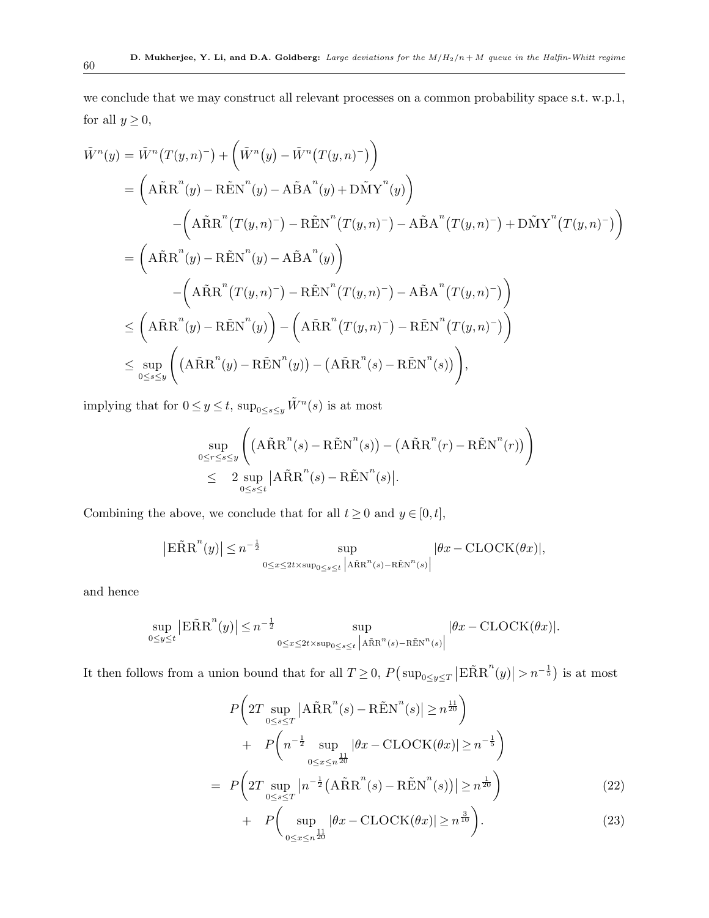we conclude that we may construct all relevant processes on a common probability space s.t. w.p.1, for all $y \geq 0$,

$$
\begin{aligned}
\tilde{W}^n(y) &= \tilde{W}^n\big(T(y,n)^-\big) + \Big(\tilde{W}^n\big(y\big) - \tilde{W}^n\big(T(y,n)^-\big)\Big) \\
&= \Big(\tilde{\text{ARR}}^n(y) - \tilde{\text{REN}}^n(y) - \tilde{\text{ABA}}^n(y) + \tilde{\text{DMY}}^n(y)\Big) \\
&\quad - \Big(\tilde{\text{ARR}}^n\big(T(y,n)^-\big) - \tilde{\text{REN}}^n\big(T(y,n)^-\big) - \tilde{\text{ABA}}^n\big(T(y,n)^-\big) + \tilde{\text{DMY}}^n\big(T(y,n)^-\big)\Big) \\
&= \Big(\tilde{\text{ARR}}^n(y) - \tilde{\text{REN}}^n(y) - \tilde{\text{ABA}}^n(y)\Big) \\
&\quad - \Big(\tilde{\text{ARR}}^n\big(T(y,n)^-\big) - \tilde{\text{REN}}^n\big(T(y,n)^-\big) - \tilde{\text{ABA}}^n\big(T(y,n)^-\big)\Big) \\
&\leq \Big(\tilde{\text{ARR}}^n(y) - \tilde{\text{REN}}^n(y)\Big) - \Big(\tilde{\text{ARR}}^n\big(T(y,n)^-\big) - \tilde{\text{REN}}^n\big(T(y,n)^-\big)\Big) \\
&\leq \sup_{0 \leq s \leq y} \Bigg(\big(\tilde{\text{ARR}}^n(y) - \tilde{\text{REN}}^n(y)\big) - \big(\tilde{\text{ARR}}^n(s) - \tilde{\text{REN}}^n(s)\big)\Bigg),
\end{aligned}
$$

implying that for $0 \leq y \leq t$, $\sup_{0 \leq s \leq y} \tilde{W}^n(s)$ is at most

$$
\begin{aligned}
&\sup_{0 \leq r \leq s \leq y} \Bigg(\big(\tilde{\text{ARR}}^n(s) - \tilde{\text{REN}}^n(s)\big) - \big(\tilde{\text{ARR}}^n(r) - \tilde{\text{REN}}^n(r)\big)\Bigg) \\
&\leq \quad 2 \sup_{0 \leq s \leq t} \big|\tilde{\text{ARR}}^n(s) - \tilde{\text{REN}}^n(s)\big|.
\end{aligned}
$$

Combining the above, we conclude that for all $t \geq 0$ and $y \in [0,t]$,

$$
\big|\tilde{\text{ERR}}^n(y)\big| \leq n^{-\frac{1}{2}} \sup_{0 \leq x \leq 2t \times \sup_{0 \leq s \leq t} \left|\tilde{\text{ARR}}^n(s) - \tilde{\text{REN}}^n(s)\right|} |\theta x - \text{CLOCK}(\theta x)|,
$$

and hence

$$
\sup_{0 \leq y \leq t} \big|\tilde{\text{ERR}}^n(y)\big| \leq n^{-\frac{1}{2}} \sup_{0 \leq x \leq 2t \times \sup_{0 \leq s \leq t} \left|\tilde{\text{ARR}}^n(s) - \tilde{\text{REN}}^n(s)\right|} |\theta x - \text{CLOCK}(\theta x)|.
$$

It then follows from a union bound that for all $T \geq 0$, $P\big(\sup_{0 \leq y \leq T} \big|\tilde{\text{ERR}}^n(y)\big| > n^{-\frac{1}{5}}\big)$ is at most

$$
\begin{aligned}
&P\bigg(2T \sup_{0 \leq s \leq T} \big|\tilde{\text{ARR}}^n(s) - \tilde{\text{REN}}^n(s)\big| \geq n^{\frac{11}{20}}\bigg) \\
&\quad + \quad P\bigg(n^{-\frac{1}{2}} \sup_{0 \leq x \leq n^{\frac{11}{20}}} |\theta x - \text{CLOCK}(\theta x)| \geq n^{-\frac{1}{5}}\bigg) \\
&= \quad P\bigg(2T \sup_{0 \leq s \leq T} \big|n^{-\frac{1}{2}}\big(\tilde{\text{ARR}}^n(s) - \tilde{\text{REN}}^n(s)\big)\big| \geq n^{\frac{1}{20}}\bigg) \qquad (22) \\
&\quad + \quad P\bigg(\sup_{0 \leq x \leq n^{\frac{11}{20}}} |\theta x - \text{CLOCK}(\theta x)| \geq n^{\frac{3}{10}}\bigg). \qquad (23)
\end{aligned}
$$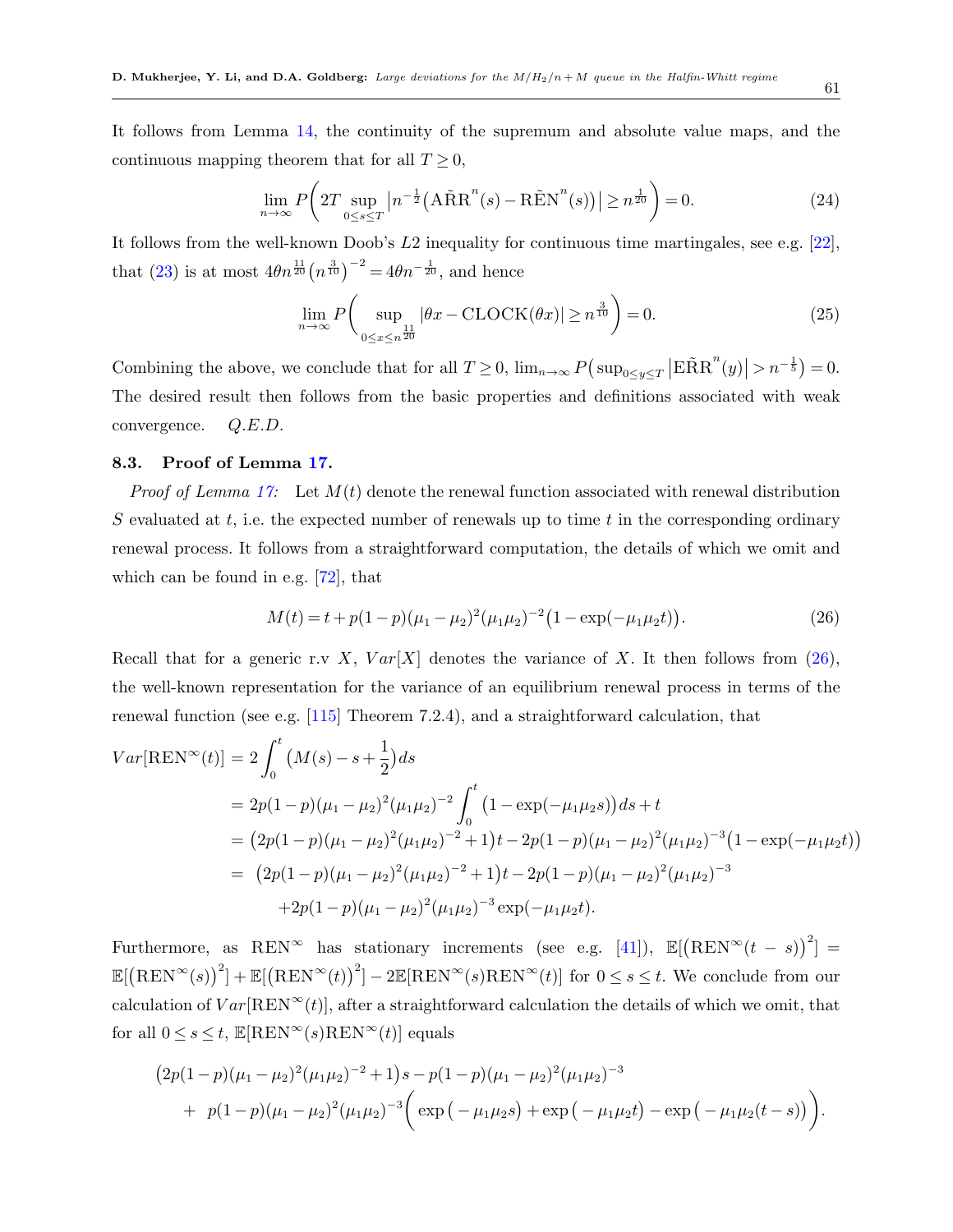It follows from Lemma 14, the continuity of the supremum and absolute value maps, and the continuous mapping theorem that for all $T \geq 0$,

$$\lim_{n\to\infty} P\bigg(2T \sup_{0\leq s\leq T} \big|n^{-\frac{1}{2}}\big(\tilde{\text{ARR}}^n(s) - \tilde{\text{REN}}^n(s)\big)\big| \geq n^{\frac{1}{20}}\bigg) = 0. \tag{24}$$

It follows from the well-known Doob's $L2$ inequality for continuous time martingales, see e.g. [22], that (23) is at most $4\theta n^{\frac{11}{20}}\big(n^{\frac{3}{10}}\big)^{-2} = 4\theta n^{-\frac{1}{20}}$, and hence

$$\lim_{n\to\infty} P\bigg(\sup_{0\leq x\leq n^{\frac{11}{20}}} |\theta x - \text{CLOCK}(\theta x)| \geq n^{\frac{3}{10}}\bigg) = 0. \tag{25}$$

Combining the above, we conclude that for all $T \geq 0$, $\lim_{n\to\infty} P\big(\sup_{0\leq y\leq T}\big|\tilde{\text{ERR}}^n(y)\big| > n^{-\frac{1}{5}}\big) = 0$. The desired result then follows from the basic properties and definitions associated with weak convergence. *Q.E.D.*

### 8.3. Proof of Lemma 17.

*Proof of Lemma 17:* Let $M(t)$ denote the renewal function associated with renewal distribution $S$ evaluated at $t$, i.e. the expected number of renewals up to time $t$ in the corresponding ordinary renewal process. It follows from a straightforward computation, the details of which we omit and which can be found in e.g. [72], that

$$M(t) = t + p(1-p)(\mu_1 - \mu_2)^2(\mu_1\mu_2)^{-2}\big(1 - \exp(-\mu_1\mu_2 t)\big). \tag{26}$$

Recall that for a generic r.v $X$, $Var[X]$ denotes the variance of $X$. It then follows from (26), the well-known representation for the variance of an equilibrium renewal process in terms of the renewal function (see e.g. [115] Theorem 7.2.4), and a straightforward calculation, that

$$\begin{aligned}
Var[\text{REN}^\infty(t)] &= 2\int_0^t \big(M(s) - s + \frac{1}{2}\big)ds \\
&= 2p(1-p)(\mu_1-\mu_2)^2(\mu_1\mu_2)^{-2}\int_0^t \big(1 - \exp(-\mu_1\mu_2 s)\big)ds + t \\
&= \big(2p(1-p)(\mu_1-\mu_2)^2(\mu_1\mu_2)^{-2} + 1\big)t - 2p(1-p)(\mu_1-\mu_2)^2(\mu_1\mu_2)^{-3}\big(1 - \exp(-\mu_1\mu_2 t)\big) \\
&= \big(2p(1-p)(\mu_1-\mu_2)^2(\mu_1\mu_2)^{-2} + 1\big)t - 2p(1-p)(\mu_1-\mu_2)^2(\mu_1\mu_2)^{-3} \\
&\quad + 2p(1-p)(\mu_1-\mu_2)^2(\mu_1\mu_2)^{-3}\exp(-\mu_1\mu_2 t).
\end{aligned}$$

Furthermore, as $\text{REN}^\infty$ has stationary increments (see e.g. [41]), $\mathbb{E}[\big(\text{REN}^\infty(t-s)\big)^2] = \mathbb{E}[\big(\text{REN}^\infty(s)\big)^2] + \mathbb{E}[\big(\text{REN}^\infty(t)\big)^2] - 2\mathbb{E}[\text{REN}^\infty(s)\text{REN}^\infty(t)]$ for $0 \leq s \leq t$. We conclude from our calculation of $Var[\text{REN}^\infty(t)]$, after a straightforward calculation the details of which we omit, that for all $0 \leq s \leq t$, $\mathbb{E}[\text{REN}^\infty(s)\text{REN}^\infty(t)]$ equals

$$\begin{aligned}
&\big(2p(1-p)(\mu_1-\mu_2)^2(\mu_1\mu_2)^{-2} + 1\big)s - p(1-p)(\mu_1-\mu_2)^2(\mu_1\mu_2)^{-3} \\
&\quad + \; p(1-p)(\mu_1-\mu_2)^2(\mu_1\mu_2)^{-3}\bigg(\exp\big(-\mu_1\mu_2 s\big) + \exp\big(-\mu_1\mu_2 t\big) - \exp\big(-\mu_1\mu_2(t-s)\big)\bigg).
\end{aligned}$$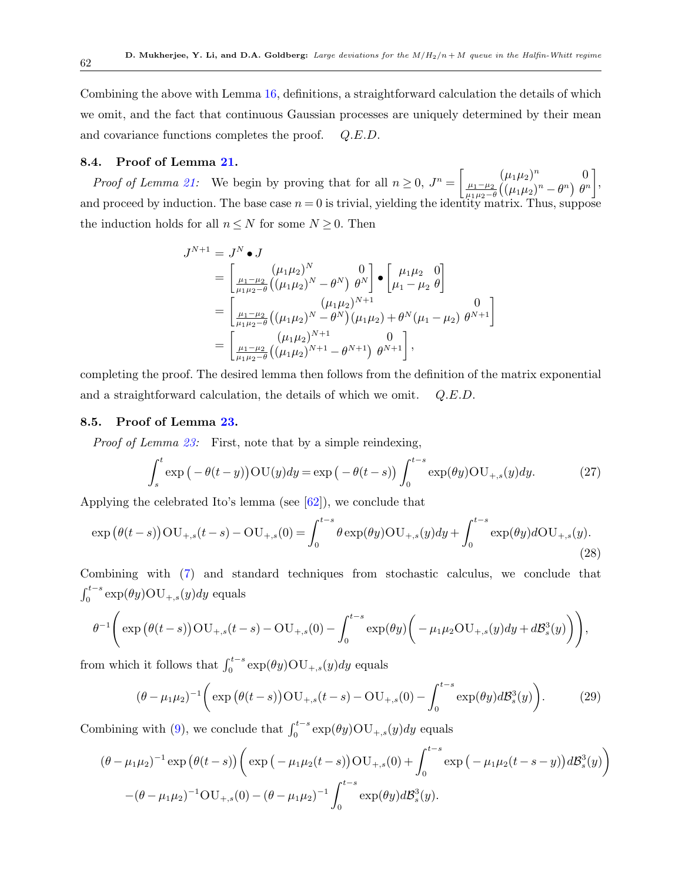Combining the above with Lemma 16, definitions, a straightforward calculation the details of which we omit, and the fact that continuous Gaussian processes are uniquely determined by their mean and covariance functions completes the proof. *Q.E.D.*

### 8.4. Proof of Lemma 21.

*Proof of Lemma 21:* We begin by proving that for all $n \geq 0$, $J^n = \begin{bmatrix} (\mu_1\mu_2)^n & 0 \\ \frac{\mu_1-\mu_2}{\mu_1\mu_2-\theta}\big((\mu_1\mu_2)^n - \theta^n\big) & \theta^n \end{bmatrix}$, and proceed by induction. The base case $n=0$ is trivial, yielding the identity matrix. Thus, suppose the induction holds for all $n \leq N$ for some $N \geq 0$. Then

$$
\begin{aligned}
J^{N+1} &= J^N \bullet J \\
&= \begin{bmatrix} (\mu_1\mu_2)^N & 0 \\ \frac{\mu_1-\mu_2}{\mu_1\mu_2-\theta}\big((\mu_1\mu_2)^N - \theta^N\big) & \theta^N \end{bmatrix} \bullet \begin{bmatrix} \mu_1\mu_2 & 0 \\ \mu_1-\mu_2 & \theta \end{bmatrix} \\
&= \begin{bmatrix} (\mu_1\mu_2)^{N+1} & 0 \\ \frac{\mu_1-\mu_2}{\mu_1\mu_2-\theta}\big((\mu_1\mu_2)^N - \theta^N\big)(\mu_1\mu_2) + \theta^N(\mu_1-\mu_2) & \theta^{N+1} \end{bmatrix} \\
&= \begin{bmatrix} (\mu_1\mu_2)^{N+1} & 0 \\ \frac{\mu_1-\mu_2}{\mu_1\mu_2-\theta}\big((\mu_1\mu_2)^{N+1} - \theta^{N+1}\big) & \theta^{N+1} \end{bmatrix},
\end{aligned}
$$

completing the proof. The desired lemma then follows from the definition of the matrix exponential and a straightforward calculation, the details of which we omit. *Q.E.D.*

### 8.5. Proof of Lemma 23.

*Proof of Lemma 23:* First, note that by a simple reindexing,

$$
\int_s^t \exp\big(-\theta(t-y)\big)\mathrm{OU}(y)dy = \exp\big(-\theta(t-s)\big)\int_0^{t-s} \exp(\theta y)\mathrm{OU}_{+,s}(y)dy. \tag{27}
$$

Applying the celebrated Ito's lemma (see [62]), we conclude that

$$
\exp\big(\theta(t-s)\big)\mathrm{OU}_{+,s}(t-s) - \mathrm{OU}_{+,s}(0) = \int_0^{t-s} \theta\exp(\theta y)\mathrm{OU}_{+,s}(y)dy + \int_0^{t-s}\exp(\theta y)d\mathrm{OU}_{+,s}(y). \tag{28}
$$

Combining with (7) and standard techniques from stochastic calculus, we conclude that $\int_0^{t-s}\exp(\theta y)\mathrm{OU}_{+,s}(y)dy$ equals

$$
\theta^{-1}\Bigg(\exp\big(\theta(t-s)\big)\mathrm{OU}_{+,s}(t-s) - \mathrm{OU}_{+,s}(0) - \int_0^{t-s}\exp(\theta y)\Big(-\mu_1\mu_2\mathrm{OU}_{+,s}(y)dy + d\mathcal{B}_s^3(y)\Big)\Bigg),
$$

from which it follows that $\int_0^{t-s}\exp(\theta y)\mathrm{OU}_{+,s}(y)dy$ equals

$$
(\theta-\mu_1\mu_2)^{-1}\Bigg(\exp\big(\theta(t-s)\big)\mathrm{OU}_{+,s}(t-s) - \mathrm{OU}_{+,s}(0) - \int_0^{t-s}\exp(\theta y)d\mathcal{B}_s^3(y)\Bigg). \tag{29}
$$

Combining with (9), we conclude that $\int_0^{t-s}\exp(\theta y)\mathrm{OU}_{+,s}(y)dy$ equals

$$
\begin{aligned}
&(\theta-\mu_1\mu_2)^{-1}\exp\big(\theta(t-s)\big)\Bigg(\exp\big(-\mu_1\mu_2(t-s)\big)\mathrm{OU}_{+,s}(0) + \int_0^{t-s}\exp\big(-\mu_1\mu_2(t-s-y)\big)d\mathcal{B}_s^3(y)\Bigg) \\
&-(\theta-\mu_1\mu_2)^{-1}\mathrm{OU}_{+,s}(0) - (\theta-\mu_1\mu_2)^{-1}\int_0^{t-s}\exp(\theta y)d\mathcal{B}_s^3(y).
\end{aligned}
$$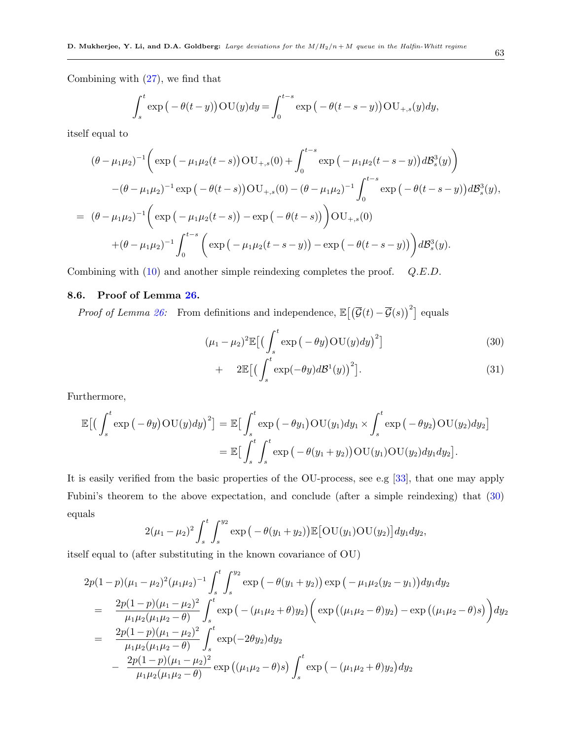Combining with (27), we find that

$$\int_s^t \exp\big(-\theta(t-y)\big)\mathrm{OU}(y)dy = \int_0^{t-s} \exp\big(-\theta(t-s-y)\big)\mathrm{OU}_{+,s}(y)dy,$$

itself equal to

$$\begin{aligned}
&(\theta-\mu_1\mu_2)^{-1}\bigg(\exp\big(-\mu_1\mu_2(t-s)\big)\mathrm{OU}_{+,s}(0) + \int_0^{t-s}\exp\big(-\mu_1\mu_2(t-s-y)\big)d\mathcal{B}_s^3(y)\bigg)\\
&\quad -(\theta-\mu_1\mu_2)^{-1}\exp\big(-\theta(t-s)\big)\mathrm{OU}_{+,s}(0) - (\theta-\mu_1\mu_2)^{-1}\int_0^{t-s}\exp\big(-\theta(t-s-y)\big)d\mathcal{B}_s^3(y),\\
=\ &(\theta-\mu_1\mu_2)^{-1}\bigg(\exp\big(-\mu_1\mu_2(t-s)\big) - \exp\big(-\theta(t-s)\big)\bigg)\mathrm{OU}_{+,s}(0)\\
&\quad +(\theta-\mu_1\mu_2)^{-1}\int_0^{t-s}\bigg(\exp\big(-\mu_1\mu_2(t-s-y)\big) - \exp\big(-\theta(t-s-y)\big)\bigg)d\mathcal{B}_s^3(y).
\end{aligned}$$

Combining with (10) and another simple reindexing completes the proof. *Q.E.D.*

### 8.6. Proof of Lemma 26.

*Proof of Lemma 26:* From definitions and independence, $\mathbb{E}\big[\big(\overline{\mathcal{G}}(t)-\overline{\mathcal{G}}(s)\big)^2\big]$ equals

$$(\mu_1-\mu_2)^2\mathbb{E}\Big[\Big(\int_s^t \exp\big(-\theta y\big)\mathrm{OU}(y)dy\Big)^2\Big] \tag{30}$$

$$+ \quad 2\mathbb{E}\Big[\Big(\int_s^t \exp(-\theta y)d\mathcal{B}^1(y)\Big)^2\Big]. \tag{31}$$

Furthermore,

$$\begin{aligned}
\mathbb{E}\Big[\Big(\int_s^t \exp\big(-\theta y\big)\mathrm{OU}(y)dy\Big)^2\Big] &= \mathbb{E}\Big[\int_s^t \exp\big(-\theta y_1\big)\mathrm{OU}(y_1)dy_1 \times \int_s^t \exp\big(-\theta y_2\big)\mathrm{OU}(y_2)dy_2\Big]\\
&= \mathbb{E}\Big[\int_s^t\int_s^t \exp\big(-\theta(y_1+y_2)\big)\mathrm{OU}(y_1)\mathrm{OU}(y_2)dy_1dy_2\Big].
\end{aligned}$$

It is easily verified from the basic properties of the OU-process, see e.g [33], that one may apply Fubini's theorem to the above expectation, and conclude (after a simple reindexing) that (30) equals

$$2(\mu_1-\mu_2)^2\int_s^t\int_s^{y_2}\exp\big(-\theta(y_1+y_2)\big)\mathbb{E}\big[\mathrm{OU}(y_1)\mathrm{OU}(y_2)\big]dy_1dy_2,$$

itself equal to (after substituting in the known covariance of OU)

$$\begin{aligned}
&2p(1-p)(\mu_1-\mu_2)^2(\mu_1\mu_2)^{-1}\int_s^t\int_s^{y_2}\exp\big(-\theta(y_1+y_2)\big)\exp\big(-\mu_1\mu_2(y_2-y_1)\big)dy_1dy_2\\
=\ &\frac{2p(1-p)(\mu_1-\mu_2)^2}{\mu_1\mu_2(\mu_1\mu_2-\theta)}\int_s^t\exp\big(-(\mu_1\mu_2+\theta)y_2\big)\bigg(\exp\big((\mu_1\mu_2-\theta)y_2\big)-\exp\big((\mu_1\mu_2-\theta)s\big)\bigg)dy_2\\
=\ &\frac{2p(1-p)(\mu_1-\mu_2)^2}{\mu_1\mu_2(\mu_1\mu_2-\theta)}\int_s^t\exp(-2\theta y_2)dy_2\\
&-\frac{2p(1-p)(\mu_1-\mu_2)^2}{\mu_1\mu_2(\mu_1\mu_2-\theta)}\exp\big((\mu_1\mu_2-\theta)s\big)\int_s^t\exp\big(-(\mu_1\mu_2+\theta)y_2\big)dy_2
\end{aligned}$$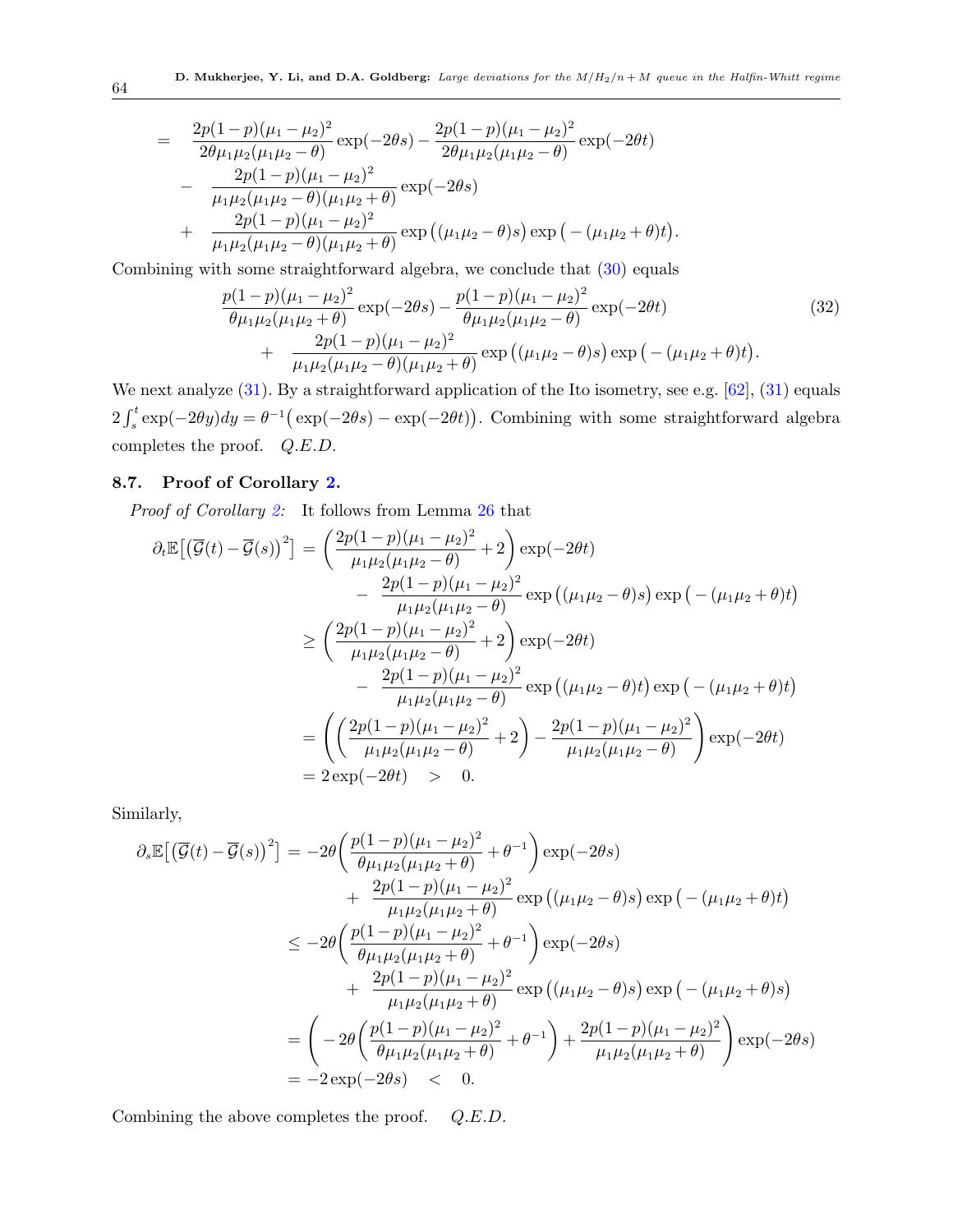$$
\begin{aligned}
&= \frac{2p(1-p)(\mu_1-\mu_2)^2}{2\theta\mu_1\mu_2(\mu_1\mu_2-\theta)}\exp(-2\theta s) - \frac{2p(1-p)(\mu_1-\mu_2)^2}{2\theta\mu_1\mu_2(\mu_1\mu_2-\theta)}\exp(-2\theta t) \\
&\quad - \frac{2p(1-p)(\mu_1-\mu_2)^2}{\mu_1\mu_2(\mu_1\mu_2-\theta)(\mu_1\mu_2+\theta)}\exp(-2\theta s) \\
&\quad + \frac{2p(1-p)(\mu_1-\mu_2)^2}{\mu_1\mu_2(\mu_1\mu_2-\theta)(\mu_1\mu_2+\theta)}\exp\big((\mu_1\mu_2-\theta)s\big)\exp\big(-(\mu_1\mu_2+\theta)t\big).
\end{aligned}
$$

Combining with some straightforward algebra, we conclude that (30) equals

$$
\begin{aligned}
&\frac{p(1-p)(\mu_1-\mu_2)^2}{\theta\mu_1\mu_2(\mu_1\mu_2+\theta)}\exp(-2\theta s) - \frac{p(1-p)(\mu_1-\mu_2)^2}{\theta\mu_1\mu_2(\mu_1\mu_2-\theta)}\exp(-2\theta t) \\
&\quad + \frac{2p(1-p)(\mu_1-\mu_2)^2}{\mu_1\mu_2(\mu_1\mu_2-\theta)(\mu_1\mu_2+\theta)}\exp\big((\mu_1\mu_2-\theta)s\big)\exp\big(-(\mu_1\mu_2+\theta)t\big).
\end{aligned} \tag{32}
$$

We next analyze (31). By a straightforward application of the Ito isometry, see e.g. [62], (31) equals $2\int_s^t \exp(-2\theta y)dy = \theta^{-1}\big(\exp(-2\theta s) - \exp(-2\theta t)\big)$. Combining with some straightforward algebra completes the proof. *Q.E.D.*

### 8.7. Proof of Corollary 2.

*Proof of Corollary 2:* It follows from Lemma 26 that

$$
\begin{aligned}
\partial_t \mathbb{E}\big[\big(\overline{\mathcal{G}}(t)-\overline{\mathcal{G}}(s)\big)^2\big] &= \left(\frac{2p(1-p)(\mu_1-\mu_2)^2}{\mu_1\mu_2(\mu_1\mu_2-\theta)}+2\right)\exp(-2\theta t) \\
&\quad - \frac{2p(1-p)(\mu_1-\mu_2)^2}{\mu_1\mu_2(\mu_1\mu_2-\theta)}\exp\big((\mu_1\mu_2-\theta)s\big)\exp\big(-(\mu_1\mu_2+\theta)t\big) \\
&\geq \left(\frac{2p(1-p)(\mu_1-\mu_2)^2}{\mu_1\mu_2(\mu_1\mu_2-\theta)}+2\right)\exp(-2\theta t) \\
&\quad - \frac{2p(1-p)(\mu_1-\mu_2)^2}{\mu_1\mu_2(\mu_1\mu_2-\theta)}\exp\big((\mu_1\mu_2-\theta)t\big)\exp\big(-(\mu_1\mu_2+\theta)t\big) \\
&= \left(\left(\frac{2p(1-p)(\mu_1-\mu_2)^2}{\mu_1\mu_2(\mu_1\mu_2-\theta)}+2\right) - \frac{2p(1-p)(\mu_1-\mu_2)^2}{\mu_1\mu_2(\mu_1\mu_2-\theta)}\right)\exp(-2\theta t) \\
&= 2\exp(-2\theta t) \quad > \quad 0.
\end{aligned}
$$

Similarly,

$$
\begin{aligned}
\partial_s \mathbb{E}\big[\big(\overline{\mathcal{G}}(t)-\overline{\mathcal{G}}(s)\big)^2\big] &= -2\theta\left(\frac{p(1-p)(\mu_1-\mu_2)^2}{\theta\mu_1\mu_2(\mu_1\mu_2+\theta)}+\theta^{-1}\right)\exp(-2\theta s) \\
&\quad + \frac{2p(1-p)(\mu_1-\mu_2)^2}{\mu_1\mu_2(\mu_1\mu_2+\theta)}\exp\big((\mu_1\mu_2-\theta)s\big)\exp\big(-(\mu_1\mu_2+\theta)t\big) \\
&\leq -2\theta\left(\frac{p(1-p)(\mu_1-\mu_2)^2}{\theta\mu_1\mu_2(\mu_1\mu_2+\theta)}+\theta^{-1}\right)\exp(-2\theta s) \\
&\quad + \frac{2p(1-p)(\mu_1-\mu_2)^2}{\mu_1\mu_2(\mu_1\mu_2+\theta)}\exp\big((\mu_1\mu_2-\theta)s\big)\exp\big(-(\mu_1\mu_2+\theta)s\big) \\
&= \left(-2\theta\left(\frac{p(1-p)(\mu_1-\mu_2)^2}{\theta\mu_1\mu_2(\mu_1\mu_2+\theta)}+\theta^{-1}\right) + \frac{2p(1-p)(\mu_1-\mu_2)^2}{\mu_1\mu_2(\mu_1\mu_2+\theta)}\right)\exp(-2\theta s) \\
&= -2\exp(-2\theta s) \quad < \quad 0.
\end{aligned}
$$

Combining the above completes the proof. *Q.E.D.*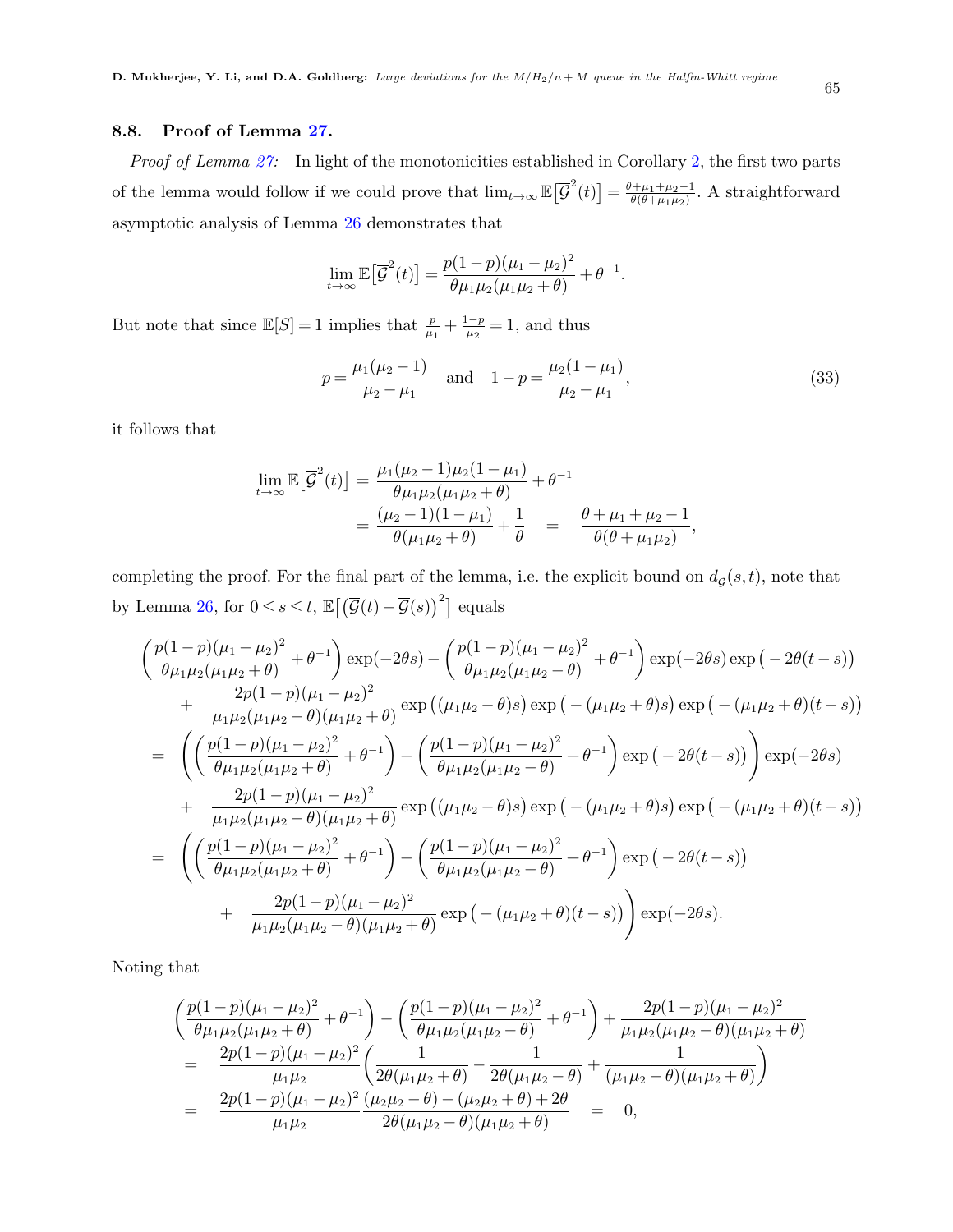### 8.8. Proof of Lemma 27.

*Proof of Lemma 27:* In light of the monotonicities established in Corollary 2, the first two parts of the lemma would follow if we could prove that $\lim_{t\to\infty}\mathbb{E}\big[\overline{\mathcal{G}}^2(t)\big] = \frac{\theta+\mu_1+\mu_2-1}{\theta(\theta+\mu_1\mu_2)}$. A straightforward asymptotic analysis of Lemma 26 demonstrates that

$$\lim_{t\to\infty}\mathbb{E}\big[\overline{\mathcal{G}}^2(t)\big] = \frac{p(1-p)(\mu_1-\mu_2)^2}{\theta\mu_1\mu_2(\mu_1\mu_2+\theta)} + \theta^{-1}.$$

But note that since $\mathbb{E}[S]=1$ implies that $\frac{p}{\mu_1}+\frac{1-p}{\mu_2}=1$, and thus

$$p = \frac{\mu_1(\mu_2-1)}{\mu_2-\mu_1} \quad \text{and} \quad 1-p = \frac{\mu_2(1-\mu_1)}{\mu_2-\mu_1}, \tag{33}$$

it follows that

$$\begin{aligned}
\lim_{t\to\infty}\mathbb{E}\big[\overline{\mathcal{G}}^2(t)\big] &= \frac{\mu_1(\mu_2-1)\mu_2(1-\mu_1)}{\theta\mu_1\mu_2(\mu_1\mu_2+\theta)} + \theta^{-1} \\
&= \frac{(\mu_2-1)(1-\mu_1)}{\theta(\mu_1\mu_2+\theta)} + \frac{1}{\theta} \quad = \quad \frac{\theta+\mu_1+\mu_2-1}{\theta(\theta+\mu_1\mu_2)},
\end{aligned}$$

completing the proof. For the final part of the lemma, i.e. the explicit bound on $d_{\overline{\mathcal{G}}}(s,t)$, note that by Lemma 26, for $0\le s\le t$, $\mathbb{E}\big[\big(\overline{\mathcal{G}}(t)-\overline{\mathcal{G}}(s)\big)^2\big]$ equals

$$\begin{aligned}
&\left(\frac{p(1-p)(\mu_1-\mu_2)^2}{\theta\mu_1\mu_2(\mu_1\mu_2+\theta)}+\theta^{-1}\right)\exp(-2\theta s) - \left(\frac{p(1-p)(\mu_1-\mu_2)^2}{\theta\mu_1\mu_2(\mu_1\mu_2-\theta)}+\theta^{-1}\right)\exp(-2\theta s)\exp\big(-2\theta(t-s)\big) \\
&\quad + \frac{2p(1-p)(\mu_1-\mu_2)^2}{\mu_1\mu_2(\mu_1\mu_2-\theta)(\mu_1\mu_2+\theta)}\exp\big((\mu_1\mu_2-\theta)s\big)\exp\big(-(\mu_1\mu_2+\theta)s\big)\exp\big(-(\mu_1\mu_2+\theta)(t-s)\big) \\
&= \left(\left(\frac{p(1-p)(\mu_1-\mu_2)^2}{\theta\mu_1\mu_2(\mu_1\mu_2+\theta)}+\theta^{-1}\right) - \left(\frac{p(1-p)(\mu_1-\mu_2)^2}{\theta\mu_1\mu_2(\mu_1\mu_2-\theta)}+\theta^{-1}\right)\exp\big(-2\theta(t-s)\big)\right)\exp(-2\theta s) \\
&\quad + \frac{2p(1-p)(\mu_1-\mu_2)^2}{\mu_1\mu_2(\mu_1\mu_2-\theta)(\mu_1\mu_2+\theta)}\exp\big((\mu_1\mu_2-\theta)s\big)\exp\big(-(\mu_1\mu_2+\theta)s\big)\exp\big(-(\mu_1\mu_2+\theta)(t-s)\big) \\
&= \left(\left(\frac{p(1-p)(\mu_1-\mu_2)^2}{\theta\mu_1\mu_2(\mu_1\mu_2+\theta)}+\theta^{-1}\right) - \left(\frac{p(1-p)(\mu_1-\mu_2)^2}{\theta\mu_1\mu_2(\mu_1\mu_2-\theta)}+\theta^{-1}\right)\exp\big(-2\theta(t-s)\big)\right. \\
&\quad \left. + \frac{2p(1-p)(\mu_1-\mu_2)^2}{\mu_1\mu_2(\mu_1\mu_2-\theta)(\mu_1\mu_2+\theta)}\exp\big(-(\mu_1\mu_2+\theta)(t-s)\big)\right)\exp(-2\theta s).
\end{aligned}$$

Noting that

$$\begin{aligned}
&\left(\frac{p(1-p)(\mu_1-\mu_2)^2}{\theta\mu_1\mu_2(\mu_1\mu_2+\theta)}+\theta^{-1}\right) - \left(\frac{p(1-p)(\mu_1-\mu_2)^2}{\theta\mu_1\mu_2(\mu_1\mu_2-\theta)}+\theta^{-1}\right) + \frac{2p(1-p)(\mu_1-\mu_2)^2}{\mu_1\mu_2(\mu_1\mu_2-\theta)(\mu_1\mu_2+\theta)} \\
&= \frac{2p(1-p)(\mu_1-\mu_2)^2}{\mu_1\mu_2}\left(\frac{1}{2\theta(\mu_1\mu_2+\theta)} - \frac{1}{2\theta(\mu_1\mu_2-\theta)} + \frac{1}{(\mu_1\mu_2-\theta)(\mu_1\mu_2+\theta)}\right) \\
&= \frac{2p(1-p)(\mu_1-\mu_2)^2}{\mu_1\mu_2}\frac{(\mu_2\mu_2-\theta)-(\mu_2\mu_2+\theta)+2\theta}{2\theta(\mu_1\mu_2-\theta)(\mu_1\mu_2+\theta)} \quad = \quad 0,
\end{aligned}$$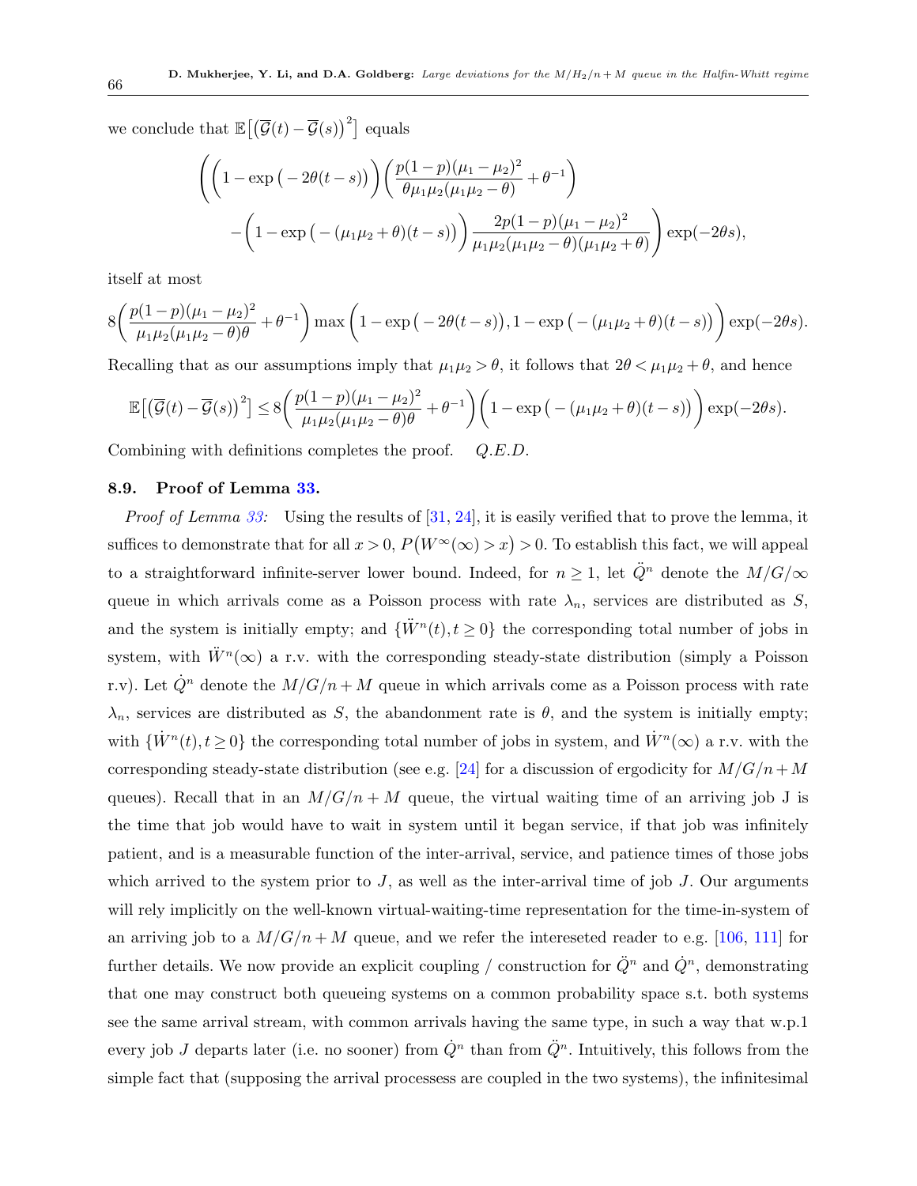we conclude that $\mathbb{E}\big[\big(\overline{\mathcal{G}}(t)-\overline{\mathcal{G}}(s)\big)^2\big]$ equals

$$\Bigg(\bigg(1-\exp\big(-2\theta(t-s)\big)\bigg)\bigg(\frac{p(1-p)(\mu_1-\mu_2)^2}{\theta\mu_1\mu_2(\mu_1\mu_2-\theta)}+\theta^{-1}\bigg)$$
$$-\bigg(1-\exp\big(-(\mu_1\mu_2+\theta)(t-s)\big)\bigg)\frac{2p(1-p)(\mu_1-\mu_2)^2}{\mu_1\mu_2(\mu_1\mu_2-\theta)(\mu_1\mu_2+\theta)}\Bigg)\exp(-2\theta s),$$

itself at most

$$8\bigg(\frac{p(1-p)(\mu_1-\mu_2)^2}{\mu_1\mu_2(\mu_1\mu_2-\theta)\theta}+\theta^{-1}\bigg)\max\bigg(1-\exp\big(-2\theta(t-s)\big),1-\exp\big(-(\mu_1\mu_2+\theta)(t-s)\big)\bigg)\exp(-2\theta s).$$

Recalling that as our assumptions imply that $\mu_1\mu_2>\theta$, it follows that $2\theta<\mu_1\mu_2+\theta$, and hence

$$\mathbb{E}\big[\big(\overline{\mathcal{G}}(t)-\overline{\mathcal{G}}(s)\big)^2\big]\le 8\bigg(\frac{p(1-p)(\mu_1-\mu_2)^2}{\mu_1\mu_2(\mu_1\mu_2-\theta)\theta}+\theta^{-1}\bigg)\bigg(1-\exp\big(-(\mu_1\mu_2+\theta)(t-s)\big)\bigg)\exp(-2\theta s).$$

Combining with definitions completes the proof. *Q.E.D.*

### 8.9. Proof of Lemma 33.

*Proof of Lemma 33:* Using the results of [31, 24], it is easily verified that to prove the lemma, it suffices to demonstrate that for all $x>0$, $P\big(W^{\infty}(\infty)>x\big)>0$. To establish this fact, we will appeal to a straightforward infinite-server lower bound. Indeed, for $n\ge 1$, let $\ddot{Q}^n$ denote the $M/G/\infty$ queue in which arrivals come as a Poisson process with rate $\lambda_n$, services are distributed as $S$, and the system is initially empty; and $\{\ddot{W}^n(t),t\ge 0\}$ the corresponding total number of jobs in system, with $\ddot{W}^n(\infty)$ a r.v. with the corresponding steady-state distribution (simply a Poisson r.v). Let $\dot{Q}^n$ denote the $M/G/n+M$ queue in which arrivals come as a Poisson process with rate $\lambda_n$, services are distributed as $S$, the abandonment rate is $\theta$, and the system is initially empty; with $\{\dot{W}^n(t),t\ge 0\}$ the corresponding total number of jobs in system, and $\dot{W}^n(\infty)$ a r.v. with the corresponding steady-state distribution (see e.g. [24] for a discussion of ergodicity for $M/G/n+M$ queues). Recall that in an $M/G/n+M$ queue, the virtual waiting time of an arriving job J is the time that job would have to wait in system until it began service, if that job was infinitely patient, and is a measurable function of the inter-arrival, service, and patience times of those jobs which arrived to the system prior to $J$, as well as the inter-arrival time of job $J$. Our arguments will rely implicitly on the well-known virtual-waiting-time representation for the time-in-system of an arriving job to a $M/G/n+M$ queue, and we refer the intereseted reader to e.g. [106, 111] for further details. We now provide an explicit coupling / construction for $\ddot{Q}^n$ and $\dot{Q}^n$, demonstrating that one may construct both queueing systems on a common probability space s.t. both systems see the same arrival stream, with common arrivals having the same type, in such a way that w.p.1 every job $J$ departs later (i.e. no sooner) from $\dot{Q}^n$ than from $\ddot{Q}^n$. Intuitively, this follows from the simple fact that (supposing the arrival processess are coupled in the two systems), the infinitesimal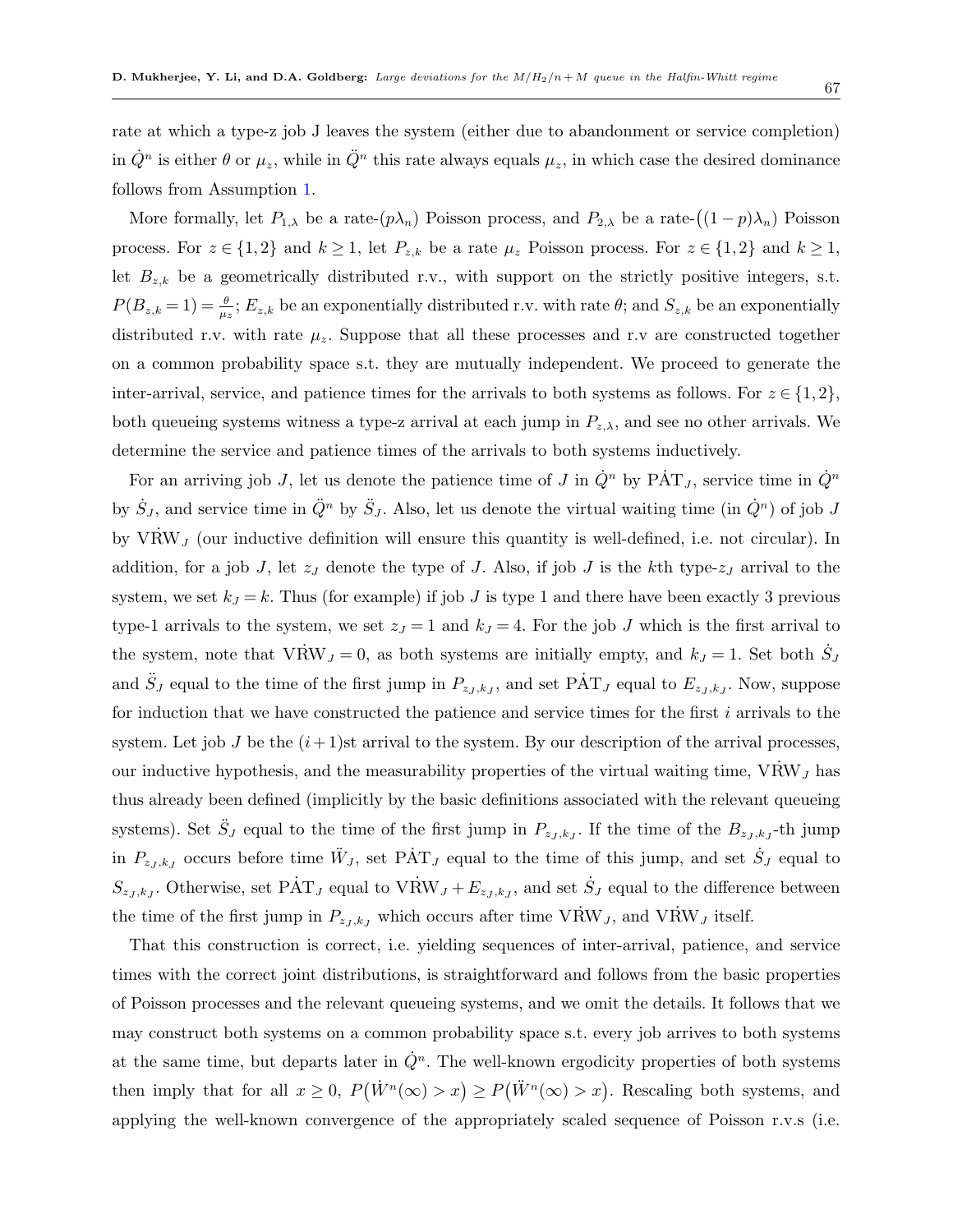rate at which a type-z job J leaves the system (either due to abandonment or service completion) in $\dot{Q}^n$ is either $\theta$ or $\mu_z$, while in $\ddot{Q}^n$ this rate always equals $\mu_z$, in which case the desired dominance follows from Assumption 1.

More formally, let $P_{1,\lambda}$ be a rate-$(p\lambda_n)$ Poisson process, and $P_{2,\lambda}$ be a rate-$\big((1-p)\lambda_n\big)$ Poisson process. For $z \in \{1,2\}$ and $k \geq 1$, let $P_{z,k}$ be a rate $\mu_z$ Poisson process. For $z \in \{1,2\}$ and $k \geq 1$, let $B_{z,k}$ be a geometrically distributed r.v., with support on the strictly positive integers, s.t. $P(B_{z,k}=1) = \frac{\theta}{\mu_z}$; $E_{z,k}$ be an exponentially distributed r.v. with rate $\theta$; and $S_{z,k}$ be an exponentially distributed r.v. with rate $\mu_z$. Suppose that all these processes and r.v are constructed together on a common probability space s.t. they are mutually independent. We proceed to generate the inter-arrival, service, and patience times for the arrivals to both systems as follows. For $z \in \{1,2\}$, both queueing systems witness a type-z arrival at each jump in $P_{z,\lambda}$, and see no other arrivals. We determine the service and patience times of the arrivals to both systems inductively.

For an arriving job $J$, let us denote the patience time of $J$ in $\dot{Q}^n$ by $\dot{\mathrm{PAT}}_J$, service time in $\dot{Q}^n$ by $\dot{S}_J$, and service time in $\ddot{Q}^n$ by $\ddot{S}_J$. Also, let us denote the virtual waiting time (in $\dot{Q}^n$) of job $J$ by $\dot{\mathrm{VRW}}_J$ (our inductive definition will ensure this quantity is well-defined, i.e. not circular). In addition, for a job $J$, let $z_J$ denote the type of $J$. Also, if job $J$ is the $k$th type-$z_J$ arrival to the system, we set $k_J = k$. Thus (for example) if job $J$ is type 1 and there have been exactly 3 previous type-1 arrivals to the system, we set $z_J = 1$ and $k_J = 4$. For the job $J$ which is the first arrival to the system, note that $\dot{\mathrm{VRW}}_J = 0$, as both systems are initially empty, and $k_J = 1$. Set both $\dot{S}_J$ and $\ddot{S}_J$ equal to the time of the first jump in $P_{z_J,k_J}$, and set $\dot{\mathrm{PAT}}_J$ equal to $E_{z_J,k_J}$. Now, suppose for induction that we have constructed the patience and service times for the first $i$ arrivals to the system. Let job $J$ be the $(i+1)$st arrival to the system. By our description of the arrival processes, our inductive hypothesis, and the measurability properties of the virtual waiting time, $\dot{\mathrm{VRW}}_J$ has thus already been defined (implicitly by the basic definitions associated with the relevant queueing systems). Set $\ddot{S}_J$ equal to the time of the first jump in $P_{z_J,k_J}$. If the time of the $B_{z_J,k_J}$-th jump in $P_{z_J,k_J}$ occurs before time $\ddot{W}_J$, set $\dot{\mathrm{PAT}}_J$ equal to the time of this jump, and set $\dot{S}_J$ equal to $S_{z_J,k_J}$. Otherwise, set $\dot{\mathrm{PAT}}_J$ equal to $\dot{\mathrm{VRW}}_J + E_{z_J,k_J}$, and set $\dot{S}_J$ equal to the difference between the time of the first jump in $P_{z_J,k_J}$ which occurs after time $\dot{\mathrm{VRW}}_J$, and $\dot{\mathrm{VRW}}_J$ itself.

That this construction is correct, i.e. yielding sequences of inter-arrival, patience, and service times with the correct joint distributions, is straightforward and follows from the basic properties of Poisson processes and the relevant queueing systems, and we omit the details. It follows that we may construct both systems on a common probability space s.t. every job arrives to both systems at the same time, but departs later in $\dot{Q}^n$. The well-known ergodicity properties of both systems then imply that for all $x \geq 0$, $P\big(\dot{W}^n(\infty) > x\big) \geq P\big(\ddot{W}^n(\infty) > x\big)$. Rescaling both systems, and applying the well-known convergence of the appropriately scaled sequence of Poisson r.v.s (i.e.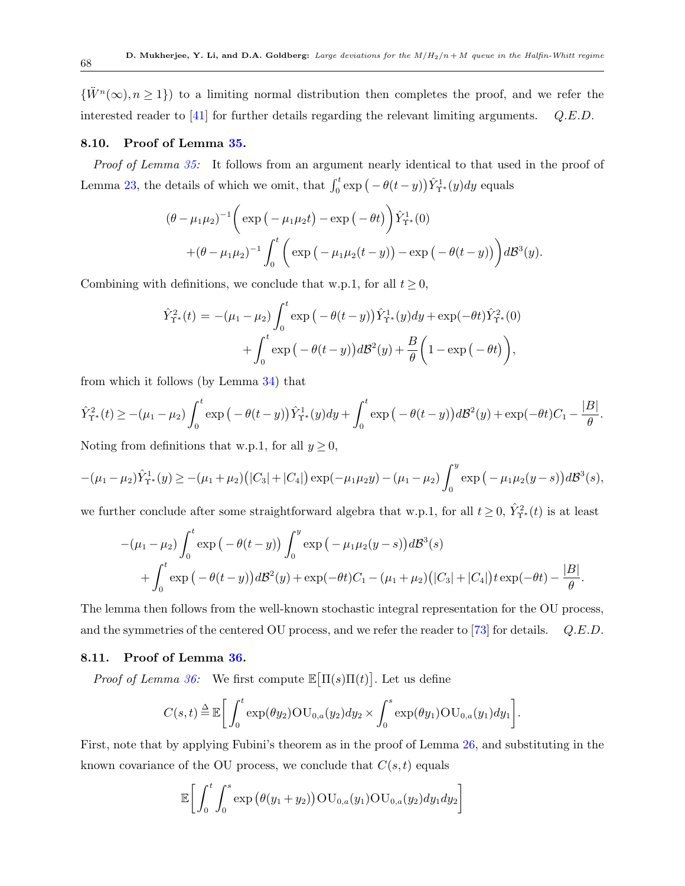$\{\ddot{W}^n(\infty), n \geq 1\}$) to a limiting normal distribution then completes the proof, and we refer the interested reader to [41] for further details regarding the relevant limiting arguments. *Q.E.D.*

### 8.10. Proof of Lemma 35.

*Proof of Lemma 35:* It follows from an argument nearly identical to that used in the proof of Lemma 23, the details of which we omit, that $\int_0^t \exp\big(-\theta(t-y)\big)\hat{Y}^1_{\Upsilon^*}(y)dy$ equals

$$
(\theta - \mu_1\mu_2)^{-1}\bigg(\exp\big(-\mu_1\mu_2 t\big) - \exp\big(-\theta t\big)\bigg)\hat{Y}^1_{\Upsilon^*}(0)
$$
$$
+(\theta - \mu_1\mu_2)^{-1}\int_0^t \bigg(\exp\big(-\mu_1\mu_2(t-y)\big) - \exp\big(-\theta(t-y)\big)\bigg)d\mathcal{B}^3(y).
$$

Combining with definitions, we conclude that w.p.1, for all $t \geq 0$,

$$
\hat{Y}^2_{\Upsilon^*}(t) = -(\mu_1 - \mu_2)\int_0^t \exp\big(-\theta(t-y)\big)\hat{Y}^1_{\Upsilon^*}(y)dy + \exp(-\theta t)\hat{Y}^2_{\Upsilon^*}(0)
$$
$$
+\int_0^t \exp\big(-\theta(t-y)\big)d\mathcal{B}^2(y) + \frac{B}{\theta}\bigg(1 - \exp\big(-\theta t\big)\bigg),
$$

from which it follows (by Lemma 34) that

$$
\hat{Y}^2_{\Upsilon^*}(t) \geq -(\mu_1 - \mu_2)\int_0^t \exp\big(-\theta(t-y)\big)\hat{Y}^1_{\Upsilon^*}(y)dy + \int_0^t \exp\big(-\theta(t-y)\big)d\mathcal{B}^2(y) + \exp(-\theta t)C_1 - \frac{|B|}{\theta}.
$$

Noting from definitions that w.p.1, for all $y \geq 0$,

$$
-(\mu_1 - \mu_2)\hat{Y}^1_{\Upsilon^*}(y) \geq -(\mu_1 + \mu_2)\big(|C_3| + |C_4|\big)\exp(-\mu_1\mu_2 y) - (\mu_1 - \mu_2)\int_0^y \exp\big(-\mu_1\mu_2(y-s)\big)d\mathcal{B}^3(s),
$$

we further conclude after some straightforward algebra that w.p.1, for all $t \geq 0$, $\hat{Y}^2_{\Upsilon^*}(t)$ is at least

$$
-(\mu_1 - \mu_2)\int_0^t \exp\big(-\theta(t-y)\big)\int_0^y \exp\big(-\mu_1\mu_2(y-s)\big)d\mathcal{B}^3(s)
$$
$$
+\int_0^t \exp\big(-\theta(t-y)\big)d\mathcal{B}^2(y) + \exp(-\theta t)C_1 - (\mu_1 + \mu_2)\big(|C_3| + |C_4|\big)t\exp(-\theta t) - \frac{|B|}{\theta}.
$$

The lemma then follows from the well-known stochastic integral representation for the OU process, and the symmetries of the centered OU process, and we refer the reader to [73] for details. *Q.E.D.*

### 8.11. Proof of Lemma 36.

*Proof of Lemma 36:* We first compute $\mathbb{E}\big[\Pi(s)\Pi(t)\big]$. Let us define

$$
C(s,t) \triangleq \mathbb{E}\bigg[\int_0^t \exp(\theta y_2)\text{OU}_{0,a}(y_2)dy_2 \times \int_0^s \exp(\theta y_1)\text{OU}_{0,a}(y_1)dy_1\bigg].
$$

First, note that by applying Fubini's theorem as in the proof of Lemma 26, and substituting in the known covariance of the OU process, we conclude that $C(s,t)$ equals

$$
\mathbb{E}\bigg[\int_0^t\int_0^s \exp\big(\theta(y_1 + y_2)\big)\text{OU}_{0,a}(y_1)\text{OU}_{0,a}(y_2)dy_1 dy_2\bigg]
$$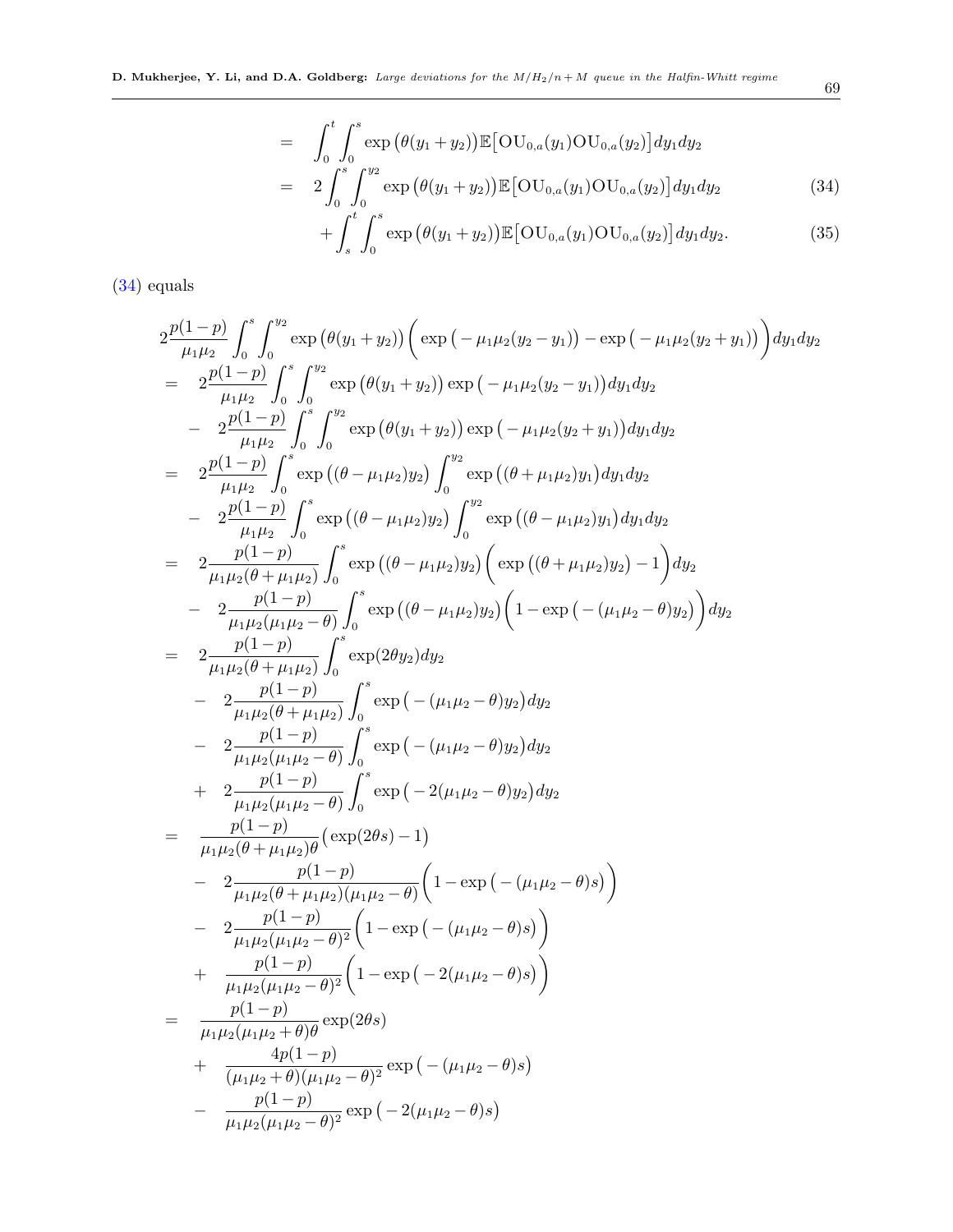$$
\begin{aligned}
&= \int_0^t \int_0^s \exp\big(\theta(y_1+y_2)\big)\mathbb{E}\big[\mathrm{OU}_{0,a}(y_1)\mathrm{OU}_{0,a}(y_2)\big]dy_1dy_2 \\
&= 2\int_0^s \int_0^{y_2} \exp\big(\theta(y_1+y_2)\big)\mathbb{E}\big[\mathrm{OU}_{0,a}(y_1)\mathrm{OU}_{0,a}(y_2)\big]dy_1dy_2 \qquad (34)\\
&\quad + \int_s^t \int_0^s \exp\big(\theta(y_1+y_2)\big)\mathbb{E}\big[\mathrm{OU}_{0,a}(y_1)\mathrm{OU}_{0,a}(y_2)\big]dy_1dy_2. \qquad (35)
\end{aligned}
$$

(34) equals

$$
\begin{aligned}
&2\frac{p(1-p)}{\mu_1\mu_2}\int_0^s \int_0^{y_2} \exp\big(\theta(y_1+y_2)\big)\Big(\exp\big(-\mu_1\mu_2(y_2-y_1)\big)-\exp\big(-\mu_1\mu_2(y_2+y_1)\big)\Big)dy_1dy_2 \\
&= 2\frac{p(1-p)}{\mu_1\mu_2}\int_0^s \int_0^{y_2} \exp\big(\theta(y_1+y_2)\big)\exp\big(-\mu_1\mu_2(y_2-y_1)\big)dy_1dy_2 \\
&\quad - 2\frac{p(1-p)}{\mu_1\mu_2}\int_0^s \int_0^{y_2} \exp\big(\theta(y_1+y_2)\big)\exp\big(-\mu_1\mu_2(y_2+y_1)\big)dy_1dy_2 \\
&= 2\frac{p(1-p)}{\mu_1\mu_2}\int_0^s \exp\big((\theta-\mu_1\mu_2)y_2\big)\int_0^{y_2}\exp\big((\theta+\mu_1\mu_2)y_1\big)dy_1dy_2 \\
&\quad - 2\frac{p(1-p)}{\mu_1\mu_2}\int_0^s \exp\big((\theta-\mu_1\mu_2)y_2\big)\int_0^{y_2}\exp\big((\theta-\mu_1\mu_2)y_1\big)dy_1dy_2 \\
&= 2\frac{p(1-p)}{\mu_1\mu_2(\theta+\mu_1\mu_2)}\int_0^s \exp\big((\theta-\mu_1\mu_2)y_2\big)\Big(\exp\big((\theta+\mu_1\mu_2)y_2\big)-1\Big)dy_2 \\
&\quad - 2\frac{p(1-p)}{\mu_1\mu_2(\mu_1\mu_2-\theta)}\int_0^s \exp\big((\theta-\mu_1\mu_2)y_2\big)\Big(1-\exp\big(-(\mu_1\mu_2-\theta)y_2\big)\Big)dy_2 \\
&= 2\frac{p(1-p)}{\mu_1\mu_2(\theta+\mu_1\mu_2)}\int_0^s \exp(2\theta y_2)dy_2 \\
&\quad - 2\frac{p(1-p)}{\mu_1\mu_2(\theta+\mu_1\mu_2)}\int_0^s \exp\big(-(\mu_1\mu_2-\theta)y_2\big)dy_2 \\
&\quad - 2\frac{p(1-p)}{\mu_1\mu_2(\mu_1\mu_2-\theta)}\int_0^s \exp\big(-(\mu_1\mu_2-\theta)y_2\big)dy_2 \\
&\quad + 2\frac{p(1-p)}{\mu_1\mu_2(\mu_1\mu_2-\theta)}\int_0^s \exp\big(-2(\mu_1\mu_2-\theta)y_2\big)dy_2 \\
&= \frac{p(1-p)}{\mu_1\mu_2(\theta+\mu_1\mu_2)\theta}\big(\exp(2\theta s)-1\big) \\
&\quad - 2\frac{p(1-p)}{\mu_1\mu_2(\theta+\mu_1\mu_2)(\mu_1\mu_2-\theta)}\Big(1-\exp\big(-(\mu_1\mu_2-\theta)s\big)\Big) \\
&\quad - 2\frac{p(1-p)}{\mu_1\mu_2(\mu_1\mu_2-\theta)^2}\Big(1-\exp\big(-(\mu_1\mu_2-\theta)s\big)\Big) \\
&\quad + \frac{p(1-p)}{\mu_1\mu_2(\mu_1\mu_2-\theta)^2}\Big(1-\exp\big(-2(\mu_1\mu_2-\theta)s\big)\Big) \\
&= \frac{p(1-p)}{\mu_1\mu_2(\mu_1\mu_2+\theta)\theta}\exp(2\theta s) \\
&\quad + \frac{4p(1-p)}{(\mu_1\mu_2+\theta)(\mu_1\mu_2-\theta)^2}\exp\big(-(\mu_1\mu_2-\theta)s\big) \\
&\quad - \frac{p(1-p)}{\mu_1\mu_2(\mu_1\mu_2-\theta)^2}\exp\big(-2(\mu_1\mu_2-\theta)s\big)
\end{aligned}
$$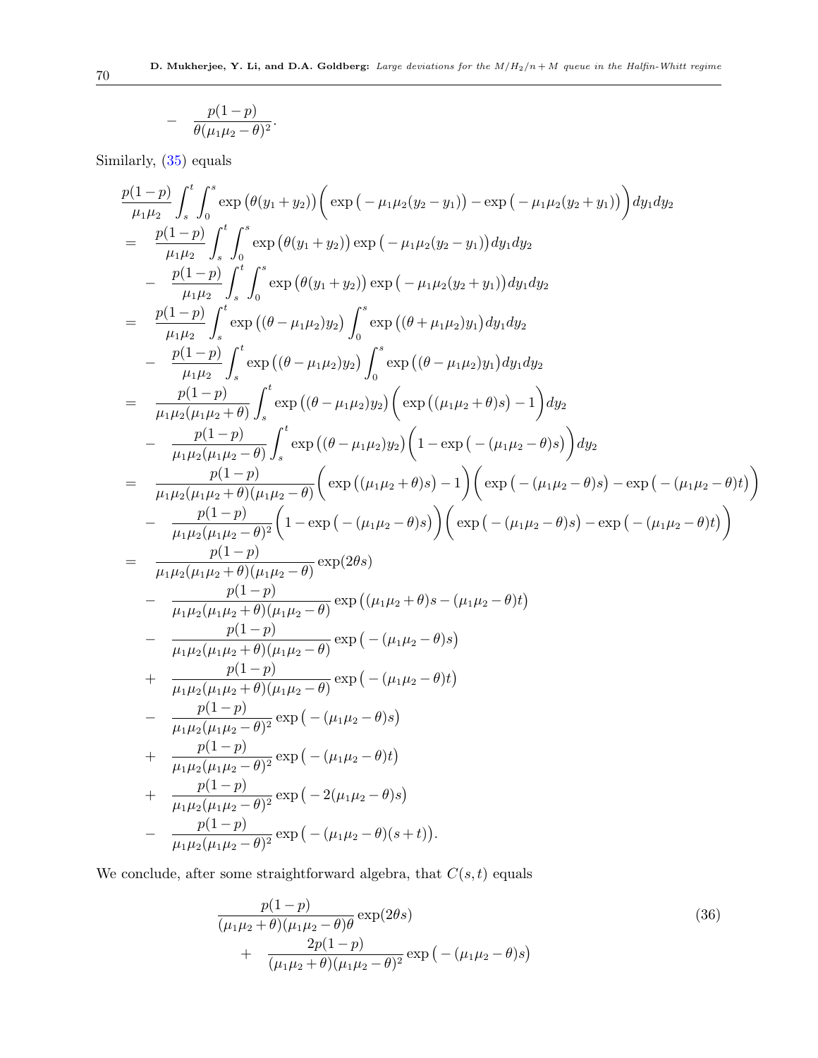$$
- \quad \frac{p(1-p)}{\theta(\mu_1\mu_2 - \theta)^2}.
$$

Similarly, (35) equals

$$
\begin{aligned}
& \frac{p(1-p)}{\mu_1\mu_2} \int_s^t \int_0^s \exp\big(\theta(y_1+y_2)\big) \bigg( \exp\big(-\mu_1\mu_2(y_2-y_1)\big) - \exp\big(-\mu_1\mu_2(y_2+y_1)\big) \bigg) dy_1 dy_2 \\
= & \quad \frac{p(1-p)}{\mu_1\mu_2} \int_s^t \int_0^s \exp\big(\theta(y_1+y_2)\big) \exp\big(-\mu_1\mu_2(y_2-y_1)\big) dy_1 dy_2 \\
& - \quad \frac{p(1-p)}{\mu_1\mu_2} \int_s^t \int_0^s \exp\big(\theta(y_1+y_2)\big) \exp\big(-\mu_1\mu_2(y_2+y_1)\big) dy_1 dy_2 \\
= & \quad \frac{p(1-p)}{\mu_1\mu_2} \int_s^t \exp\big((\theta-\mu_1\mu_2)y_2\big) \int_0^s \exp\big((\theta+\mu_1\mu_2)y_1\big) dy_1 dy_2 \\
& - \quad \frac{p(1-p)}{\mu_1\mu_2} \int_s^t \exp\big((\theta-\mu_1\mu_2)y_2\big) \int_0^s \exp\big((\theta-\mu_1\mu_2)y_1\big) dy_1 dy_2 \\
= & \quad \frac{p(1-p)}{\mu_1\mu_2(\mu_1\mu_2+\theta)} \int_s^t \exp\big((\theta-\mu_1\mu_2)y_2\big) \bigg( \exp\big((\mu_1\mu_2+\theta)s\big) - 1 \bigg) dy_2 \\
& - \quad \frac{p(1-p)}{\mu_1\mu_2(\mu_1\mu_2-\theta)} \int_s^t \exp\big((\theta-\mu_1\mu_2)y_2\big) \bigg( 1 - \exp\big(-(\mu_1\mu_2-\theta)s\big) \bigg) dy_2 \\
= & \quad \frac{p(1-p)}{\mu_1\mu_2(\mu_1\mu_2+\theta)(\mu_1\mu_2-\theta)} \bigg( \exp\big((\mu_1\mu_2+\theta)s\big) - 1 \bigg) \bigg( \exp\big(-(\mu_1\mu_2-\theta)s\big) - \exp\big(-(\mu_1\mu_2-\theta)t\big) \bigg) \\
& - \quad \frac{p(1-p)}{\mu_1\mu_2(\mu_1\mu_2-\theta)^2} \bigg( 1 - \exp\big(-(\mu_1\mu_2-\theta)s\big) \bigg) \bigg( \exp\big(-(\mu_1\mu_2-\theta)s\big) - \exp\big(-(\mu_1\mu_2-\theta)t\big) \bigg) \\
= & \quad \frac{p(1-p)}{\mu_1\mu_2(\mu_1\mu_2+\theta)(\mu_1\mu_2-\theta)} \exp(2\theta s) \\
& - \quad \frac{p(1-p)}{\mu_1\mu_2(\mu_1\mu_2+\theta)(\mu_1\mu_2-\theta)} \exp\big((\mu_1\mu_2+\theta)s - (\mu_1\mu_2-\theta)t\big) \\
& - \quad \frac{p(1-p)}{\mu_1\mu_2(\mu_1\mu_2+\theta)(\mu_1\mu_2-\theta)} \exp\big(-(\mu_1\mu_2-\theta)s\big) \\
& + \quad \frac{p(1-p)}{\mu_1\mu_2(\mu_1\mu_2+\theta)(\mu_1\mu_2-\theta)} \exp\big(-(\mu_1\mu_2-\theta)t\big) \\
& - \quad \frac{p(1-p)}{\mu_1\mu_2(\mu_1\mu_2-\theta)^2} \exp\big(-(\mu_1\mu_2-\theta)s\big) \\
& + \quad \frac{p(1-p)}{\mu_1\mu_2(\mu_1\mu_2-\theta)^2} \exp\big(-(\mu_1\mu_2-\theta)t\big) \\
& + \quad \frac{p(1-p)}{\mu_1\mu_2(\mu_1\mu_2-\theta)^2} \exp\big(-2(\mu_1\mu_2-\theta)s\big) \\
& - \quad \frac{p(1-p)}{\mu_1\mu_2(\mu_1\mu_2-\theta)^2} \exp\big(-(\mu_1\mu_2-\theta)(s+t)\big).
\end{aligned}
$$

We conclude, after some straightforward algebra, that $C(s,t)$ equals

$$
\begin{aligned}
& \frac{p(1-p)}{(\mu_1\mu_2+\theta)(\mu_1\mu_2-\theta)\theta} \exp(2\theta s) \\
& \quad + \quad \frac{2p(1-p)}{(\mu_1\mu_2+\theta)(\mu_1\mu_2-\theta)^2} \exp\big(-(\mu_1\mu_2-\theta)s\big)
\end{aligned} \tag{36}
$$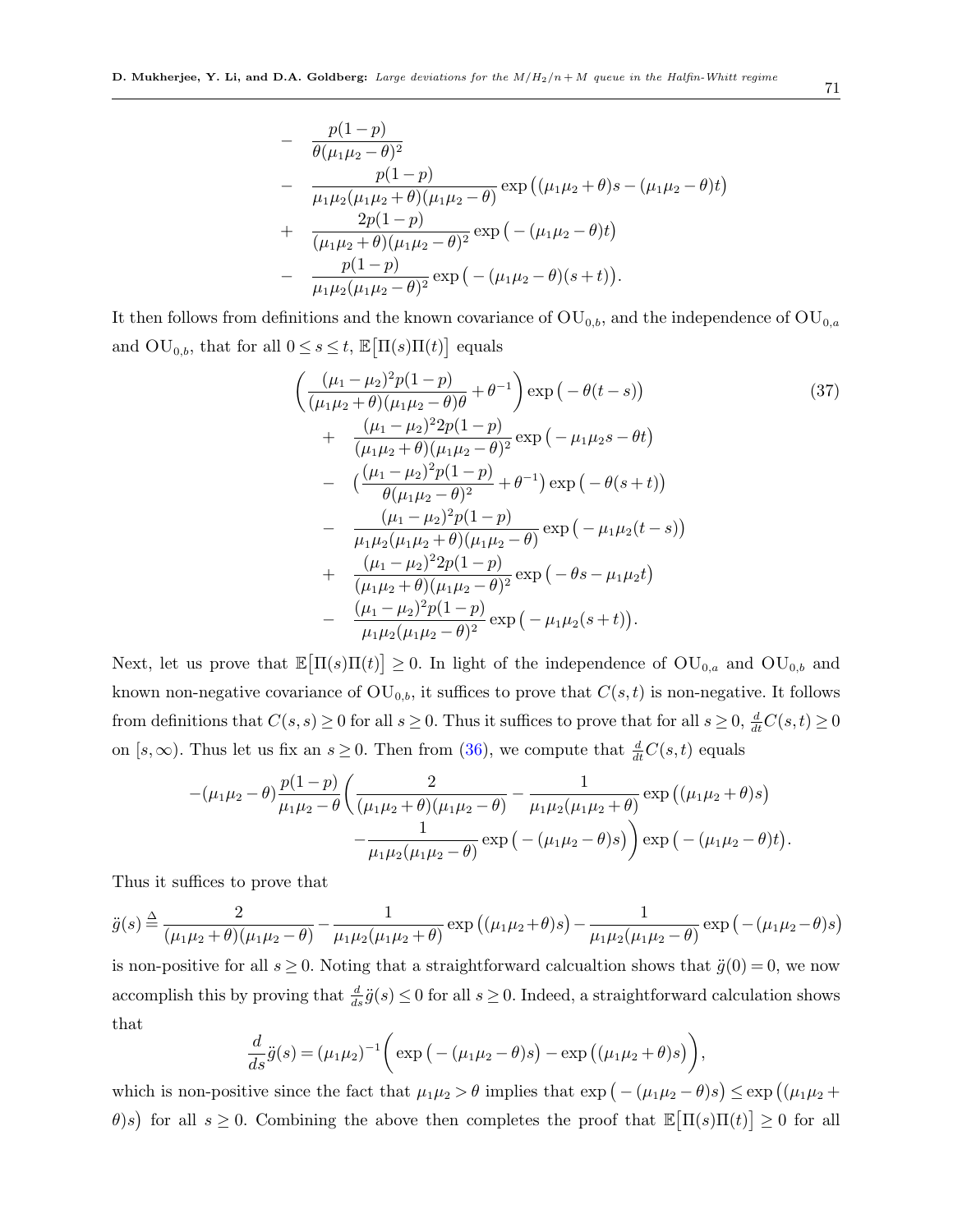$$
\begin{aligned}
&- \quad \frac{p(1-p)}{\theta(\mu_1\mu_2-\theta)^2} \\
&- \quad \frac{p(1-p)}{\mu_1\mu_2(\mu_1\mu_2+\theta)(\mu_1\mu_2-\theta)} \exp\big((\mu_1\mu_2+\theta)s-(\mu_1\mu_2-\theta)t\big) \\
&+ \quad \frac{2p(1-p)}{(\mu_1\mu_2+\theta)(\mu_1\mu_2-\theta)^2} \exp\big(-(\mu_1\mu_2-\theta)t\big) \\
&- \quad \frac{p(1-p)}{\mu_1\mu_2(\mu_1\mu_2-\theta)^2} \exp\big(-(\mu_1\mu_2-\theta)(s+t)\big).
\end{aligned}
$$

It then follows from definitions and the known covariance of $\mathrm{OU}_{0,b}$, and the independence of $\mathrm{OU}_{0,a}$ and $\mathrm{OU}_{0,b}$, that for all $0 \le s \le t$, $\mathbb{E}\big[\Pi(s)\Pi(t)\big]$ equals

$$
\begin{aligned}
&\left(\frac{(\mu_1-\mu_2)^2 p(1-p)}{(\mu_1\mu_2+\theta)(\mu_1\mu_2-\theta)\theta} + \theta^{-1}\right) \exp\big(-\theta(t-s)\big) \\
&+ \quad \frac{(\mu_1-\mu_2)^2 2p(1-p)}{(\mu_1\mu_2+\theta)(\mu_1\mu_2-\theta)^2} \exp\big(-\mu_1\mu_2 s-\theta t\big) \\
&- \quad \Big(\frac{(\mu_1-\mu_2)^2 p(1-p)}{\theta(\mu_1\mu_2-\theta)^2} + \theta^{-1}\Big) \exp\big(-\theta(s+t)\big) \\
&- \quad \frac{(\mu_1-\mu_2)^2 p(1-p)}{\mu_1\mu_2(\mu_1\mu_2+\theta)(\mu_1\mu_2-\theta)} \exp\big(-\mu_1\mu_2(t-s)\big) \\
&+ \quad \frac{(\mu_1-\mu_2)^2 2p(1-p)}{(\mu_1\mu_2+\theta)(\mu_1\mu_2-\theta)^2} \exp\big(-\theta s-\mu_1\mu_2 t\big) \\
&- \quad \frac{(\mu_1-\mu_2)^2 p(1-p)}{\mu_1\mu_2(\mu_1\mu_2-\theta)^2} \exp\big(-\mu_1\mu_2(s+t)\big).
\end{aligned}
\tag{37}
$$

Next, let us prove that $\mathbb{E}\big[\Pi(s)\Pi(t)\big] \ge 0$. In light of the independence of $\mathrm{OU}_{0,a}$ and $\mathrm{OU}_{0,b}$ and known non-negative covariance of $\mathrm{OU}_{0,b}$, it suffices to prove that $C(s,t)$ is non-negative. It follows from definitions that $C(s,s) \ge 0$ for all $s \ge 0$. Thus it suffices to prove that for all $s \ge 0$, $\frac{d}{dt}C(s,t) \ge 0$ on $[s,\infty)$. Thus let us fix an $s \ge 0$. Then from (36), we compute that $\frac{d}{dt}C(s,t)$ equals

$$
\begin{aligned}
-(\mu_1\mu_2-\theta)\frac{p(1-p)}{\mu_1\mu_2-\theta}\bigg(&\frac{2}{(\mu_1\mu_2+\theta)(\mu_1\mu_2-\theta)} - \frac{1}{\mu_1\mu_2(\mu_1\mu_2+\theta)}\exp\big((\mu_1\mu_2+\theta)s\big) \\
&-\frac{1}{\mu_1\mu_2(\mu_1\mu_2-\theta)}\exp\big(-(\mu_1\mu_2-\theta)s\big)\bigg)\exp\big(-(\mu_1\mu_2-\theta)t\big).
\end{aligned}
$$

Thus it suffices to prove that

$$
\ddot{g}(s) \overset{\Delta}{=} \frac{2}{(\mu_1\mu_2+\theta)(\mu_1\mu_2-\theta)} - \frac{1}{\mu_1\mu_2(\mu_1\mu_2+\theta)}\exp\big((\mu_1\mu_2+\theta)s\big) - \frac{1}{\mu_1\mu_2(\mu_1\mu_2-\theta)}\exp\big(-(\mu_1\mu_2-\theta)s\big)
$$

is non-positive for all $s \ge 0$. Noting that a straightforward calcualtion shows that $\ddot{g}(0) = 0$, we now accomplish this by proving that $\frac{d}{ds}\ddot{g}(s) \le 0$ for all $s \ge 0$. Indeed, a straightforward calculation shows that

$$
\frac{d}{ds}\ddot{g}(s) = (\mu_1\mu_2)^{-1}\bigg(\exp\big(-(\mu_1\mu_2-\theta)s\big) - \exp\big((\mu_1\mu_2+\theta)s\big)\bigg),
$$

which is non-positive since the fact that $\mu_1\mu_2 > \theta$ implies that $\exp\big(-(\mu_1\mu_2-\theta)s\big) \le \exp\big((\mu_1\mu_2+\theta)s\big)$ for all $s \ge 0$. Combining the above then completes the proof that $\mathbb{E}\big[\Pi(s)\Pi(t)\big] \ge 0$ for all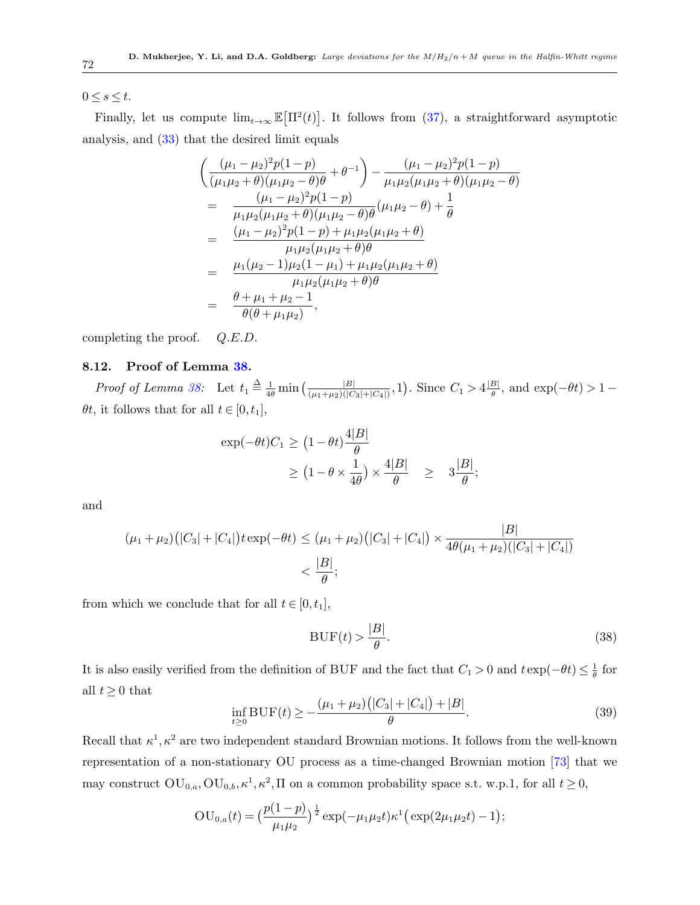$0 \leq s \leq t$.

Finally, let us compute $\lim_{t\to\infty} \mathbb{E}\big[\Pi^2(t)\big]$. It follows from (37), a straightforward asymptotic analysis, and (33) that the desired limit equals

$$
\begin{aligned}
&\Big(\frac{(\mu_1-\mu_2)^2 p(1-p)}{(\mu_1\mu_2+\theta)(\mu_1\mu_2-\theta)\theta}+\theta^{-1}\Big)-\frac{(\mu_1-\mu_2)^2 p(1-p)}{\mu_1\mu_2(\mu_1\mu_2+\theta)(\mu_1\mu_2-\theta)}\\
=\;& \frac{(\mu_1-\mu_2)^2 p(1-p)}{\mu_1\mu_2(\mu_1\mu_2+\theta)(\mu_1\mu_2-\theta)\theta}(\mu_1\mu_2-\theta)+\frac{1}{\theta}\\
=\;& \frac{(\mu_1-\mu_2)^2 p(1-p)+\mu_1\mu_2(\mu_1\mu_2+\theta)}{\mu_1\mu_2(\mu_1\mu_2+\theta)\theta}\\
=\;& \frac{\mu_1(\mu_2-1)\mu_2(1-\mu_1)+\mu_1\mu_2(\mu_1\mu_2+\theta)}{\mu_1\mu_2(\mu_1\mu_2+\theta)\theta}\\
=\;& \frac{\theta+\mu_1+\mu_2-1}{\theta(\theta+\mu_1\mu_2)},
\end{aligned}
$$

completing the proof. *Q.E.D.*

### 8.12. Proof of Lemma 38.

*Proof of Lemma 38:* Let $t_1 \triangleq \frac{1}{4\theta}\min\big(\frac{|B|}{(\mu_1+\mu_2)(|C_3|+|C_4|)},1\big)$. Since $C_1 > 4\frac{|B|}{\theta}$, and $\exp(-\theta t) > 1-\theta t$, it follows that for all $t\in[0,t_1]$,

$$
\begin{aligned}
\exp(-\theta t)C_1 &\geq \big(1-\theta t\big)\frac{4|B|}{\theta}\\
&\geq \big(1-\theta\times\frac{1}{4\theta}\big)\times\frac{4|B|}{\theta} \quad\geq\quad 3\frac{|B|}{\theta};
\end{aligned}
$$

and

$$
\begin{aligned}
(\mu_1+\mu_2)\big(|C_3|+|C_4|\big)t\exp(-\theta t) &\leq (\mu_1+\mu_2)\big(|C_3|+|C_4|\big)\times\frac{|B|}{4\theta(\mu_1+\mu_2)(|C_3|+|C_4|)}\\
&< \frac{|B|}{\theta};
\end{aligned}
$$

from which we conclude that for all $t\in[0,t_1]$,

$$
\mathrm{BUF}(t) > \frac{|B|}{\theta}. \tag{38}
$$

It is also easily verified from the definition of BUF and the fact that $C_1>0$ and $t\exp(-\theta t)\leq\frac{1}{\theta}$ for all $t\geq 0$ that

$$
\inf_{t\geq 0}\mathrm{BUF}(t)\geq -\frac{(\mu_1+\mu_2)\big(|C_3|+|C_4|\big)+|B|}{\theta}. \tag{39}
$$

Recall that $\kappa^1,\kappa^2$ are two independent standard Brownian motions. It follows from the well-known representation of a non-stationary OU process as a time-changed Brownian motion [73] that we may construct $\mathrm{OU}_{0,a},\mathrm{OU}_{0,b},\kappa^1,\kappa^2,\Pi$ on a common probability space s.t. w.p.1, for all $t\geq 0$,

$$
\mathrm{OU}_{0,a}(t)=\big(\frac{p(1-p)}{\mu_1\mu_2}\big)^{\frac{1}{2}}\exp(-\mu_1\mu_2 t)\kappa^1\big(\exp(2\mu_1\mu_2 t)-1\big);
$$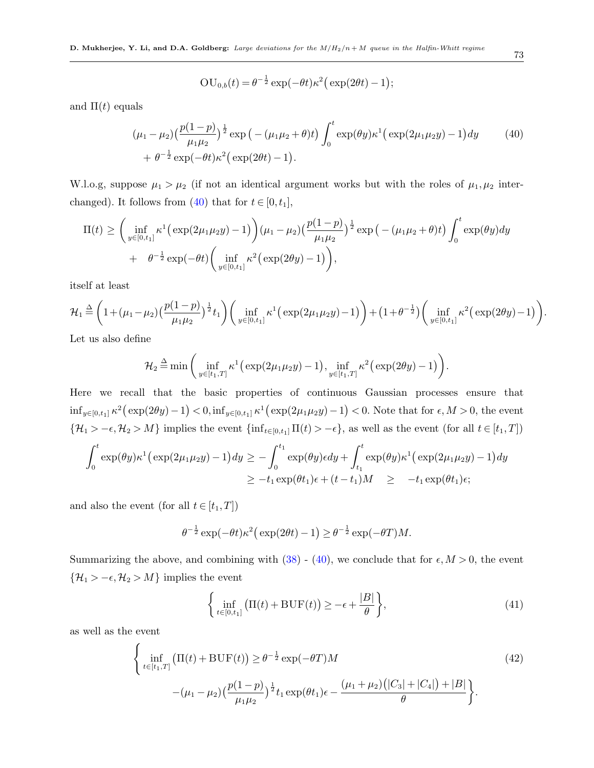$$\mathrm{OU}_{0,b}(t) = \theta^{-\frac{1}{2}} \exp(-\theta t)\kappa^2\big(\exp(2\theta t) - 1\big);$$

and $\Pi(t)$ equals

$$(\mu_1 - \mu_2)\big(\frac{p(1-p)}{\mu_1\mu_2}\big)^{\frac{1}{2}} \exp\big(-(\mu_1\mu_2 + \theta)t\big) \int_0^t \exp(\theta y)\kappa^1\big(\exp(2\mu_1\mu_2 y) - 1\big)dy \\ + \theta^{-\frac{1}{2}} \exp(-\theta t)\kappa^2\big(\exp(2\theta t) - 1\big). \tag{40}$$

W.l.o.g, suppose $\mu_1 > \mu_2$ (if not an identical argument works but with the roles of $\mu_1, \mu_2$ interchanged). It follows from (40) that for $t \in [0, t_1]$,

$$\Pi(t) \geq \bigg(\inf_{y\in[0,t_1]} \kappa^1\big(\exp(2\mu_1\mu_2 y) - 1\big)\bigg)(\mu_1 - \mu_2)\big(\frac{p(1-p)}{\mu_1\mu_2}\big)^{\frac{1}{2}} \exp\big(-(\mu_1\mu_2 + \theta)t\big) \int_0^t \exp(\theta y)dy \\ + \quad \theta^{-\frac{1}{2}} \exp(-\theta t)\bigg(\inf_{y\in[0,t_1]} \kappa^2\big(\exp(2\theta y) - 1\big)\bigg),$$

itself at least

$$\mathcal{H}_1 \triangleq \bigg(1 + (\mu_1 - \mu_2)\big(\frac{p(1-p)}{\mu_1\mu_2}\big)^{\frac{1}{2}} t_1\bigg)\bigg(\inf_{y\in[0,t_1]} \kappa^1\big(\exp(2\mu_1\mu_2 y) - 1\big)\bigg) + \big(1 + \theta^{-\frac{1}{2}}\big)\bigg(\inf_{y\in[0,t_1]} \kappa^2\big(\exp(2\theta y) - 1\big)\bigg).$$

Let us also define

$$\mathcal{H}_2 \triangleq \min\bigg(\inf_{y\in[t_1,T]} \kappa^1\big(\exp(2\mu_1\mu_2 y) - 1\big), \inf_{y\in[t_1,T]} \kappa^2\big(\exp(2\theta y) - 1\big)\bigg).$$

Here we recall that the basic properties of continuous Gaussian processes ensure that $\inf_{y\in[0,t_1]} \kappa^2\big(\exp(2\theta y) - 1\big) < 0, \inf_{y\in[0,t_1]} \kappa^1\big(\exp(2\mu_1\mu_2 y) - 1\big) < 0$. Note that for $\epsilon, M > 0$, the event $\{\mathcal{H}_1 > -\epsilon, \mathcal{H}_2 > M\}$ implies the event $\{\inf_{t\in[0,t_1]} \Pi(t) > -\epsilon\}$, as well as the event (for all $t \in [t_1, T]$)

$$\int_0^t \exp(\theta y)\kappa^1\big(\exp(2\mu_1\mu_2 y) - 1\big)dy \geq -\int_0^{t_1} \exp(\theta y)\epsilon dy + \int_{t_1}^t \exp(\theta y)\kappa^1\big(\exp(2\mu_1\mu_2 y) - 1\big)dy \\ \geq -t_1 \exp(\theta t_1)\epsilon + (t - t_1)M \quad \geq \quad -t_1 \exp(\theta t_1)\epsilon;$$

and also the event (for all $t \in [t_1, T]$)

$$\theta^{-\frac{1}{2}} \exp(-\theta t)\kappa^2\big(\exp(2\theta t) - 1\big) \geq \theta^{-\frac{1}{2}} \exp(-\theta T)M.$$

Summarizing the above, and combining with (38) - (40), we conclude that for $\epsilon, M > 0$, the event $\{\mathcal{H}_1 > -\epsilon, \mathcal{H}_2 > M\}$ implies the event

$$\bigg\{\inf_{t\in[0,t_1]} \big(\Pi(t) + \mathrm{BUF}(t)\big) \geq -\epsilon + \frac{|B|}{\theta}\bigg\}, \tag{41}$$

as well as the event

$$\bigg\{\inf_{t\in[t_1,T]} \big(\Pi(t) + \mathrm{BUF}(t)\big) \geq \theta^{-\frac{1}{2}} \exp(-\theta T)M \\ -(\mu_1 - \mu_2)\big(\frac{p(1-p)}{\mu_1\mu_2}\big)^{\frac{1}{2}} t_1 \exp(\theta t_1)\epsilon - \frac{(\mu_1 + \mu_2)\big(|C_3| + |C_4|\big) + |B|}{\theta}\bigg\}. \tag{42}$$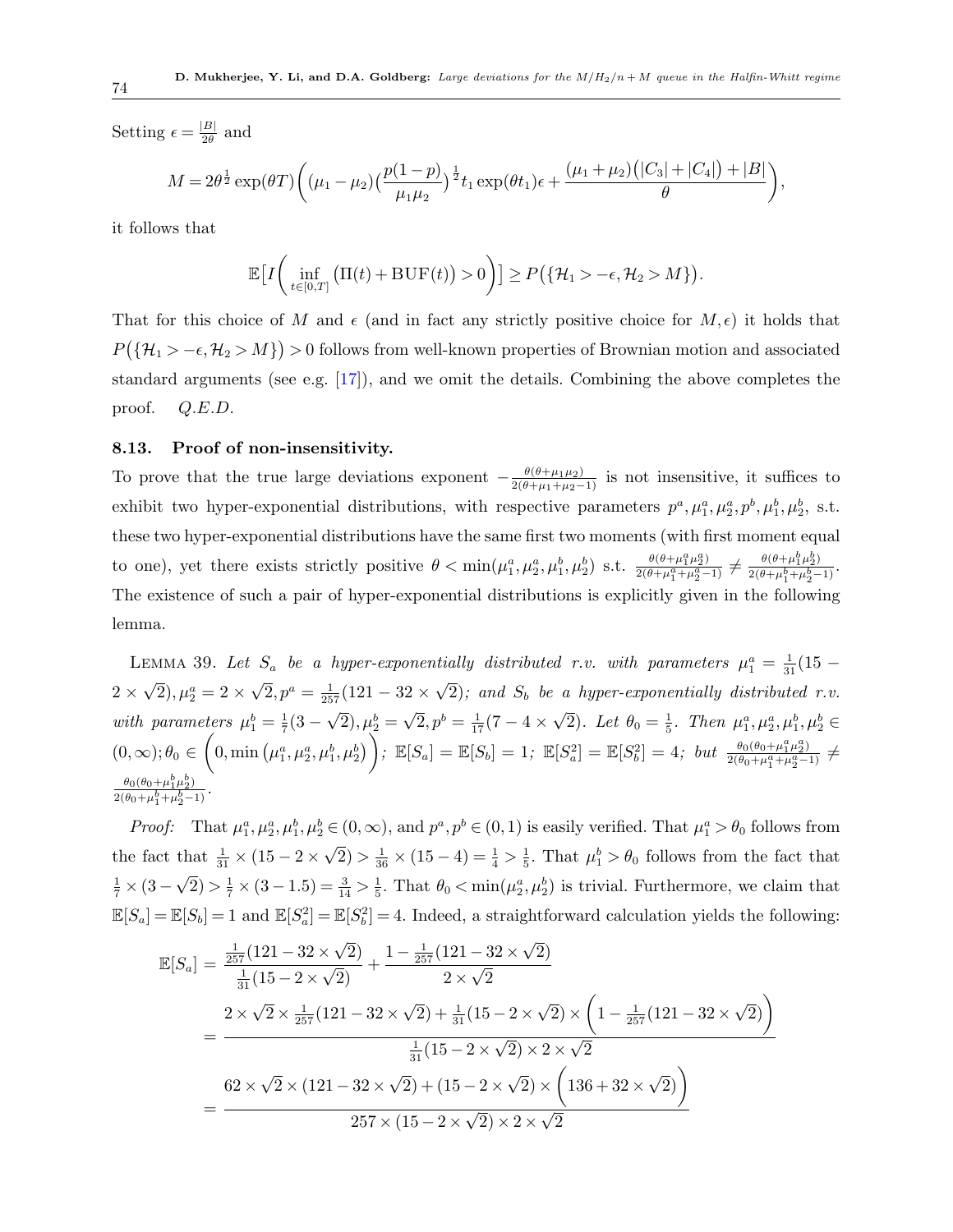Setting $\epsilon = \frac{|B|}{2\theta}$ and

$$M = 2\theta^{\frac{1}{2}} \exp(\theta T)\bigg( (\mu_1 - \mu_2)\big(\frac{p(1-p)}{\mu_1 \mu_2}\big)^{\frac{1}{2}} t_1 \exp(\theta t_1)\epsilon + \frac{(\mu_1 + \mu_2)\big(|C_3| + |C_4|\big) + |B|}{\theta}\bigg),$$

it follows that

$$\mathbb{E}\big[I\bigg(\inf_{t\in[0,T]} \big(\Pi(t) + \mathrm{BUF}(t)\big) > 0\bigg)\big] \geq P\big(\{\mathcal{H}_1 > -\epsilon, \mathcal{H}_2 > M\}\big).$$

That for this choice of $M$ and $\epsilon$ (and in fact any strictly positive choice for $M, \epsilon$) it holds that $P\big(\{\mathcal{H}_1 > -\epsilon, \mathcal{H}_2 > M\}\big) > 0$ follows from well-known properties of Brownian motion and associated standard arguments (see e.g. [17]), and we omit the details. Combining the above completes the proof. *Q.E.D.*

### 8.13. Proof of non-insensitivity.

To prove that the true large deviations exponent $-\frac{\theta(\theta+\mu_1\mu_2)}{2(\theta+\mu_1+\mu_2-1)}$ is not insensitive, it suffices to exhibit two hyper-exponential distributions, with respective parameters $p^a, \mu_1^a, \mu_2^a, p^b, \mu_1^b, \mu_2^b$, s.t. these two hyper-exponential distributions have the same first two moments (with first moment equal to one), yet there exists strictly positive $\theta < \min(\mu_1^a, \mu_2^a, \mu_1^b, \mu_2^b)$ s.t. $\frac{\theta(\theta+\mu_1^a\mu_2^a)}{2(\theta+\mu_1^a+\mu_2^a-1)} \neq \frac{\theta(\theta+\mu_1^b\mu_2^b)}{2(\theta+\mu_1^b+\mu_2^b-1)}$. The existence of such a pair of hyper-exponential distributions is explicitly given in the following lemma.

LEMMA 39. *Let $S_a$ be a hyper-exponentially distributed r.v. with parameters $\mu_1^a = \frac{1}{31}(15 - 2\times\sqrt{2}), \mu_2^a = 2\times\sqrt{2}, p^a = \frac{1}{257}(121 - 32\times\sqrt{2})$; and $S_b$ be a hyper-exponentially distributed r.v. with parameters $\mu_1^b = \frac{1}{7}(3-\sqrt{2}), \mu_2^b = \sqrt{2}, p^b = \frac{1}{17}(7 - 4\times\sqrt{2})$. Let $\theta_0 = \frac{1}{5}$. Then $\mu_1^a, \mu_2^a, \mu_1^b, \mu_2^b \in (0,\infty); \theta_0 \in \bigg(0, \min\big(\mu_1^a, \mu_2^a, \mu_1^b, \mu_2^b\big)\bigg)$; $\mathbb{E}[S_a] = \mathbb{E}[S_b] = 1$; $\mathbb{E}[S_a^2] = \mathbb{E}[S_b^2] = 4$; but $\frac{\theta_0(\theta_0+\mu_1^a\mu_2^a)}{2(\theta_0+\mu_1^a+\mu_2^a-1)} \neq \frac{\theta_0(\theta_0+\mu_1^b\mu_2^b)}{2(\theta_0+\mu_1^b+\mu_2^b-1)}$.*

*Proof:* That $\mu_1^a, \mu_2^a, \mu_1^b, \mu_2^b \in (0,\infty)$, and $p^a, p^b \in (0,1)$ is easily verified. That $\mu_1^a > \theta_0$ follows from the fact that $\frac{1}{31}\times(15 - 2\times\sqrt{2}) > \frac{1}{36}\times(15-4) = \frac{1}{4} > \frac{1}{5}$. That $\mu_1^b > \theta_0$ follows from the fact that $\frac{1}{7}\times(3-\sqrt{2}) > \frac{1}{7}\times(3-1.5) = \frac{3}{14} > \frac{1}{5}$. That $\theta_0 < \min(\mu_2^a, \mu_2^b)$ is trivial. Furthermore, we claim that $\mathbb{E}[S_a] = \mathbb{E}[S_b] = 1$ and $\mathbb{E}[S_a^2] = \mathbb{E}[S_b^2] = 4$. Indeed, a straightforward calculation yields the following:

$$\begin{aligned}
\mathbb{E}[S_a] &= \frac{\frac{1}{257}(121 - 32\times\sqrt{2})}{\frac{1}{31}(15 - 2\times\sqrt{2})} + \frac{1 - \frac{1}{257}(121 - 32\times\sqrt{2})}{2\times\sqrt{2}} \\
&= \frac{2\times\sqrt{2}\times\frac{1}{257}(121 - 32\times\sqrt{2}) + \frac{1}{31}(15 - 2\times\sqrt{2})\times\bigg(1 - \frac{1}{257}(121 - 32\times\sqrt{2})\bigg)}{\frac{1}{31}(15 - 2\times\sqrt{2})\times 2\times\sqrt{2}} \\
&= \frac{62\times\sqrt{2}\times(121 - 32\times\sqrt{2}) + (15 - 2\times\sqrt{2})\times\bigg(136 + 32\times\sqrt{2}\bigg)}{257\times(15 - 2\times\sqrt{2})\times 2\times\sqrt{2}}
\end{aligned}$$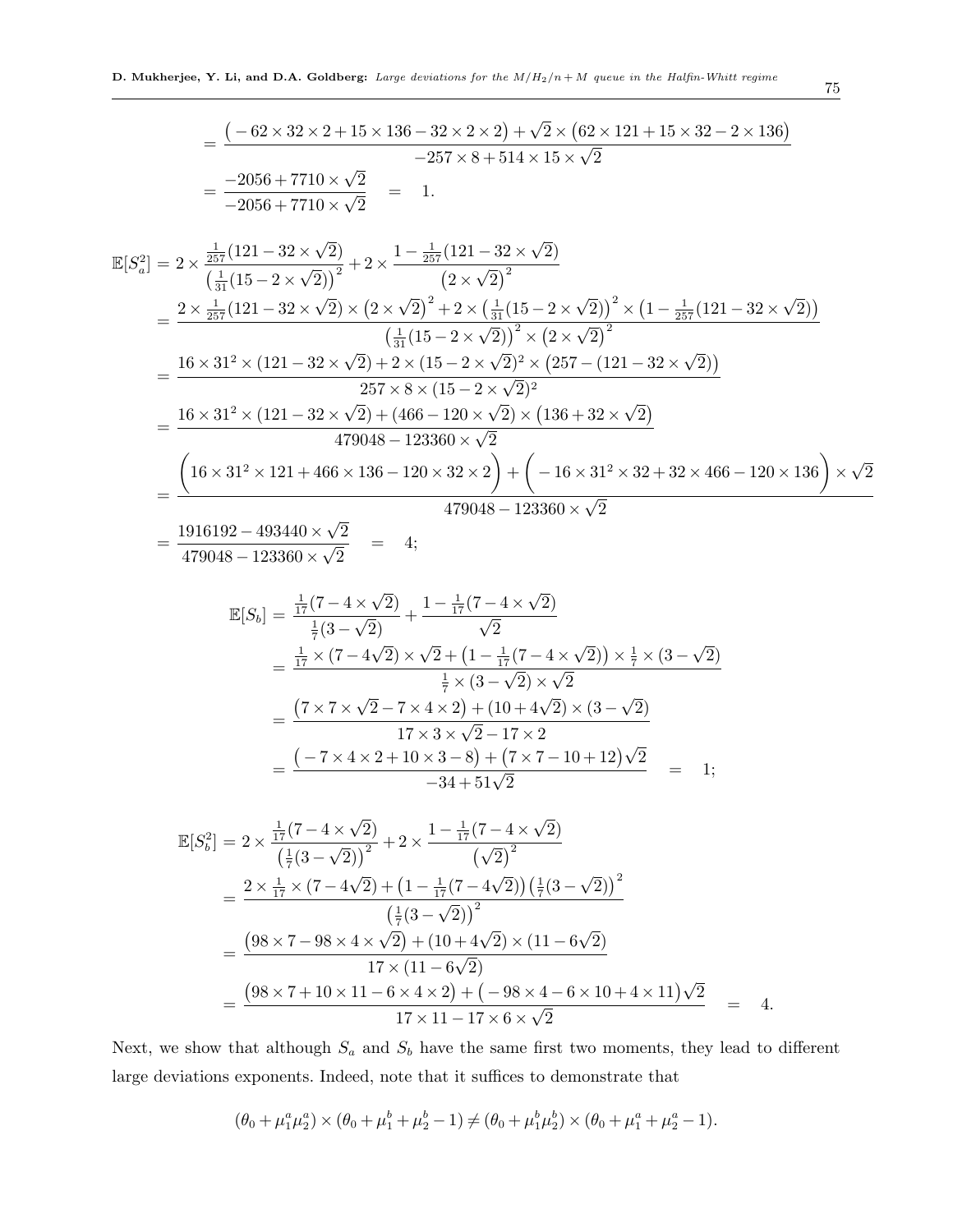$$= \frac{\big(-62 \times 32 \times 2 + 15 \times 136 - 32 \times 2 \times 2\big) + \sqrt{2} \times \big(62 \times 121 + 15 \times 32 - 2 \times 136\big)}{-257 \times 8 + 514 \times 15 \times \sqrt{2}}$$

$$= \frac{-2056 + 7710 \times \sqrt{2}}{-2056 + 7710 \times \sqrt{2}} \quad = \quad 1.$$

$$\begin{aligned}
\mathbb{E}[S_a^2] &= 2 \times \frac{\frac{1}{257}(121 - 32 \times \sqrt{2})}{\big(\frac{1}{31}(15 - 2 \times \sqrt{2})\big)^2} + 2 \times \frac{1 - \frac{1}{257}(121 - 32 \times \sqrt{2})}{\big(2 \times \sqrt{2}\big)^2} \\
&= \frac{2 \times \frac{1}{257}(121 - 32 \times \sqrt{2}) \times \big(2 \times \sqrt{2}\big)^2 + 2 \times \big(\frac{1}{31}(15 - 2 \times \sqrt{2})\big)^2 \times \big(1 - \frac{1}{257}(121 - 32 \times \sqrt{2})\big)}{\big(\frac{1}{31}(15 - 2 \times \sqrt{2})\big)^2 \times \big(2 \times \sqrt{2}\big)^2} \\
&= \frac{16 \times 31^2 \times (121 - 32 \times \sqrt{2}) + 2 \times (15 - 2 \times \sqrt{2})^2 \times \big(257 - (121 - 32 \times \sqrt{2})\big)}{257 \times 8 \times (15 - 2 \times \sqrt{2})^2} \\
&= \frac{16 \times 31^2 \times (121 - 32 \times \sqrt{2}) + (466 - 120 \times \sqrt{2}) \times \big(136 + 32 \times \sqrt{2}\big)}{479048 - 123360 \times \sqrt{2}} \\
&= \frac{\Bigg(16 \times 31^2 \times 121 + 466 \times 136 - 120 \times 32 \times 2\Bigg) + \Bigg(-16 \times 31^2 \times 32 + 32 \times 466 - 120 \times 136\Bigg) \times \sqrt{2}}{479048 - 123360 \times \sqrt{2}} \\
&= \frac{1916192 - 493440 \times \sqrt{2}}{479048 - 123360 \times \sqrt{2}} \quad = \quad 4;
\end{aligned}$$

$$\begin{aligned}
\mathbb{E}[S_b] &= \frac{\frac{1}{17}(7 - 4 \times \sqrt{2})}{\frac{1}{7}(3 - \sqrt{2})} + \frac{1 - \frac{1}{17}(7 - 4 \times \sqrt{2})}{\sqrt{2}} \\
&= \frac{\frac{1}{17} \times (7 - 4\sqrt{2}) \times \sqrt{2} + \big(1 - \frac{1}{17}(7 - 4 \times \sqrt{2})\big) \times \frac{1}{7} \times (3 - \sqrt{2})}{\frac{1}{7} \times (3 - \sqrt{2}) \times \sqrt{2}} \\
&= \frac{\big(7 \times 7 \times \sqrt{2} - 7 \times 4 \times 2\big) + (10 + 4\sqrt{2}) \times (3 - \sqrt{2})}{17 \times 3 \times \sqrt{2} - 17 \times 2} \\
&= \frac{\big(-7 \times 4 \times 2 + 10 \times 3 - 8\big) + \big(7 \times 7 - 10 + 12\big)\sqrt{2}}{-34 + 51\sqrt{2}} \quad = \quad 1;
\end{aligned}$$

$$\begin{aligned}
\mathbb{E}[S_b^2] &= 2 \times \frac{\frac{1}{17}(7 - 4 \times \sqrt{2})}{\big(\frac{1}{7}(3 - \sqrt{2})\big)^2} + 2 \times \frac{1 - \frac{1}{17}(7 - 4 \times \sqrt{2})}{\big(\sqrt{2}\big)^2} \\
&= \frac{2 \times \frac{1}{17} \times (7 - 4\sqrt{2}) + \big(1 - \frac{1}{17}(7 - 4\sqrt{2})\big)\big(\frac{1}{7}(3 - \sqrt{2})\big)^2}{\big(\frac{1}{7}(3 - \sqrt{2})\big)^2} \\
&= \frac{\big(98 \times 7 - 98 \times 4 \times \sqrt{2}\big) + (10 + 4\sqrt{2}) \times (11 - 6\sqrt{2})}{17 \times (11 - 6\sqrt{2})} \\
&= \frac{\big(98 \times 7 + 10 \times 11 - 6 \times 4 \times 2\big) + \big(-98 \times 4 - 6 \times 10 + 4 \times 11\big)\sqrt{2}}{17 \times 11 - 17 \times 6 \times \sqrt{2}} \quad = \quad 4.
\end{aligned}$$

Next, we show that although $S_a$ and $S_b$ have the same first two moments, they lead to different large deviations exponents. Indeed, note that it suffices to demonstrate that

$$(\theta_0 + \mu_1^a \mu_2^a) \times (\theta_0 + \mu_1^b + \mu_2^b - 1) \neq (\theta_0 + \mu_1^b \mu_2^b) \times (\theta_0 + \mu_1^a + \mu_2^a - 1).$$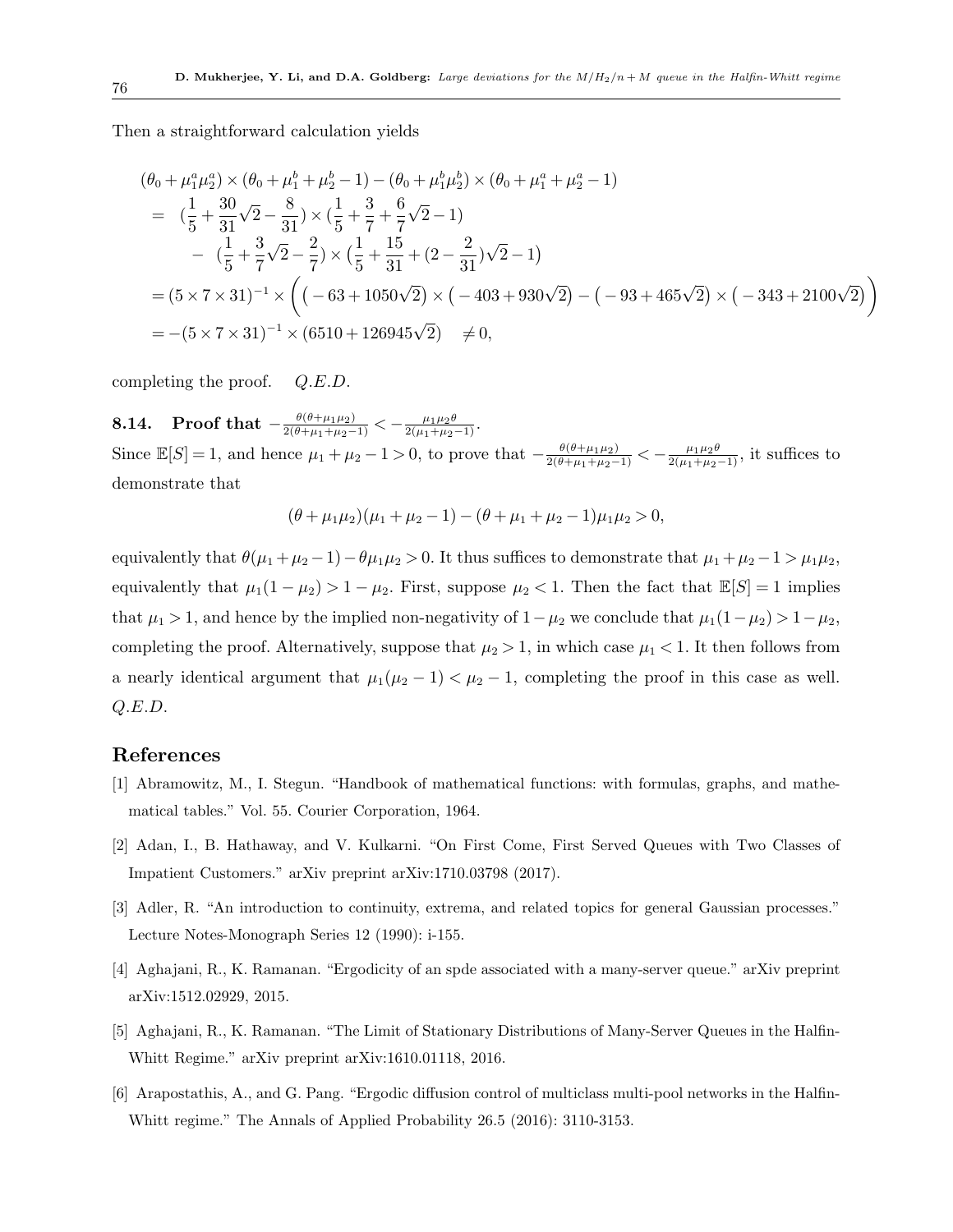Then a straightforward calculation yields

$$
\begin{aligned}
&(\theta_0 + \mu_1^a \mu_2^a) \times (\theta_0 + \mu_1^b + \mu_2^b - 1) - (\theta_0 + \mu_1^b \mu_2^b) \times (\theta_0 + \mu_1^a + \mu_2^a - 1) \\
&= \ (\frac{1}{5} + \frac{30}{31}\sqrt{2} - \frac{8}{31}) \times (\frac{1}{5} + \frac{3}{7} + \frac{6}{7}\sqrt{2} - 1) \\
&\quad - \ (\frac{1}{5} + \frac{3}{7}\sqrt{2} - \frac{2}{7}) \times \big(\frac{1}{5} + \frac{15}{31} + (2 - \frac{2}{31})\sqrt{2} - 1\big) \\
&= (5 \times 7 \times 31)^{-1} \times \Bigg( \big( -63 + 1050\sqrt{2} \big) \times \big( -403 + 930\sqrt{2} \big) - \big( -93 + 465\sqrt{2} \big) \times \big( -343 + 2100\sqrt{2} \big) \Bigg) \\
&= -(5 \times 7 \times 31)^{-1} \times (6510 + 126945\sqrt{2}) \quad \neq 0,
\end{aligned}
$$

completing the proof. *Q.E.D.*

### 8.14. Proof that $-\frac{\theta(\theta+\mu_1\mu_2)}{2(\theta+\mu_1+\mu_2-1)} < -\frac{\mu_1\mu_2\theta}{2(\mu_1+\mu_2-1)}$.

Since $\mathbb{E}[S] = 1$, and hence $\mu_1 + \mu_2 - 1 > 0$, to prove that $-\frac{\theta(\theta+\mu_1\mu_2)}{2(\theta+\mu_1+\mu_2-1)} < -\frac{\mu_1\mu_2\theta}{2(\mu_1+\mu_2-1)}$, it suffices to demonstrate that

$$
(\theta + \mu_1\mu_2)(\mu_1 + \mu_2 - 1) - (\theta + \mu_1 + \mu_2 - 1)\mu_1\mu_2 > 0,
$$

equivalently that $\theta(\mu_1 + \mu_2 - 1) - \theta\mu_1\mu_2 > 0$. It thus suffices to demonstrate that $\mu_1 + \mu_2 - 1 > \mu_1\mu_2$, equivalently that $\mu_1(1 - \mu_2) > 1 - \mu_2$. First, suppose $\mu_2 < 1$. Then the fact that $\mathbb{E}[S] = 1$ implies that $\mu_1 > 1$, and hence by the implied non-negativity of $1 - \mu_2$ we conclude that $\mu_1(1 - \mu_2) > 1 - \mu_2$, completing the proof. Alternatively, suppose that $\mu_2 > 1$, in which case $\mu_1 < 1$. It then follows from a nearly identical argument that $\mu_1(\mu_2 - 1) < \mu_2 - 1$, completing the proof in this case as well. *Q.E.D.*

## References

[1] Abramowitz, M., I. Stegun. "Handbook of mathematical functions: with formulas, graphs, and mathematical tables." Vol. 55. Courier Corporation, 1964.

[2] Adan, I., B. Hathaway, and V. Kulkarni. "On First Come, First Served Queues with Two Classes of Impatient Customers." arXiv preprint arXiv:1710.03798 (2017).

[3] Adler, R. "An introduction to continuity, extrema, and related topics for general Gaussian processes." Lecture Notes-Monograph Series 12 (1990): i-155.

[4] Aghajani, R., K. Ramanan. "Ergodicity of an spde associated with a many-server queue." arXiv preprint arXiv:1512.02929, 2015.

[5] Aghajani, R., K. Ramanan. "The Limit of Stationary Distributions of Many-Server Queues in the Halfin-Whitt Regime." arXiv preprint arXiv:1610.01118, 2016.

[6] Arapostathis, A., and G. Pang. "Ergodic diffusion control of multiclass multi-pool networks in the Halfin-Whitt regime." The Annals of Applied Probability 26.5 (2016): 3110-3153.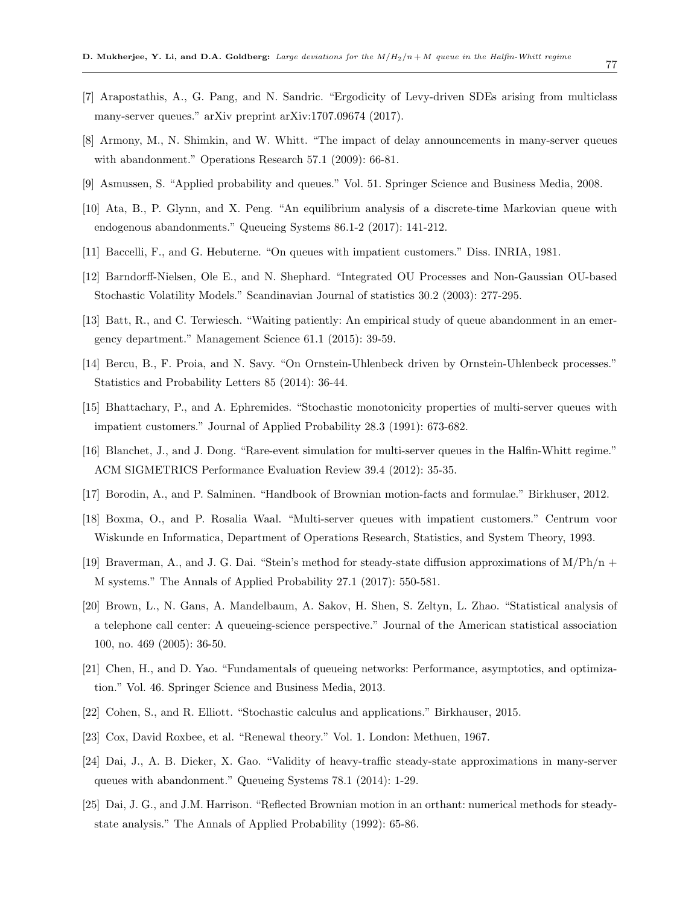[7] Arapostathis, A., G. Pang, and N. Sandric. "Ergodicity of Levy-driven SDEs arising from multiclass many-server queues." arXiv preprint arXiv:1707.09674 (2017).

[8] Armony, M., N. Shimkin, and W. Whitt. "The impact of delay announcements in many-server queues with abandonment." Operations Research 57.1 (2009): 66-81.

[9] Asmussen, S. "Applied probability and queues." Vol. 51. Springer Science and Business Media, 2008.

[10] Ata, B., P. Glynn, and X. Peng. "An equilibrium analysis of a discrete-time Markovian queue with endogenous abandonments." Queueing Systems 86.1-2 (2017): 141-212.

[11] Baccelli, F., and G. Hebuterne. "On queues with impatient customers." Diss. INRIA, 1981.

[12] Barndorff-Nielsen, Ole E., and N. Shephard. "Integrated OU Processes and Non-Gaussian OU-based Stochastic Volatility Models." Scandinavian Journal of statistics 30.2 (2003): 277-295.

[13] Batt, R., and C. Terwiesch. "Waiting patiently: An empirical study of queue abandonment in an emergency department." Management Science 61.1 (2015): 39-59.

[14] Bercu, B., F. Proia, and N. Savy. "On Ornstein-Uhlenbeck driven by Ornstein-Uhlenbeck processes." Statistics and Probability Letters 85 (2014): 36-44.

[15] Bhattachary, P., and A. Ephremides. "Stochastic monotonicity properties of multi-server queues with impatient customers." Journal of Applied Probability 28.3 (1991): 673-682.

[16] Blanchet, J., and J. Dong. "Rare-event simulation for multi-server queues in the Halfin-Whitt regime." ACM SIGMETRICS Performance Evaluation Review 39.4 (2012): 35-35.

[17] Borodin, A., and P. Salminen. "Handbook of Brownian motion-facts and formulae." Birkhuser, 2012.

[18] Boxma, O., and P. Rosalia Waal. "Multi-server queues with impatient customers." Centrum voor Wiskunde en Informatica, Department of Operations Research, Statistics, and System Theory, 1993.

[19] Braverman, A., and J. G. Dai. "Stein's method for steady-state diffusion approximations of M/Ph/n + M systems." The Annals of Applied Probability 27.1 (2017): 550-581.

[20] Brown, L., N. Gans, A. Mandelbaum, A. Sakov, H. Shen, S. Zeltyn, L. Zhao. "Statistical analysis of a telephone call center: A queueing-science perspective." Journal of the American statistical association 100, no. 469 (2005): 36-50.

[21] Chen, H., and D. Yao. "Fundamentals of queueing networks: Performance, asymptotics, and optimization." Vol. 46. Springer Science and Business Media, 2013.

[22] Cohen, S., and R. Elliott. "Stochastic calculus and applications." Birkhauser, 2015.

[23] Cox, David Roxbee, et al. "Renewal theory." Vol. 1. London: Methuen, 1967.

[24] Dai, J., A. B. Dieker, X. Gao. "Validity of heavy-traffic steady-state approximations in many-server queues with abandonment." Queueing Systems 78.1 (2014): 1-29.

[25] Dai, J. G., and J.M. Harrison. "Reflected Brownian motion in an orthant: numerical methods for steady-state analysis." The Annals of Applied Probability (1992): 65-86.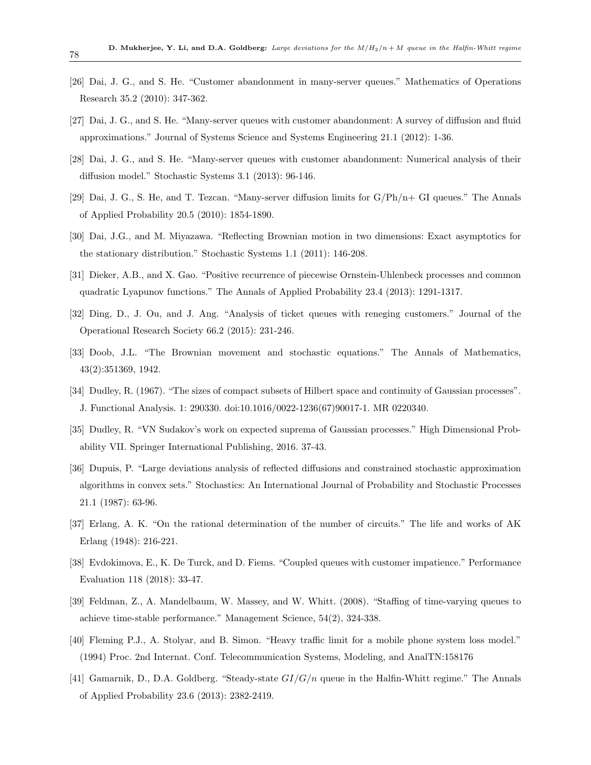[26] Dai, J. G., and S. He. “Customer abandonment in many-server queues.” Mathematics of Operations Research 35.2 (2010): 347-362.

[27] Dai, J. G., and S. He. “Many-server queues with customer abandonment: A survey of diffusion and fluid approximations.” Journal of Systems Science and Systems Engineering 21.1 (2012): 1-36.

[28] Dai, J. G., and S. He. “Many-server queues with customer abandonment: Numerical analysis of their diffusion model.” Stochastic Systems 3.1 (2013): 96-146.

[29] Dai, J. G., S. He, and T. Tezcan. “Many-server diffusion limits for G/Ph/n+ GI queues.” The Annals of Applied Probability 20.5 (2010): 1854-1890.

[30] Dai, J.G., and M. Miyazawa. “Reflecting Brownian motion in two dimensions: Exact asymptotics for the stationary distribution.” Stochastic Systems 1.1 (2011): 146-208.

[31] Dieker, A.B., and X. Gao. “Positive recurrence of piecewise Ornstein-Uhlenbeck processes and common quadratic Lyapunov functions.” The Annals of Applied Probability 23.4 (2013): 1291-1317.

[32] Ding, D., J. Ou, and J. Ang. “Analysis of ticket queues with reneging customers.” Journal of the Operational Research Society 66.2 (2015): 231-246.

[33] Doob, J.L. “The Brownian movement and stochastic equations.” The Annals of Mathematics, 43(2):351369, 1942.

[34] Dudley, R. (1967). “The sizes of compact subsets of Hilbert space and continuity of Gaussian processes”. J. Functional Analysis. 1: 290330. doi:10.1016/0022-1236(67)90017-1. MR 0220340.

[35] Dudley, R. “VN Sudakov’s work on expected suprema of Gaussian processes.” High Dimensional Probability VII. Springer International Publishing, 2016. 37-43.

[36] Dupuis, P. “Large deviations analysis of reflected diffusions and constrained stochastic approximation algorithms in convex sets.” Stochastics: An International Journal of Probability and Stochastic Processes 21.1 (1987): 63-96.

[37] Erlang, A. K. “On the rational determination of the number of circuits.” The life and works of AK Erlang (1948): 216-221.

[38] Evdokimova, E., K. De Turck, and D. Fiems. “Coupled queues with customer impatience.” Performance Evaluation 118 (2018): 33-47.

[39] Feldman, Z., A. Mandelbaum, W. Massey, and W. Whitt. (2008). “Staffing of time-varying queues to achieve time-stable performance.” Management Science, 54(2), 324-338.

[40] Fleming P.J., A. Stolyar, and B. Simon. “Heavy traffic limit for a mobile phone system loss model.” (1994) Proc. 2nd Internat. Conf. Telecommunication Systems, Modeling, and AnalTN:158176

[41] Gamarnik, D., D.A. Goldberg. “Steady-state $GI/G/n$ queue in the Halfin-Whitt regime.” The Annals of Applied Probability 23.6 (2013): 2382-2419.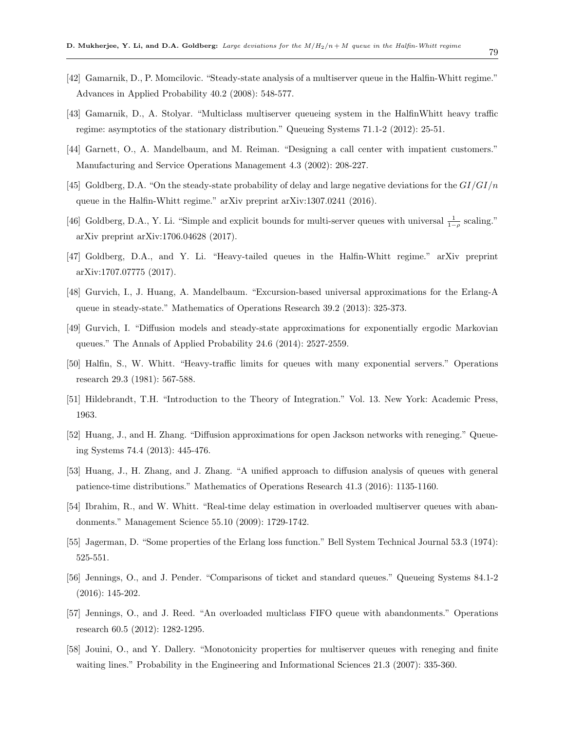[42] Gamarnik, D., P. Momcilovic. "Steady-state analysis of a multiserver queue in the Halfin-Whitt regime." Advances in Applied Probability 40.2 (2008): 548-577.

[43] Gamarnik, D., A. Stolyar. "Multiclass multiserver queueing system in the HalfinWhitt heavy traffic regime: asymptotics of the stationary distribution." Queueing Systems 71.1-2 (2012): 25-51.

[44] Garnett, O., A. Mandelbaum, and M. Reiman. "Designing a call center with impatient customers." Manufacturing and Service Operations Management 4.3 (2002): 208-227.

[45] Goldberg, D.A. "On the steady-state probability of delay and large negative deviations for the $GI/GI/n$ queue in the Halfin-Whitt regime." arXiv preprint arXiv:1307.0241 (2016).

[46] Goldberg, D.A., Y. Li. "Simple and explicit bounds for multi-server queues with universal $\frac{1}{1-\rho}$ scaling." arXiv preprint arXiv:1706.04628 (2017).

[47] Goldberg, D.A., and Y. Li. "Heavy-tailed queues in the Halfin-Whitt regime." arXiv preprint arXiv:1707.07775 (2017).

[48] Gurvich, I., J. Huang, A. Mandelbaum. "Excursion-based universal approximations for the Erlang-A queue in steady-state." Mathematics of Operations Research 39.2 (2013): 325-373.

[49] Gurvich, I. "Diffusion models and steady-state approximations for exponentially ergodic Markovian queues." The Annals of Applied Probability 24.6 (2014): 2527-2559.

[50] Halfin, S., W. Whitt. "Heavy-traffic limits for queues with many exponential servers." Operations research 29.3 (1981): 567-588.

[51] Hildebrandt, T.H. "Introduction to the Theory of Integration." Vol. 13. New York: Academic Press, 1963.

[52] Huang, J., and H. Zhang. "Diffusion approximations for open Jackson networks with reneging." Queueing Systems 74.4 (2013): 445-476.

[53] Huang, J., H. Zhang, and J. Zhang. "A unified approach to diffusion analysis of queues with general patience-time distributions." Mathematics of Operations Research 41.3 (2016): 1135-1160.

[54] Ibrahim, R., and W. Whitt. "Real-time delay estimation in overloaded multiserver queues with abandonments." Management Science 55.10 (2009): 1729-1742.

[55] Jagerman, D. "Some properties of the Erlang loss function." Bell System Technical Journal 53.3 (1974): 525-551.

[56] Jennings, O., and J. Pender. "Comparisons of ticket and standard queues." Queueing Systems 84.1-2 (2016): 145-202.

[57] Jennings, O., and J. Reed. "An overloaded multiclass FIFO queue with abandonments." Operations research 60.5 (2012): 1282-1295.

[58] Jouini, O., and Y. Dallery. "Monotonicity properties for multiserver queues with reneging and finite waiting lines." Probability in the Engineering and Informational Sciences 21.3 (2007): 335-360.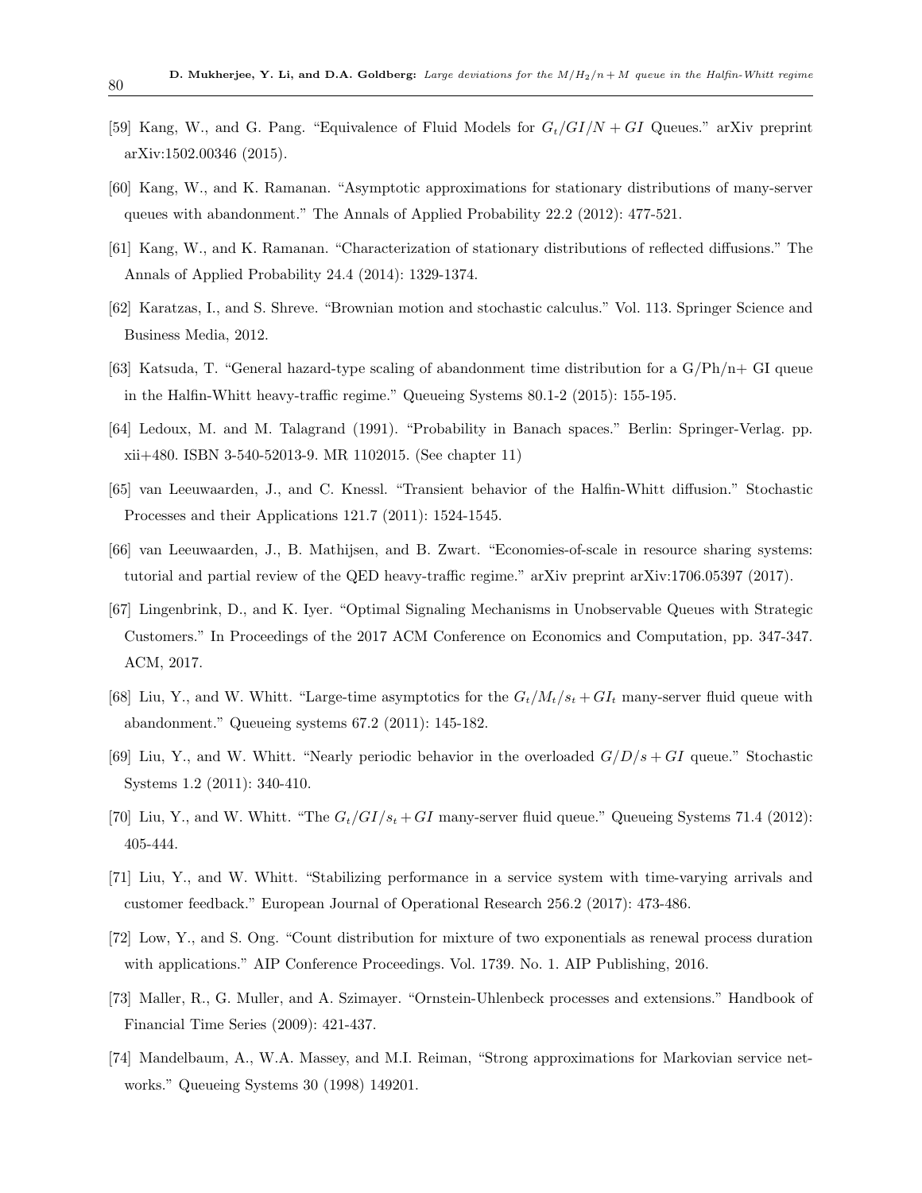[59] Kang, W., and G. Pang. "Equivalence of Fluid Models for $G_t/GI/N + GI$ Queues." arXiv preprint arXiv:1502.00346 (2015).

[60] Kang, W., and K. Ramanan. "Asymptotic approximations for stationary distributions of many-server queues with abandonment." The Annals of Applied Probability 22.2 (2012): 477-521.

[61] Kang, W., and K. Ramanan. "Characterization of stationary distributions of reflected diffusions." The Annals of Applied Probability 24.4 (2014): 1329-1374.

[62] Karatzas, I., and S. Shreve. "Brownian motion and stochastic calculus." Vol. 113. Springer Science and Business Media, 2012.

[63] Katsuda, T. "General hazard-type scaling of abandonment time distribution for a G/Ph/n+ GI queue in the Halfin-Whitt heavy-traffic regime." Queueing Systems 80.1-2 (2015): 155-195.

[64] Ledoux, M. and M. Talagrand (1991). "Probability in Banach spaces." Berlin: Springer-Verlag. pp. xii+480. ISBN 3-540-52013-9. MR 1102015. (See chapter 11)

[65] van Leeuwaarden, J., and C. Knessl. "Transient behavior of the Halfin-Whitt diffusion." Stochastic Processes and their Applications 121.7 (2011): 1524-1545.

[66] van Leeuwaarden, J., B. Mathijsen, and B. Zwart. "Economies-of-scale in resource sharing systems: tutorial and partial review of the QED heavy-traffic regime." arXiv preprint arXiv:1706.05397 (2017).

[67] Lingenbrink, D., and K. Iyer. "Optimal Signaling Mechanisms in Unobservable Queues with Strategic Customers." In Proceedings of the 2017 ACM Conference on Economics and Computation, pp. 347-347. ACM, 2017.

[68] Liu, Y., and W. Whitt. "Large-time asymptotics for the $G_t/M_t/s_t + GI_t$ many-server fluid queue with abandonment." Queueing systems 67.2 (2011): 145-182.

[69] Liu, Y., and W. Whitt. "Nearly periodic behavior in the overloaded $G/D/s + GI$ queue." Stochastic Systems 1.2 (2011): 340-410.

[70] Liu, Y., and W. Whitt. "The $G_t/GI/s_t + GI$ many-server fluid queue." Queueing Systems 71.4 (2012): 405-444.

[71] Liu, Y., and W. Whitt. "Stabilizing performance in a service system with time-varying arrivals and customer feedback." European Journal of Operational Research 256.2 (2017): 473-486.

[72] Low, Y., and S. Ong. "Count distribution for mixture of two exponentials as renewal process duration with applications." AIP Conference Proceedings. Vol. 1739. No. 1. AIP Publishing, 2016.

[73] Maller, R., G. Muller, and A. Szimayer. "Ornstein-Uhlenbeck processes and extensions." Handbook of Financial Time Series (2009): 421-437.

[74] Mandelbaum, A., W.A. Massey, and M.I. Reiman, "Strong approximations for Markovian service networks." Queueing Systems 30 (1998) 149201.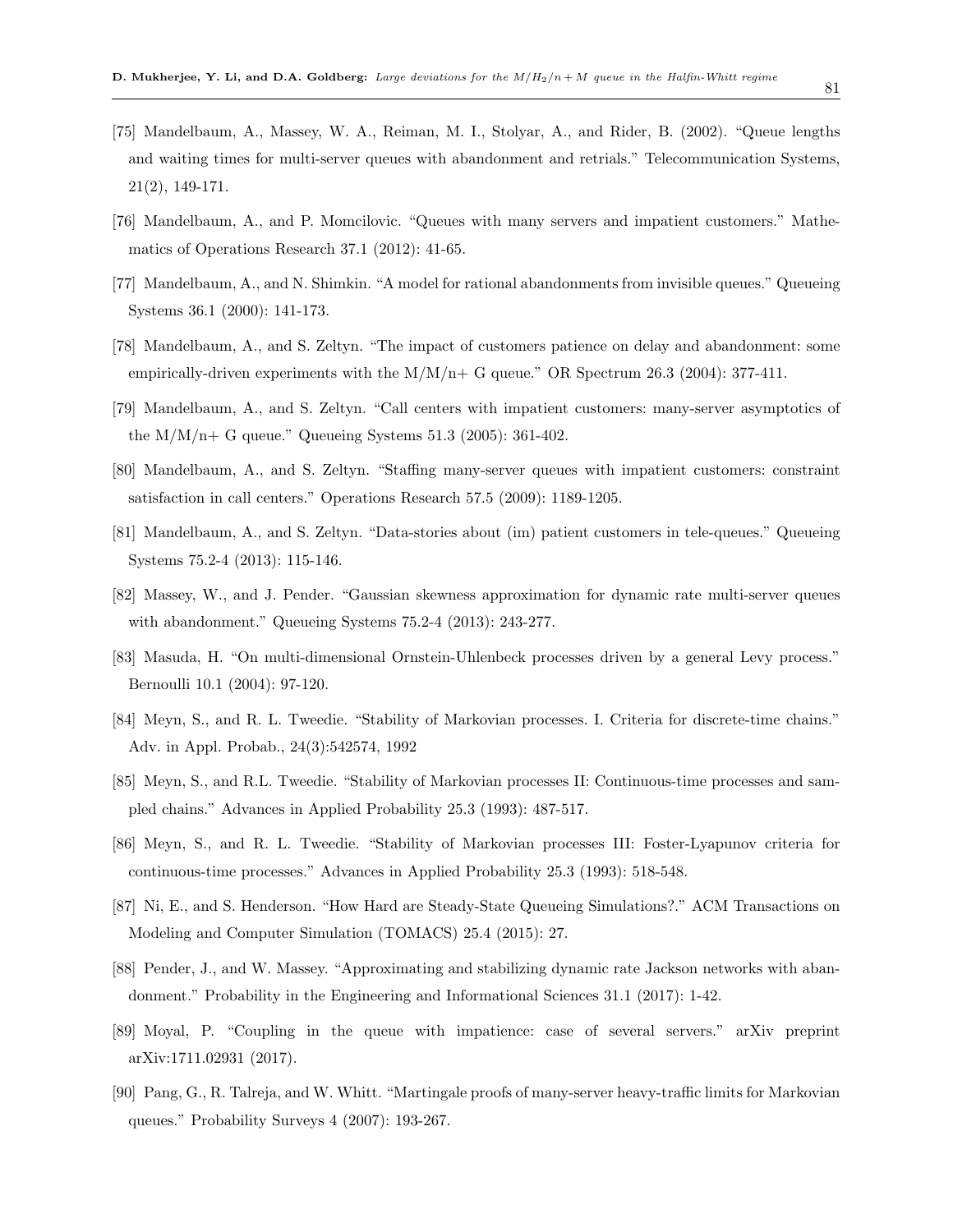[75] Mandelbaum, A., Massey, W. A., Reiman, M. I., Stolyar, A., and Rider, B. (2002). "Queue lengths and waiting times for multi-server queues with abandonment and retrials." Telecommunication Systems, 21(2), 149-171.

[76] Mandelbaum, A., and P. Momcilovic. "Queues with many servers and impatient customers." Mathematics of Operations Research 37.1 (2012): 41-65.

[77] Mandelbaum, A., and N. Shimkin. "A model for rational abandonments from invisible queues." Queueing Systems 36.1 (2000): 141-173.

[78] Mandelbaum, A., and S. Zeltyn. "The impact of customers patience on delay and abandonment: some empirically-driven experiments with the M/M/n+ G queue." OR Spectrum 26.3 (2004): 377-411.

[79] Mandelbaum, A., and S. Zeltyn. "Call centers with impatient customers: many-server asymptotics of the M/M/n+ G queue." Queueing Systems 51.3 (2005): 361-402.

[80] Mandelbaum, A., and S. Zeltyn. "Staffing many-server queues with impatient customers: constraint satisfaction in call centers." Operations Research 57.5 (2009): 1189-1205.

[81] Mandelbaum, A., and S. Zeltyn. "Data-stories about (im) patient customers in tele-queues." Queueing Systems 75.2-4 (2013): 115-146.

[82] Massey, W., and J. Pender. "Gaussian skewness approximation for dynamic rate multi-server queues with abandonment." Queueing Systems 75.2-4 (2013): 243-277.

[83] Masuda, H. "On multi-dimensional Ornstein-Uhlenbeck processes driven by a general Levy process." Bernoulli 10.1 (2004): 97-120.

[84] Meyn, S., and R. L. Tweedie. "Stability of Markovian processes. I. Criteria for discrete-time chains." Adv. in Appl. Probab., 24(3):542574, 1992

[85] Meyn, S., and R.L. Tweedie. "Stability of Markovian processes II: Continuous-time processes and sampled chains." Advances in Applied Probability 25.3 (1993): 487-517.

[86] Meyn, S., and R. L. Tweedie. "Stability of Markovian processes III: Foster-Lyapunov criteria for continuous-time processes." Advances in Applied Probability 25.3 (1993): 518-548.

[87] Ni, E., and S. Henderson. "How Hard are Steady-State Queueing Simulations?." ACM Transactions on Modeling and Computer Simulation (TOMACS) 25.4 (2015): 27.

[88] Pender, J., and W. Massey. "Approximating and stabilizing dynamic rate Jackson networks with abandonment." Probability in the Engineering and Informational Sciences 31.1 (2017): 1-42.

[89] Moyal, P. "Coupling in the queue with impatience: case of several servers." arXiv preprint arXiv:1711.02931 (2017).

[90] Pang, G., R. Talreja, and W. Whitt. "Martingale proofs of many-server heavy-traffic limits for Markovian queues." Probability Surveys 4 (2007): 193-267.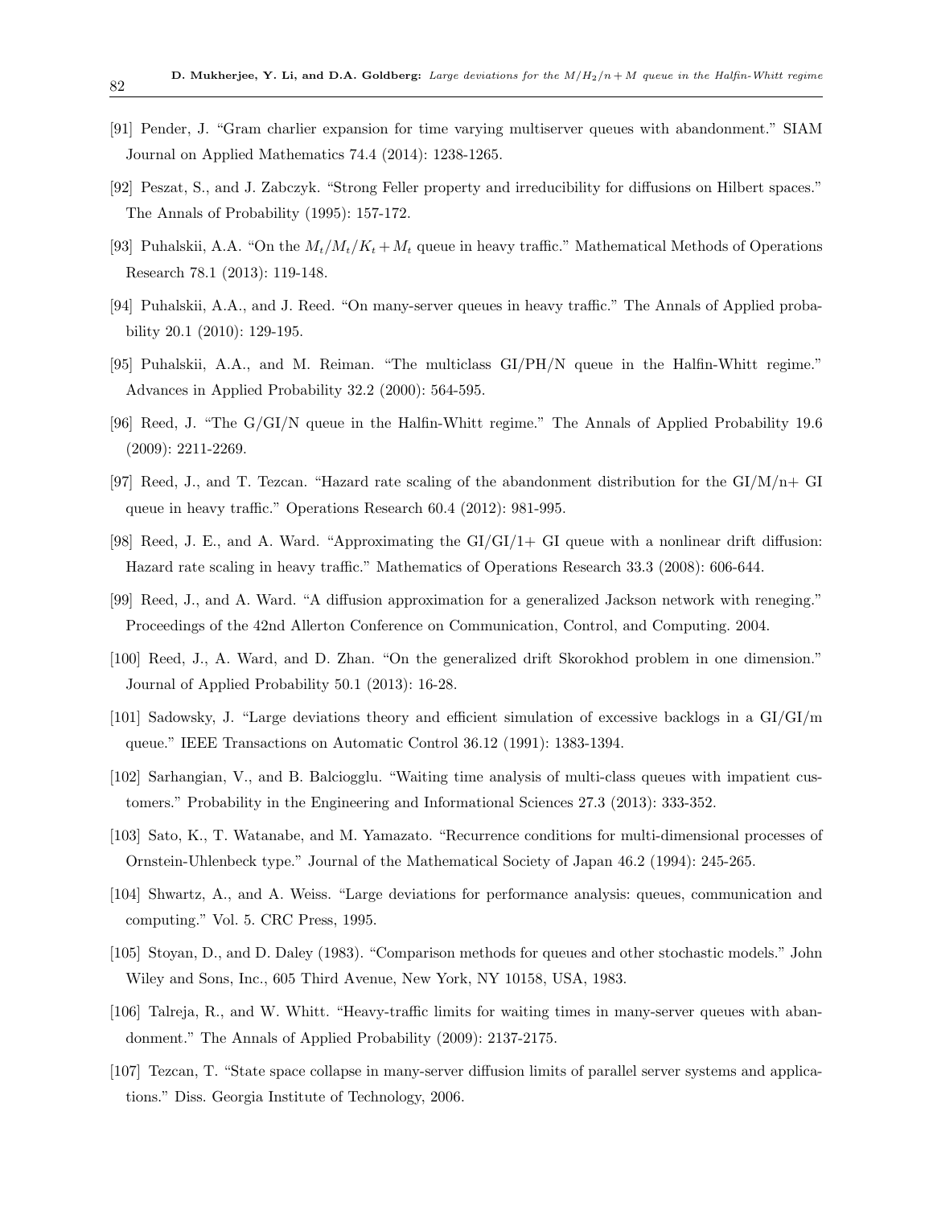[91] Pender, J. "Gram charlier expansion for time varying multiserver queues with abandonment." SIAM Journal on Applied Mathematics 74.4 (2014): 1238-1265.

[92] Peszat, S., and J. Zabczyk. "Strong Feller property and irreducibility for diffusions on Hilbert spaces." The Annals of Probability (1995): 157-172.

[93] Puhalskii, A.A. "On the $M_t/M_t/K_t + M_t$ queue in heavy traffic." Mathematical Methods of Operations Research 78.1 (2013): 119-148.

[94] Puhalskii, A.A., and J. Reed. "On many-server queues in heavy traffic." The Annals of Applied probability 20.1 (2010): 129-195.

[95] Puhalskii, A.A., and M. Reiman. "The multiclass GI/PH/N queue in the Halfin-Whitt regime." Advances in Applied Probability 32.2 (2000): 564-595.

[96] Reed, J. "The G/GI/N queue in the Halfin-Whitt regime." The Annals of Applied Probability 19.6 (2009): 2211-2269.

[97] Reed, J., and T. Tezcan. "Hazard rate scaling of the abandonment distribution for the GI/M/n+ GI queue in heavy traffic." Operations Research 60.4 (2012): 981-995.

[98] Reed, J. E., and A. Ward. "Approximating the GI/GI/1+ GI queue with a nonlinear drift diffusion: Hazard rate scaling in heavy traffic." Mathematics of Operations Research 33.3 (2008): 606-644.

[99] Reed, J., and A. Ward. "A diffusion approximation for a generalized Jackson network with reneging." Proceedings of the 42nd Allerton Conference on Communication, Control, and Computing. 2004.

[100] Reed, J., A. Ward, and D. Zhan. "On the generalized drift Skorokhod problem in one dimension." Journal of Applied Probability 50.1 (2013): 16-28.

[101] Sadowsky, J. "Large deviations theory and efficient simulation of excessive backlogs in a GI/GI/m queue." IEEE Transactions on Automatic Control 36.12 (1991): 1383-1394.

[102] Sarhangian, V., and B. Balciogglu. "Waiting time analysis of multi-class queues with impatient customers." Probability in the Engineering and Informational Sciences 27.3 (2013): 333-352.

[103] Sato, K., T. Watanabe, and M. Yamazato. "Recurrence conditions for multi-dimensional processes of Ornstein-Uhlenbeck type." Journal of the Mathematical Society of Japan 46.2 (1994): 245-265.

[104] Shwartz, A., and A. Weiss. "Large deviations for performance analysis: queues, communication and computing." Vol. 5. CRC Press, 1995.

[105] Stoyan, D., and D. Daley (1983). "Comparison methods for queues and other stochastic models." John Wiley and Sons, Inc., 605 Third Avenue, New York, NY 10158, USA, 1983.

[106] Talreja, R., and W. Whitt. "Heavy-traffic limits for waiting times in many-server queues with abandonment." The Annals of Applied Probability (2009): 2137-2175.

[107] Tezcan, T. "State space collapse in many-server diffusion limits of parallel server systems and applications." Diss. Georgia Institute of Technology, 2006.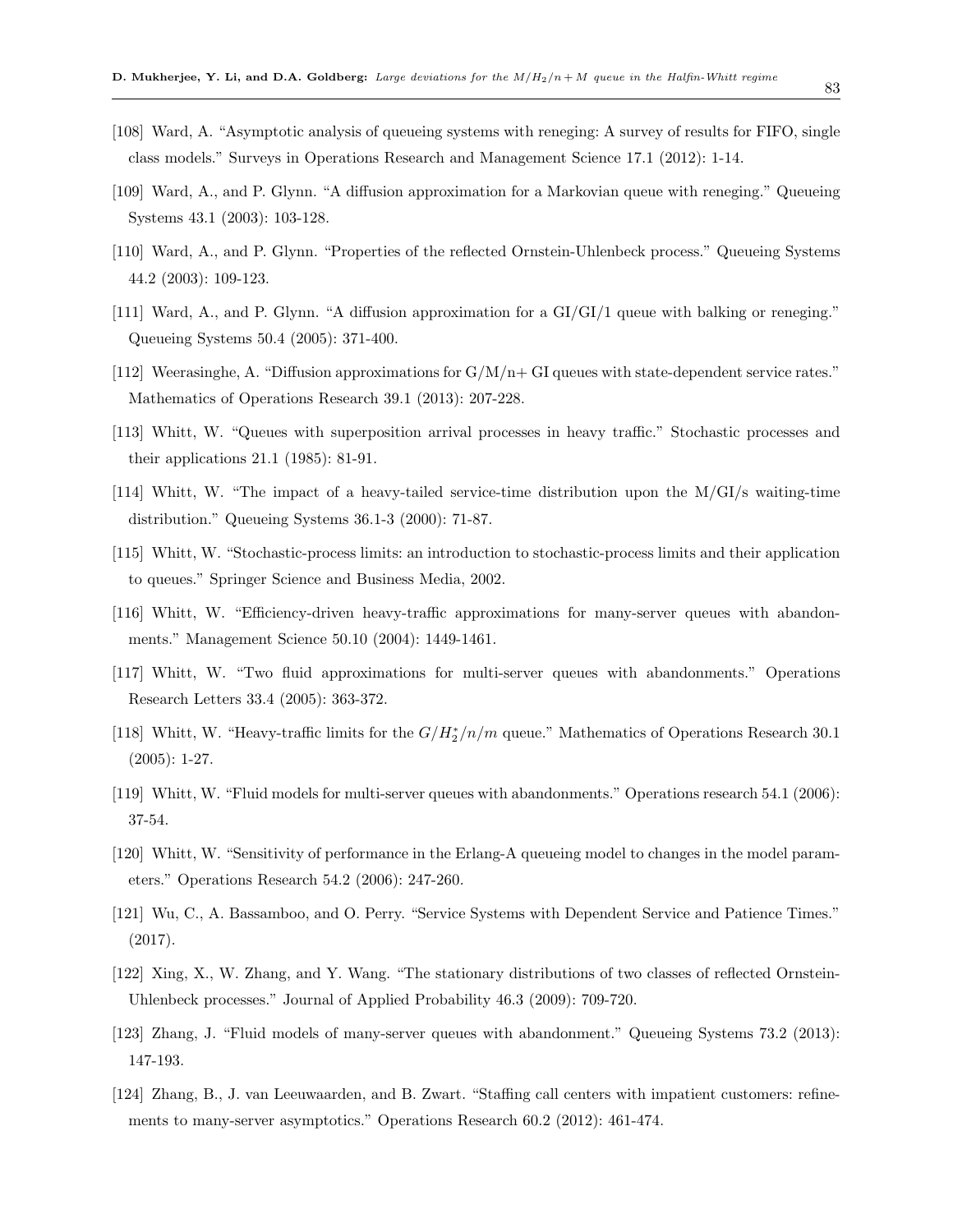[108] Ward, A. "Asymptotic analysis of queueing systems with reneging: A survey of results for FIFO, single class models." Surveys in Operations Research and Management Science 17.1 (2012): 1-14.

[109] Ward, A., and P. Glynn. "A diffusion approximation for a Markovian queue with reneging." Queueing Systems 43.1 (2003): 103-128.

[110] Ward, A., and P. Glynn. "Properties of the reflected Ornstein-Uhlenbeck process." Queueing Systems 44.2 (2003): 109-123.

[111] Ward, A., and P. Glynn. "A diffusion approximation for a GI/GI/1 queue with balking or reneging." Queueing Systems 50.4 (2005): 371-400.

[112] Weerasinghe, A. "Diffusion approximations for G/M/n+ GI queues with state-dependent service rates." Mathematics of Operations Research 39.1 (2013): 207-228.

[113] Whitt, W. "Queues with superposition arrival processes in heavy traffic." Stochastic processes and their applications 21.1 (1985): 81-91.

[114] Whitt, W. "The impact of a heavy-tailed service-time distribution upon the M/GI/s waiting-time distribution." Queueing Systems 36.1-3 (2000): 71-87.

[115] Whitt, W. "Stochastic-process limits: an introduction to stochastic-process limits and their application to queues." Springer Science and Business Media, 2002.

[116] Whitt, W. "Efficiency-driven heavy-traffic approximations for many-server queues with abandonments." Management Science 50.10 (2004): 1449-1461.

[117] Whitt, W. "Two fluid approximations for multi-server queues with abandonments." Operations Research Letters 33.4 (2005): 363-372.

[118] Whitt, W. "Heavy-traffic limits for the $G/H_2^*/n/m$ queue." Mathematics of Operations Research 30.1 (2005): 1-27.

[119] Whitt, W. "Fluid models for multi-server queues with abandonments." Operations research 54.1 (2006): 37-54.

[120] Whitt, W. "Sensitivity of performance in the Erlang-A queueing model to changes in the model parameters." Operations Research 54.2 (2006): 247-260.

[121] Wu, C., A. Bassamboo, and O. Perry. "Service Systems with Dependent Service and Patience Times." (2017).

[122] Xing, X., W. Zhang, and Y. Wang. "The stationary distributions of two classes of reflected Ornstein-Uhlenbeck processes." Journal of Applied Probability 46.3 (2009): 709-720.

[123] Zhang, J. "Fluid models of many-server queues with abandonment." Queueing Systems 73.2 (2013): 147-193.

[124] Zhang, B., J. van Leeuwaarden, and B. Zwart. "Staffing call centers with impatient customers: refinements to many-server asymptotics." Operations Research 60.2 (2012): 461-474.